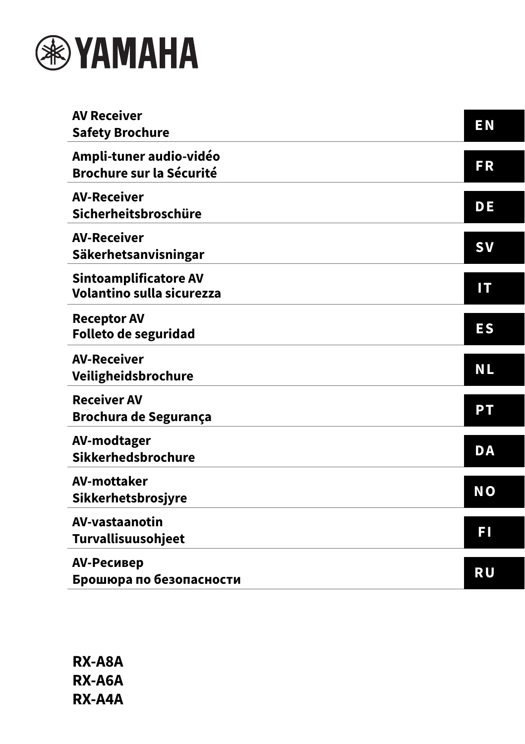# YAMAHA

| | |
|---|---|
| **AV Receiver**<br>**Safety Brochure** | **EN** |
| **Ampli-tuner audio-vidéo**<br>**Brochure sur la Sécurité** | **FR** |
| **AV-Receiver**<br>**Sicherheitsbroschüre** | **DE** |
| **AV-Receiver**<br>**Säkerhetsanvisningar** | **SV** |
| **Sintoamplificatore AV**<br>**Volantino sulla sicurezza** | **IT** |
| **Receptor AV**<br>**Folleto de seguridad** | **ES** |
| **AV-Receiver**<br>**Veiligheidsbrochure** | **NL** |
| **Receiver AV**<br>**Brochura de Segurança** | **PT** |
| **AV-modtager**<br>**Sikkerhedsbrochure** | **DA** |
| **AV-mottaker**<br>**Sikkerhetsbrosjyre** | **NO** |
| **AV-vastaanotin**<br>**Turvallisuusohjeet** | **FI** |
| **AV-Ресивер**<br>**Брошюра по безопасности** | **RU** |

**RX-A8A**
**RX-A6A**
**RX-A4A**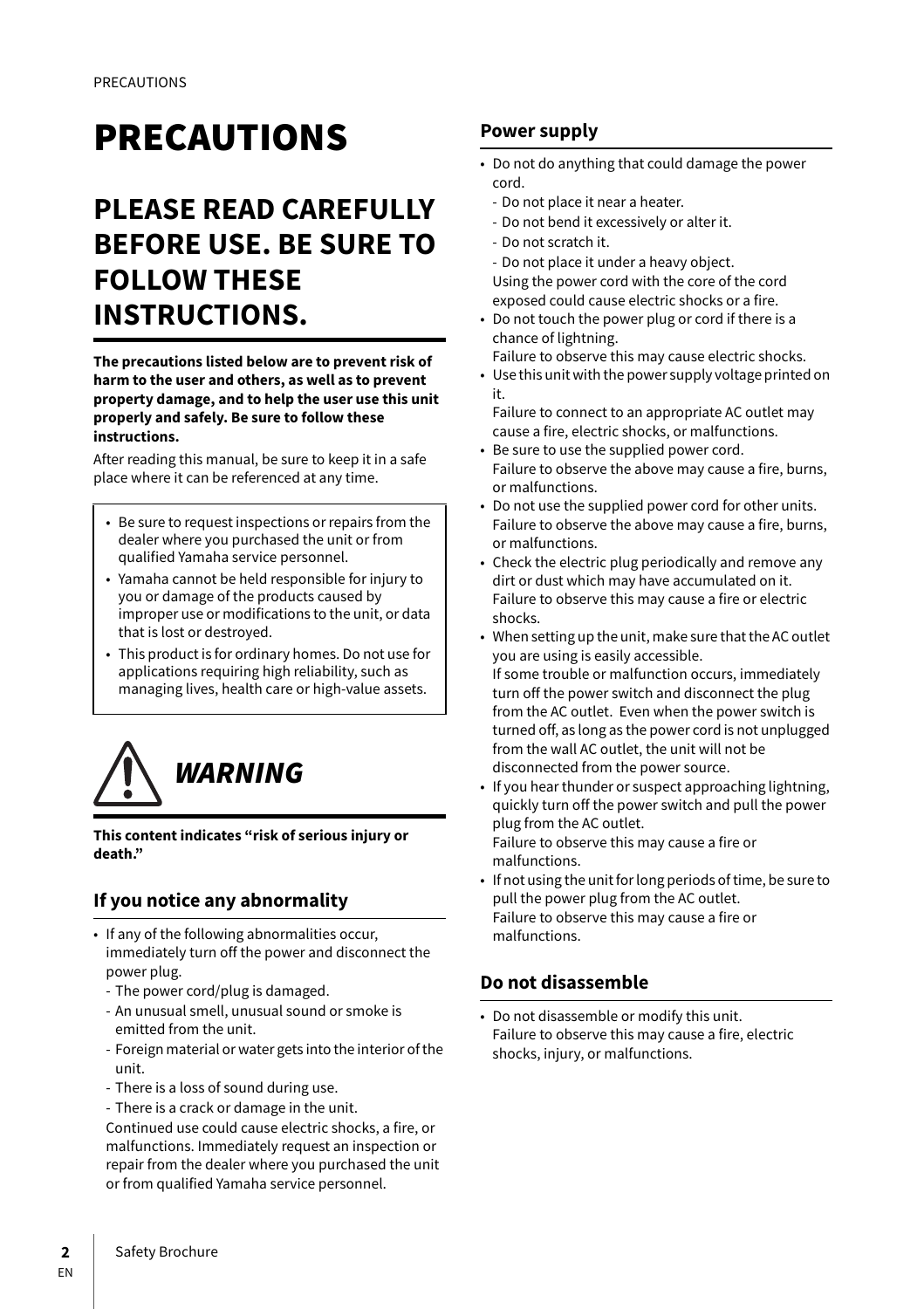# PRECAUTIONS

## PLEASE READ CAREFULLY BEFORE USE. BE SURE TO FOLLOW THESE INSTRUCTIONS.

**The precautions listed below are to prevent risk of harm to the user and others, as well as to prevent property damage, and to help the user use this unit properly and safely. Be sure to follow these instructions.**

After reading this manual, be sure to keep it in a safe place where it can be referenced at any time.

- Be sure to request inspections or repairs from the dealer where you purchased the unit or from qualified Yamaha service personnel.
- Yamaha cannot be held responsible for injury to you or damage of the products caused by improper use or modifications to the unit, or data that is lost or destroyed.
- This product is for ordinary homes. Do not use for applications requiring high reliability, such as managing lives, health care or high-value assets.

## *WARNING*

**This content indicates "risk of serious injury or death."**

### If you notice any abnormality

- If any of the following abnormalities occur, immediately turn off the power and disconnect the power plug.
  - The power cord/plug is damaged.
  - An unusual smell, unusual sound or smoke is emitted from the unit.
  - Foreign material or water gets into the interior of the unit.
  - There is a loss of sound during use.
  - There is a crack or damage in the unit.

  Continued use could cause electric shocks, a fire, or malfunctions. Immediately request an inspection or repair from the dealer where you purchased the unit or from qualified Yamaha service personnel.

### Power supply

- Do not do anything that could damage the power cord.
  - Do not place it near a heater.
  - Do not bend it excessively or alter it.
  - Do not scratch it.
  - Do not place it under a heavy object.

  Using the power cord with the core of the cord exposed could cause electric shocks or a fire.
- Do not touch the power plug or cord if there is a chance of lightning.
  Failure to observe this may cause electric shocks.
- Use this unit with the power supply voltage printed on it.
  Failure to connect to an appropriate AC outlet may cause a fire, electric shocks, or malfunctions.
- Be sure to use the supplied power cord.
  Failure to observe the above may cause a fire, burns, or malfunctions.
- Do not use the supplied power cord for other units.
  Failure to observe the above may cause a fire, burns, or malfunctions.
- Check the electric plug periodically and remove any dirt or dust which may have accumulated on it.
  Failure to observe this may cause a fire or electric shocks.
- When setting up the unit, make sure that the AC outlet you are using is easily accessible.
  If some trouble or malfunction occurs, immediately turn off the power switch and disconnect the plug from the AC outlet. Even when the power switch is turned off, as long as the power cord is not unplugged from the wall AC outlet, the unit will not be disconnected from the power source.
- If you hear thunder or suspect approaching lightning, quickly turn off the power switch and pull the power plug from the AC outlet.
  Failure to observe this may cause a fire or malfunctions.
- If not using the unit for long periods of time, be sure to pull the power plug from the AC outlet.
  Failure to observe this may cause a fire or malfunctions.

### Do not disassemble

- Do not disassemble or modify this unit.
  Failure to observe this may cause a fire, electric shocks, injury, or malfunctions.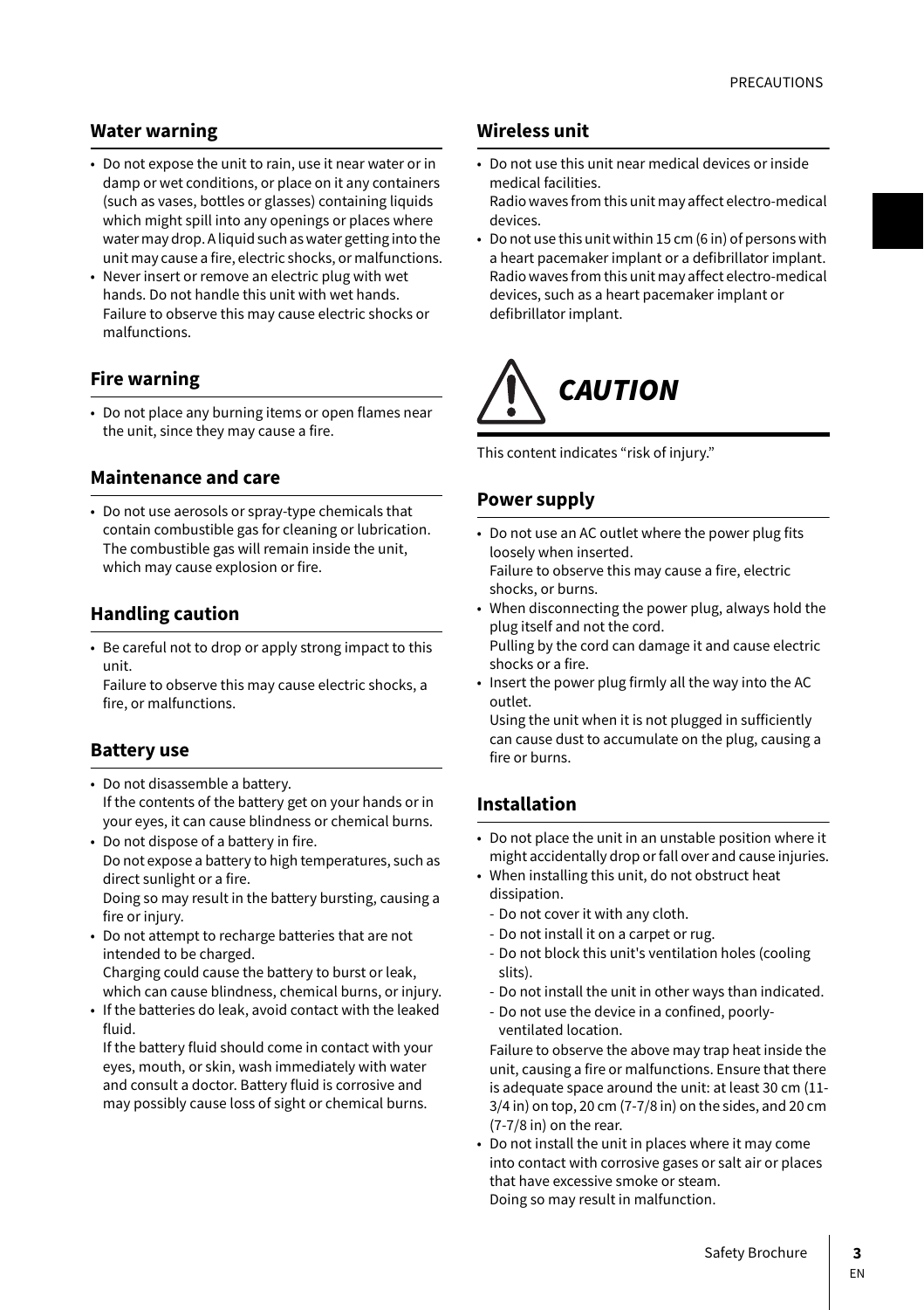## Water warning

- Do not expose the unit to rain, use it near water or in damp or wet conditions, or place on it any containers (such as vases, bottles or glasses) containing liquids which might spill into any openings or places where water may drop. A liquid such as water getting into the unit may cause a fire, electric shocks, or malfunctions.
- Never insert or remove an electric plug with wet hands. Do not handle this unit with wet hands. Failure to observe this may cause electric shocks or malfunctions.

## Fire warning

- Do not place any burning items or open flames near the unit, since they may cause a fire.

## Maintenance and care

- Do not use aerosols or spray-type chemicals that contain combustible gas for cleaning or lubrication. The combustible gas will remain inside the unit, which may cause explosion or fire.

## Handling caution

- Be careful not to drop or apply strong impact to this unit.
  Failure to observe this may cause electric shocks, a fire, or malfunctions.

## Battery use

- Do not disassemble a battery.
  If the contents of the battery get on your hands or in your eyes, it can cause blindness or chemical burns.
- Do not dispose of a battery in fire.
  Do not expose a battery to high temperatures, such as direct sunlight or a fire.
  Doing so may result in the battery bursting, causing a fire or injury.
- Do not attempt to recharge batteries that are not intended to be charged.
  Charging could cause the battery to burst or leak, which can cause blindness, chemical burns, or injury.
- If the batteries do leak, avoid contact with the leaked fluid.
  If the battery fluid should come in contact with your eyes, mouth, or skin, wash immediately with water and consult a doctor. Battery fluid is corrosive and may possibly cause loss of sight or chemical burns.

## Wireless unit

- Do not use this unit near medical devices or inside medical facilities.
  Radio waves from this unit may affect electro-medical devices.
- Do not use this unit within 15 cm (6 in) of persons with a heart pacemaker implant or a defibrillator implant. Radio waves from this unit may affect electro-medical devices, such as a heart pacemaker implant or defibrillator implant.

# *CAUTION*

This content indicates "risk of injury."

## Power supply

- Do not use an AC outlet where the power plug fits loosely when inserted.
  Failure to observe this may cause a fire, electric shocks, or burns.
- When disconnecting the power plug, always hold the plug itself and not the cord.
  Pulling by the cord can damage it and cause electric shocks or a fire.
- Insert the power plug firmly all the way into the AC outlet.
  Using the unit when it is not plugged in sufficiently can cause dust to accumulate on the plug, causing a fire or burns.

## Installation

- Do not place the unit in an unstable position where it might accidentally drop or fall over and cause injuries.
- When installing this unit, do not obstruct heat dissipation.
  - Do not cover it with any cloth.
  - Do not install it on a carpet or rug.
  - Do not block this unit's ventilation holes (cooling slits).
  - Do not install the unit in other ways than indicated.
  - Do not use the device in a confined, poorly-ventilated location.

  Failure to observe the above may trap heat inside the unit, causing a fire or malfunctions. Ensure that there is adequate space around the unit: at least 30 cm (11-3/4 in) on top, 20 cm (7-7/8 in) on the sides, and 20 cm (7-7/8 in) on the rear.
- Do not install the unit in places where it may come into contact with corrosive gases or salt air or places that have excessive smoke or steam.
  Doing so may result in malfunction.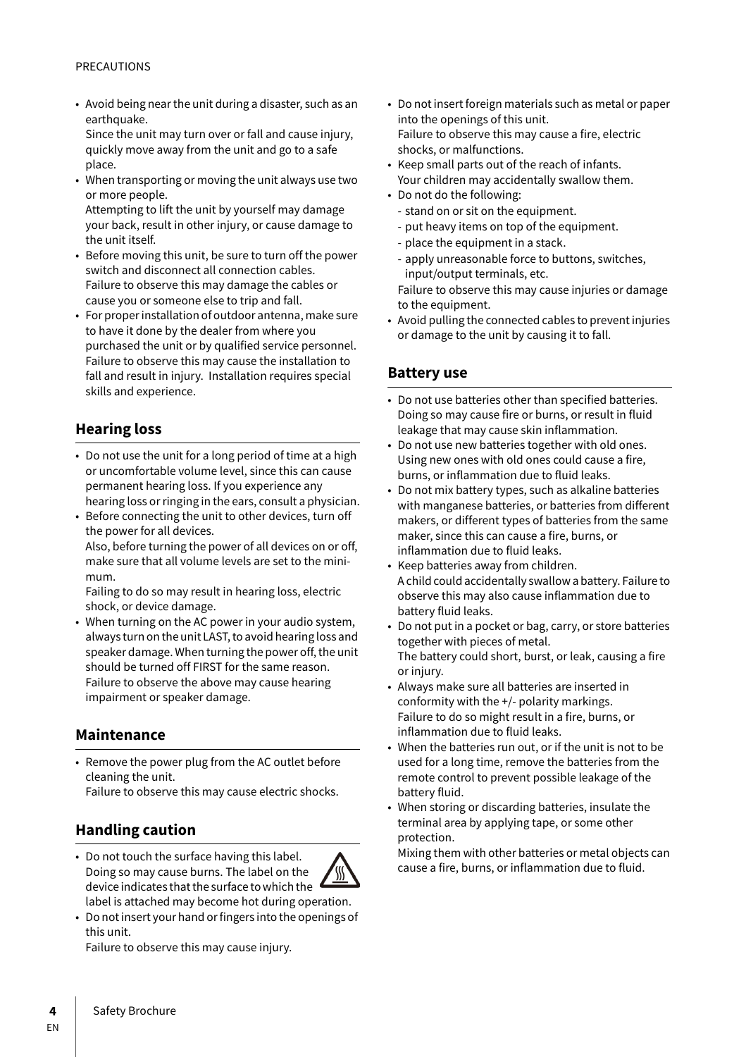- Avoid being near the unit during a disaster, such as an earthquake.
  Since the unit may turn over or fall and cause injury, quickly move away from the unit and go to a safe place.
- When transporting or moving the unit always use two or more people.
  Attempting to lift the unit by yourself may damage your back, result in other injury, or cause damage to the unit itself.
- Before moving this unit, be sure to turn off the power switch and disconnect all connection cables.
  Failure to observe this may damage the cables or cause you or someone else to trip and fall.
- For proper installation of outdoor antenna, make sure to have it done by the dealer from where you purchased the unit or by qualified service personnel. Failure to observe this may cause the installation to fall and result in injury. Installation requires special skills and experience.

## Hearing loss

- Do not use the unit for a long period of time at a high or uncomfortable volume level, since this can cause permanent hearing loss. If you experience any hearing loss or ringing in the ears, consult a physician.
- Before connecting the unit to other devices, turn off the power for all devices.
  Also, before turning the power of all devices on or off, make sure that all volume levels are set to the minimum.
  Failing to do so may result in hearing loss, electric shock, or device damage.
- When turning on the AC power in your audio system, always turn on the unit LAST, to avoid hearing loss and speaker damage. When turning the power off, the unit should be turned off FIRST for the same reason. Failure to observe the above may cause hearing impairment or speaker damage.

## Maintenance

- Remove the power plug from the AC outlet before cleaning the unit.
  Failure to observe this may cause electric shocks.

## Handling caution

- Do not touch the surface having this label. Doing so may cause burns. The label on the device indicates that the surface to which the label is attached may become hot during operation.
- Do not insert your hand or fingers into the openings of this unit.
  Failure to observe this may cause injury.
- Do not insert foreign materials such as metal or paper into the openings of this unit.
  Failure to observe this may cause a fire, electric shocks, or malfunctions.
- Keep small parts out of the reach of infants.
  Your children may accidentally swallow them.
- Do not do the following:
  - stand on or sit on the equipment.
  - put heavy items on top of the equipment.
  - place the equipment in a stack.
  - apply unreasonable force to buttons, switches, input/output terminals, etc.

  Failure to observe this may cause injuries or damage to the equipment.
- Avoid pulling the connected cables to prevent injuries or damage to the unit by causing it to fall.

## Battery use

- Do not use batteries other than specified batteries. Doing so may cause fire or burns, or result in fluid leakage that may cause skin inflammation.
- Do not use new batteries together with old ones. Using new ones with old ones could cause a fire, burns, or inflammation due to fluid leaks.
- Do not mix battery types, such as alkaline batteries with manganese batteries, or batteries from different makers, or different types of batteries from the same maker, since this can cause a fire, burns, or inflammation due to fluid leaks.
- Keep batteries away from children.
  A child could accidentally swallow a battery. Failure to observe this may also cause inflammation due to battery fluid leaks.
- Do not put in a pocket or bag, carry, or store batteries together with pieces of metal.
  The battery could short, burst, or leak, causing a fire or injury.
- Always make sure all batteries are inserted in conformity with the +/- polarity markings.
  Failure to do so might result in a fire, burns, or inflammation due to fluid leaks.
- When the batteries run out, or if the unit is not to be used for a long time, remove the batteries from the remote control to prevent possible leakage of the battery fluid.
- When storing or discarding batteries, insulate the terminal area by applying tape, or some other protection.
  Mixing them with other batteries or metal objects can cause a fire, burns, or inflammation due to fluid.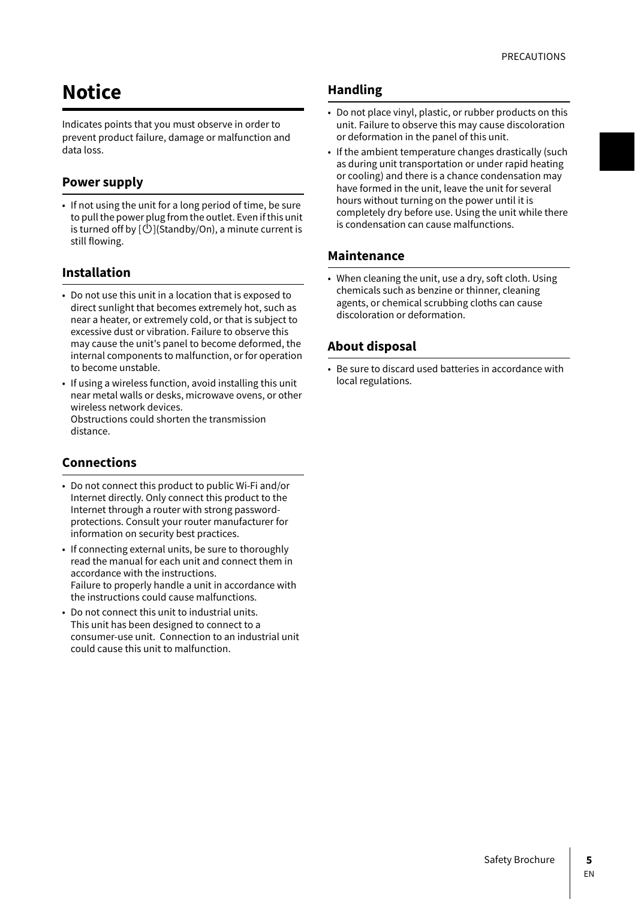# Notice

Indicates points that you must observe in order to prevent product failure, damage or malfunction and data loss.

## Power supply

- If not using the unit for a long period of time, be sure to pull the power plug from the outlet. Even if this unit is turned off by [⏻](Standby/On), a minute current is still flowing.

## Installation

- Do not use this unit in a location that is exposed to direct sunlight that becomes extremely hot, such as near a heater, or extremely cold, or that is subject to excessive dust or vibration. Failure to observe this may cause the unit's panel to become deformed, the internal components to malfunction, or for operation to become unstable.
- If using a wireless function, avoid installing this unit near metal walls or desks, microwave ovens, or other wireless network devices.
  Obstructions could shorten the transmission distance.

## Connections

- Do not connect this product to public Wi-Fi and/or Internet directly. Only connect this product to the Internet through a router with strong password-protections. Consult your router manufacturer for information on security best practices.
- If connecting external units, be sure to thoroughly read the manual for each unit and connect them in accordance with the instructions.
  Failure to properly handle a unit in accordance with the instructions could cause malfunctions.
- Do not connect this unit to industrial units.
  This unit has been designed to connect to a consumer-use unit. Connection to an industrial unit could cause this unit to malfunction.

## Handling

- Do not place vinyl, plastic, or rubber products on this unit. Failure to observe this may cause discoloration or deformation in the panel of this unit.
- If the ambient temperature changes drastically (such as during unit transportation or under rapid heating or cooling) and there is a chance condensation may have formed in the unit, leave the unit for several hours without turning on the power until it is completely dry before use. Using the unit while there is condensation can cause malfunctions.

## Maintenance

- When cleaning the unit, use a dry, soft cloth. Using chemicals such as benzine or thinner, cleaning agents, or chemical scrubbing cloths can cause discoloration or deformation.

## About disposal

- Be sure to discard used batteries in accordance with local regulations.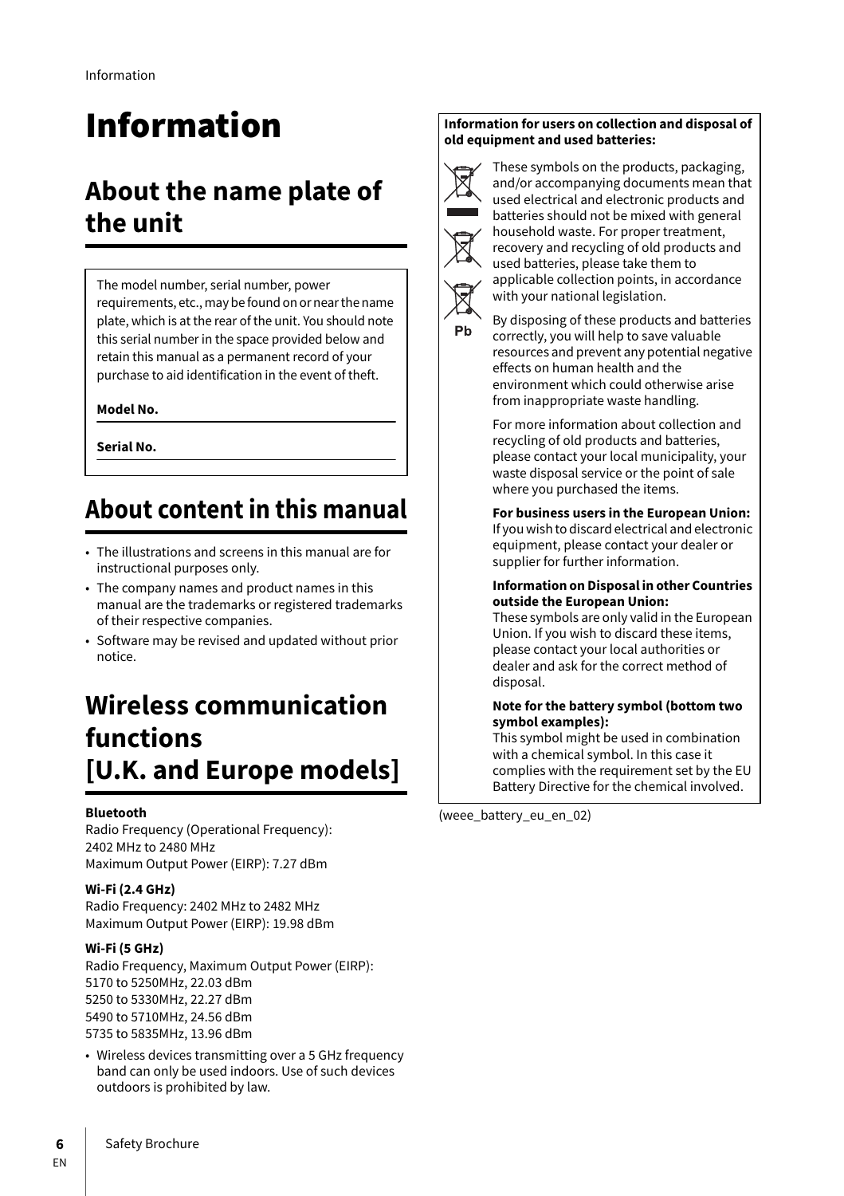# Information

## About the name plate of the unit

The model number, serial number, power requirements, etc., may be found on or near the name plate, which is at the rear of the unit. You should note this serial number in the space provided below and retain this manual as a permanent record of your purchase to aid identification in the event of theft.

**Model No.**

**Serial No.**

## About content in this manual

- The illustrations and screens in this manual are for instructional purposes only.
- The company names and product names in this manual are the trademarks or registered trademarks of their respective companies.
- Software may be revised and updated without prior notice.

## Wireless communication functions [U.K. and Europe models]

**Bluetooth**
Radio Frequency (Operational Frequency):
2402 MHz to 2480 MHz
Maximum Output Power (EIRP): 7.27 dBm

**Wi-Fi (2.4 GHz)**
Radio Frequency: 2402 MHz to 2482 MHz
Maximum Output Power (EIRP): 19.98 dBm

**Wi-Fi (5 GHz)**
Radio Frequency, Maximum Output Power (EIRP):
5170 to 5250MHz, 22.03 dBm
5250 to 5330MHz, 22.27 dBm
5490 to 5710MHz, 24.56 dBm
5735 to 5835MHz, 13.96 dBm

- Wireless devices transmitting over a 5 GHz frequency band can only be used indoors. Use of such devices outdoors is prohibited by law.

**Information for users on collection and disposal of old equipment and used batteries:**

Pb

These symbols on the products, packaging, and/or accompanying documents mean that used electrical and electronic products and batteries should not be mixed with general household waste. For proper treatment, recovery and recycling of old products and used batteries, please take them to applicable collection points, in accordance with your national legislation.

By disposing of these products and batteries correctly, you will help to save valuable resources and prevent any potential negative effects on human health and the environment which could otherwise arise from inappropriate waste handling.

For more information about collection and recycling of old products and batteries, please contact your local municipality, your waste disposal service or the point of sale where you purchased the items.

**For business users in the European Union:**
If you wish to discard electrical and electronic equipment, please contact your dealer or supplier for further information.

**Information on Disposal in other Countries outside the European Union:**
These symbols are only valid in the European Union. If you wish to discard these items, please contact your local authorities or dealer and ask for the correct method of disposal.

**Note for the battery symbol (bottom two symbol examples):**
This symbol might be used in combination with a chemical symbol. In this case it complies with the requirement set by the EU Battery Directive for the chemical involved.

(weee_battery_eu_en_02)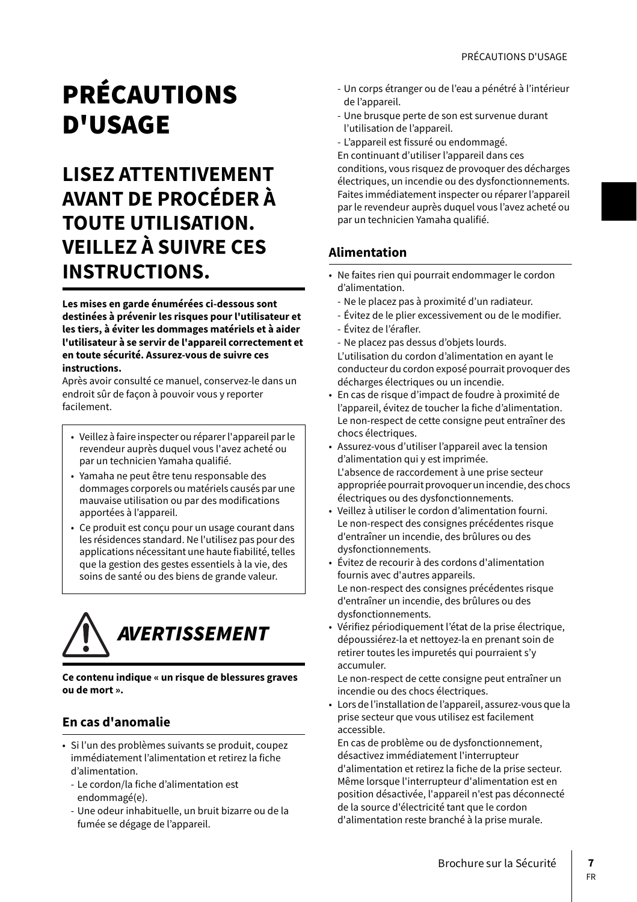# PRÉCAUTIONS D'USAGE

## LISEZ ATTENTIVEMENT AVANT DE PROCÉDER À TOUTE UTILISATION. VEILLEZ À SUIVRE CES INSTRUCTIONS.

**Les mises en garde énumérées ci-dessous sont destinées à prévenir les risques pour l'utilisateur et les tiers, à éviter les dommages matériels et à aider l'utilisateur à se servir de l'appareil correctement et en toute sécurité. Assurez-vous de suivre ces instructions.**

Après avoir consulté ce manuel, conservez-le dans un endroit sûr de façon à pouvoir vous y reporter facilement.

- Veillez à faire inspecter ou réparer l'appareil par le revendeur auprès duquel vous l'avez acheté ou par un technicien Yamaha qualifié.
- Yamaha ne peut être tenu responsable des dommages corporels ou matériels causés par une mauvaise utilisation ou par des modifications apportées à l'appareil.
- Ce produit est conçu pour un usage courant dans les résidences standard. Ne l'utilisez pas pour des applications nécessitant une haute fiabilité, telles que la gestion des gestes essentiels à la vie, des soins de santé ou des biens de grande valeur.

## *AVERTISSEMENT*

**Ce contenu indique « un risque de blessures graves ou de mort ».**

### En cas d'anomalie

- Si l'un des problèmes suivants se produit, coupez immédiatement l'alimentation et retirez la fiche d'alimentation.
  - Le cordon/la fiche d'alimentation est endommagé(e).
  - Une odeur inhabituelle, un bruit bizarre ou de la fumée se dégage de l'appareil.
  - Un corps étranger ou de l'eau a pénétré à l'intérieur de l'appareil.
  - Une brusque perte de son est survenue durant l'utilisation de l'appareil.
  - L'appareil est fissuré ou endommagé.

  En continuant d'utiliser l'appareil dans ces conditions, vous risquez de provoquer des décharges électriques, un incendie ou des dysfonctionnements. Faites immédiatement inspecter ou réparer l'appareil par le revendeur auprès duquel vous l'avez acheté ou par un technicien Yamaha qualifié.

### Alimentation

- Ne faites rien qui pourrait endommager le cordon d'alimentation.
  - Ne le placez pas à proximité d'un radiateur.
  - Évitez de le plier excessivement ou de le modifier.
  - Évitez de l'érafler.
  - Ne placez pas dessus d'objets lourds.

  L'utilisation du cordon d'alimentation en ayant le conducteur du cordon exposé pourrait provoquer des décharges électriques ou un incendie.
- En cas de risque d'impact de foudre à proximité de l'appareil, évitez de toucher la fiche d'alimentation. Le non-respect de cette consigne peut entraîner des chocs électriques.
- Assurez-vous d'utiliser l'appareil avec la tension d'alimentation qui y est imprimée. L'absence de raccordement à une prise secteur appropriée pourrait provoquer un incendie, des chocs électriques ou des dysfonctionnements.
- Veillez à utiliser le cordon d'alimentation fourni. Le non-respect des consignes précédentes risque d'entraîner un incendie, des brûlures ou des dysfonctionnements.
- Évitez de recourir à des cordons d'alimentation fournis avec d'autres appareils. Le non-respect des consignes précédentes risque d'entraîner un incendie, des brûlures ou des dysfonctionnements.
- Vérifiez périodiquement l'état de la prise électrique, dépoussiérez-la et nettoyez-la en prenant soin de retirer toutes les impuretés qui pourraient s'y accumuler.
  Le non-respect de cette consigne peut entraîner un incendie ou des chocs électriques.
- Lors de l'installation de l'appareil, assurez-vous que la prise secteur que vous utilisez est facilement accessible.
  En cas de problème ou de dysfonctionnement, désactivez immédiatement l'interrupteur d'alimentation et retirez la fiche de la prise secteur. Même lorsque l'interrupteur d'alimentation est en position désactivée, l'appareil n'est pas déconnecté de la source d'électricité tant que le cordon d'alimentation reste branché à la prise murale.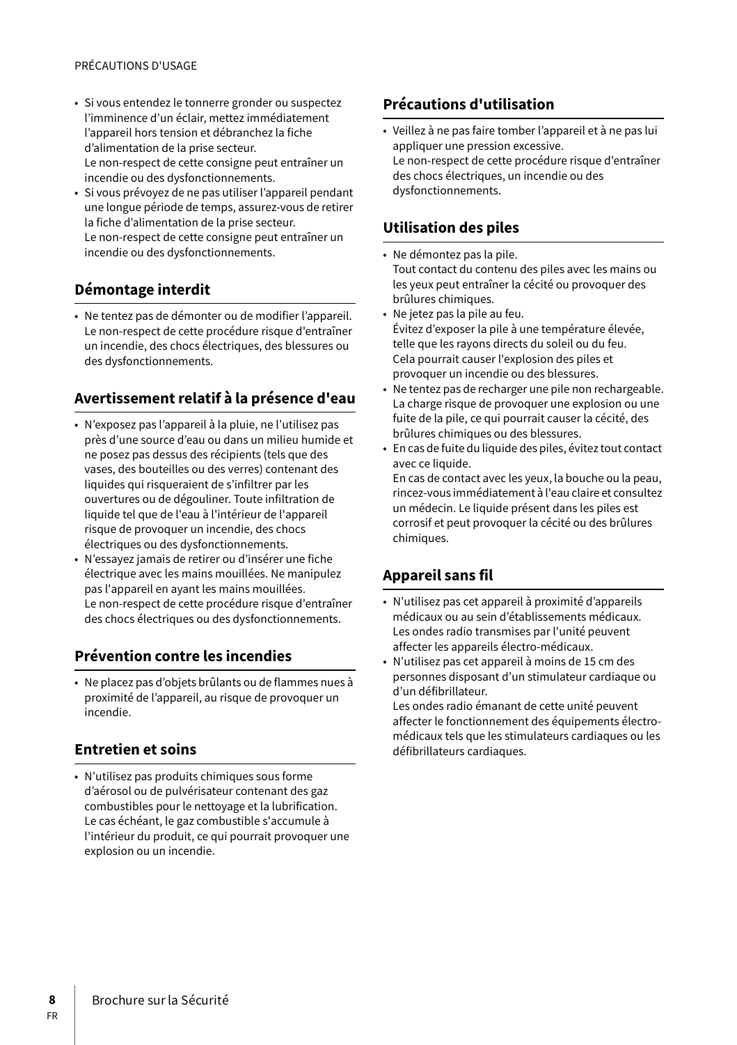- Si vous entendez le tonnerre gronder ou suspectez l'imminence d'un éclair, mettez immédiatement l'appareil hors tension et débranchez la fiche d'alimentation de la prise secteur.
  Le non-respect de cette consigne peut entraîner un incendie ou des dysfonctionnements.
- Si vous prévoyez de ne pas utiliser l'appareil pendant une longue période de temps, assurez-vous de retirer la fiche d'alimentation de la prise secteur.
  Le non-respect de cette consigne peut entraîner un incendie ou des dysfonctionnements.

## Démontage interdit

- Ne tentez pas de démonter ou de modifier l'appareil. Le non-respect de cette procédure risque d'entraîner un incendie, des chocs électriques, des blessures ou des dysfonctionnements.

## Avertissement relatif à la présence d'eau

- N'exposez pas l'appareil à la pluie, ne l'utilisez pas près d'une source d'eau ou dans un milieu humide et ne posez pas dessus des récipients (tels que des vases, des bouteilles ou des verres) contenant des liquides qui risqueraient de s'infiltrer par les ouvertures ou de dégouliner. Toute infiltration de liquide tel que de l'eau à l'intérieur de l'appareil risque de provoquer un incendie, des chocs électriques ou des dysfonctionnements.
- N'essayez jamais de retirer ou d'insérer une fiche électrique avec les mains mouillées. Ne manipulez pas l'appareil en ayant les mains mouillées.
  Le non-respect de cette procédure risque d'entraîner des chocs électriques ou des dysfonctionnements.

## Prévention contre les incendies

- Ne placez pas d'objets brûlants ou de flammes nues à proximité de l'appareil, au risque de provoquer un incendie.

## Entretien et soins

- N'utilisez pas produits chimiques sous forme d'aérosol ou de pulvérisateur contenant des gaz combustibles pour le nettoyage et la lubrification.
  Le cas échéant, le gaz combustible s'accumule à l'intérieur du produit, ce qui pourrait provoquer une explosion ou un incendie.

## Précautions d'utilisation

- Veillez à ne pas faire tomber l'appareil et à ne pas lui appliquer une pression excessive.
  Le non-respect de cette procédure risque d'entraîner des chocs électriques, un incendie ou des dysfonctionnements.

## Utilisation des piles

- Ne démontez pas la pile.
  Tout contact du contenu des piles avec les mains ou les yeux peut entraîner la cécité ou provoquer des brûlures chimiques.
- Ne jetez pas la pile au feu.
  Évitez d'exposer la pile à une température élevée, telle que les rayons directs du soleil ou du feu.
  Cela pourrait causer l'explosion des piles et provoquer un incendie ou des blessures.
- Ne tentez pas de recharger une pile non rechargeable.
  La charge risque de provoquer une explosion ou une fuite de la pile, ce qui pourrait causer la cécité, des brûlures chimiques ou des blessures.
- En cas de fuite du liquide des piles, évitez tout contact avec ce liquide.
  En cas de contact avec les yeux, la bouche ou la peau, rincez-vous immédiatement à l'eau claire et consultez un médecin. Le liquide présent dans les piles est corrosif et peut provoquer la cécité ou des brûlures chimiques.

## Appareil sans fil

- N'utilisez pas cet appareil à proximité d'appareils médicaux ou au sein d'établissements médicaux.
  Les ondes radio transmises par l'unité peuvent affecter les appareils électro-médicaux.
- N'utilisez pas cet appareil à moins de 15 cm des personnes disposant d'un stimulateur cardiaque ou d'un défibrillateur.
  Les ondes radio émanant de cette unité peuvent affecter le fonctionnement des équipements électro-médicaux tels que les stimulateurs cardiaques ou les défibrillateurs cardiaques.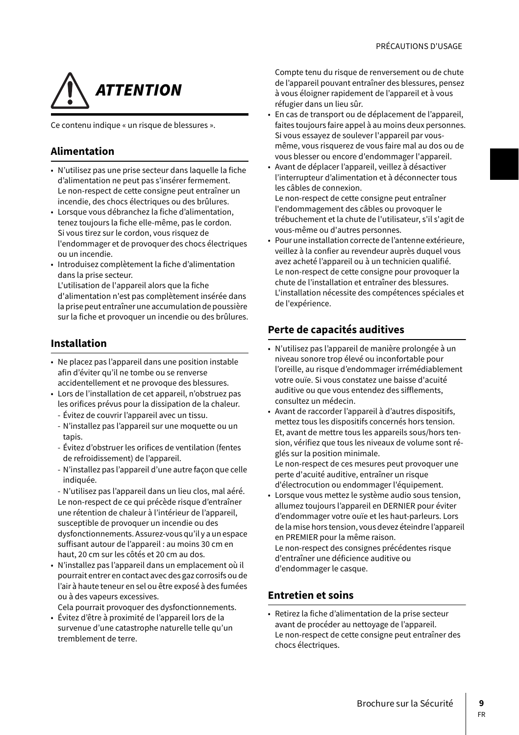# ATTENTION

Ce contenu indique « un risque de blessures ».

## Alimentation

- N'utilisez pas une prise secteur dans laquelle la fiche d'alimentation ne peut pas s'insérer fermement.
  Le non-respect de cette consigne peut entraîner un incendie, des chocs électriques ou des brûlures.
- Lorsque vous débranchez la fiche d'alimentation, tenez toujours la fiche elle-même, pas le cordon.
  Si vous tirez sur le cordon, vous risquez de l'endommager et de provoquer des chocs électriques ou un incendie.
- Introduisez complètement la fiche d'alimentation dans la prise secteur.
  L'utilisation de l'appareil alors que la fiche d'alimentation n'est pas complètement insérée dans la prise peut entraîner une accumulation de poussière sur la fiche et provoquer un incendie ou des brûlures.

## Installation

- Ne placez pas l'appareil dans une position instable afin d'éviter qu'il ne tombe ou se renverse accidentellement et ne provoque des blessures.
- Lors de l'installation de cet appareil, n'obstruez pas les orifices prévus pour la dissipation de la chaleur.
  - Évitez de couvrir l'appareil avec un tissu.
  - N'installez pas l'appareil sur une moquette ou un tapis.
  - Évitez d'obstruer les orifices de ventilation (fentes de refroidissement) de l'appareil.
  - N'installez pas l'appareil d'une autre façon que celle indiquée.
  - N'utilisez pas l'appareil dans un lieu clos, mal aéré.

  Le non-respect de ce qui précède risque d'entraîner une rétention de chaleur à l'intérieur de l'appareil, susceptible de provoquer un incendie ou des dysfonctionnements. Assurez-vous qu'il y a un espace suffisant autour de l'appareil : au moins 30 cm en haut, 20 cm sur les côtés et 20 cm au dos.
- N'installez pas l'appareil dans un emplacement où il pourrait entrer en contact avec des gaz corrosifs ou de l'air à haute teneur en sel ou être exposé à des fumées ou à des vapeurs excessives.
  Cela pourrait provoquer des dysfonctionnements.
- Évitez d'être à proximité de l'appareil lors de la survenue d'une catastrophe naturelle telle qu'un tremblement de terre.
  Compte tenu du risque de renversement ou de chute de l'appareil pouvant entraîner des blessures, pensez à vous éloigner rapidement de l'appareil et à vous réfugier dans un lieu sûr.
- En cas de transport ou de déplacement de l'appareil, faites toujours faire appel à au moins deux personnes. Si vous essayez de soulever l'appareil par vous-même, vous risquerez de vous faire mal au dos ou de vous blesser ou encore d'endommager l'appareil.
- Avant de déplacer l'appareil, veillez à désactiver l'interrupteur d'alimentation et à déconnecter tous les câbles de connexion.
  Le non-respect de cette consigne peut entraîner l'endommagement des câbles ou provoquer le trébuchement et la chute de l'utilisateur, s'il s'agit de vous-même ou d'autres personnes.
- Pour une installation correcte de l'antenne extérieure, veillez à la confier au revendeur auprès duquel vous avez acheté l'appareil ou à un technicien qualifié.
  Le non-respect de cette consigne pour provoquer la chute de l'installation et entraîner des blessures. L'installation nécessite des compétences spéciales et de l'expérience.

## Perte de capacités auditives

- N'utilisez pas l'appareil de manière prolongée à un niveau sonore trop élevé ou inconfortable pour l'oreille, au risque d'endommager irrémédiablement votre ouïe. Si vous constatez une baisse d'acuité auditive ou que vous entendez des sifflements, consultez un médecin.
- Avant de raccorder l'appareil à d'autres dispositifs, mettez tous les dispositifs concernés hors tension. Et, avant de mettre tous les appareils sous/hors tension, vérifiez que tous les niveaux de volume sont réglés sur la position minimale.
  Le non-respect de ces mesures peut provoquer une perte d'acuité auditive, entraîner un risque d'électrocution ou endommager l'équipement.
- Lorsque vous mettez le système audio sous tension, allumez toujours l'appareil en DERNIER pour éviter d'endommager votre ouïe et les haut-parleurs. Lors de la mise hors tension, vous devez éteindre l'appareil en PREMIER pour la même raison.
  Le non-respect des consignes précédentes risque d'entraîner une déficience auditive ou d'endommager le casque.

## Entretien et soins

- Retirez la fiche d'alimentation de la prise secteur avant de procéder au nettoyage de l'appareil.
  Le non-respect de cette consigne peut entraîner des chocs électriques.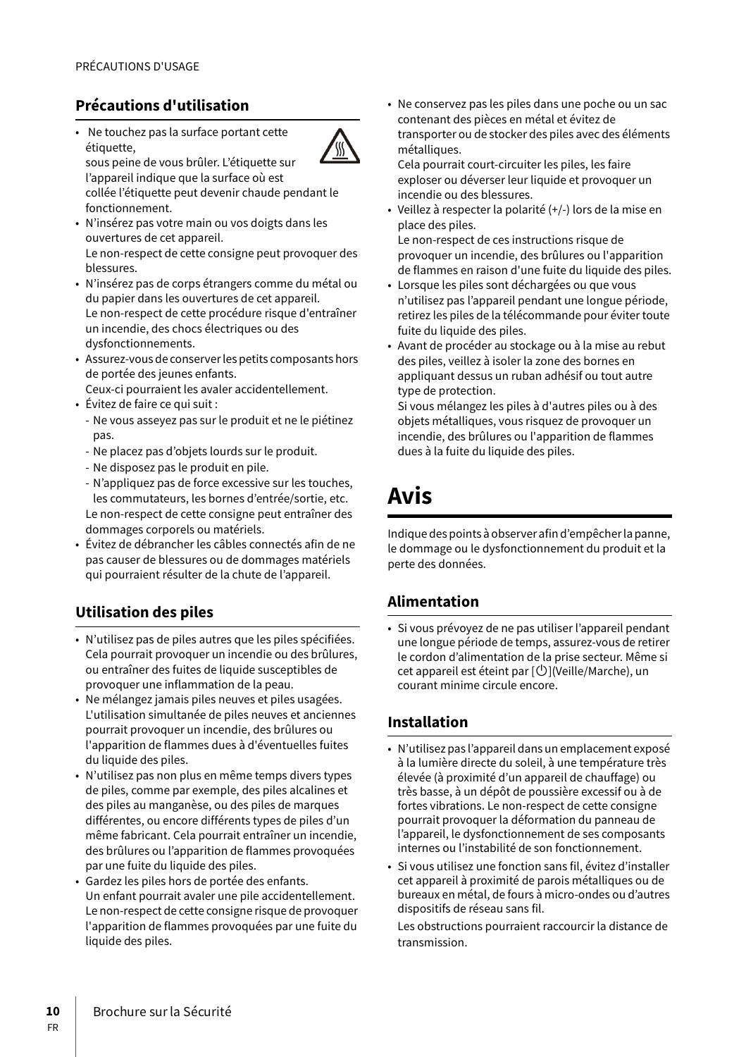## Précautions d'utilisation

- Ne touchez pas la surface portant cette étiquette,
  sous peine de vous brûler. L'étiquette sur l'appareil indique que la surface où est collée l'étiquette peut devenir chaude pendant le fonctionnement.
- N'insérez pas votre main ou vos doigts dans les ouvertures de cet appareil.
  Le non-respect de cette consigne peut provoquer des blessures.
- N'insérez pas de corps étrangers comme du métal ou du papier dans les ouvertures de cet appareil.
  Le non-respect de cette procédure risque d'entraîner un incendie, des chocs électriques ou des dysfonctionnements.
- Assurez-vous de conserver les petits composants hors de portée des jeunes enfants.
  Ceux-ci pourraient les avaler accidentellement.
- Évitez de faire ce qui suit :
  - Ne vous asseyez pas sur le produit et ne le piétinez pas.
  - Ne placez pas d'objets lourds sur le produit.
  - Ne disposez pas le produit en pile.
  - N'appliquez pas de force excessive sur les touches, les commutateurs, les bornes d'entrée/sortie, etc.

  Le non-respect de cette consigne peut entraîner des dommages corporels ou matériels.
- Évitez de débrancher les câbles connectés afin de ne pas causer de blessures ou de dommages matériels qui pourraient résulter de la chute de l'appareil.

## Utilisation des piles

- N'utilisez pas de piles autres que les piles spécifiées. Cela pourrait provoquer un incendie ou des brûlures, ou entraîner des fuites de liquide susceptibles de provoquer une inflammation de la peau.
- Ne mélangez jamais piles neuves et piles usagées. L'utilisation simultanée de piles neuves et anciennes pourrait provoquer un incendie, des brûlures ou l'apparition de flammes dues à d'éventuelles fuites du liquide des piles.
- N'utilisez pas non plus en même temps divers types de piles, comme par exemple, des piles alcalines et des piles au manganèse, ou des piles de marques différentes, ou encore différents types de piles d'un même fabricant. Cela pourrait entraîner un incendie, des brûlures ou l'apparition de flammes provoquées par une fuite du liquide des piles.
- Gardez les piles hors de portée des enfants.
  Un enfant pourrait avaler une pile accidentellement. Le non-respect de cette consigne risque de provoquer l'apparition de flammes provoquées par une fuite du liquide des piles.
- Ne conservez pas les piles dans une poche ou un sac contenant des pièces en métal et évitez de transporter ou de stocker des piles avec des éléments métalliques.
  Cela pourrait court-circuiter les piles, les faire exploser ou déverser leur liquide et provoquer un incendie ou des blessures.
- Veillez à respecter la polarité (+/-) lors de la mise en place des piles.
  Le non-respect de ces instructions risque de provoquer un incendie, des brûlures ou l'apparition de flammes en raison d'une fuite du liquide des piles.
- Lorsque les piles sont déchargées ou que vous n'utilisez pas l'appareil pendant une longue période, retirez les piles de la télécommande pour éviter toute fuite du liquide des piles.
- Avant de procéder au stockage ou à la mise au rebut des piles, veillez à isoler la zone des bornes en appliquant dessus un ruban adhésif ou tout autre type de protection.
  Si vous mélangez les piles à d'autres piles ou à des objets métalliques, vous risquez de provoquer un incendie, des brûlures ou l'apparition de flammes dues à la fuite du liquide des piles.

# Avis

Indique des points à observer afin d'empêcher la panne, le dommage ou le dysfonctionnement du produit et la perte des données.

## Alimentation

- Si vous prévoyez de ne pas utiliser l'appareil pendant une longue période de temps, assurez-vous de retirer le cordon d'alimentation de la prise secteur. Même si cet appareil est éteint par [⏻](Veille/Marche), un courant minime circule encore.

## Installation

- N'utilisez pas l'appareil dans un emplacement exposé à la lumière directe du soleil, à une température très élevée (à proximité d'un appareil de chauffage) ou très basse, à un dépôt de poussière excessif ou à de fortes vibrations. Le non-respect de cette consigne pourrait provoquer la déformation du panneau de l'appareil, le dysfonctionnement de ses composants internes ou l'instabilité de son fonctionnement.
- Si vous utilisez une fonction sans fil, évitez d'installer cet appareil à proximité de parois métalliques ou de bureaux en métal, de fours à micro-ondes ou d'autres dispositifs de réseau sans fil.

  Les obstructions pourraient raccourcir la distance de transmission.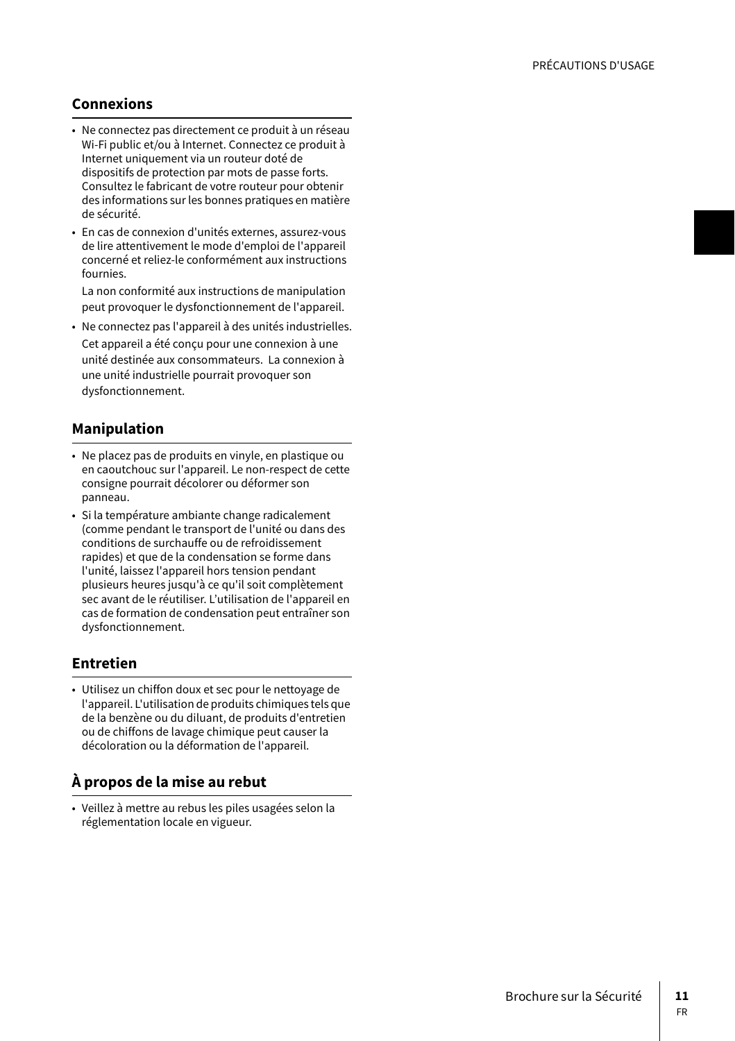## Connexions

- Ne connectez pas directement ce produit à un réseau Wi-Fi public et/ou à Internet. Connectez ce produit à Internet uniquement via un routeur doté de dispositifs de protection par mots de passe forts. Consultez le fabricant de votre routeur pour obtenir des informations sur les bonnes pratiques en matière de sécurité.
- En cas de connexion d'unités externes, assurez-vous de lire attentivement le mode d'emploi de l'appareil concerné et reliez-le conformément aux instructions fournies.

  La non conformité aux instructions de manipulation peut provoquer le dysfonctionnement de l'appareil.
- Ne connectez pas l'appareil à des unités industrielles.

  Cet appareil a été conçu pour une connexion à une unité destinée aux consommateurs. La connexion à une unité industrielle pourrait provoquer son dysfonctionnement.

## Manipulation

- Ne placez pas de produits en vinyle, en plastique ou en caoutchouc sur l'appareil. Le non-respect de cette consigne pourrait décolorer ou déformer son panneau.
- Si la température ambiante change radicalement (comme pendant le transport de l'unité ou dans des conditions de surchauffe ou de refroidissement rapides) et que de la condensation se forme dans l'unité, laissez l'appareil hors tension pendant plusieurs heures jusqu'à ce qu'il soit complètement sec avant de le réutiliser. L'utilisation de l'appareil en cas de formation de condensation peut entraîner son dysfonctionnement.

## Entretien

- Utilisez un chiffon doux et sec pour le nettoyage de l'appareil. L'utilisation de produits chimiques tels que de la benzène ou du diluant, de produits d'entretien ou de chiffons de lavage chimique peut causer la décoloration ou la déformation de l'appareil.

## À propos de la mise au rebut

- Veillez à mettre au rebus les piles usagées selon la réglementation locale en vigueur.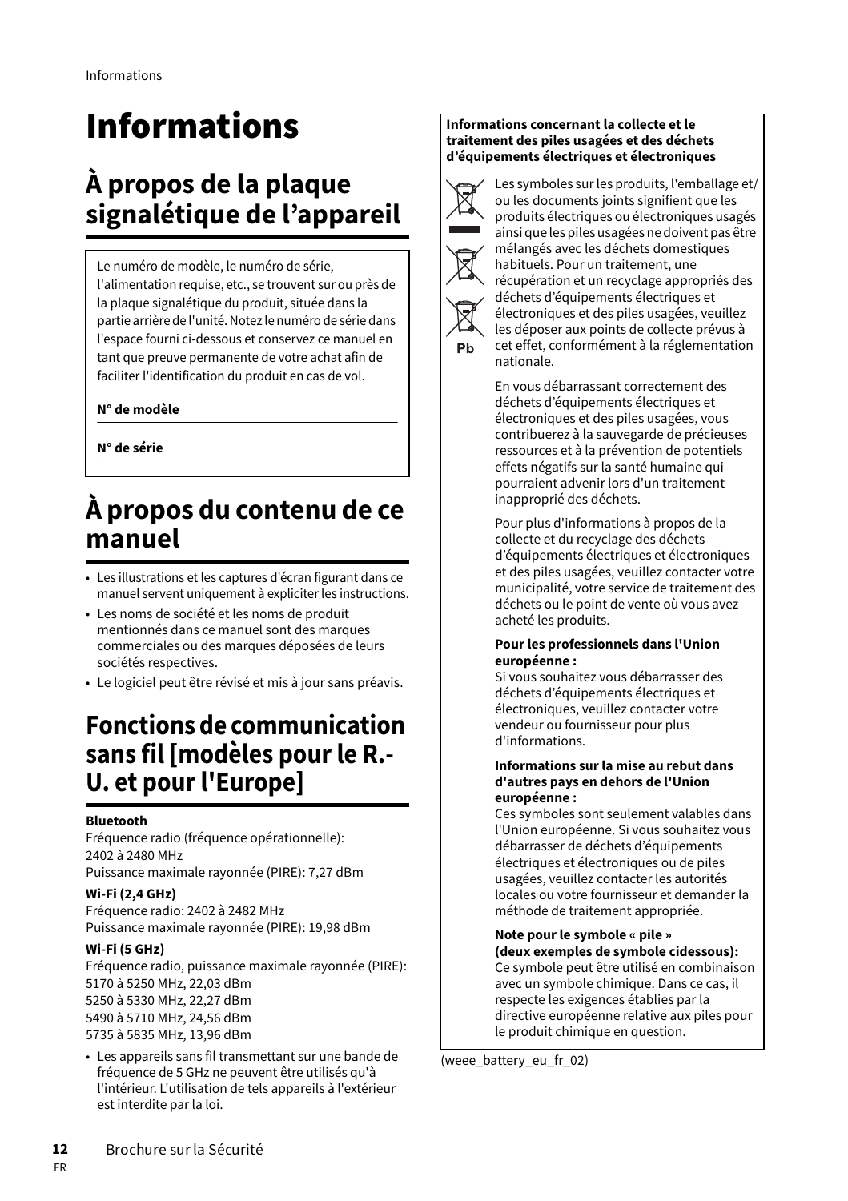# Informations

## À propos de la plaque signalétique de l'appareil

Le numéro de modèle, le numéro de série, l'alimentation requise, etc., se trouvent sur ou près de la plaque signalétique du produit, située dans la partie arrière de l'unité. Notez le numéro de série dans l'espace fourni ci-dessous et conservez ce manuel en tant que preuve permanente de votre achat afin de faciliter l'identification du produit en cas de vol.

**N° de modèle**

**N° de série**

## À propos du contenu de ce manuel

- Les illustrations et les captures d'écran figurant dans ce manuel servent uniquement à expliciter les instructions.
- Les noms de société et les noms de produit mentionnés dans ce manuel sont des marques commerciales ou des marques déposées de leurs sociétés respectives.
- Le logiciel peut être révisé et mis à jour sans préavis.

## Fonctions de communication sans fil [modèles pour le R.-U. et pour l'Europe]

**Bluetooth**

Fréquence radio (fréquence opérationnelle): 2402 à 2480 MHz
Puissance maximale rayonnée (PIRE): 7,27 dBm

**Wi-Fi (2,4 GHz)**

Fréquence radio: 2402 à 2482 MHz
Puissance maximale rayonnée (PIRE): 19,98 dBm

**Wi-Fi (5 GHz)**

Fréquence radio, puissance maximale rayonnée (PIRE):
5170 à 5250 MHz, 22,03 dBm
5250 à 5330 MHz, 22,27 dBm
5490 à 5710 MHz, 24,56 dBm
5735 à 5835 MHz, 13,96 dBm

- Les appareils sans fil transmettant sur une bande de fréquence de 5 GHz ne peuvent être utilisés qu'à l'intérieur. L'utilisation de tels appareils à l'extérieur est interdite par la loi.

**Informations concernant la collecte et le traitement des piles usagées et des déchets d'équipements électriques et électroniques**

Pb

Les symboles sur les produits, l'emballage et/ou les documents joints signifient que les produits électriques ou électroniques usagés ainsi que les piles usagées ne doivent pas être mélangés avec les déchets domestiques habituels. Pour un traitement, une récupération et un recyclage appropriés des déchets d'équipements électriques et électroniques et des piles usagées, veuillez les déposer aux points de collecte prévus à cet effet, conformément à la réglementation nationale.

En vous débarrassant correctement des déchets d'équipements électriques et électroniques et des piles usagées, vous contribuerez à la sauvegarde de précieuses ressources et à la prévention de potentiels effets négatifs sur la santé humaine qui pourraient advenir lors d'un traitement inapproprié des déchets.

Pour plus d'informations à propos de la collecte et du recyclage des déchets d'équipements électriques et électroniques et des piles usagées, veuillez contacter votre municipalité, votre service de traitement des déchets ou le point de vente où vous avez acheté les produits.

**Pour les professionnels dans l'Union européenne :**
Si vous souhaitez vous débarrasser des déchets d'équipements électriques et électroniques, veuillez contacter votre vendeur ou fournisseur pour plus d'informations.

**Informations sur la mise au rebut dans d'autres pays en dehors de l'Union européenne :**
Ces symboles sont seulement valables dans l'Union européenne. Si vous souhaitez vous débarrasser de déchets d'équipements électriques et électroniques ou de piles usagées, veuillez contacter les autorités locales ou votre fournisseur et demander la méthode de traitement appropriée.

**Note pour le symbole « pile » (deux exemples de symbole cidessous):**
Ce symbole peut être utilisé en combinaison avec un symbole chimique. Dans ce cas, il respecte les exigences établies par la directive européenne relative aux piles pour le produit chimique en question.

(weee_battery_eu_fr_02)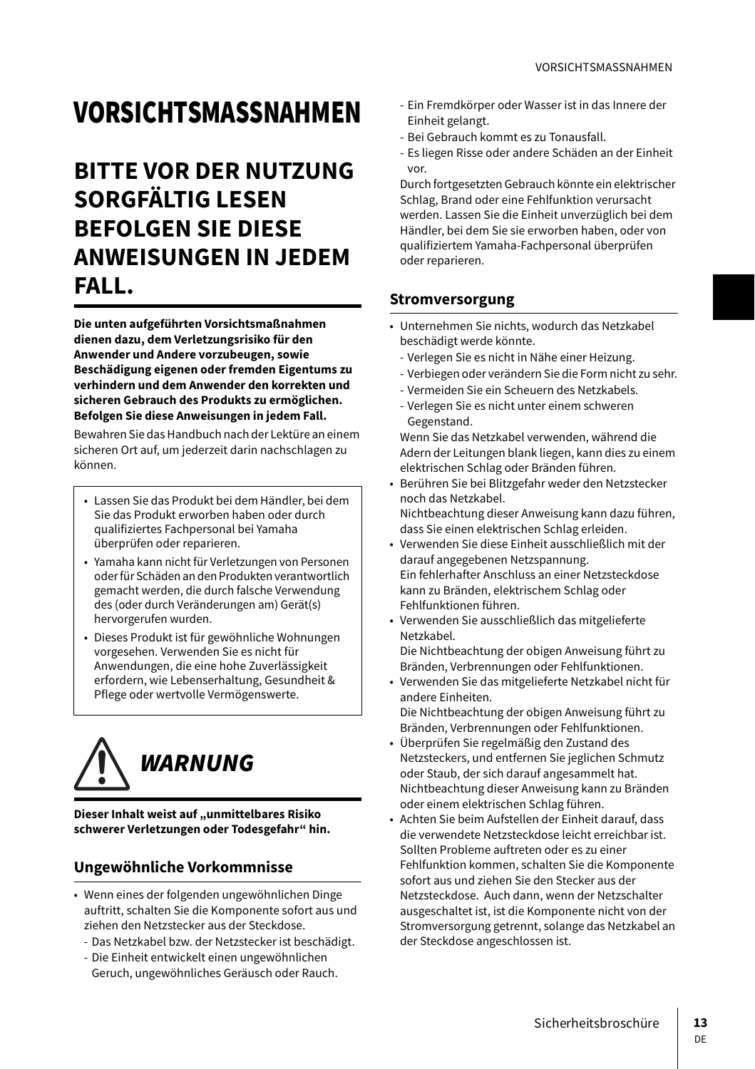# VORSICHTSMASSNAHMEN

## BITTE VOR DER NUTZUNG SORGFÄLTIG LESEN BEFOLGEN SIE DIESE ANWEISUNGEN IN JEDEM FALL.

**Die unten aufgeführten Vorsichtsmaßnahmen dienen dazu, dem Verletzungsrisiko für den Anwender und Andere vorzubeugen, sowie Beschädigung eigenen oder fremden Eigentums zu verhindern und dem Anwender den korrekten und sicheren Gebrauch des Produkts zu ermöglichen. Befolgen Sie diese Anweisungen in jedem Fall.**

Bewahren Sie das Handbuch nach der Lektüre an einem sicheren Ort auf, um jederzeit darin nachschlagen zu können.

- Lassen Sie das Produkt bei dem Händler, bei dem Sie das Produkt erworben haben oder durch qualifiziertes Fachpersonal bei Yamaha überprüfen oder reparieren.
- Yamaha kann nicht für Verletzungen von Personen oder für Schäden an den Produkten verantwortlich gemacht werden, die durch falsche Verwendung des (oder durch Veränderungen am) Gerät(s) hervorgerufen wurden.
- Dieses Produkt ist für gewöhnliche Wohnungen vorgesehen. Verwenden Sie es nicht für Anwendungen, die eine hohe Zuverlässigkeit erfordern, wie Lebenserhaltung, Gesundheit & Pflege oder wertvolle Vermögenswerte.

## *WARNUNG*

**Dieser Inhalt weist auf „unmittelbares Risiko schwerer Verletzungen oder Todesgefahr“ hin.**

### Ungewöhnliche Vorkommnisse

- Wenn eines der folgenden ungewöhnlichen Dinge auftritt, schalten Sie die Komponente sofort aus und ziehen den Netzstecker aus der Steckdose.
  - Das Netzkabel bzw. der Netzstecker ist beschädigt.
  - Die Einheit entwickelt einen ungewöhnlichen Geruch, ungewöhnliches Geräusch oder Rauch.
  - Ein Fremdkörper oder Wasser ist in das Innere der Einheit gelangt.
  - Bei Gebrauch kommt es zu Tonausfall.
  - Es liegen Risse oder andere Schäden an der Einheit vor.

  Durch fortgesetzten Gebrauch könnte ein elektrischer Schlag, Brand oder eine Fehlfunktion verursacht werden. Lassen Sie die Einheit unverzüglich bei dem Händler, bei dem Sie sie erworben haben, oder von qualifiziertem Yamaha-Fachpersonal überprüfen oder reparieren.

### Stromversorgung

- Unternehmen Sie nichts, wodurch das Netzkabel beschädigt werde könnte.
  - Verlegen Sie es nicht in Nähe einer Heizung.
  - Verbiegen oder verändern Sie die Form nicht zu sehr.
  - Vermeiden Sie ein Scheuern des Netzkabels.
  - Verlegen Sie es nicht unter einem schweren Gegenstand.

  Wenn Sie das Netzkabel verwenden, während die Adern der Leitungen blank liegen, kann dies zu einem elektrischen Schlag oder Bränden führen.
- Berühren Sie bei Blitzgefahr weder den Netzstecker noch das Netzkabel.
  Nichtbeachtung dieser Anweisung kann dazu führen, dass Sie einen elektrischen Schlag erleiden.
- Verwenden Sie diese Einheit ausschließlich mit der darauf angegebenen Netzspannung.
  Ein fehlerhafter Anschluss an einer Netzsteckdose kann zu Bränden, elektrischem Schlag oder Fehlfunktionen führen.
- Verwenden Sie ausschließlich das mitgelieferte Netzkabel.
  Die Nichtbeachtung der obigen Anweisung führt zu Bränden, Verbrennungen oder Fehlfunktionen.
- Verwenden Sie das mitgelieferte Netzkabel nicht für andere Einheiten.
  Die Nichtbeachtung der obigen Anweisung führt zu Bränden, Verbrennungen oder Fehlfunktionen.
- Überprüfen Sie regelmäßig den Zustand des Netzsteckers, und entfernen Sie jeglichen Schmutz oder Staub, der sich darauf angesammelt hat.
  Nichtbeachtung dieser Anweisung kann zu Bränden oder einem elektrischen Schlag führen.
- Achten Sie beim Aufstellen der Einheit darauf, dass die verwendete Netzsteckdose leicht erreichbar ist. Sollten Probleme auftreten oder es zu einer Fehlfunktion kommen, schalten Sie die Komponente sofort aus und ziehen Sie den Stecker aus der Netzsteckdose. Auch dann, wenn der Netzschalter ausgeschaltet ist, ist die Komponente nicht von der Stromversorgung getrennt, solange das Netzkabel an der Steckdose angeschlossen ist.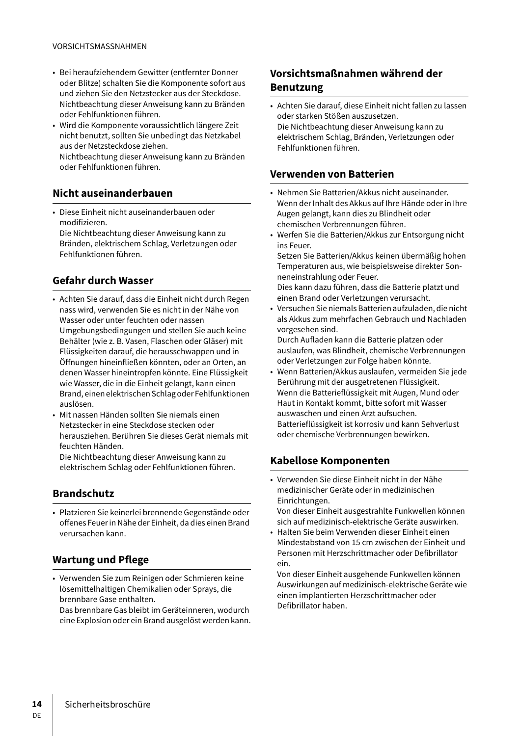- Bei heraufziehendem Gewitter (entfernter Donner oder Blitze) schalten Sie die Komponente sofort aus und ziehen Sie den Netzstecker aus der Steckdose. Nichtbeachtung dieser Anweisung kann zu Bränden oder Fehlfunktionen führen.
- Wird die Komponente voraussichtlich längere Zeit nicht benutzt, sollten Sie unbedingt das Netzkabel aus der Netzsteckdose ziehen.
  Nichtbeachtung dieser Anweisung kann zu Bränden oder Fehlfunktionen führen.

## Nicht auseinanderbauen

- Diese Einheit nicht auseinanderbauen oder modifizieren.
  Die Nichtbeachtung dieser Anweisung kann zu Bränden, elektrischem Schlag, Verletzungen oder Fehlfunktionen führen.

## Gefahr durch Wasser

- Achten Sie darauf, dass die Einheit nicht durch Regen nass wird, verwenden Sie es nicht in der Nähe von Wasser oder unter feuchten oder nassen Umgebungsbedingungen und stellen Sie auch keine Behälter (wie z. B. Vasen, Flaschen oder Gläser) mit Flüssigkeiten darauf, die herausschwappen und in Öffnungen hineinfließen könnten, oder an Orten, an denen Wasser hineintropfen könnte. Eine Flüssigkeit wie Wasser, die in die Einheit gelangt, kann einen Brand, einen elektrischen Schlag oder Fehlfunktionen auslösen.
- Mit nassen Händen sollten Sie niemals einen Netzstecker in eine Steckdose stecken oder herausziehen. Berühren Sie dieses Gerät niemals mit feuchten Händen.
  Die Nichtbeachtung dieser Anweisung kann zu elektrischem Schlag oder Fehlfunktionen führen.

## Brandschutz

- Platzieren Sie keinerlei brennende Gegenstände oder offenes Feuer in Nähe der Einheit, da dies einen Brand verursachen kann.

## Wartung und Pflege

- Verwenden Sie zum Reinigen oder Schmieren keine lösemittelhaltigen Chemikalien oder Sprays, die brennbare Gase enthalten.
  Das brennbare Gas bleibt im Geräteinneren, wodurch eine Explosion oder ein Brand ausgelöst werden kann.

## Vorsichtsmaßnahmen während der Benutzung

- Achten Sie darauf, diese Einheit nicht fallen zu lassen oder starken Stößen auszusetzen.
  Die Nichtbeachtung dieser Anweisung kann zu elektrischem Schlag, Bränden, Verletzungen oder Fehlfunktionen führen.

## Verwenden von Batterien

- Nehmen Sie Batterien/Akkus nicht auseinander.
  Wenn der Inhalt des Akkus auf Ihre Hände oder in Ihre Augen gelangt, kann dies zu Blindheit oder chemischen Verbrennungen führen.
- Werfen Sie die Batterien/Akkus zur Entsorgung nicht ins Feuer.
  Setzen Sie Batterien/Akkus keinen übermäßig hohen Temperaturen aus, wie beispielsweise direkter Sonneneinstrahlung oder Feuer.
  Dies kann dazu führen, dass die Batterie platzt und einen Brand oder Verletzungen verursacht.
- Versuchen Sie niemals Batterien aufzuladen, die nicht als Akkus zum mehrfachen Gebrauch und Nachladen vorgesehen sind.
  Durch Aufladen kann die Batterie platzen oder auslaufen, was Blindheit, chemische Verbrennungen oder Verletzungen zur Folge haben könnte.
- Wenn Batterien/Akkus auslaufen, vermeiden Sie jede Berührung mit der ausgetretenen Flüssigkeit.
  Wenn die Batterieflüssigkeit mit Augen, Mund oder Haut in Kontakt kommt, bitte sofort mit Wasser auswaschen und einen Arzt aufsuchen.
  Batterieflüssigkeit ist korrosiv und kann Sehverlust oder chemische Verbrennungen bewirken.

## Kabellose Komponenten

- Verwenden Sie diese Einheit nicht in der Nähe medizinischer Geräte oder in medizinischen Einrichtungen.
  Von dieser Einheit ausgestrahlte Funkwellen können sich auf medizinisch-elektrische Geräte auswirken.
- Halten Sie beim Verwenden dieser Einheit einen Mindestabstand von 15 cm zwischen der Einheit und Personen mit Herzschrittmacher oder Defibrillator ein.
  Von dieser Einheit ausgehende Funkwellen können Auswirkungen auf medizinisch-elektrische Geräte wie einen implantierten Herzschrittmacher oder Defibrillator haben.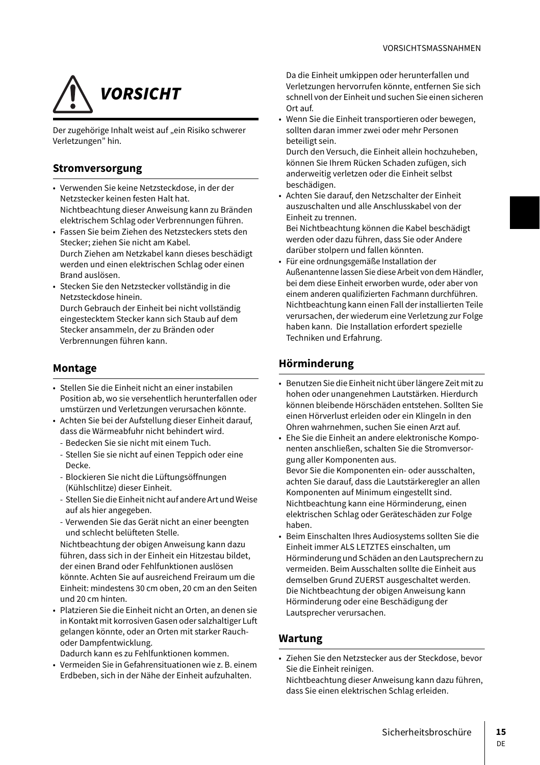# ⚠ VORSICHT

Der zugehörige Inhalt weist auf „ein Risiko schwerer Verletzungen" hin.

## Stromversorgung

- Verwenden Sie keine Netzsteckdose, in der der Netzstecker keinen festen Halt hat.
  Nichtbeachtung dieser Anweisung kann zu Bränden elektrischem Schlag oder Verbrennungen führen.
- Fassen Sie beim Ziehen des Netzsteckers stets den Stecker; ziehen Sie nicht am Kabel.
  Durch Ziehen am Netzkabel kann dieses beschädigt werden und einen elektrischen Schlag oder einen Brand auslösen.
- Stecken Sie den Netzstecker vollständig in die Netzsteckdose hinein.
  Durch Gebrauch der Einheit bei nicht vollständig eingestecktem Stecker kann sich Staub auf dem Stecker ansammeln, der zu Bränden oder Verbrennungen führen kann.

## Montage

- Stellen Sie die Einheit nicht an einer instabilen Position ab, wo sie versehentlich herunterfallen oder umstürzen und Verletzungen verursachen könnte.
- Achten Sie bei der Aufstellung dieser Einheit darauf, dass die Wärmeabfuhr nicht behindert wird.
  - Bedecken Sie sie nicht mit einem Tuch.
  - Stellen Sie sie nicht auf einen Teppich oder eine Decke.
  - Blockieren Sie nicht die Lüftungsöffnungen (Kühlschlitze) dieser Einheit.
  - Stellen Sie die Einheit nicht auf andere Art und Weise auf als hier angegeben.
  - Verwenden Sie das Gerät nicht an einer beengten und schlecht belüfteten Stelle.

  Nichtbeachtung der obigen Anweisung kann dazu führen, dass sich in der Einheit ein Hitzestau bildet, der einen Brand oder Fehlfunktionen auslösen könnte. Achten Sie auf ausreichend Freiraum um die Einheit: mindestens 30 cm oben, 20 cm an den Seiten und 20 cm hinten.
- Platzieren Sie die Einheit nicht an Orten, an denen sie in Kontakt mit korrosiven Gasen oder salzhaltiger Luft gelangen könnte, oder an Orten mit starker Rauch- oder Dampfentwicklung.
  Dadurch kann es zu Fehlfunktionen kommen.
- Vermeiden Sie in Gefahrensituationen wie z. B. einem Erdbeben, sich in der Nähe der Einheit aufzuhalten.
  Da die Einheit umkippen oder herunterfallen und Verletzungen hervorrufen könnte, entfernen Sie sich schnell von der Einheit und suchen Sie einen sicheren Ort auf.
- Wenn Sie die Einheit transportieren oder bewegen, sollten daran immer zwei oder mehr Personen beteiligt sein.
  Durch den Versuch, die Einheit allein hochzuheben, können Sie Ihrem Rücken Schaden zufügen, sich anderweitig verletzen oder die Einheit selbst beschädigen.
- Achten Sie darauf, den Netzschalter der Einheit auszuschalten und alle Anschlusskabel von der Einheit zu trennen.
  Bei Nichtbeachtung können die Kabel beschädigt werden oder dazu führen, dass Sie oder Andere darüber stolpern und fallen könnten.
- Für eine ordnungsgemäße Installation der Außenantenne lassen Sie diese Arbeit von dem Händler, bei dem diese Einheit erworben wurde, oder aber von einem anderen qualifizierten Fachmann durchführen. Nichtbeachtung kann einen Fall der installierten Teile verursachen, der wiederum eine Verletzung zur Folge haben kann. Die Installation erfordert spezielle Techniken und Erfahrung.

## Hörminderung

- Benutzen Sie die Einheit nicht über längere Zeit mit zu hohen oder unangenehmen Lautstärken. Hierdurch können bleibende Hörschäden entstehen. Sollten Sie einen Hörverlust erleiden oder ein Klingeln in den Ohren wahrnehmen, suchen Sie einen Arzt auf.
- Ehe Sie die Einheit an andere elektronische Komponenten anschließen, schalten Sie die Stromversorgung aller Komponenten aus.
  Bevor Sie die Komponenten ein- oder ausschalten, achten Sie darauf, dass die Lautstärkeregler an allen Komponenten auf Minimum eingestellt sind. Nichtbeachtung kann eine Hörminderung, einen elektrischen Schlag oder Geräteschäden zur Folge haben.
- Beim Einschalten Ihres Audiosystems sollten Sie die Einheit immer ALS LETZTES einschalten, um Hörminderung und Schäden an den Lautsprechern zu vermeiden. Beim Ausschalten sollte die Einheit aus demselben Grund ZUERST ausgeschaltet werden. Die Nichtbeachtung der obigen Anweisung kann Hörminderung oder eine Beschädigung der Lautsprecher verursachen.

## Wartung

- Ziehen Sie den Netzstecker aus der Steckdose, bevor Sie die Einheit reinigen.
  Nichtbeachtung dieser Anweisung kann dazu führen, dass Sie einen elektrischen Schlag erleiden.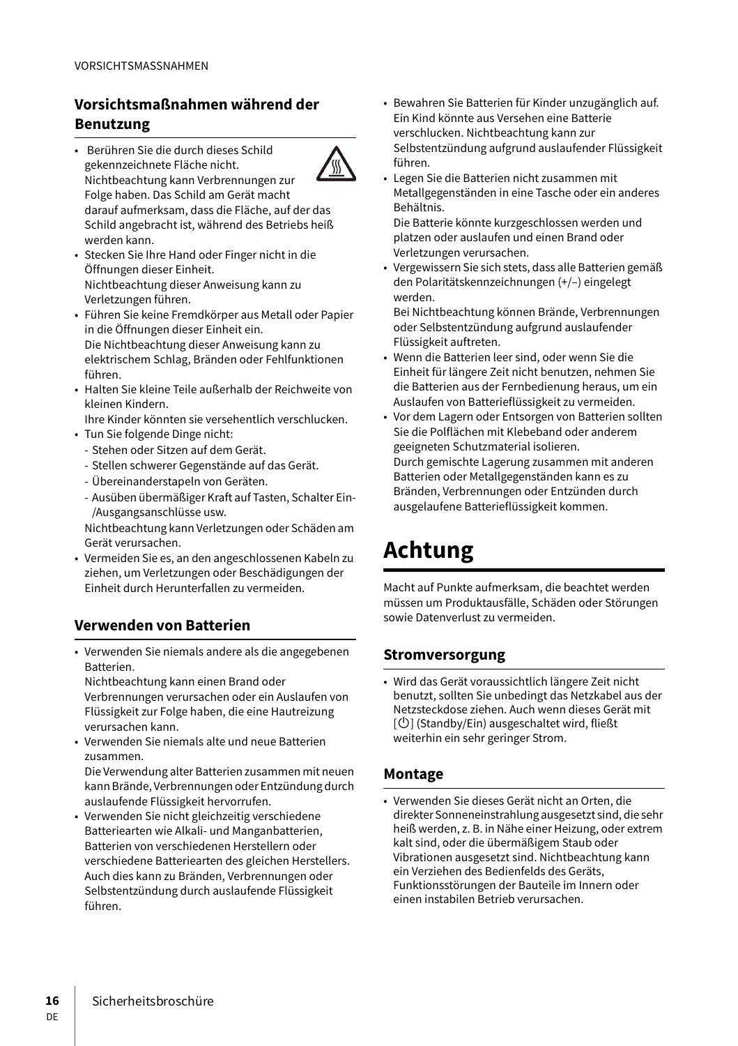## Vorsichtsmaßnahmen während der Benutzung

- Berühren Sie die durch dieses Schild gekennzeichnete Fläche nicht.
  Nichtbeachtung kann Verbrennungen zur Folge haben. Das Schild am Gerät macht darauf aufmerksam, dass die Fläche, auf der das Schild angebracht ist, während des Betriebs heiß werden kann.
- Stecken Sie Ihre Hand oder Finger nicht in die Öffnungen dieser Einheit.
  Nichtbeachtung dieser Anweisung kann zu Verletzungen führen.
- Führen Sie keine Fremdkörper aus Metall oder Papier in die Öffnungen dieser Einheit ein.
  Die Nichtbeachtung dieser Anweisung kann zu elektrischem Schlag, Bränden oder Fehlfunktionen führen.
- Halten Sie kleine Teile außerhalb der Reichweite von kleinen Kindern.
  Ihre Kinder könnten sie versehentlich verschlucken.
- Tun Sie folgende Dinge nicht:
  - Stehen oder Sitzen auf dem Gerät.
  - Stellen schwerer Gegenstände auf das Gerät.
  - Übereinanderstapeln von Geräten.
  - Ausüben übermäßiger Kraft auf Tasten, Schalter Ein-/Ausgangsanschlüsse usw.

  Nichtbeachtung kann Verletzungen oder Schäden am Gerät verursachen.
- Vermeiden Sie es, an den angeschlossenen Kabeln zu ziehen, um Verletzungen oder Beschädigungen der Einheit durch Herunterfallen zu vermeiden.

## Verwenden von Batterien

- Verwenden Sie niemals andere als die angegebenen Batterien.
  Nichtbeachtung kann einen Brand oder Verbrennungen verursachen oder ein Auslaufen von Flüssigkeit zur Folge haben, die eine Hautreizung verursachen kann.
- Verwenden Sie niemals alte und neue Batterien zusammen.
  Die Verwendung alter Batterien zusammen mit neuen kann Brände, Verbrennungen oder Entzündung durch auslaufende Flüssigkeit hervorrufen.
- Verwenden Sie nicht gleichzeitig verschiedene Batteriearten wie Alkali- und Manganbatterien, Batterien von verschiedenen Herstellern oder verschiedene Batteriearten des gleichen Herstellers. Auch dies kann zu Bränden, Verbrennungen oder Selbstentzündung durch auslaufende Flüssigkeit führen.
- Bewahren Sie Batterien für Kinder unzugänglich auf. Ein Kind könnte aus Versehen eine Batterie verschlucken. Nichtbeachtung kann zur Selbstentzündung aufgrund auslaufender Flüssigkeit führen.
- Legen Sie die Batterien nicht zusammen mit Metallgegenständen in eine Tasche oder ein anderes Behältnis.
  Die Batterie könnte kurzgeschlossen werden und platzen oder auslaufen und einen Brand oder Verletzungen verursachen.
- Vergewissern Sie sich stets, dass alle Batterien gemäß den Polaritätskennzeichnungen (+/–) eingelegt werden.
  Bei Nichtbeachtung können Brände, Verbrennungen oder Selbstentzündung aufgrund auslaufender Flüssigkeit auftreten.
- Wenn die Batterien leer sind, oder wenn Sie die Einheit für längere Zeit nicht benutzen, nehmen Sie die Batterien aus der Fernbedienung heraus, um ein Auslaufen von Batterieflüssigkeit zu vermeiden.
- Vor dem Lagern oder Entsorgen von Batterien sollten Sie die Polflächen mit Klebeband oder anderem geeigneten Schutzmaterial isolieren.
  Durch gemischte Lagerung zusammen mit anderen Batterien oder Metallgegenständen kann es zu Bränden, Verbrennungen oder Entzünden durch ausgelaufene Batterieflüssigkeit kommen.

# Achtung

Macht auf Punkte aufmerksam, die beachtet werden müssen um Produktausfälle, Schäden oder Störungen sowie Datenverlust zu vermeiden.

## Stromversorgung

- Wird das Gerät voraussichtlich längere Zeit nicht benutzt, sollten Sie unbedingt das Netzkabel aus der Netzsteckdose ziehen. Auch wenn dieses Gerät mit [⏻] (Standby/Ein) ausgeschaltet wird, fließt weiterhin ein sehr geringer Strom.

## Montage

- Verwenden Sie dieses Gerät nicht an Orten, die direkter Sonneneinstrahlung ausgesetzt sind, die sehr heiß werden, z. B. in Nähe einer Heizung, oder extrem kalt sind, oder die übermäßigem Staub oder Vibrationen ausgesetzt sind. Nichtbeachtung kann ein Verziehen des Bedienfelds des Geräts, Funktionsstörungen der Bauteile im Innern oder einen instabilen Betrieb verursachen.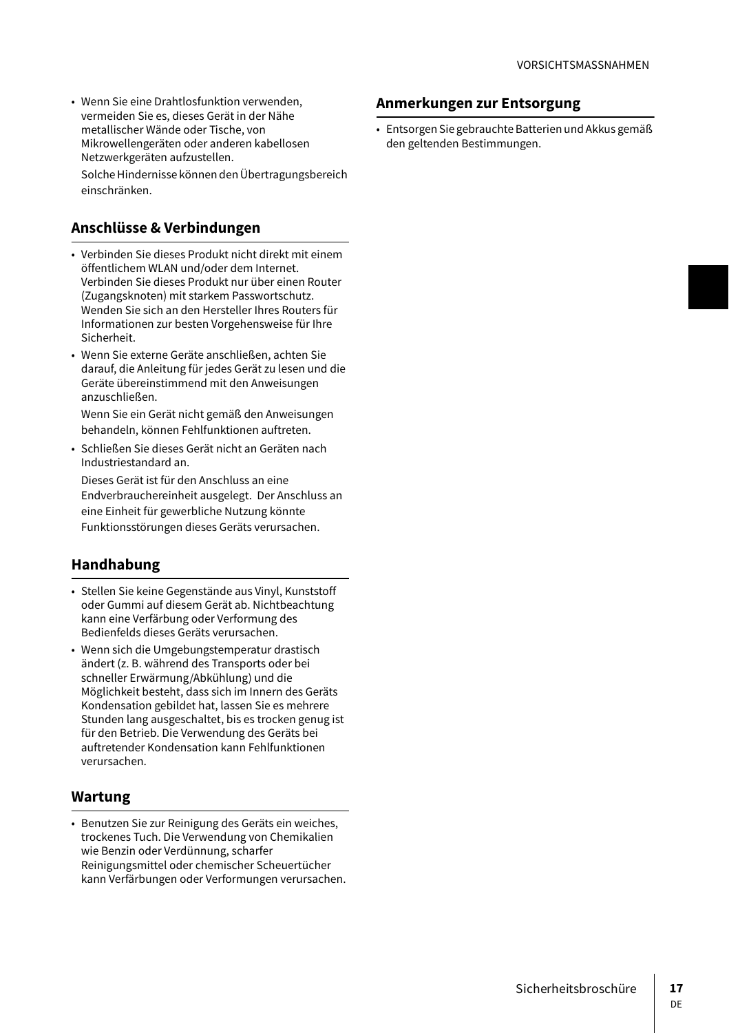- Wenn Sie eine Drahtlosfunktion verwenden, vermeiden Sie es, dieses Gerät in der Nähe metallischer Wände oder Tische, von Mikrowellengeräten oder anderen kabellosen Netzwerkgeräten aufzustellen.

  Solche Hindernisse können den Übertragungsbereich einschränken.

## Anschlüsse & Verbindungen

- Verbinden Sie dieses Produkt nicht direkt mit einem öffentlichem WLAN und/oder dem Internet. Verbinden Sie dieses Produkt nur über einen Router (Zugangsknoten) mit starkem Passwortschutz. Wenden Sie sich an den Hersteller Ihres Routers für Informationen zur besten Vorgehensweise für Ihre Sicherheit.
- Wenn Sie externe Geräte anschließen, achten Sie darauf, die Anleitung für jedes Gerät zu lesen und die Geräte übereinstimmend mit den Anweisungen anzuschließen.

  Wenn Sie ein Gerät nicht gemäß den Anweisungen behandeln, können Fehlfunktionen auftreten.
- Schließen Sie dieses Gerät nicht an Geräten nach Industriestandard an.

  Dieses Gerät ist für den Anschluss an eine Endverbrauchereinheit ausgelegt. Der Anschluss an eine Einheit für gewerbliche Nutzung könnte Funktionsstörungen dieses Geräts verursachen.

## Handhabung

- Stellen Sie keine Gegenstände aus Vinyl, Kunststoff oder Gummi auf diesem Gerät ab. Nichtbeachtung kann eine Verfärbung oder Verformung des Bedienfelds dieses Geräts verursachen.
- Wenn sich die Umgebungstemperatur drastisch ändert (z. B. während des Transports oder bei schneller Erwärmung/Abkühlung) und die Möglichkeit besteht, dass sich im Innern des Geräts Kondensation gebildet hat, lassen Sie es mehrere Stunden lang ausgeschaltet, bis es trocken genug ist für den Betrieb. Die Verwendung des Geräts bei auftretender Kondensation kann Fehlfunktionen verursachen.

## Wartung

- Benutzen Sie zur Reinigung des Geräts ein weiches, trockenes Tuch. Die Verwendung von Chemikalien wie Benzin oder Verdünnung, scharfer Reinigungsmittel oder chemischer Scheuertücher kann Verfärbungen oder Verformungen verursachen.

## Anmerkungen zur Entsorgung

- Entsorgen Sie gebrauchte Batterien und Akkus gemäß den geltenden Bestimmungen.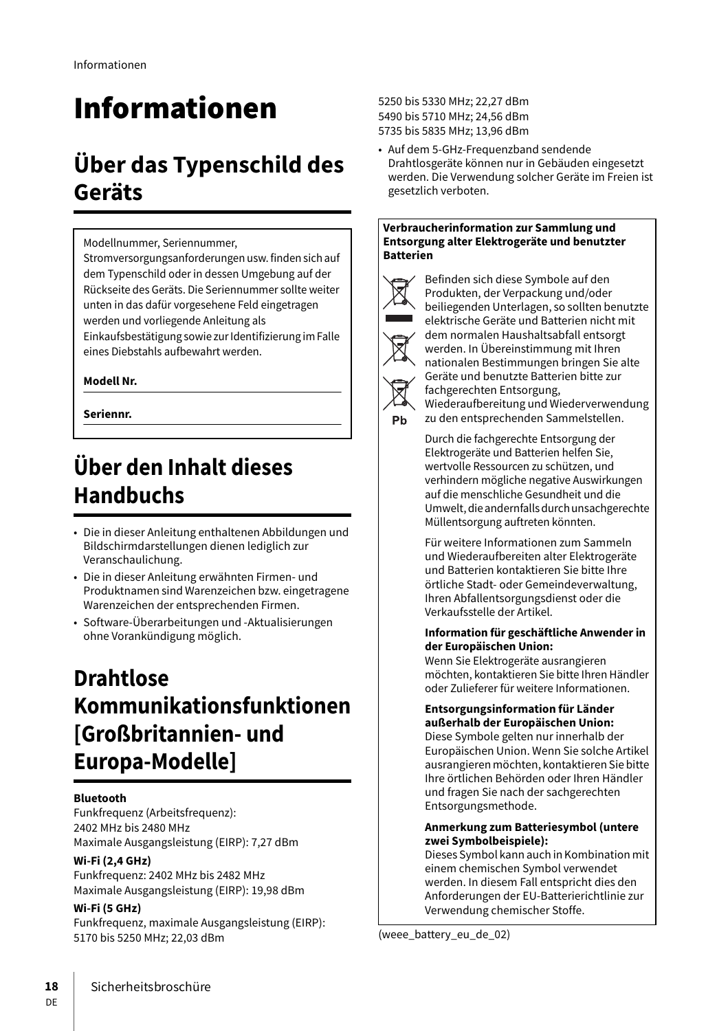// Informationen

# Informationen

## Über das Typenschild des Geräts

Modellnummer, Seriennummer, Stromversorgungsanforderungen usw. finden sich auf dem Typenschild oder in dessen Umgebung auf der Rückseite des Geräts. Die Seriennummer sollte weiter unten in das dafür vorgesehene Feld eingetragen werden und vorliegende Anleitung als Einkaufsbestätigung sowie zur Identifizierung im Falle eines Diebstahls aufbewahrt werden.

**Modell Nr.**

**Seriennr.**

## Über den Inhalt dieses Handbuchs

- Die in dieser Anleitung enthaltenen Abbildungen und Bildschirmdarstellungen dienen lediglich zur Veranschaulichung.
- Die in dieser Anleitung erwähnten Firmen- und Produktnamen sind Warenzeichen bzw. eingetragene Warenzeichen der entsprechenden Firmen.
- Software-Überarbeitungen und -Aktualisierungen ohne Vorankündigung möglich.

## Drahtlose Kommunikationsfunktionen [Großbritannien- und Europa-Modelle]

**Bluetooth**
Funkfrequenz (Arbeitsfrequenz):
2402 MHz bis 2480 MHz
Maximale Ausgangsleistung (EIRP): 7,27 dBm

**Wi-Fi (2,4 GHz)**
Funkfrequenz: 2402 MHz bis 2482 MHz
Maximale Ausgangsleistung (EIRP): 19,98 dBm

**Wi-Fi (5 GHz)**
Funkfrequenz, maximale Ausgangsleistung (EIRP):
5170 bis 5250 MHz; 22,03 dBm
5250 bis 5330 MHz; 22,27 dBm
5490 bis 5710 MHz; 24,56 dBm
5735 bis 5835 MHz; 13,96 dBm

- Auf dem 5-GHz-Frequenzband sendende Drahtlosgeräte können nur in Gebäuden eingesetzt werden. Die Verwendung solcher Geräte im Freien ist gesetzlich verboten.

**Verbraucherinformation zur Sammlung und Entsorgung alter Elektrogeräte und benutzter Batterien**

Befinden sich diese Symbole auf den Produkten, der Verpackung und/oder beiliegenden Unterlagen, so sollten benutzte elektrische Geräte und Batterien nicht mit dem normalen Haushaltsabfall entsorgt werden. In Übereinstimmung mit Ihren nationalen Bestimmungen bringen Sie alte Geräte und benutzte Batterien bitte zur fachgerechten Entsorgung, Wiederaufbereitung und Wiederverwendung zu den entsprechenden Sammelstellen.

Pb

Durch die fachgerechte Entsorgung der Elektrogeräte und Batterien helfen Sie, wertvolle Ressourcen zu schützen, und verhindern mögliche negative Auswirkungen auf die menschliche Gesundheit und die Umwelt, die andernfalls durch unsachgerechte Müllentsorgung auftreten könnten.

Für weitere Informationen zum Sammeln und Wiederaufbereiten alter Elektrogeräte und Batterien kontaktieren Sie bitte Ihre örtliche Stadt- oder Gemeindeverwaltung, Ihren Abfallentsorgungsdienst oder die Verkaufsstelle der Artikel.

**Information für geschäftliche Anwender in der Europäischen Union:**
Wenn Sie Elektrogeräte ausrangieren möchten, kontaktieren Sie bitte Ihren Händler oder Zulieferer für weitere Informationen.

**Entsorgungsinformation für Länder außerhalb der Europäischen Union:**
Diese Symbole gelten nur innerhalb der Europäischen Union. Wenn Sie solche Artikel ausrangieren möchten, kontaktieren Sie bitte Ihre örtlichen Behörden oder Ihren Händler und fragen Sie nach der sachgerechten Entsorgungsmethode.

**Anmerkung zum Batteriesymbol (untere zwei Symbolbeispiele):**
Dieses Symbol kann auch in Kombination mit einem chemischen Symbol verwendet werden. In diesem Fall entspricht dies den Anforderungen der EU-Batterierichtlinie zur Verwendung chemischer Stoffe.

(weee_battery_eu_de_02)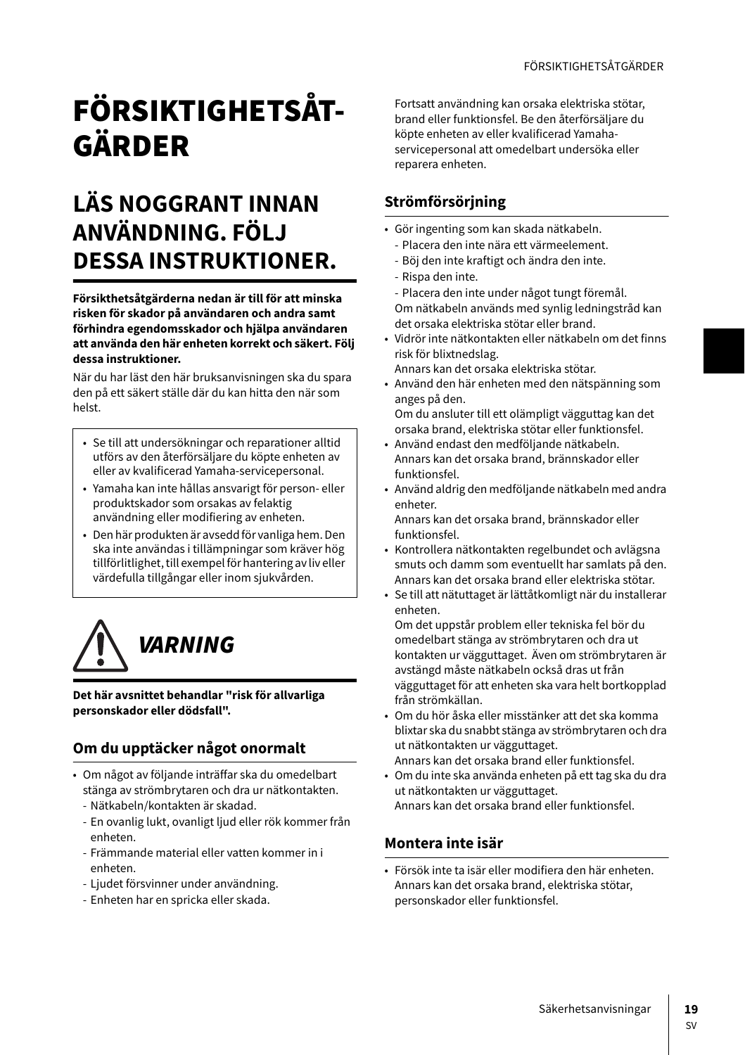# FÖRSIKTIGHETSÅTGÄRDER

## LÄS NOGGRANT INNAN ANVÄNDNING. FÖLJ DESSA INSTRUKTIONER.

**Försikthetsåtgärderna nedan är till för att minska risken för skador på användaren och andra samt förhindra egendomsskador och hjälpa användaren att använda den här enheten korrekt och säkert. Följ dessa instruktioner.**

När du har läst den här bruksanvisningen ska du spara den på ett säkert ställe där du kan hitta den när som helst.

- Se till att undersökningar och reparationer alltid utförs av den återförsäljare du köpte enheten av eller av kvalificerad Yamaha-servicepersonal.
- Yamaha kan inte hållas ansvarigt för person- eller produktskador som orsakas av felaktig användning eller modifiering av enheten.
- Den här produkten är avsedd för vanliga hem. Den ska inte användas i tillämpningar som kräver hög tillförlitlighet, till exempel för hantering av liv eller värdefulla tillgångar eller inom sjukvården.

## *VARNING*

**Det här avsnittet behandlar "risk för allvarliga personskador eller dödsfall".**

### Om du upptäcker något onormalt

- Om något av följande inträffar ska du omedelbart stänga av strömbrytaren och dra ur nätkontakten.
  - Nätkabeln/kontakten är skadad.
  - En ovanlig lukt, ovanligt ljud eller rök kommer från enheten.
  - Främmande material eller vatten kommer in i enheten.
  - Ljudet försvinner under användning.
  - Enheten har en spricka eller skada.

  Fortsatt användning kan orsaka elektriska stötar, brand eller funktionsfel. Be den återförsäljare du köpte enheten av eller kvalificerad Yamaha-servicepersonal att omedelbart undersöka eller reparera enheten.

### Strömförsörjning

- Gör ingenting som kan skada nätkabeln.
  - Placera den inte nära ett värmeelement.
  - Böj den inte kraftigt och ändra den inte.
  - Rispa den inte.
  - Placera den inte under något tungt föremål.

  Om nätkabeln används med synlig ledningstråd kan det orsaka elektriska stötar eller brand.
- Vidrör inte nätkontakten eller nätkabeln om det finns risk för blixtnedslag.
  Annars kan det orsaka elektriska stötar.
- Använd den här enheten med den nätspänning som anges på den.
  Om du ansluter till ett olämpligt vägguttag kan det orsaka brand, elektriska stötar eller funktionsfel.
- Använd endast den medföljande nätkabeln.
  Annars kan det orsaka brand, brännskador eller funktionsfel.
- Använd aldrig den medföljande nätkabeln med andra enheter.
  Annars kan det orsaka brand, brännskador eller funktionsfel.
- Kontrollera nätkontakten regelbundet och avlägsna smuts och damm som eventuellt har samlats på den.
  Annars kan det orsaka brand eller elektriska stötar.
- Se till att nätuttaget är lättåtkomligt när du installerar enheten.
  Om det uppstår problem eller tekniska fel bör du omedelbart stänga av strömbrytaren och dra ut kontakten ur vägguttaget. Även om strömbrytaren är avstängd måste nätkabeln också dras ut från vägguttaget för att enheten ska vara helt bortkopplad från strömkällan.
- Om du hör åska eller misstänker att det ska komma blixtar ska du snabbt stänga av strömbrytaren och dra ut nätkontakten ur vägguttaget.
  Annars kan det orsaka brand eller funktionsfel.
- Om du inte ska använda enheten på ett tag ska du dra ut nätkontakten ur vägguttaget.
  Annars kan det orsaka brand eller funktionsfel.

### Montera inte isär

- Försök inte ta isär eller modifiera den här enheten.
  Annars kan det orsaka brand, elektriska stötar, personskador eller funktionsfel.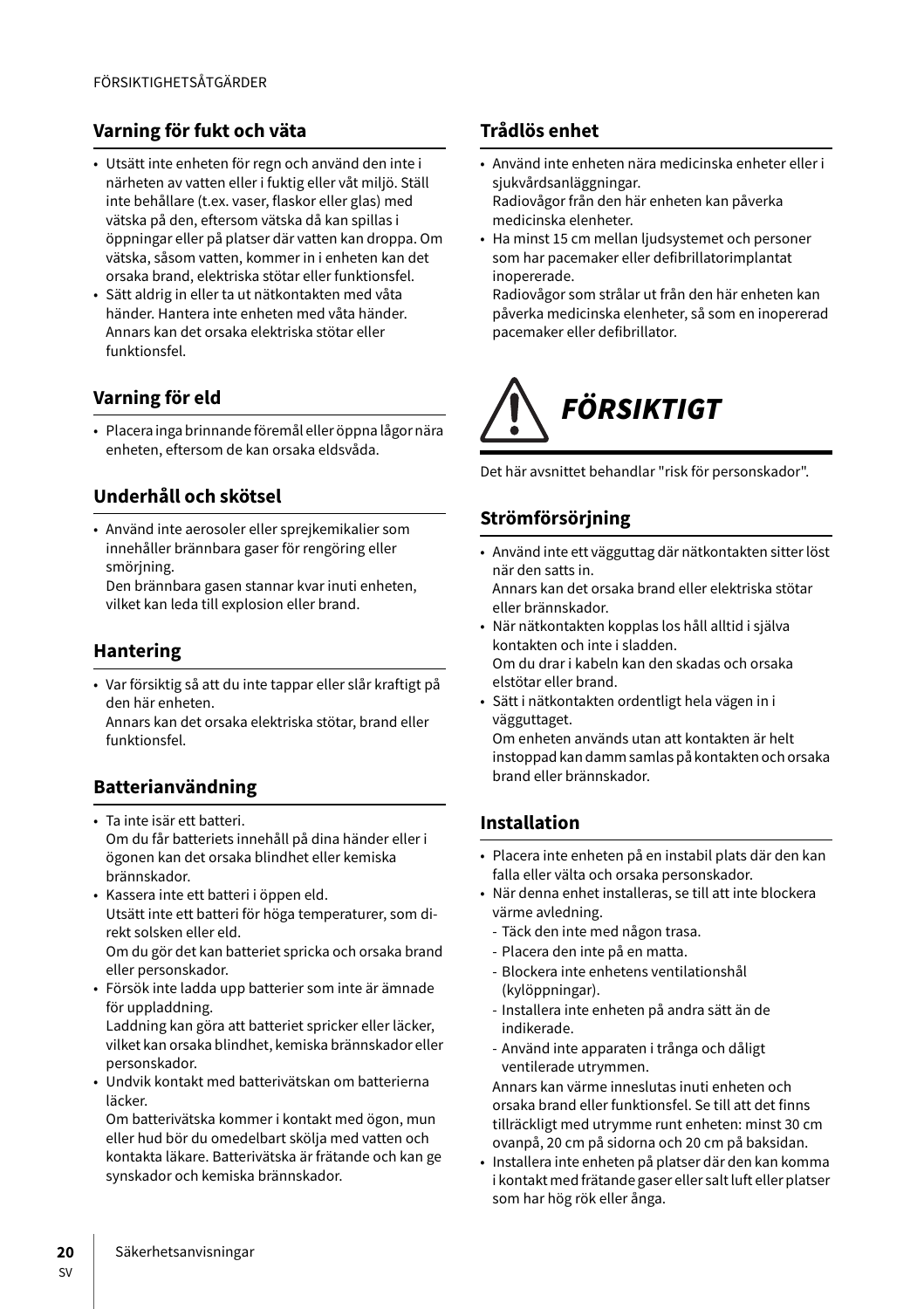## Varning för fukt och väta

- Utsätt inte enheten för regn och använd den inte i närheten av vatten eller i fuktig eller våt miljö. Ställ inte behållare (t.ex. vaser, flaskor eller glas) med vätska på den, eftersom vätska då kan spillas i öppningar eller på platser där vatten kan droppa. Om vätska, såsom vatten, kommer in i enheten kan det orsaka brand, elektriska stötar eller funktionsfel.
- Sätt aldrig in eller ta ut nätkontakten med våta händer. Hantera inte enheten med våta händer. Annars kan det orsaka elektriska stötar eller funktionsfel.

## Varning för eld

- Placera inga brinnande föremål eller öppna lågor nära enheten, eftersom de kan orsaka eldsvåda.

## Underhåll och skötsel

- Använd inte aerosoler eller sprejkemikalier som innehåller brännbara gaser för rengöring eller smörjning.
  Den brännbara gasen stannar kvar inuti enheten, vilket kan leda till explosion eller brand.

## Hantering

- Var försiktig så att du inte tappar eller slår kraftigt på den här enheten.
  Annars kan det orsaka elektriska stötar, brand eller funktionsfel.

## Batterianvändning

- Ta inte isär ett batteri.
  Om du får batteriets innehåll på dina händer eller i ögonen kan det orsaka blindhet eller kemiska brännskador.
- Kassera inte ett batteri i öppen eld.
  Utsätt inte ett batteri för höga temperaturer, som direkt solsken eller eld.
  Om du gör det kan batteriet spricka och orsaka brand eller personskador.
- Försök inte ladda upp batterier som inte är ämnade för uppladdning.
  Laddning kan göra att batteriet spricker eller läcker, vilket kan orsaka blindhet, kemiska brännskador eller personskador.
- Undvik kontakt med batterivätskan om batterierna läcker.
  Om batterivätska kommer i kontakt med ögon, mun eller hud bör du omedelbart skölja med vatten och kontakta läkare. Batterivätska är frätande och kan ge synskador och kemiska brännskador.

## Trådlös enhet

- Använd inte enheten nära medicinska enheter eller i sjukvårdsanläggningar.
  Radiovågor från den här enheten kan påverka medicinska elenheter.
- Ha minst 15 cm mellan ljudsystemet och personer som har pacemaker eller defibrillatorimplantat inopererade.
  Radiovågor som strålar ut från den här enheten kan påverka medicinska elenheter, så som en inopererad pacemaker eller defibrillator.

# *FÖRSIKTIGT*

Det här avsnittet behandlar "risk för personskador".

## Strömförsörjning

- Använd inte ett vägguttag där nätkontakten sitter löst när den satts in.
  Annars kan det orsaka brand eller elektriska stötar eller brännskador.
- När nätkontakten kopplas los håll alltid i själva kontakten och inte i sladden.
  Om du drar i kabeln kan den skadas och orsaka elstötar eller brand.
- Sätt i nätkontakten ordentligt hela vägen in i vägguttaget.
  Om enheten används utan att kontakten är helt instoppad kan damm samlas på kontakten och orsaka brand eller brännskador.

## Installation

- Placera inte enheten på en instabil plats där den kan falla eller välta och orsaka personskador.
- När denna enhet installeras, se till att inte blockera värme avledning.
  - Täck den inte med någon trasa.
  - Placera den inte på en matta.
  - Blockera inte enhetens ventilationshål (kylöppningar).
  - Installera inte enheten på andra sätt än de indikerade.
  - Använd inte apparaten i trånga och dåligt ventilerade utrymmen.

  Annars kan värme inneslutas inuti enheten och orsaka brand eller funktionsfel. Se till att det finns tillräckligt med utrymme runt enheten: minst 30 cm ovanpå, 20 cm på sidorna och 20 cm på baksidan.
- Installera inte enheten på platser där den kan komma i kontakt med frätande gaser eller salt luft eller platser som har hög rök eller ånga.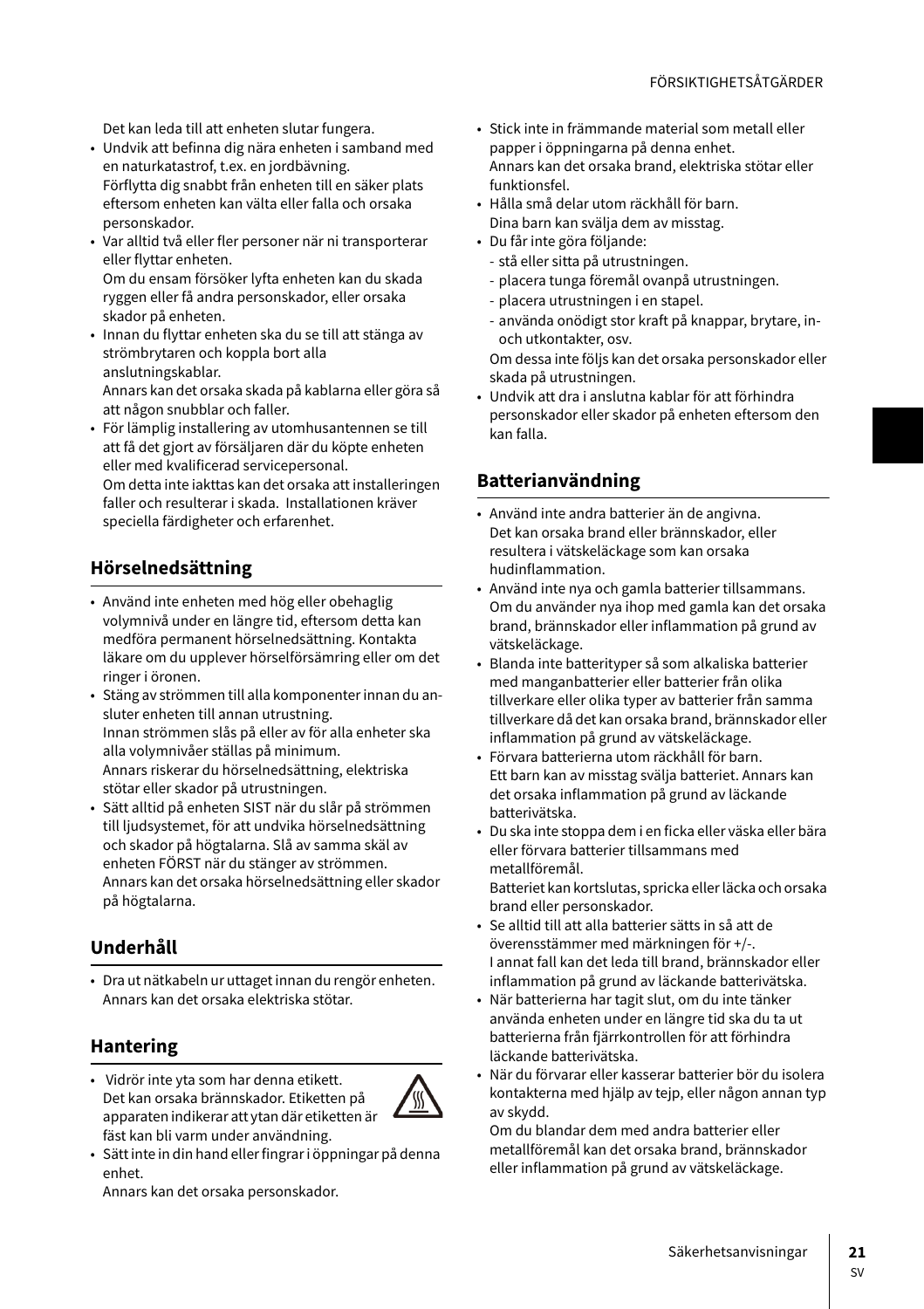Det kan leda till att enheten slutar fungera.

- Undvik att befinna dig nära enheten i samband med en naturkatastrof, t.ex. en jordbävning. Förflytta dig snabbt från enheten till en säker plats eftersom enheten kan välta eller falla och orsaka personskador.
- Var alltid två eller fler personer när ni transporterar eller flyttar enheten. Om du ensam försöker lyfta enheten kan du skada ryggen eller få andra personskador, eller orsaka skador på enheten.
- Innan du flyttar enheten ska du se till att stänga av strömbrytaren och koppla bort alla anslutningskablar. Annars kan det orsaka skada på kablarna eller göra så att någon snubblar och faller.
- För lämplig installering av utomhusantennen se till att få det gjort av försäljaren där du köpte enheten eller med kvalificerad servicepersonal. Om detta inte iakttas kan det orsaka att installeringen faller och resulterar i skada. Installationen kräver speciella färdigheter och erfarenhet.

## Hörselnedsättning

- Använd inte enheten med hög eller obehaglig volymnivå under en längre tid, eftersom detta kan medföra permanent hörselnedsättning. Kontakta läkare om du upplever hörselförsämring eller om det ringer i öronen.
- Stäng av strömmen till alla komponenter innan du ansluter enheten till annan utrustning. Innan strömmen slås på eller av för alla enheter ska alla volymnivåer ställas på minimum. Annars riskerar du hörselnedsättning, elektriska stötar eller skador på utrustningen.
- Sätt alltid på enheten SIST när du slår på strömmen till ljudsystemet, för att undvika hörselnedsättning och skador på högtalarna. Slå av samma skäl av enheten FÖRST när du stänger av strömmen. Annars kan det orsaka hörselnedsättning eller skador på högtalarna.

## Underhåll

- Dra ut nätkabeln ur uttaget innan du rengör enheten. Annars kan det orsaka elektriska stötar.

## Hantering

- Vidrör inte yta som har denna etikett. Det kan orsaka brännskador. Etiketten på apparaten indikerar att ytan där etiketten är fäst kan bli varm under användning.
- Sätt inte in din hand eller fingrar i öppningar på denna enhet. Annars kan det orsaka personskador.
- Stick inte in främmande material som metall eller papper i öppningarna på denna enhet. Annars kan det orsaka brand, elektriska stötar eller funktionsfel.
- Hålla små delar utom räckhåll för barn. Dina barn kan svälja dem av misstag.
- Du får inte göra följande:
  - stå eller sitta på utrustningen.
  - placera tunga föremål ovanpå utrustningen.
  - placera utrustningen i en stapel.
  - använda onödigt stor kraft på knappar, brytare, in- och utkontakter, osv.

  Om dessa inte följs kan det orsaka personskador eller skada på utrustningen.
- Undvik att dra i anslutna kablar för att förhindra personskador eller skador på enheten eftersom den kan falla.

## Batterianvändning

- Använd inte andra batterier än de angivna. Det kan orsaka brand eller brännskador, eller resultera i vätskeläckage som kan orsaka hudinflammation.
- Använd inte nya och gamla batterier tillsammans. Om du använder nya ihop med gamla kan det orsaka brand, brännskador eller inflammation på grund av vätskeläckage.
- Blanda inte batterityper så som alkaliska batterier med manganbatterier eller batterier från olika tillverkare eller olika typer av batterier från samma tillverkare då det kan orsaka brand, brännskador eller inflammation på grund av vätskeläckage.
- Förvara batterierna utom räckhåll för barn. Ett barn kan av misstag svälja batteriet. Annars kan det orsaka inflammation på grund av läckande batterivätska.
- Du ska inte stoppa dem i en ficka eller väska eller bära eller förvara batterier tillsammans med metallföremål. Batteriet kan kortslutas, spricka eller läcka och orsaka brand eller personskador.
- Se alltid till att alla batterier sätts in så att de överensstämmer med märkningen för +/-. I annat fall kan det leda till brand, brännskador eller inflammation på grund av läckande batterivätska.
- När batterierna har tagit slut, om du inte tänker använda enheten under en längre tid ska du ta ut batterierna från fjärrkontrollen för att förhindra läckande batterivätska.
- När du förvarar eller kasserar batterier bör du isolera kontakterna med hjälp av tejp, eller någon annan typ av skydd. Om du blandar dem med andra batterier eller metallföremål kan det orsaka brand, brännskador eller inflammation på grund av vätskeläckage.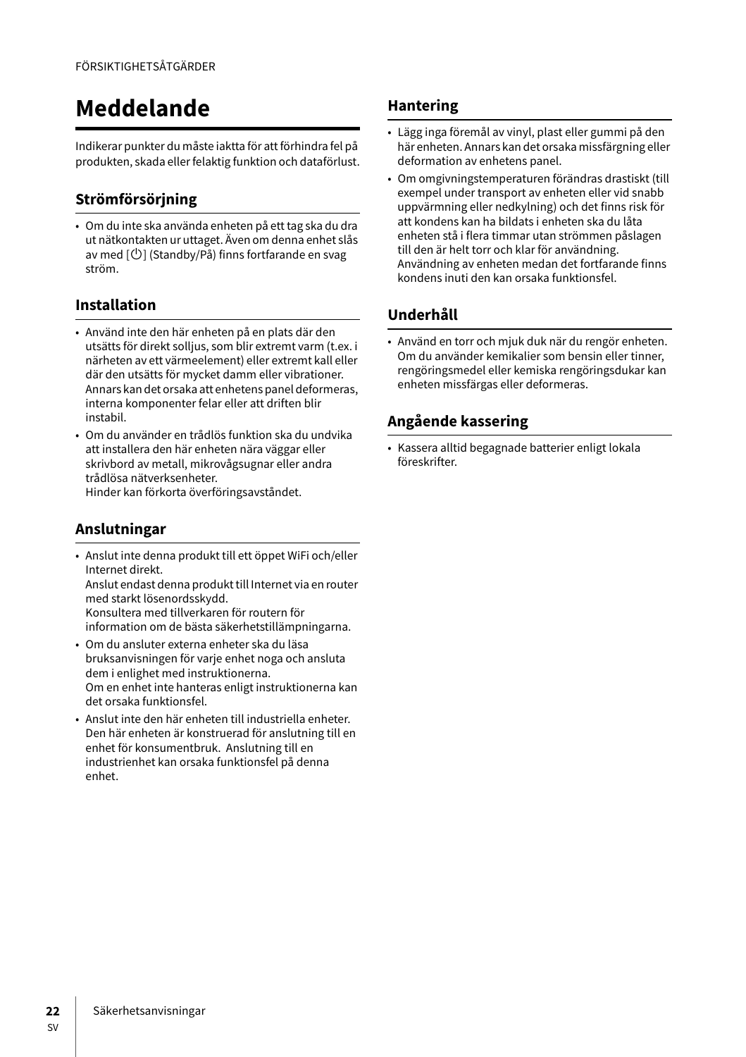# Meddelande

Indikerar punkter du måste iaktta för att förhindra fel på produkten, skada eller felaktig funktion och dataförlust.

## Strömförsörjning

- Om du inte ska använda enheten på ett tag ska du dra ut nätkontakten ur uttaget. Även om denna enhet slås av med [⏻] (Standby/På) finns fortfarande en svag ström.

## Installation

- Använd inte den här enheten på en plats där den utsätts för direkt solljus, som blir extremt varm (t.ex. i närheten av ett värmeelement) eller extremt kall eller där den utsätts för mycket damm eller vibrationer. Annars kan det orsaka att enhetens panel deformeras, interna komponenter felar eller att driften blir instabil.
- Om du använder en trådlös funktion ska du undvika att installera den här enheten nära väggar eller skrivbord av metall, mikrovågsugnar eller andra trådlösa nätverksenheter.
  Hinder kan förkorta överföringsavståndet.

## Anslutningar

- Anslut inte denna produkt till ett öppet WiFi och/eller Internet direkt.
  Anslut endast denna produkt till Internet via en router med starkt lösenordsskydd.
  Konsultera med tillverkaren för routern för information om de bästa säkerhetstillämpningarna.
- Om du ansluter externa enheter ska du läsa bruksanvisningen för varje enhet noga och ansluta dem i enlighet med instruktionerna.
  Om en enhet inte hanteras enligt instruktionerna kan det orsaka funktionsfel.
- Anslut inte den här enheten till industriella enheter. Den här enheten är konstruerad för anslutning till en enhet för konsumentbruk. Anslutning till en industrienhet kan orsaka funktionsfel på denna enhet.

## Hantering

- Lägg inga föremål av vinyl, plast eller gummi på den här enheten. Annars kan det orsaka missfärgning eller deformation av enhetens panel.
- Om omgivningstemperaturen förändras drastiskt (till exempel under transport av enheten eller vid snabb uppvärmning eller nedkylning) och det finns risk för att kondens kan ha bildats i enheten ska du låta enheten stå i flera timmar utan strömmen påslagen till den är helt torr och klar för användning. Användning av enheten medan det fortfarande finns kondens inuti den kan orsaka funktionsfel.

## Underhåll

- Använd en torr och mjuk duk när du rengör enheten. Om du använder kemikalier som bensin eller tinner, rengöringsmedel eller kemiska rengöringsdukar kan enheten missfärgas eller deformeras.

## Angående kassering

- Kassera alltid begagnade batterier enligt lokala föreskrifter.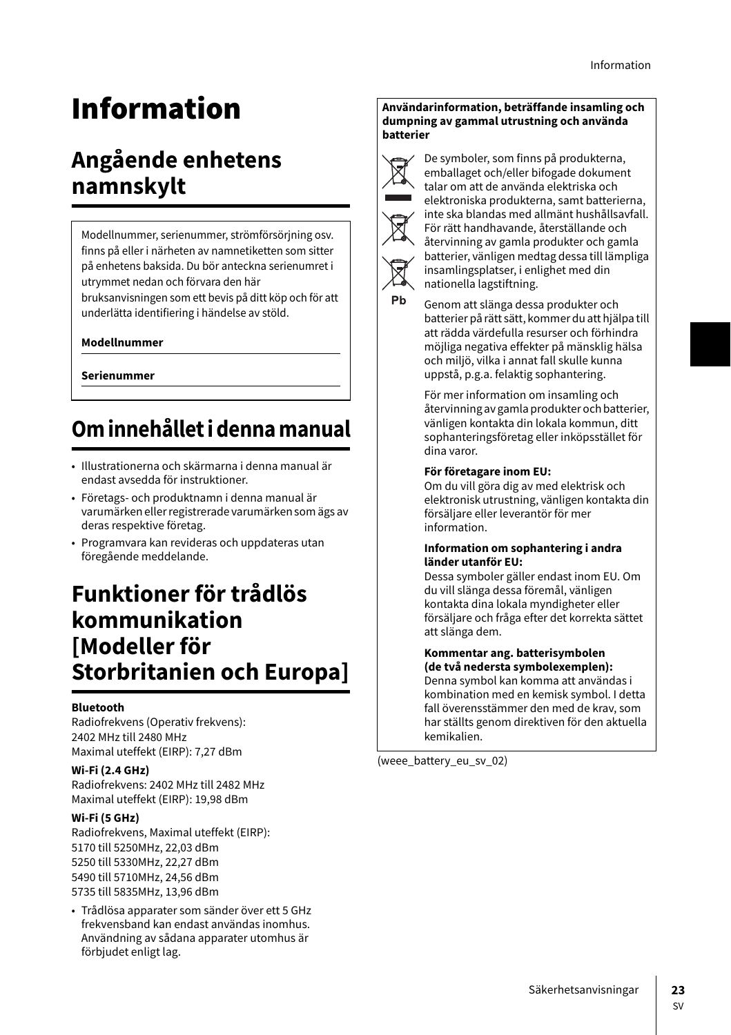# Information

## Angående enhetens namnskylt

Modellnummer, serienummer, strömförsörjning osv. finns på eller i närheten av namnetiketten som sitter på enhetens baksida. Du bör anteckna serienumret i utrymmet nedan och förvara den här bruksanvisningen som ett bevis på ditt köp och för att underlätta identifiering i händelse av stöld.

**Modellnummer**

**Serienummer**

## Om innehållet i denna manual

- Illustrationerna och skärmarna i denna manual är endast avsedda för instruktioner.
- Företags- och produktnamn i denna manual är varumärken eller registrerade varumärken som ägs av deras respektive företag.
- Programvara kan revideras och uppdateras utan föregående meddelande.

## Funktioner för trådlös kommunikation [Modeller för Storbritanien och Europa]

**Bluetooth**
Radiofrekvens (Operativ frekvens):
2402 MHz till 2480 MHz
Maximal uteffekt (EIRP): 7,27 dBm

**Wi-Fi (2.4 GHz)**
Radiofrekvens: 2402 MHz till 2482 MHz
Maximal uteffekt (EIRP): 19,98 dBm

**Wi-Fi (5 GHz)**
Radiofrekvens, Maximal uteffekt (EIRP):
5170 till 5250MHz, 22,03 dBm
5250 till 5330MHz, 22,27 dBm
5490 till 5710MHz, 24,56 dBm
5735 till 5835MHz, 13,96 dBm

- Trådlösa apparater som sänder över ett 5 GHz frekvensband kan endast användas inomhus. Användning av sådana apparater utomhus är förbjudet enligt lag.

**Användarinformation, beträffande insamling och dumpning av gammal utrustning och använda batterier**

Pb

De symboler, som finns på produkterna, emballaget och/eller bifogade dokument talar om att de använda elektriska och elektroniska produkterna, samt batterierna, inte ska blandas med allmänt hushållsavfall. För rätt handhavande, återställande och återvinning av gamla produkter och gamla batterier, vänligen medtag dessa till lämpliga insamlingsplatser, i enlighet med din nationella lagstiftning.

Genom att slänga dessa produkter och batterier på rätt sätt, kommer du att hjälpa till att rädda värdefulla resurser och förhindra möjliga negativa effekter på mänsklig hälsa och miljö, vilka i annat fall skulle kunna uppstå, p.g.a. felaktig sophantering.

För mer information om insamling och återvinning av gamla produkter och batterier, vänligen kontakta din lokala kommun, ditt sophanteringsföretag eller inköpsstället för dina varor.

**För företagare inom EU:**
Om du vill göra dig av med elektrisk och elektronisk utrustning, vänligen kontakta din försäljare eller leverantör för mer information.

**Information om sophantering i andra länder utanför EU:**
Dessa symboler gäller endast inom EU. Om du vill slänga dessa föremål, vänligen kontakta dina lokala myndigheter eller försäljare och fråga efter det korrekta sättet att slänga dem.

**Kommentar ang. batterisymbolen (de två nedersta symbolexemplen):**
Denna symbol kan komma att användas i kombination med en kemisk symbol. I detta fall överensstämmer den med de krav, som har ställts genom direktiven för den aktuella kemikalien.

(weee_battery_eu_sv_02)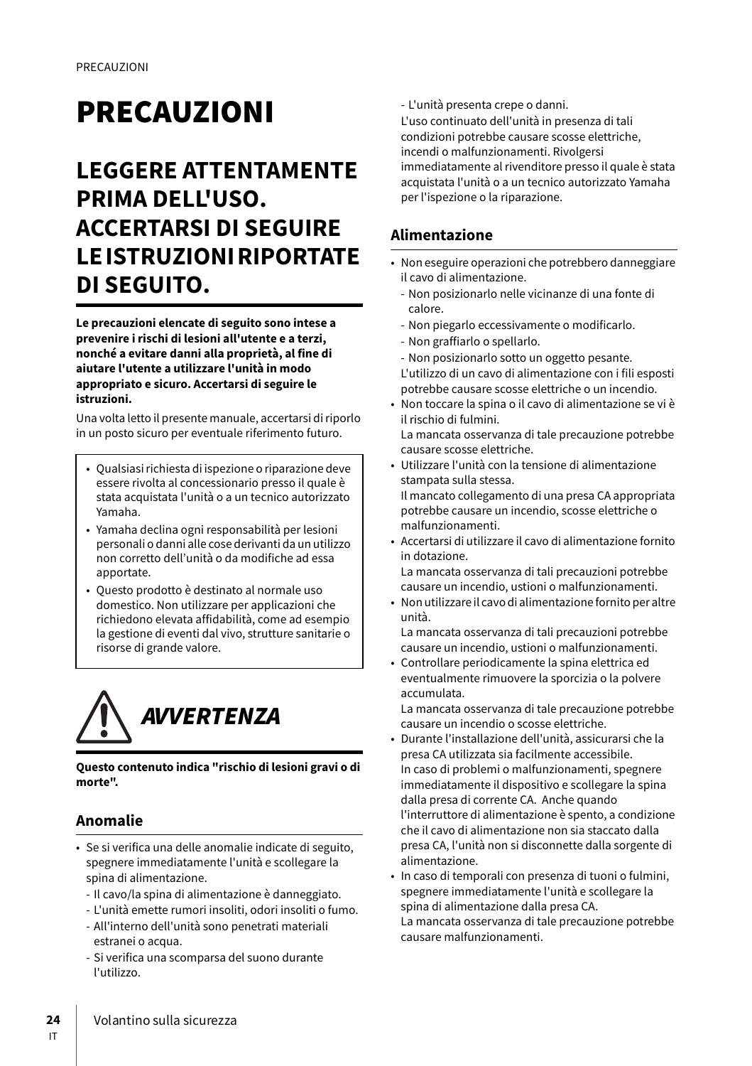# PRECAUZIONI

## LEGGERE ATTENTAMENTE PRIMA DELL'USO. ACCERTARSI DI SEGUIRE LE ISTRUZIONI RIPORTATE DI SEGUITO.

**Le precauzioni elencate di seguito sono intese a prevenire i rischi di lesioni all'utente e a terzi, nonché a evitare danni alla proprietà, al fine di aiutare l'utente a utilizzare l'unità in modo appropriato e sicuro. Accertarsi di seguire le istruzioni.**

Una volta letto il presente manuale, accertarsi di riporlo in un posto sicuro per eventuale riferimento futuro.

- Qualsiasi richiesta di ispezione o riparazione deve essere rivolta al concessionario presso il quale è stata acquistata l'unità o a un tecnico autorizzato Yamaha.
- Yamaha declina ogni responsabilità per lesioni personali o danni alle cose derivanti da un utilizzo non corretto dell'unità o da modifiche ad essa apportate.
- Questo prodotto è destinato al normale uso domestico. Non utilizzare per applicazioni che richiedono elevata affidabilità, come ad esempio la gestione di eventi dal vivo, strutture sanitarie o risorse di grande valore.

## *AVVERTENZA*

**Questo contenuto indica "rischio di lesioni gravi o di morte".**

### Anomalie

- Se si verifica una delle anomalie indicate di seguito, spegnere immediatamente l'unità e scollegare la spina di alimentazione.
  - Il cavo/la spina di alimentazione è danneggiato.
  - L'unità emette rumori insoliti, odori insoliti o fumo.
  - All'interno dell'unità sono penetrati materiali estranei o acqua.
  - Si verifica una scomparsa del suono durante l'utilizzo.
  - L'unità presenta crepe o danni.

  L'uso continuato dell'unità in presenza di tali condizioni potrebbe causare scosse elettriche, incendi o malfunzionamenti. Rivolgersi immediatamente al rivenditore presso il quale è stata acquistata l'unità o a un tecnico autorizzato Yamaha per l'ispezione o la riparazione.

### Alimentazione

- Non eseguire operazioni che potrebbero danneggiare il cavo di alimentazione.
  - Non posizionarlo nelle vicinanze di una fonte di calore.
  - Non piegarlo eccessivamente o modificarlo.
  - Non graffiarlo o spellarlo.
  - Non posizionarlo sotto un oggetto pesante.

  L'utilizzo di un cavo di alimentazione con i fili esposti potrebbe causare scosse elettriche o un incendio.
- Non toccare la spina o il cavo di alimentazione se vi è il rischio di fulmini.
  La mancata osservanza di tale precauzione potrebbe causare scosse elettriche.
- Utilizzare l'unità con la tensione di alimentazione stampata sulla stessa.
  Il mancato collegamento di una presa CA appropriata potrebbe causare un incendio, scosse elettriche o malfunzionamenti.
- Accertarsi di utilizzare il cavo di alimentazione fornito in dotazione.
  La mancata osservanza di tali precauzioni potrebbe causare un incendio, ustioni o malfunzionamenti.
- Non utilizzare il cavo di alimentazione fornito per altre unità.
  La mancata osservanza di tali precauzioni potrebbe causare un incendio, ustioni o malfunzionamenti.
- Controllare periodicamente la spina elettrica ed eventualmente rimuovere la sporcizia o la polvere accumulata.
  La mancata osservanza di tale precauzione potrebbe causare un incendio o scosse elettriche.
- Durante l'installazione dell'unità, assicurarsi che la presa CA utilizzata sia facilmente accessibile.
  In caso di problemi o malfunzionamenti, spegnere immediatamente il dispositivo e scollegare la spina dalla presa di corrente CA. Anche quando l'interruttore di alimentazione è spento, a condizione che il cavo di alimentazione non sia staccato dalla presa CA, l'unità non si disconnette dalla sorgente di alimentazione.
- In caso di temporali con presenza di tuoni o fulmini, spegnere immediatamente l'unità e scollegare la spina di alimentazione dalla presa CA.
  La mancata osservanza di tale precauzione potrebbe causare malfunzionamenti.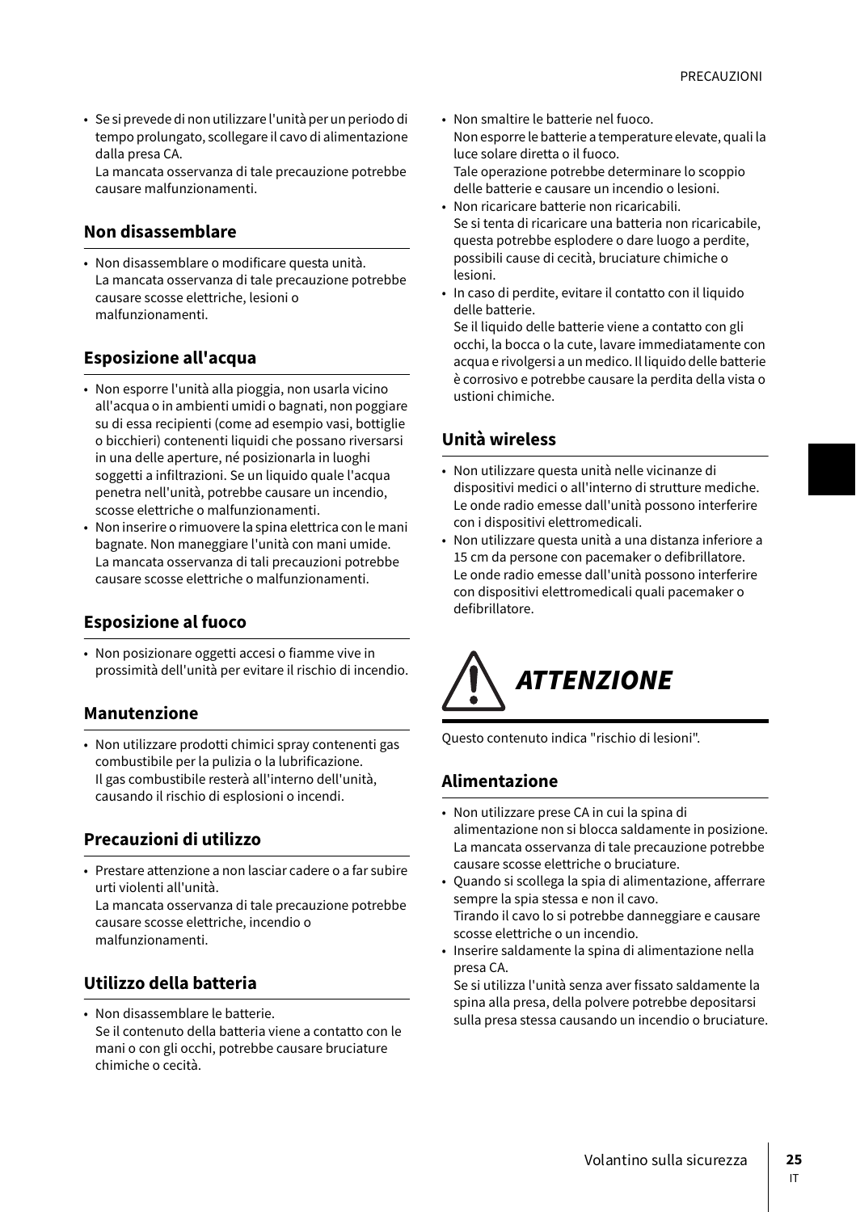- Se si prevede di non utilizzare l'unità per un periodo di tempo prolungato, scollegare il cavo di alimentazione dalla presa CA.
  La mancata osservanza di tale precauzione potrebbe causare malfunzionamenti.

## Non disassemblare

- Non disassemblare o modificare questa unità.
  La mancata osservanza di tale precauzione potrebbe causare scosse elettriche, lesioni o malfunzionamenti.

## Esposizione all'acqua

- Non esporre l'unità alla pioggia, non usarla vicino all'acqua o in ambienti umidi o bagnati, non poggiare su di essa recipienti (come ad esempio vasi, bottiglie o bicchieri) contenenti liquidi che possano riversarsi in una delle aperture, né posizionarla in luoghi soggetti a infiltrazioni. Se un liquido quale l'acqua penetra nell'unità, potrebbe causare un incendio, scosse elettriche o malfunzionamenti.
- Non inserire o rimuovere la spina elettrica con le mani bagnate. Non maneggiare l'unità con mani umide.
  La mancata osservanza di tali precauzioni potrebbe causare scosse elettriche o malfunzionamenti.

## Esposizione al fuoco

- Non posizionare oggetti accesi o fiamme vive in prossimità dell'unità per evitare il rischio di incendio.

## Manutenzione

- Non utilizzare prodotti chimici spray contenenti gas combustibile per la pulizia o la lubrificazione.
  Il gas combustibile resterà all'interno dell'unità, causando il rischio di esplosioni o incendi.

## Precauzioni di utilizzo

- Prestare attenzione a non lasciar cadere o a far subire urti violenti all'unità.
  La mancata osservanza di tale precauzione potrebbe causare scosse elettriche, incendio o malfunzionamenti.

## Utilizzo della batteria

- Non disassemblare le batterie.
  Se il contenuto della batteria viene a contatto con le mani o con gli occhi, potrebbe causare bruciature chimiche o cecità.
- Non smaltire le batterie nel fuoco.
  Non esporre le batterie a temperature elevate, quali la luce solare diretta o il fuoco.
  Tale operazione potrebbe determinare lo scoppio delle batterie e causare un incendio o lesioni.
- Non ricaricare batterie non ricaricabili.
  Se si tenta di ricaricare una batteria non ricaricabile, questa potrebbe esplodere o dare luogo a perdite, possibili cause di cecità, bruciature chimiche o lesioni.
- In caso di perdite, evitare il contatto con il liquido delle batterie.
  Se il liquido delle batterie viene a contatto con gli occhi, la bocca o la cute, lavare immediatamente con acqua e rivolgersi a un medico. Il liquido delle batterie è corrosivo e potrebbe causare la perdita della vista o ustioni chimiche.

## Unità wireless

- Non utilizzare questa unità nelle vicinanze di dispositivi medici o all'interno di strutture mediche.
  Le onde radio emesse dall'unità possono interferire con i dispositivi elettromedicali.
- Non utilizzare questa unità a una distanza inferiore a 15 cm da persone con pacemaker o defibrillatore.
  Le onde radio emesse dall'unità possono interferire con dispositivi elettromedicali quali pacemaker o defibrillatore.

# *ATTENZIONE*

Questo contenuto indica "rischio di lesioni".

## Alimentazione

- Non utilizzare prese CA in cui la spina di alimentazione non si blocca saldamente in posizione.
  La mancata osservanza di tale precauzione potrebbe causare scosse elettriche o bruciature.
- Quando si scollega la spia di alimentazione, afferrare sempre la spia stessa e non il cavo.
  Tirando il cavo lo si potrebbe danneggiare e causare scosse elettriche o un incendio.
- Inserire saldamente la spina di alimentazione nella presa CA.
  Se si utilizza l'unità senza aver fissato saldamente la spina alla presa, della polvere potrebbe depositarsi sulla presa stessa causando un incendio o bruciature.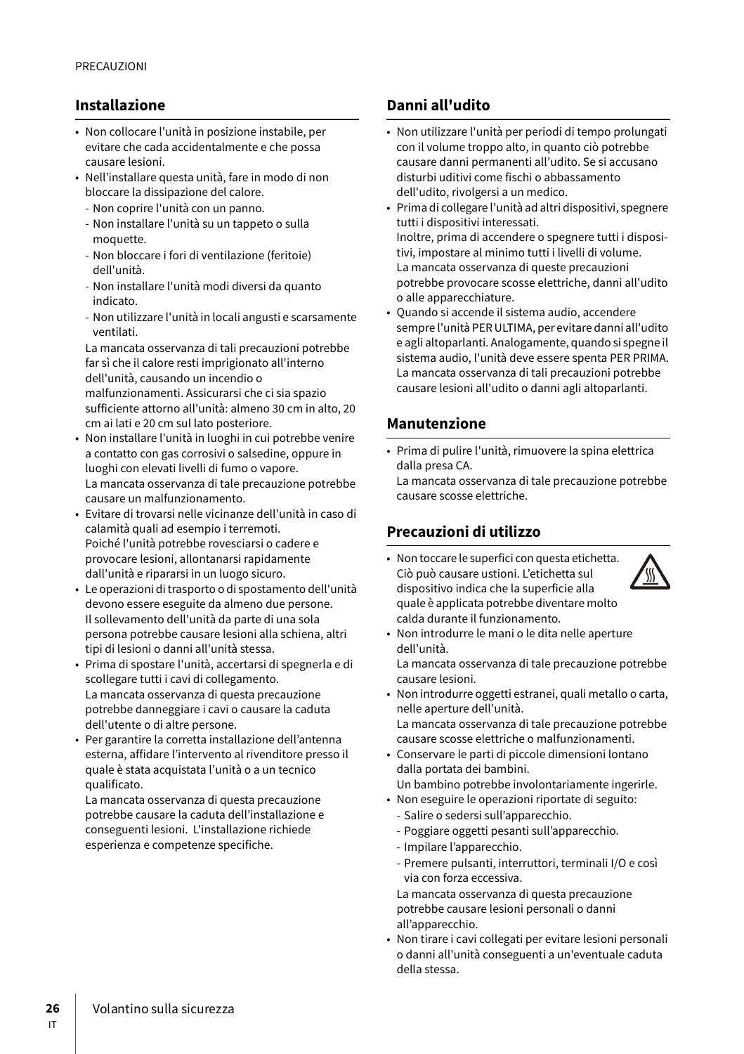PRECAUZIONI

## Installazione

- Non collocare l'unità in posizione instabile, per evitare che cada accidentalmente e che possa causare lesioni.
- Nell'installare questa unità, fare in modo di non bloccare la dissipazione del calore.
  - Non coprire l'unità con un panno.
  - Non installare l'unità su un tappeto o sulla moquette.
  - Non bloccare i fori di ventilazione (feritoie) dell'unità.
  - Non installare l'unità modi diversi da quanto indicato.
  - Non utilizzare l'unità in locali angusti e scarsamente ventilati.

  La mancata osservanza di tali precauzioni potrebbe far sì che il calore resti imprigionato all'interno dell'unità, causando un incendio o malfunzionamenti. Assicurarsi che ci sia spazio sufficiente attorno all'unità: almeno 30 cm in alto, 20 cm ai lati e 20 cm sul lato posteriore.
- Non installare l'unità in luoghi in cui potrebbe venire a contatto con gas corrosivi o salsedine, oppure in luoghi con elevati livelli di fumo o vapore.
  La mancata osservanza di tale precauzione potrebbe causare un malfunzionamento.
- Evitare di trovarsi nelle vicinanze dell'unità in caso di calamità quali ad esempio i terremoti.
  Poiché l'unità potrebbe rovesciarsi o cadere e provocare lesioni, allontanarsi rapidamente dall'unità e ripararsi in un luogo sicuro.
- Le operazioni di trasporto o di spostamento dell'unità devono essere eseguite da almeno due persone.
  Il sollevamento dell'unità da parte di una sola persona potrebbe causare lesioni alla schiena, altri tipi di lesioni o danni all'unità stessa.
- Prima di spostare l'unità, accertarsi di spegnerla e di scollegare tutti i cavi di collegamento.
  La mancata osservanza di questa precauzione potrebbe danneggiare i cavi o causare la caduta dell'utente o di altre persone.
- Per garantire la corretta installazione dell'antenna esterna, affidare l'intervento al rivenditore presso il quale è stata acquistata l'unità o a un tecnico qualificato.
  La mancata osservanza di questa precauzione potrebbe causare la caduta dell'installazione e conseguenti lesioni. L'installazione richiede esperienza e competenze specifiche.

## Danni all'udito

- Non utilizzare l'unità per periodi di tempo prolungati con il volume troppo alto, in quanto ciò potrebbe causare danni permanenti all'udito. Se si accusano disturbi uditivi come fischi o abbassamento dell'udito, rivolgersi a un medico.
- Prima di collegare l'unità ad altri dispositivi, spegnere tutti i dispositivi interessati.
  Inoltre, prima di accendere o spegnere tutti i dispositivi, impostare al minimo tutti i livelli di volume.
  La mancata osservanza di queste precauzioni potrebbe provocare scosse elettriche, danni all'udito o alle apparecchiature.
- Quando si accende il sistema audio, accendere sempre l'unità PER ULTIMA, per evitare danni all'udito e agli altoparlanti. Analogamente, quando si spegne il sistema audio, l'unità deve essere spenta PER PRIMA.
  La mancata osservanza di tali precauzioni potrebbe causare lesioni all'udito o danni agli altoparlanti.

## Manutenzione

- Prima di pulire l'unità, rimuovere la spina elettrica dalla presa CA.
  La mancata osservanza di tale precauzione potrebbe causare scosse elettriche.

## Precauzioni di utilizzo

- Non toccare le superfici con questa etichetta. Ciò può causare ustioni. L'etichetta sul dispositivo indica che la superficie alla quale è applicata potrebbe diventare molto calda durante il funzionamento.
- Non introdurre le mani o le dita nelle aperture dell'unità.
  La mancata osservanza di tale precauzione potrebbe causare lesioni.
- Non introdurre oggetti estranei, quali metallo o carta, nelle aperture dell'unità.
  La mancata osservanza di tale precauzione potrebbe causare scosse elettriche o malfunzionamenti.
- Conservare le parti di piccole dimensioni lontano dalla portata dei bambini.
  Un bambino potrebbe involontariamente ingerirle.
- Non eseguire le operazioni riportate di seguito:
  - Salire o sedersi sull'apparecchio.
  - Poggiare oggetti pesanti sull'apparecchio.
  - Impilare l'apparecchio.
  - Premere pulsanti, interruttori, terminali I/O e così via con forza eccessiva.

  La mancata osservanza di questa precauzione potrebbe causare lesioni personali o danni all'apparecchio.
- Non tirare i cavi collegati per evitare lesioni personali o danni all'unità conseguenti a un'eventuale caduta della stessa.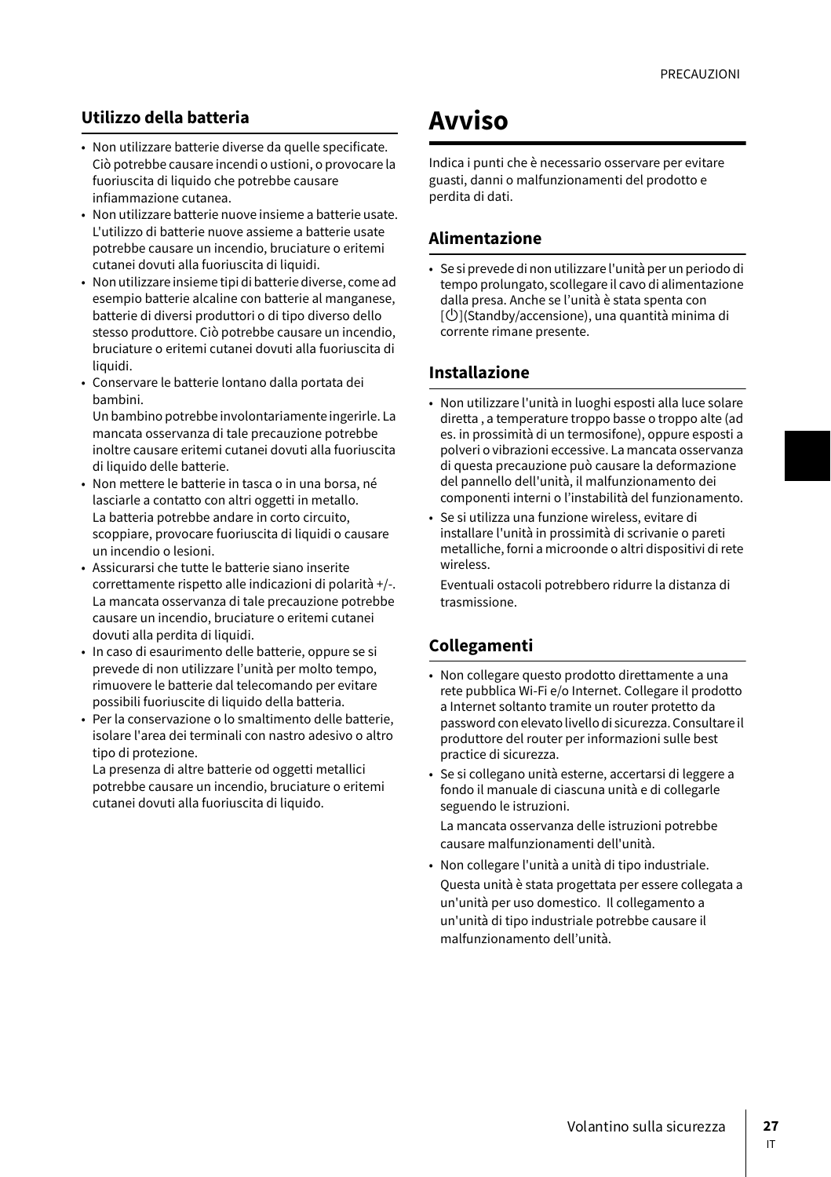### Utilizzo della batteria

- Non utilizzare batterie diverse da quelle specificate. Ciò potrebbe causare incendi o ustioni, o provocare la fuoriuscita di liquido che potrebbe causare infiammazione cutanea.
- Non utilizzare batterie nuove insieme a batterie usate. L'utilizzo di batterie nuove assieme a batterie usate potrebbe causare un incendio, bruciature o eritemi cutanei dovuti alla fuoriuscita di liquidi.
- Non utilizzare insieme tipi di batterie diverse, come ad esempio batterie alcaline con batterie al manganese, batterie di diversi produttori o di tipo diverso dello stesso produttore. Ciò potrebbe causare un incendio, bruciature o eritemi cutanei dovuti alla fuoriuscita di liquidi.
- Conservare le batterie lontano dalla portata dei bambini.
  Un bambino potrebbe involontariamente ingerirle. La mancata osservanza di tale precauzione potrebbe inoltre causare eritemi cutanei dovuti alla fuoriuscita di liquido delle batterie.
- Non mettere le batterie in tasca o in una borsa, né lasciarle a contatto con altri oggetti in metallo.
  La batteria potrebbe andare in corto circuito, scoppiare, provocare fuoriuscita di liquidi o causare un incendio o lesioni.
- Assicurarsi che tutte le batterie siano inserite correttamente rispetto alle indicazioni di polarità +/-. La mancata osservanza di tale precauzione potrebbe causare un incendio, bruciature o eritemi cutanei dovuti alla perdita di liquidi.
- In caso di esaurimento delle batterie, oppure se si prevede di non utilizzare l'unità per molto tempo, rimuovere le batterie dal telecomando per evitare possibili fuoriuscite di liquido della batteria.
- Per la conservazione o lo smaltimento delle batterie, isolare l'area dei terminali con nastro adesivo o altro tipo di protezione.
  La presenza di altre batterie od oggetti metallici potrebbe causare un incendio, bruciature o eritemi cutanei dovuti alla fuoriuscita di liquido.

# Avviso

Indica i punti che è necessario osservare per evitare guasti, danni o malfunzionamenti del prodotto e perdita di dati.

### Alimentazione

- Se si prevede di non utilizzare l'unità per un periodo di tempo prolungato, scollegare il cavo di alimentazione dalla presa. Anche se l'unità è stata spenta con [⏻](Standby/accensione), una quantità minima di corrente rimane presente.

### Installazione

- Non utilizzare l'unità in luoghi esposti alla luce solare diretta , a temperature troppo basse o troppo alte (ad es. in prossimità di un termosifone), oppure esposti a polveri o vibrazioni eccessive. La mancata osservanza di questa precauzione può causare la deformazione del pannello dell'unità, il malfunzionamento dei componenti interni o l'instabilità del funzionamento.
- Se si utilizza una funzione wireless, evitare di installare l'unità in prossimità di scrivanie o pareti metalliche, forni a microonde o altri dispositivi di rete wireless.

  Eventuali ostacoli potrebbero ridurre la distanza di trasmissione.

### Collegamenti

- Non collegare questo prodotto direttamente a una rete pubblica Wi-Fi e/o Internet. Collegare il prodotto a Internet soltanto tramite un router protetto da password con elevato livello di sicurezza. Consultare il produttore del router per informazioni sulle best practice di sicurezza.
- Se si collegano unità esterne, accertarsi di leggere a fondo il manuale di ciascuna unità e di collegarle seguendo le istruzioni.

  La mancata osservanza delle istruzioni potrebbe causare malfunzionamenti dell'unità.
- Non collegare l'unità a unità di tipo industriale.

  Questa unità è stata progettata per essere collegata a un'unità per uso domestico. Il collegamento a un'unità di tipo industriale potrebbe causare il malfunzionamento dell'unità.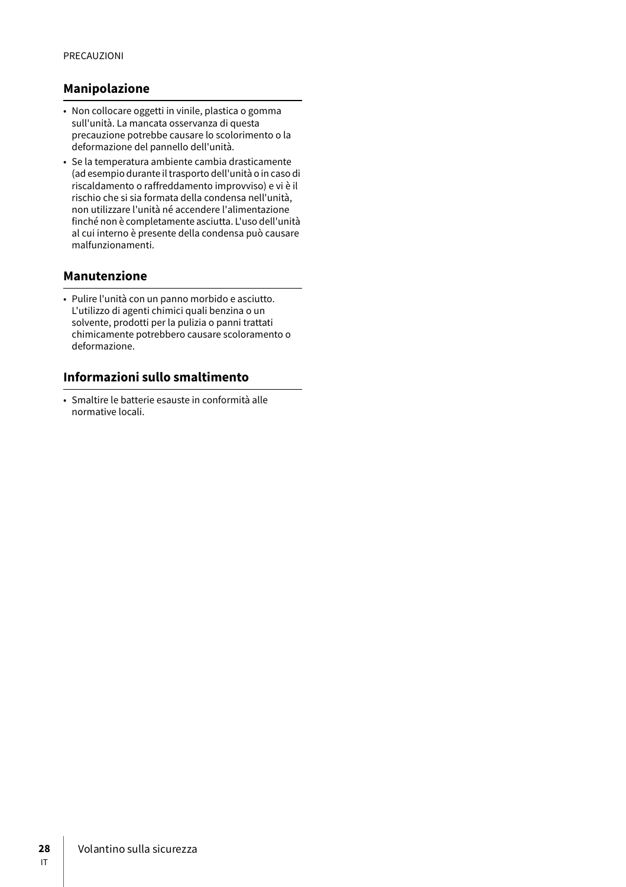## Manipolazione

- Non collocare oggetti in vinile, plastica o gomma sull'unità. La mancata osservanza di questa precauzione potrebbe causare lo scolorimento o la deformazione del pannello dell'unità.
- Se la temperatura ambiente cambia drasticamente (ad esempio durante il trasporto dell'unità o in caso di riscaldamento o raffreddamento improvviso) e vi è il rischio che si sia formata della condensa nell'unità, non utilizzare l'unità né accendere l'alimentazione finché non è completamente asciutta. L'uso dell'unità al cui interno è presente della condensa può causare malfunzionamenti.

## Manutenzione

- Pulire l'unità con un panno morbido e asciutto. L'utilizzo di agenti chimici quali benzina o un solvente, prodotti per la pulizia o panni trattati chimicamente potrebbero causare scoloramento o deformazione.

## Informazioni sullo smaltimento

- Smaltire le batterie esauste in conformità alle normative locali.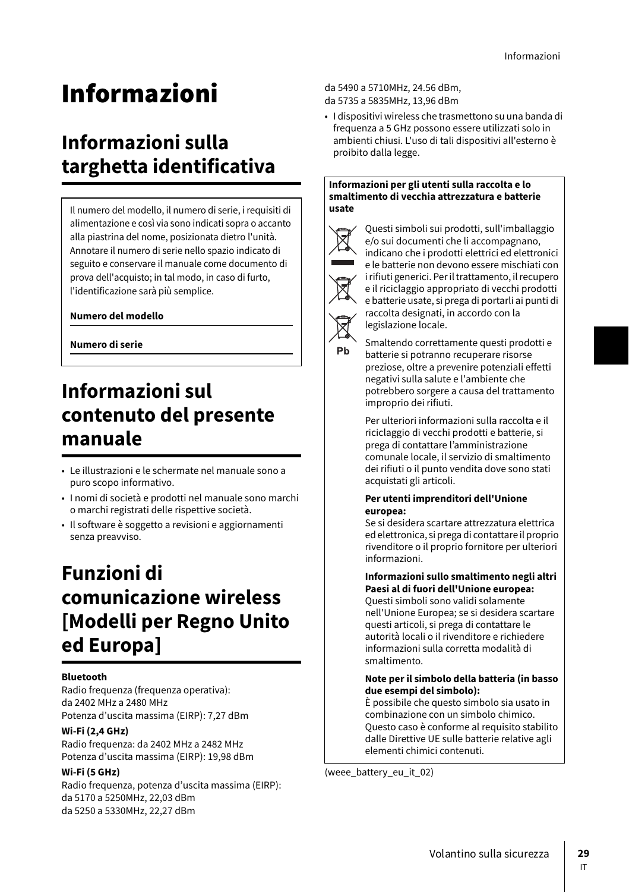# Informazioni

## Informazioni sulla targhetta identificativa

Il numero del modello, il numero di serie, i requisiti di alimentazione e così via sono indicati sopra o accanto alla piastrina del nome, posizionata dietro l'unità. Annotare il numero di serie nello spazio indicato di seguito e conservare il manuale come documento di prova dell'acquisto; in tal modo, in caso di furto, l'identificazione sarà più semplice.

**Numero del modello**

**Numero di serie**

## Informazioni sul contenuto del presente manuale

- Le illustrazioni e le schermate nel manuale sono a puro scopo informativo.
- I nomi di società e prodotti nel manuale sono marchi o marchi registrati delle rispettive società.
- Il software è soggetto a revisioni e aggiornamenti senza preavviso.

## Funzioni di comunicazione wireless [Modelli per Regno Unito ed Europa]

**Bluetooth**

Radio frequenza (frequenza operativa):
da 2402 MHz a 2480 MHz
Potenza d'uscita massima (EIRP): 7,27 dBm

**Wi-Fi (2,4 GHz)**

Radio frequenza: da 2402 MHz a 2482 MHz
Potenza d'uscita massima (EIRP): 19,98 dBm

**Wi-Fi (5 GHz)**

Radio frequenza, potenza d'uscita massima (EIRP):
da 5170 a 5250MHz, 22,03 dBm
da 5250 a 5330MHz, 22,27 dBm
da 5490 a 5710MHz, 24.56 dBm,
da 5735 a 5835MHz, 13,96 dBm

- I dispositivi wireless che trasmettono su una banda di frequenza a 5 GHz possono essere utilizzati solo in ambienti chiusi. L'uso di tali dispositivi all'esterno è proibito dalla legge.

**Informazioni per gli utenti sulla raccolta e lo smaltimento di vecchia attrezzatura e batterie usate**

Pb

Questi simboli sui prodotti, sull'imballaggio e/o sui documenti che li accompagnano, indicano che i prodotti elettrici ed elettronici e le batterie non devono essere mischiati con i rifiuti generici. Per il trattamento, il recupero e il riciclaggio appropriato di vecchi prodotti e batterie usate, si prega di portarli ai punti di raccolta designati, in accordo con la legislazione locale.

Smaltendo correttamente questi prodotti e batterie si potranno recuperare risorse preziose, oltre a prevenire potenziali effetti negativi sulla salute e l'ambiente che potrebbero sorgere a causa del trattamento improprio dei rifiuti.

Per ulteriori informazioni sulla raccolta e il riciclaggio di vecchi prodotti e batterie, si prega di contattare l'amministrazione comunale locale, il servizio di smaltimento dei rifiuti o il punto vendita dove sono stati acquistati gli articoli.

**Per utenti imprenditori dell'Unione europea:**
Se si desidera scartare attrezzatura elettrica ed elettronica, si prega di contattare il proprio rivenditore o il proprio fornitore per ulteriori informazioni.

**Informazioni sullo smaltimento negli altri Paesi al di fuori dell'Unione europea:**
Questi simboli sono validi solamente nell'Unione Europea; se si desidera scartare questi articoli, si prega di contattare le autorità locali o il rivenditore e richiedere informazioni sulla corretta modalità di smaltimento.

**Note per il simbolo della batteria (in basso due esempi del simbolo):**
È possibile che questo simbolo sia usato in combinazione con un simbolo chimico. Questo caso è conforme al requisito stabilito dalle Direttive UE sulle batterie relative agli elementi chimici contenuti.

(weee_battery_eu_it_02)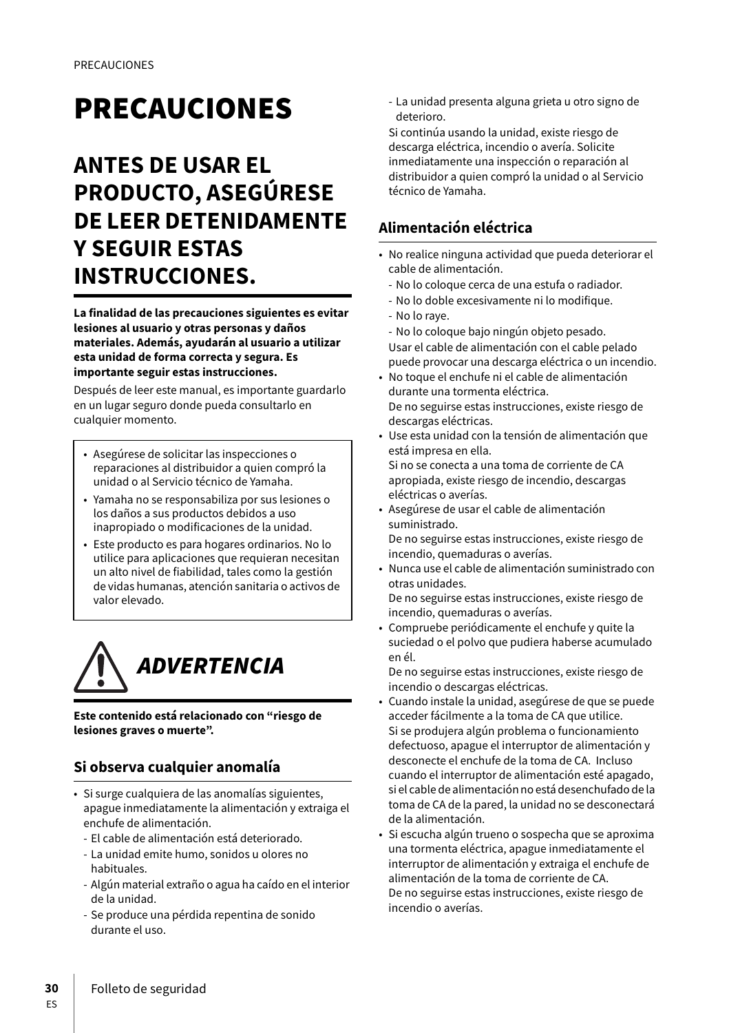# PRECAUCIONES

## ANTES DE USAR EL PRODUCTO, ASEGÚRESE DE LEER DETENIDAMENTE Y SEGUIR ESTAS INSTRUCCIONES.

**La finalidad de las precauciones siguientes es evitar lesiones al usuario y otras personas y daños materiales. Además, ayudarán al usuario a utilizar esta unidad de forma correcta y segura. Es importante seguir estas instrucciones.**

Después de leer este manual, es importante guardarlo en un lugar seguro donde pueda consultarlo en cualquier momento.

- Asegúrese de solicitar las inspecciones o reparaciones al distribuidor a quien compró la unidad o al Servicio técnico de Yamaha.
- Yamaha no se responsabiliza por sus lesiones o los daños a sus productos debidos a uso inapropiado o modificaciones de la unidad.
- Este producto es para hogares ordinarios. No lo utilice para aplicaciones que requieran necesitan un alto nivel de fiabilidad, tales como la gestión de vidas humanas, atención sanitaria o activos de valor elevado.

## *ADVERTENCIA*

**Este contenido está relacionado con "riesgo de lesiones graves o muerte".**

### Si observa cualquier anomalía

- Si surge cualquiera de las anomalías siguientes, apague inmediatamente la alimentación y extraiga el enchufe de alimentación.
  - El cable de alimentación está deteriorado.
  - La unidad emite humo, sonidos u olores no habituales.
  - Algún material extraño o agua ha caído en el interior de la unidad.
  - Se produce una pérdida repentina de sonido durante el uso.
  - La unidad presenta alguna grieta u otro signo de deterioro.

  Si continúa usando la unidad, existe riesgo de descarga eléctrica, incendio o avería. Solicite inmediatamente una inspección o reparación al distribuidor a quien compró la unidad o al Servicio técnico de Yamaha.

### Alimentación eléctrica

- No realice ninguna actividad que pueda deteriorar el cable de alimentación.
  - No lo coloque cerca de una estufa o radiador.
  - No lo doble excesivamente ni lo modifique.
  - No lo raye.
  - No lo coloque bajo ningún objeto pesado.

  Usar el cable de alimentación con el cable pelado puede provocar una descarga eléctrica o un incendio.
- No toque el enchufe ni el cable de alimentación durante una tormenta eléctrica.
  De no seguirse estas instrucciones, existe riesgo de descargas eléctricas.
- Use esta unidad con la tensión de alimentación que está impresa en ella.
  Si no se conecta a una toma de corriente de CA apropiada, existe riesgo de incendio, descargas eléctricas o averías.
- Asegúrese de usar el cable de alimentación suministrado.
  De no seguirse estas instrucciones, existe riesgo de incendio, quemaduras o averías.
- Nunca use el cable de alimentación suministrado con otras unidades.
  De no seguirse estas instrucciones, existe riesgo de incendio, quemaduras o averías.
- Compruebe periódicamente el enchufe y quite la suciedad o el polvo que pudiera haberse acumulado en él.
  De no seguirse estas instrucciones, existe riesgo de incendio o descargas eléctricas.
- Cuando instale la unidad, asegúrese de que se puede acceder fácilmente a la toma de CA que utilice.
  Si se produjera algún problema o funcionamiento defectuoso, apague el interruptor de alimentación y desconecte el enchufe de la toma de CA. Incluso cuando el interruptor de alimentación esté apagado, si el cable de alimentación no está desenchufado de la toma de CA de la pared, la unidad no se desconectará de la alimentación.
- Si escucha algún trueno o sospecha que se aproxima una tormenta eléctrica, apague inmediatamente el interruptor de alimentación y extraiga el enchufe de alimentación de la toma de corriente de CA.
  De no seguirse estas instrucciones, existe riesgo de incendio o averías.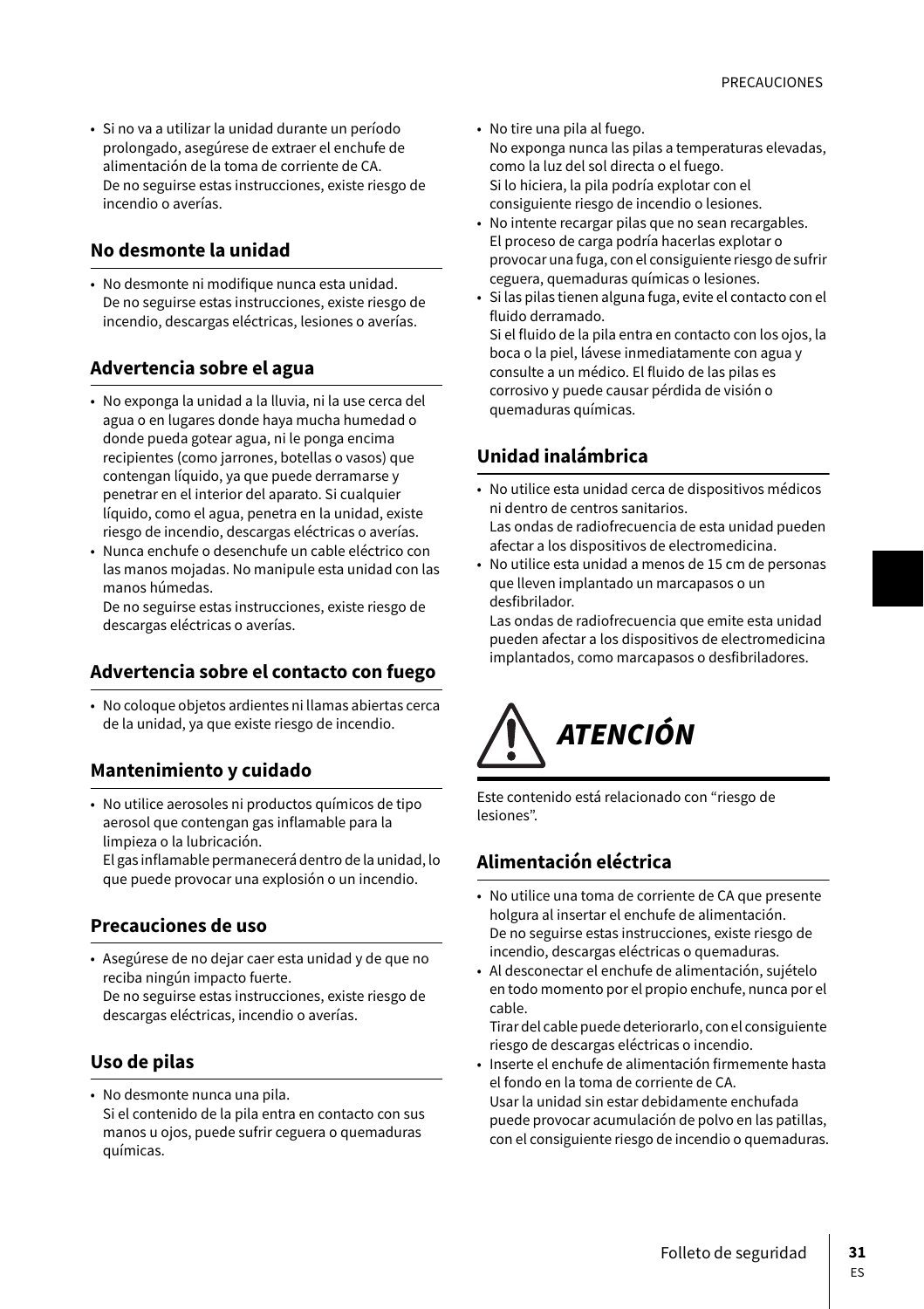- Si no va a utilizar la unidad durante un período prolongado, asegúrese de extraer el enchufe de alimentación de la toma de corriente de CA.
  De no seguirse estas instrucciones, existe riesgo de incendio o averías.

### No desmonte la unidad

- No desmonte ni modifique nunca esta unidad.
  De no seguirse estas instrucciones, existe riesgo de incendio, descargas eléctricas, lesiones o averías.

### Advertencia sobre el agua

- No exponga la unidad a la lluvia, ni la use cerca del agua o en lugares donde haya mucha humedad o donde pueda gotear agua, ni le ponga encima recipientes (como jarrones, botellas o vasos) que contengan líquido, ya que puede derramarse y penetrar en el interior del aparato. Si cualquier líquido, como el agua, penetra en la unidad, existe riesgo de incendio, descargas eléctricas o averías.
- Nunca enchufe o desenchufe un cable eléctrico con las manos mojadas. No manipule esta unidad con las manos húmedas.
  De no seguirse estas instrucciones, existe riesgo de descargas eléctricas o averías.

### Advertencia sobre el contacto con fuego

- No coloque objetos ardientes ni llamas abiertas cerca de la unidad, ya que existe riesgo de incendio.

### Mantenimiento y cuidado

- No utilice aerosoles ni productos químicos de tipo aerosol que contengan gas inflamable para la limpieza o la lubricación.
  El gas inflamable permanecerá dentro de la unidad, lo que puede provocar una explosión o un incendio.

### Precauciones de uso

- Asegúrese de no dejar caer esta unidad y de que no reciba ningún impacto fuerte.
  De no seguirse estas instrucciones, existe riesgo de descargas eléctricas, incendio o averías.

### Uso de pilas

- No desmonte nunca una pila.
  Si el contenido de la pila entra en contacto con sus manos u ojos, puede sufrir ceguera o quemaduras químicas.
- No tire una pila al fuego.
  No exponga nunca las pilas a temperaturas elevadas, como la luz del sol directa o el fuego.
  Si lo hiciera, la pila podría explotar con el consiguiente riesgo de incendio o lesiones.
- No intente recargar pilas que no sean recargables.
  El proceso de carga podría hacerlas explotar o provocar una fuga, con el consiguiente riesgo de sufrir ceguera, quemaduras químicas o lesiones.
- Si las pilas tienen alguna fuga, evite el contacto con el fluido derramado.
  Si el fluido de la pila entra en contacto con los ojos, la boca o la piel, lávese inmediatamente con agua y consulte a un médico. El fluido de las pilas es corrosivo y puede causar pérdida de visión o quemaduras químicas.

### Unidad inalámbrica

- No utilice esta unidad cerca de dispositivos médicos ni dentro de centros sanitarios.
  Las ondas de radiofrecuencia de esta unidad pueden afectar a los dispositivos de electromedicina.
- No utilice esta unidad a menos de 15 cm de personas que lleven implantado un marcapasos o un desfibrilador.
  Las ondas de radiofrecuencia que emite esta unidad pueden afectar a los dispositivos de electromedicina implantados, como marcapasos o desfibriladores.

## *ATENCIÓN*

Este contenido está relacionado con “riesgo de lesiones”.

### Alimentación eléctrica

- No utilice una toma de corriente de CA que presente holgura al insertar el enchufe de alimentación.
  De no seguirse estas instrucciones, existe riesgo de incendio, descargas eléctricas o quemaduras.
- Al desconectar el enchufe de alimentación, sujételo en todo momento por el propio enchufe, nunca por el cable.
  Tirar del cable puede deteriorarlo, con el consiguiente riesgo de descargas eléctricas o incendio.
- Inserte el enchufe de alimentación firmemente hasta el fondo en la toma de corriente de CA.
  Usar la unidad sin estar debidamente enchufada puede provocar acumulación de polvo en las patillas, con el consiguiente riesgo de incendio o quemaduras.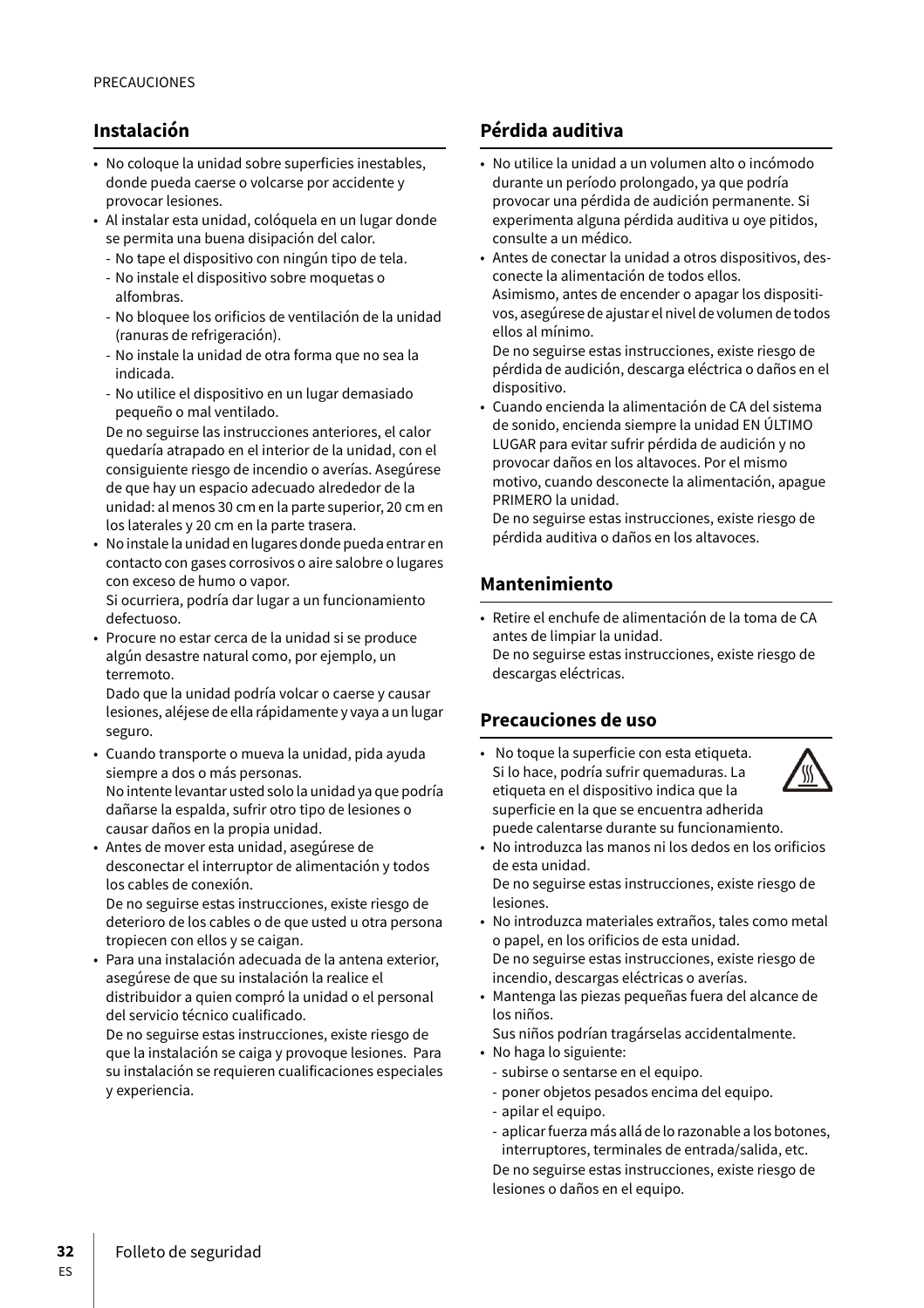## Instalación

- No coloque la unidad sobre superficies inestables, donde pueda caerse o volcarse por accidente y provocar lesiones.
- Al instalar esta unidad, colóquela en un lugar donde se permita una buena disipación del calor.
  - No tape el dispositivo con ningún tipo de tela.
  - No instale el dispositivo sobre moquetas o alfombras.
  - No bloquee los orificios de ventilación de la unidad (ranuras de refrigeración).
  - No instale la unidad de otra forma que no sea la indicada.
  - No utilice el dispositivo en un lugar demasiado pequeño o mal ventilado.

  De no seguirse las instrucciones anteriores, el calor quedaría atrapado en el interior de la unidad, con el consiguiente riesgo de incendio o averías. Asegúrese de que hay un espacio adecuado alrededor de la unidad: al menos 30 cm en la parte superior, 20 cm en los laterales y 20 cm en la parte trasera.
- No instale la unidad en lugares donde pueda entrar en contacto con gases corrosivos o aire salobre o lugares con exceso de humo o vapor.
  Si ocurriera, podría dar lugar a un funcionamiento defectuoso.
- Procure no estar cerca de la unidad si se produce algún desastre natural como, por ejemplo, un terremoto.
  Dado que la unidad podría volcar o caerse y causar lesiones, aléjese de ella rápidamente y vaya a un lugar seguro.
- Cuando transporte o mueva la unidad, pida ayuda siempre a dos o más personas.
  No intente levantar usted solo la unidad ya que podría dañarse la espalda, sufrir otro tipo de lesiones o causar daños en la propia unidad.
- Antes de mover esta unidad, asegúrese de desconectar el interruptor de alimentación y todos los cables de conexión.
  De no seguirse estas instrucciones, existe riesgo de deterioro de los cables o de que usted u otra persona tropiecen con ellos y se caigan.
- Para una instalación adecuada de la antena exterior, asegúrese de que su instalación la realice el distribuidor a quien compró la unidad o el personal del servicio técnico cualificado.
  De no seguirse estas instrucciones, existe riesgo de que la instalación se caiga y provoque lesiones. Para su instalación se requieren cualificaciones especiales y experiencia.

## Pérdida auditiva

- No utilice la unidad a un volumen alto o incómodo durante un período prolongado, ya que podría provocar una pérdida de audición permanente. Si experimenta alguna pérdida auditiva u oye pitidos, consulte a un médico.
- Antes de conectar la unidad a otros dispositivos, desconecte la alimentación de todos ellos.
  Asimismo, antes de encender o apagar los dispositivos, asegúrese de ajustar el nivel de volumen de todos ellos al mínimo.
  De no seguirse estas instrucciones, existe riesgo de pérdida de audición, descarga eléctrica o daños en el dispositivo.
- Cuando encienda la alimentación de CA del sistema de sonido, encienda siempre la unidad EN ÚLTIMO LUGAR para evitar sufrir pérdida de audición y no provocar daños en los altavoces. Por el mismo motivo, cuando desconecte la alimentación, apague PRIMERO la unidad.
  De no seguirse estas instrucciones, existe riesgo de pérdida auditiva o daños en los altavoces.

## Mantenimiento

- Retire el enchufe de alimentación de la toma de CA antes de limpiar la unidad.
  De no seguirse estas instrucciones, existe riesgo de descargas eléctricas.

## Precauciones de uso

- No toque la superficie con esta etiqueta. Si lo hace, podría sufrir quemaduras. La etiqueta en el dispositivo indica que la superficie en la que se encuentra adherida puede calentarse durante su funcionamiento.
- No introduzca las manos ni los dedos en los orificios de esta unidad.
  De no seguirse estas instrucciones, existe riesgo de lesiones.
- No introduzca materiales extraños, tales como metal o papel, en los orificios de esta unidad.
  De no seguirse estas instrucciones, existe riesgo de incendio, descargas eléctricas o averías.
- Mantenga las piezas pequeñas fuera del alcance de los niños.
  Sus niños podrían tragárselas accidentalmente.
- No haga lo siguiente:
  - subirse o sentarse en el equipo.
  - poner objetos pesados encima del equipo.
  - apilar el equipo.
  - aplicar fuerza más allá de lo razonable a los botones, interruptores, terminales de entrada/salida, etc.

  De no seguirse estas instrucciones, existe riesgo de lesiones o daños en el equipo.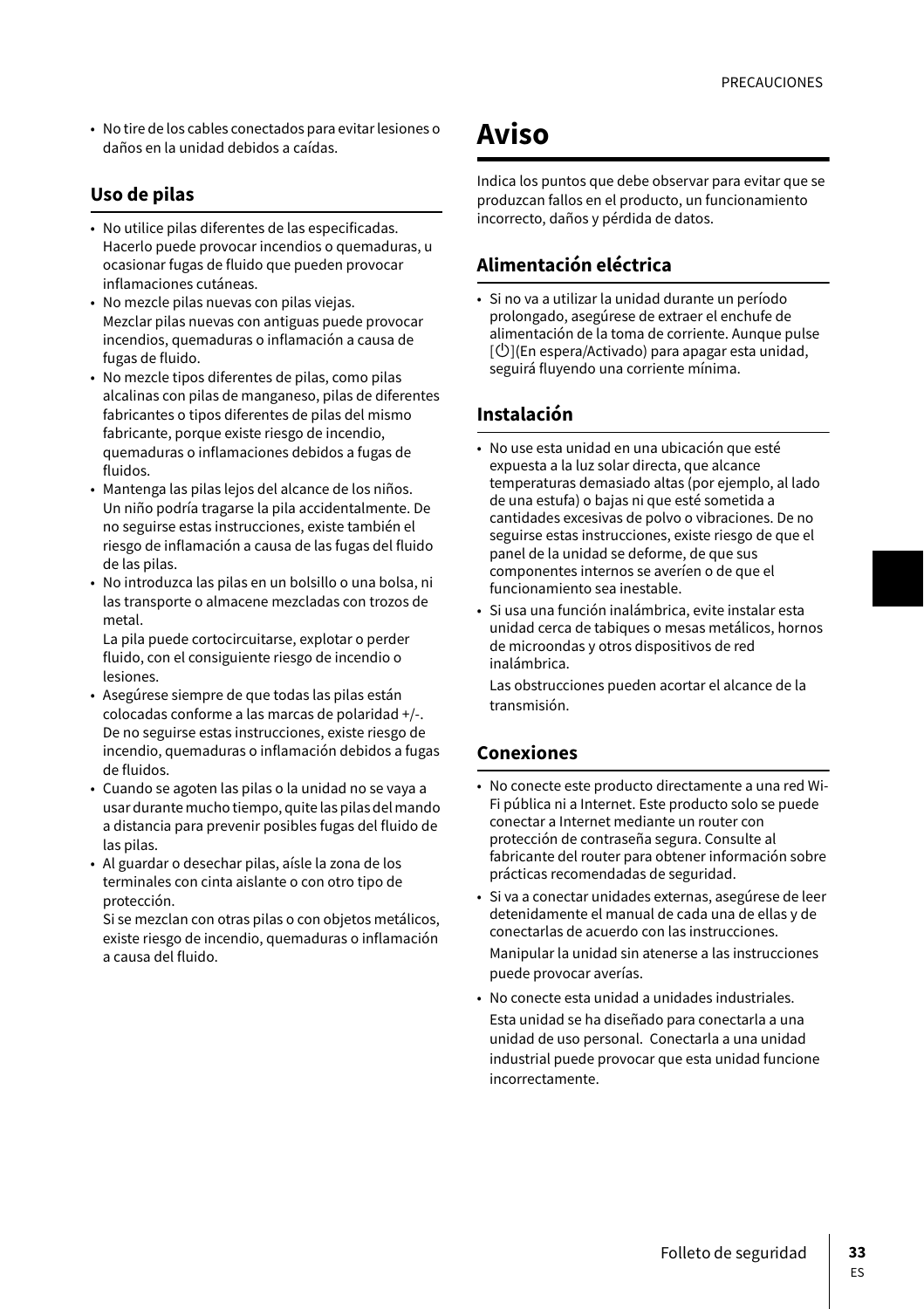- No tire de los cables conectados para evitar lesiones o daños en la unidad debidos a caídas.

### Uso de pilas

- No utilice pilas diferentes de las especificadas. Hacerlo puede provocar incendios o quemaduras, u ocasionar fugas de fluido que pueden provocar inflamaciones cutáneas.
- No mezcle pilas nuevas con pilas viejas. Mezclar pilas nuevas con antiguas puede provocar incendios, quemaduras o inflamación a causa de fugas de fluido.
- No mezcle tipos diferentes de pilas, como pilas alcalinas con pilas de manganeso, pilas de diferentes fabricantes o tipos diferentes de pilas del mismo fabricante, porque existe riesgo de incendio, quemaduras o inflamaciones debidos a fugas de fluidos.
- Mantenga las pilas lejos del alcance de los niños. Un niño podría tragarse la pila accidentalmente. De no seguirse estas instrucciones, existe también el riesgo de inflamación a causa de las fugas del fluido de las pilas.
- No introduzca las pilas en un bolsillo o una bolsa, ni las transporte o almacene mezcladas con trozos de metal.
  La pila puede cortocircuitarse, explotar o perder fluido, con el consiguiente riesgo de incendio o lesiones.
- Asegúrese siempre de que todas las pilas están colocadas conforme a las marcas de polaridad +/-. De no seguirse estas instrucciones, existe riesgo de incendio, quemaduras o inflamación debidos a fugas de fluidos.
- Cuando se agoten las pilas o la unidad no se vaya a usar durante mucho tiempo, quite las pilas del mando a distancia para prevenir posibles fugas del fluido de las pilas.
- Al guardar o desechar pilas, aísle la zona de los terminales con cinta aislante o con otro tipo de protección.
  Si se mezclan con otras pilas o con objetos metálicos, existe riesgo de incendio, quemaduras o inflamación a causa del fluido.

## Aviso

Indica los puntos que debe observar para evitar que se produzcan fallos en el producto, un funcionamiento incorrecto, daños y pérdida de datos.

### Alimentación eléctrica

- Si no va a utilizar la unidad durante un período prolongado, asegúrese de extraer el enchufe de alimentación de la toma de corriente. Aunque pulse [⏻](En espera/Activado) para apagar esta unidad, seguirá fluyendo una corriente mínima.

### Instalación

- No use esta unidad en una ubicación que esté expuesta a la luz solar directa, que alcance temperaturas demasiado altas (por ejemplo, al lado de una estufa) o bajas ni que esté sometida a cantidades excesivas de polvo o vibraciones. De no seguirse estas instrucciones, existe riesgo de que el panel de la unidad se deforme, de que sus componentes internos se averíen o de que el funcionamiento sea inestable.
- Si usa una función inalámbrica, evite instalar esta unidad cerca de tabiques o mesas metálicos, hornos de microondas y otros dispositivos de red inalámbrica.
  Las obstrucciones pueden acortar el alcance de la transmisión.

### Conexiones

- No conecte este producto directamente a una red Wi-Fi pública ni a Internet. Este producto solo se puede conectar a Internet mediante un router con protección de contraseña segura. Consulte al fabricante del router para obtener información sobre prácticas recomendadas de seguridad.
- Si va a conectar unidades externas, asegúrese de leer detenidamente el manual de cada una de ellas y de conectarlas de acuerdo con las instrucciones.
  Manipular la unidad sin atenerse a las instrucciones puede provocar averías.
- No conecte esta unidad a unidades industriales.
  Esta unidad se ha diseñado para conectarla a una unidad de uso personal. Conectarla a una unidad industrial puede provocar que esta unidad funcione incorrectamente.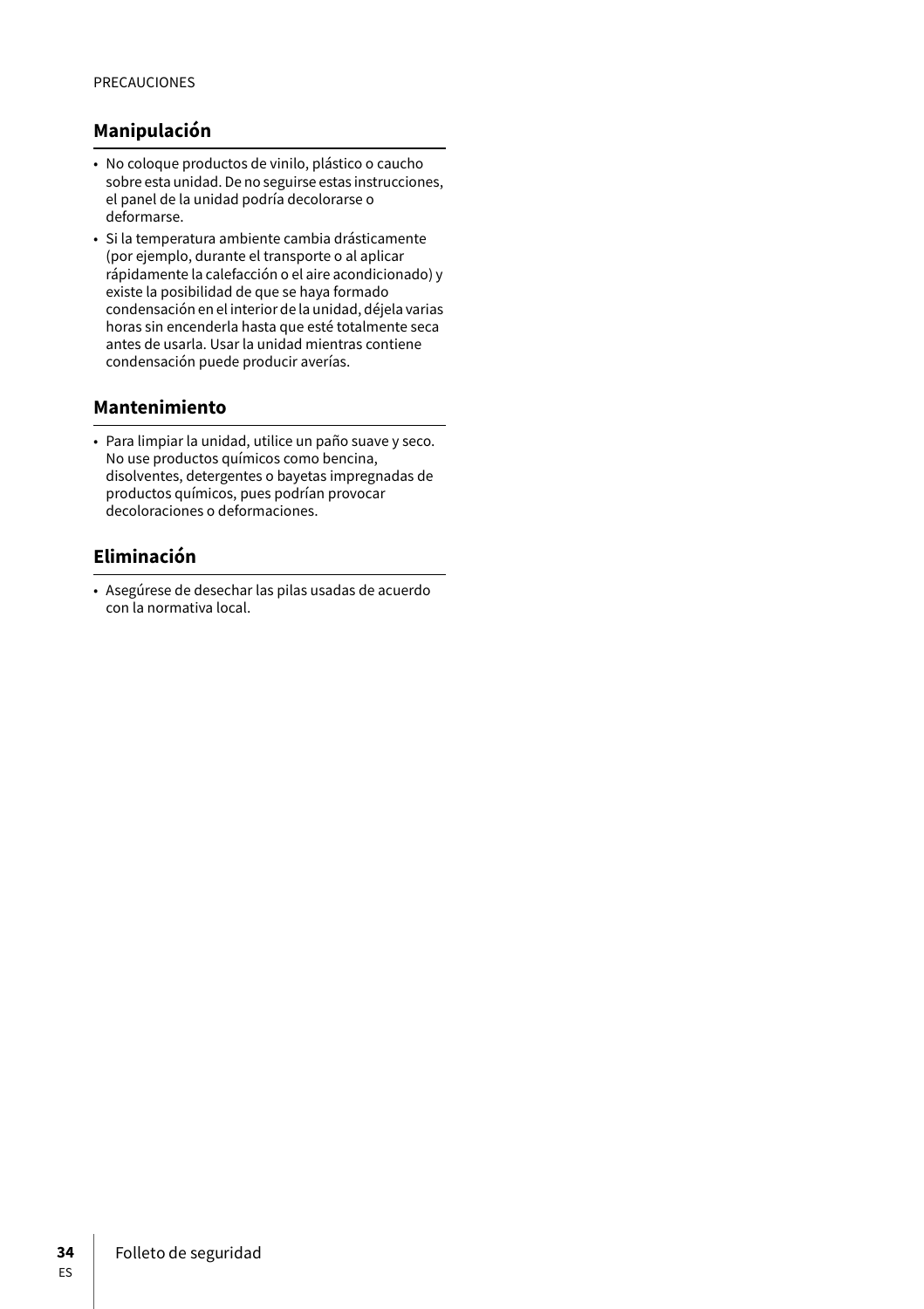## Manipulación

- No coloque productos de vinilo, plástico o caucho sobre esta unidad. De no seguirse estas instrucciones, el panel de la unidad podría decolorarse o deformarse.
- Si la temperatura ambiente cambia drásticamente (por ejemplo, durante el transporte o al aplicar rápidamente la calefacción o el aire acondicionado) y existe la posibilidad de que se haya formado condensación en el interior de la unidad, déjela varias horas sin encenderla hasta que esté totalmente seca antes de usarla. Usar la unidad mientras contiene condensación puede producir averías.

## Mantenimiento

- Para limpiar la unidad, utilice un paño suave y seco. No use productos químicos como bencina, disolventes, detergentes o bayetas impregnadas de productos químicos, pues podrían provocar decoloraciones o deformaciones.

## Eliminación

- Asegúrese de desechar las pilas usadas de acuerdo con la normativa local.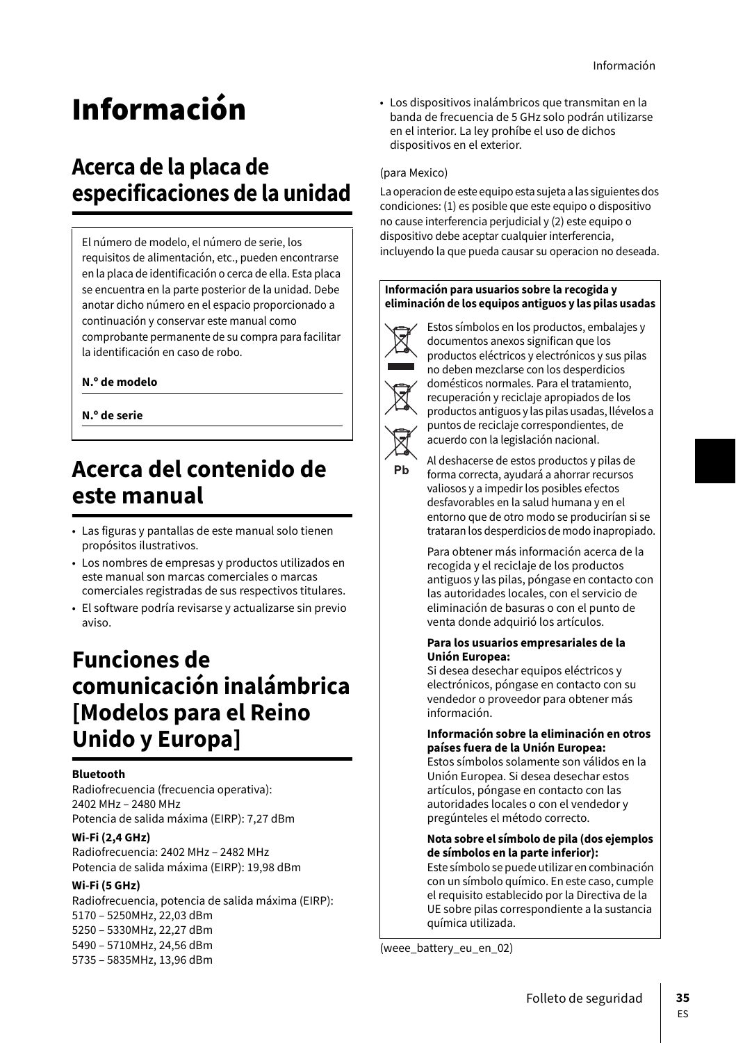# Información

## Acerca de la placa de especificaciones de la unidad

El número de modelo, el número de serie, los requisitos de alimentación, etc., pueden encontrarse en la placa de identificación o cerca de ella. Esta placa se encuentra en la parte posterior de la unidad. Debe anotar dicho número en el espacio proporcionado a continuación y conservar este manual como comprobante permanente de su compra para facilitar la identificación en caso de robo.

**N.º de modelo**

**N.º de serie**

## Acerca del contenido de este manual

- Las figuras y pantallas de este manual solo tienen propósitos ilustrativos.
- Los nombres de empresas y productos utilizados en este manual son marcas comerciales o marcas comerciales registradas de sus respectivos titulares.
- El software podría revisarse y actualizarse sin previo aviso.

## Funciones de comunicación inalámbrica [Modelos para el Reino Unido y Europa]

**Bluetooth**
Radiofrecuencia (frecuencia operativa): 2402 MHz – 2480 MHz
Potencia de salida máxima (EIRP): 7,27 dBm

**Wi-Fi (2,4 GHz)**
Radiofrecuencia: 2402 MHz – 2482 MHz
Potencia de salida máxima (EIRP): 19,98 dBm

**Wi-Fi (5 GHz)**
Radiofrecuencia, potencia de salida máxima (EIRP):
5170 – 5250MHz, 22,03 dBm
5250 – 5330MHz, 22,27 dBm
5490 – 5710MHz, 24,56 dBm
5735 – 5835MHz, 13,96 dBm

- Los dispositivos inalámbricos que transmitan en la banda de frecuencia de 5 GHz solo podrán utilizarse en el interior. La ley prohíbe el uso de dichos dispositivos en el exterior.

(para Mexico)

La operacion de este equipo esta sujeta a las siguientes dos condiciones: (1) es posible que este equipo o dispositivo no cause interferencia perjudicial y (2) este equipo o dispositivo debe aceptar cualquier interferencia, incluyendo la que pueda causar su operacion no deseada.

**Información para usuarios sobre la recogida y eliminación de los equipos antiguos y las pilas usadas**

Pb

Estos símbolos en los productos, embalajes y documentos anexos significan que los productos eléctricos y electrónicos y sus pilas no deben mezclarse con los desperdicios domésticos normales. Para el tratamiento, recuperación y reciclaje apropiados de los productos antiguos y las pilas usadas, llévelos a puntos de reciclaje correspondientes, de acuerdo con la legislación nacional.

Al deshacerse de estos productos y pilas de forma correcta, ayudará a ahorrar recursos valiosos y a impedir los posibles efectos desfavorables en la salud humana y en el entorno que de otro modo se producirían si se trataran los desperdicios de modo inapropiado.

Para obtener más información acerca de la recogida y el reciclaje de los productos antiguos y las pilas, póngase en contacto con las autoridades locales, con el servicio de eliminación de basuras o con el punto de venta donde adquirió los artículos.

**Para los usuarios empresariales de la Unión Europea:**
Si desea desechar equipos eléctricos y electrónicos, póngase en contacto con su vendedor o proveedor para obtener más información.

**Información sobre la eliminación en otros países fuera de la Unión Europea:**
Estos símbolos solamente son válidos en la Unión Europea. Si desea desechar estos artículos, póngase en contacto con las autoridades locales o con el vendedor y pregúnteles el método correcto.

**Nota sobre el símbolo de pila (dos ejemplos de símbolos en la parte inferior):**
Este símbolo se puede utilizar en combinación con un símbolo químico. En este caso, cumple el requisito establecido por la Directiva de la UE sobre pilas correspondiente a la sustancia química utilizada.

(weee_battery_eu_en_02)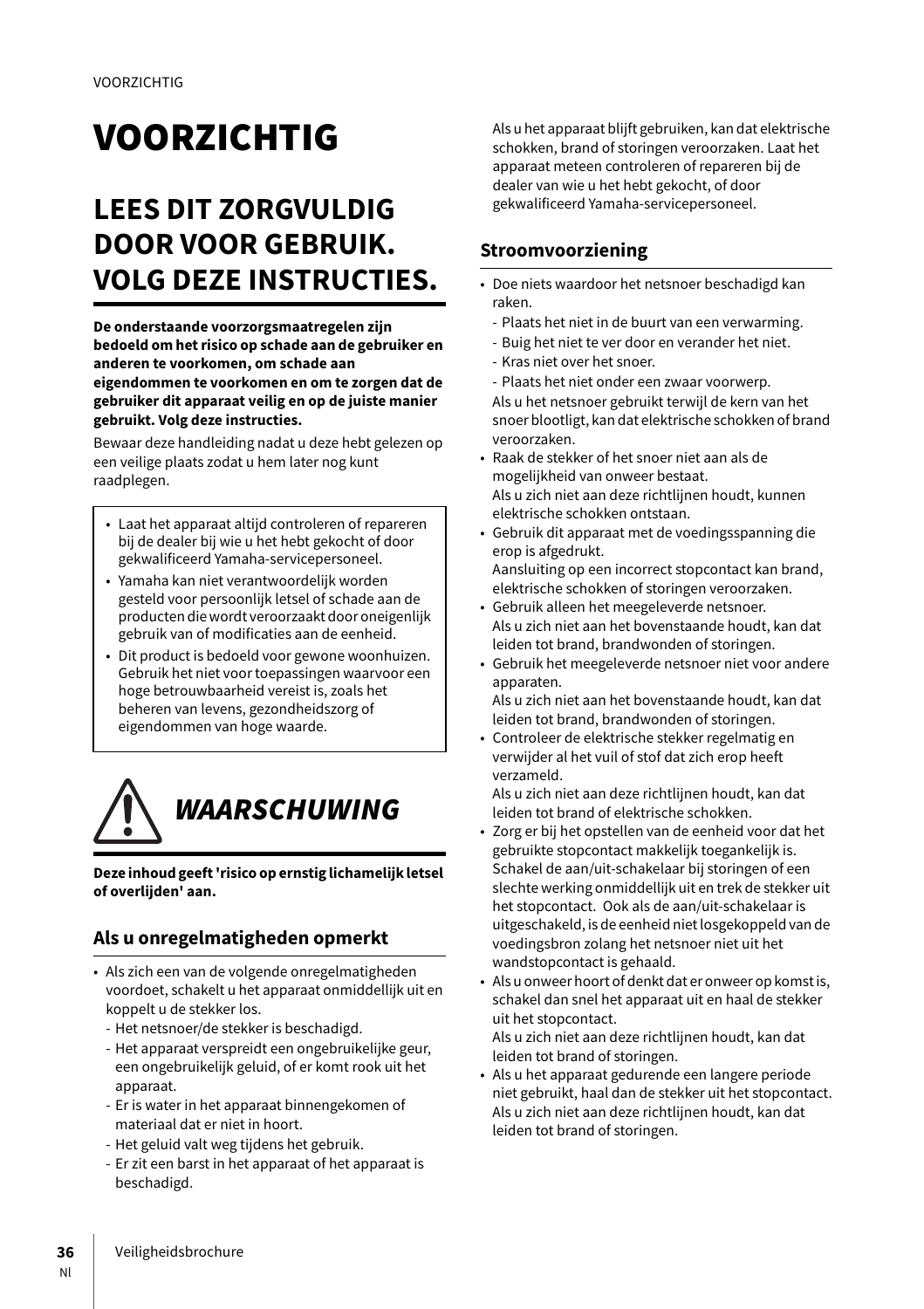# VOORZICHTIG

## LEES DIT ZORGVULDIG DOOR VOOR GEBRUIK. VOLG DEZE INSTRUCTIES.

**De onderstaande voorzorgsmaatregelen zijn bedoeld om het risico op schade aan de gebruiker en anderen te voorkomen, om schade aan eigendommen te voorkomen en om te zorgen dat de gebruiker dit apparaat veilig en op de juiste manier gebruikt. Volg deze instructies.**

Bewaar deze handleiding nadat u deze hebt gelezen op een veilige plaats zodat u hem later nog kunt raadplegen.

- Laat het apparaat altijd controleren of repareren bij de dealer bij wie u het hebt gekocht of door gekwalificeerd Yamaha-servicepersoneel.
- Yamaha kan niet verantwoordelijk worden gesteld voor persoonlijk letsel of schade aan de producten die wordt veroorzaakt door oneigenlijk gebruik van of modificaties aan de eenheid.
- Dit product is bedoeld voor gewone woonhuizen. Gebruik het niet voor toepassingen waarvoor een hoge betrouwbaarheid vereist is, zoals het beheren van levens, gezondheidszorg of eigendommen van hoge waarde.

## *WAARSCHUWING*

**Deze inhoud geeft 'risico op ernstig lichamelijk letsel of overlijden' aan.**

### Als u onregelmatigheden opmerkt

- Als zich een van de volgende onregelmatigheden voordoet, schakelt u het apparaat onmiddellijk uit en koppelt u de stekker los.
  - Het netsnoer/de stekker is beschadigd.
  - Het apparaat verspreidt een ongebruikelijke geur, een ongebruikelijk geluid, of er komt rook uit het apparaat.
  - Er is water in het apparaat binnengekomen of materiaal dat er niet in hoort.
  - Het geluid valt weg tijdens het gebruik.
  - Er zit een barst in het apparaat of het apparaat is beschadigd.

  Als u het apparaat blijft gebruiken, kan dat elektrische schokken, brand of storingen veroorzaken. Laat het apparaat meteen controleren of repareren bij de dealer van wie u het hebt gekocht, of door gekwalificeerd Yamaha-servicepersoneel.

### Stroomvoorziening

- Doe niets waardoor het netsnoer beschadigd kan raken.
  - Plaats het niet in de buurt van een verwarming.
  - Buig het niet te ver door en verander het niet.
  - Kras niet over het snoer.
  - Plaats het niet onder een zwaar voorwerp.

  Als u het netsnoer gebruikt terwijl de kern van het snoer blootligt, kan dat elektrische schokken of brand veroorzaken.
- Raak de stekker of het snoer niet aan als de mogelijkheid van onweer bestaat.
  Als u zich niet aan deze richtlijnen houdt, kunnen elektrische schokken ontstaan.
- Gebruik dit apparaat met de voedingsspanning die erop is afgedrukt.
  Aansluiting op een incorrect stopcontact kan brand, elektrische schokken of storingen veroorzaken.
- Gebruik alleen het meegeleverde netsnoer.
  Als u zich niet aan het bovenstaande houdt, kan dat leiden tot brand, brandwonden of storingen.
- Gebruik het meegeleverde netsnoer niet voor andere apparaten.
  Als u zich niet aan het bovenstaande houdt, kan dat leiden tot brand, brandwonden of storingen.
- Controleer de elektrische stekker regelmatig en verwijder al het vuil of stof dat zich erop heeft verzameld.
  Als u zich niet aan deze richtlijnen houdt, kan dat leiden tot brand of elektrische schokken.
- Zorg er bij het opstellen van de eenheid voor dat het gebruikte stopcontact makkelijk toegankelijk is. Schakel de aan/uit-schakelaar bij storingen of een slechte werking onmiddellijk uit en trek de stekker uit het stopcontact. Ook als de aan/uit-schakelaar is uitgeschakeld, is de eenheid niet losgekoppeld van de voedingsbron zolang het netsnoer niet uit het wandstopcontact is gehaald.
- Als u onweer hoort of denkt dat er onweer op komst is, schakel dan snel het apparaat uit en haal de stekker uit het stopcontact.
  Als u zich niet aan deze richtlijnen houdt, kan dat leiden tot brand of storingen.
- Als u het apparaat gedurende een langere periode niet gebruikt, haal dan de stekker uit het stopcontact.
  Als u zich niet aan deze richtlijnen houdt, kan dat leiden tot brand of storingen.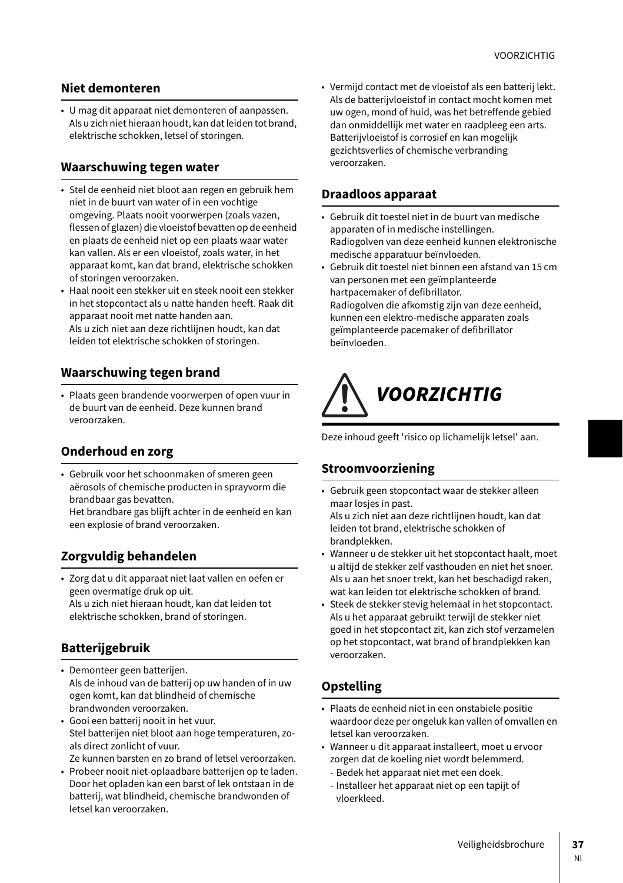## Niet demonteren

- U mag dit apparaat niet demonteren of aanpassen. Als u zich niet hieraan houdt, kan dat leiden tot brand, elektrische schokken, letsel of storingen.

## Waarschuwing tegen water

- Stel de eenheid niet bloot aan regen en gebruik hem niet in de buurt van water of in een vochtige omgeving. Plaats nooit voorwerpen (zoals vazen, flessen of glazen) die vloeistof bevatten op de eenheid en plaats de eenheid niet op een plaats waar water kan vallen. Als er een vloeistof, zoals water, in het apparaat komt, kan dat brand, elektrische schokken of storingen veroorzaken.
- Haal nooit een stekker uit en steek nooit een stekker in het stopcontact als u natte handen heeft. Raak dit apparaat nooit met natte handen aan.
  Als u zich niet aan deze richtlijnen houdt, kan dat leiden tot elektrische schokken of storingen.

## Waarschuwing tegen brand

- Plaats geen brandende voorwerpen of open vuur in de buurt van de eenheid. Deze kunnen brand veroorzaken.

## Onderhoud en zorg

- Gebruik voor het schoonmaken of smeren geen aërosols of chemische producten in sprayvorm die brandbaar gas bevatten.
  Het brandbare gas blijft achter in de eenheid en kan een explosie of brand veroorzaken.

## Zorgvuldig behandelen

- Zorg dat u dit apparaat niet laat vallen en oefen er geen overmatige druk op uit.
  Als u zich niet hieraan houdt, kan dat leiden tot elektrische schokken, brand of storingen.

## Batterijgebruik

- Demonteer geen batterijen.
  Als de inhoud van de batterij op uw handen of in uw ogen komt, kan dat blindheid of chemische brandwonden veroorzaken.
- Gooi een batterij nooit in het vuur.
  Stel batterijen niet bloot aan hoge temperaturen, zo-als direct zonlicht of vuur.
  Ze kunnen barsten en zo brand of letsel veroorzaken.
- Probeer nooit niet-oplaadbare batterijen op te laden.
  Door het opladen kan een barst of lek ontstaan in de batterij, wat blindheid, chemische brandwonden of letsel kan veroorzaken.
- Vermijd contact met de vloeistof als een batterij lekt.
  Als de batterijvloeistof in contact mocht komen met uw ogen, mond of huid, was het betreffende gebied dan onmiddellijk met water en raadpleeg een arts.
  Batterijvloeistof is corrosief en kan mogelijk gezichtsverlies of chemische verbranding veroorzaken.

## Draadloos apparaat

- Gebruik dit toestel niet in de buurt van medische apparaten of in medische instellingen.
  Radiogolven van deze eenheid kunnen elektronische medische apparatuur beïnvloeden.
- Gebruik dit toestel niet binnen een afstand van 15 cm van personen met een geïmplanteerde hartpacemaker of defibrillator.
  Radiogolven die afkomstig zijn van deze eenheid, kunnen een elektro-medische apparaten zoals geïmplanteerde pacemaker of defibrillator beïnvloeden.

# *VOORZICHTIG*

Deze inhoud geeft 'risico op lichamelijk letsel' aan.

## Stroomvoorziening

- Gebruik geen stopcontact waar de stekker alleen maar losjes in past.
  Als u zich niet aan deze richtlijnen houdt, kan dat leiden tot brand, elektrische schokken of brandplekken.
- Wanneer u de stekker uit het stopcontact haalt, moet u altijd de stekker zelf vasthouden en niet het snoer.
  Als u aan het snoer trekt, kan het beschadigd raken, wat kan leiden tot elektrische schokken of brand.
- Steek de stekker stevig helemaal in het stopcontact.
  Als u het apparaat gebruikt terwijl de stekker niet goed in het stopcontact zit, kan zich stof verzamelen op het stopcontact, wat brand of brandplekken kan veroorzaken.

## Opstelling

- Plaats de eenheid niet in een onstabiele positie waardoor deze per ongeluk kan vallen of omvallen en letsel kan veroorzaken.
- Wanneer u dit apparaat installeert, moet u ervoor zorgen dat de koeling niet wordt belemmerd.
  - Bedek het apparaat niet met een doek.
  - Installeer het apparaat niet op een tapijt of vloerkleed.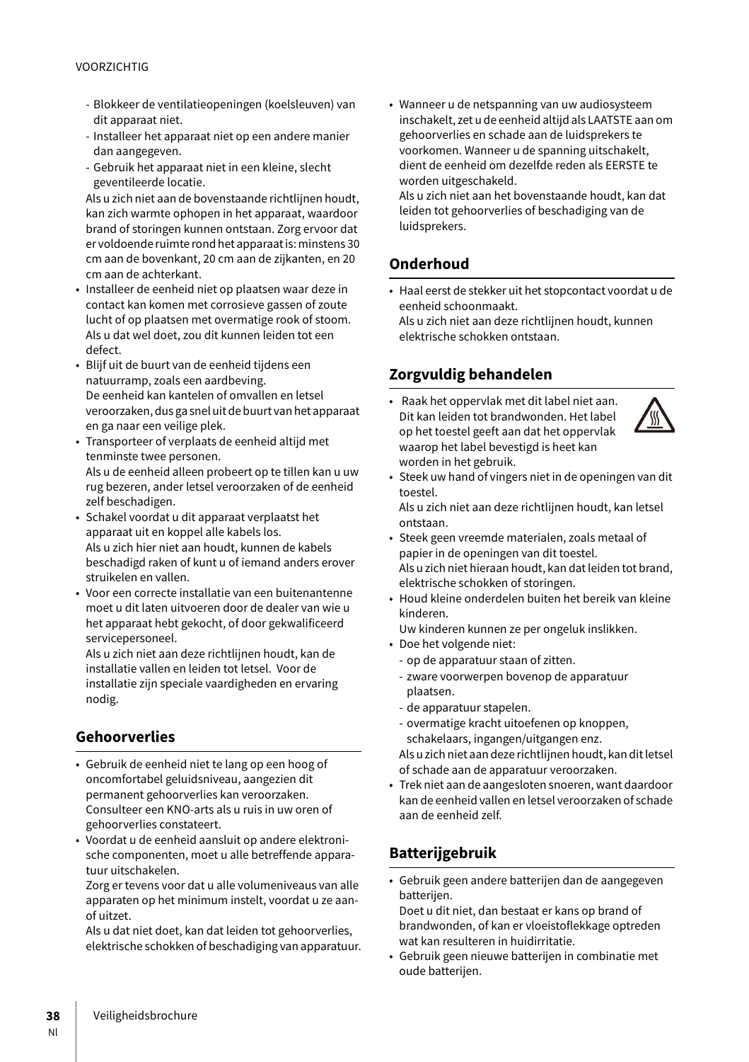VOORZICHTIG

- Blokkeer de ventilatieopeningen (koelsleuven) van dit apparaat niet.
- Installeer het apparaat niet op een andere manier dan aangegeven.
- Gebruik het apparaat niet in een kleine, slecht geventileerde locatie.

  Als u zich niet aan de bovenstaande richtlijnen houdt, kan zich warmte ophopen in het apparaat, waardoor brand of storingen kunnen ontstaan. Zorg ervoor dat er voldoende ruimte rond het apparaat is: minstens 30 cm aan de bovenkant, 20 cm aan de zijkanten, en 20 cm aan de achterkant.

- Installeer de eenheid niet op plaatsen waar deze in contact kan komen met corrosieve gassen of zoute lucht of op plaatsen met overmatige rook of stoom. Als u dat wel doet, zou dit kunnen leiden tot een defect.
- Blijf uit de buurt van de eenheid tijdens een natuurramp, zoals een aardbeving. De eenheid kan kantelen of omvallen en letsel veroorzaken, dus ga snel uit de buurt van het apparaat en ga naar een veilige plek.
- Transporteer of verplaats de eenheid altijd met tenminste twee personen. Als u de eenheid alleen probeert op te tillen kan u uw rug bezeren, ander letsel veroorzaken of de eenheid zelf beschadigen.
- Schakel voordat u dit apparaat verplaatst het apparaat uit en koppel alle kabels los. Als u zich hier niet aan houdt, kunnen de kabels beschadigd raken of kunt u of iemand anders erover struikelen en vallen.
- Voor een correcte installatie van een buitenantenne moet u dit laten uitvoeren door de dealer van wie u het apparaat hebt gekocht, of door gekwalificeerd servicepersoneel. Als u zich niet aan deze richtlijnen houdt, kan de installatie vallen en leiden tot letsel. Voor de installatie zijn speciale vaardigheden en ervaring nodig.

## Gehoorverlies

- Gebruik de eenheid niet te lang op een hoog of oncomfortabel geluidsniveau, aangezien dit permanent gehoorverlies kan veroorzaken. Consulteer een KNO-arts als u ruis in uw oren of gehoorverlies constateert.
- Voordat u de eenheid aansluit op andere elektronische componenten, moet u alle betreffende apparatuur uitschakelen. Zorg er tevens voor dat u alle volumeniveaus van alle apparaten op het minimum instelt, voordat u ze aan- of uitzet. Als u dat niet doet, kan dat leiden tot gehoorverlies, elektrische schokken of beschadiging van apparatuur.
- Wanneer u de netspanning van uw audiosysteem inschakelt, zet u de eenheid altijd als LAATSTE aan om gehoorverlies en schade aan de luidsprekers te voorkomen. Wanneer u de spanning uitschakelt, dient de eenheid om dezelfde reden als EERSTE te worden uitgeschakeld. Als u zich niet aan het bovenstaande houdt, kan dat leiden tot gehoorverlies of beschadiging van de luidsprekers.

## Onderhoud

- Haal eerst de stekker uit het stopcontact voordat u de eenheid schoonmaakt. Als u zich niet aan deze richtlijnen houdt, kunnen elektrische schokken ontstaan.

## Zorgvuldig behandelen

- Raak het oppervlak met dit label niet aan. Dit kan leiden tot brandwonden. Het label op het toestel geeft aan dat het oppervlak waarop het label bevestigd is heet kan worden in het gebruik.
- Steek uw hand of vingers niet in de openingen van dit toestel. Als u zich niet aan deze richtlijnen houdt, kan letsel ontstaan.
- Steek geen vreemde materialen, zoals metaal of papier in de openingen van dit toestel. Als u zich niet hieraan houdt, kan dat leiden tot brand, elektrische schokken of storingen.
- Houd kleine onderdelen buiten het bereik van kleine kinderen. Uw kinderen kunnen ze per ongeluk inslikken.
- Doe het volgende niet:
  - op de apparatuur staan of zitten.
  - zware voorwerpen bovenop de apparatuur plaatsen.
  - de apparatuur stapelen.
  - overmatige kracht uitoefenen op knoppen, schakelaars, ingangen/uitgangen enz.

  Als u zich niet aan deze richtlijnen houdt, kan dit letsel of schade aan de apparatuur veroorzaken.

- Trek niet aan de aangesloten snoeren, want daardoor kan de eenheid vallen en letsel veroorzaken of schade aan de eenheid zelf.

## Batterijgebruik

- Gebruik geen andere batterijen dan de aangegeven batterijen. Doet u dit niet, dan bestaat er kans op brand of brandwonden, of kan er vloeistoflekkage optreden wat kan resulteren in huidirritatie.
- Gebruik geen nieuwe batterijen in combinatie met oude batterijen.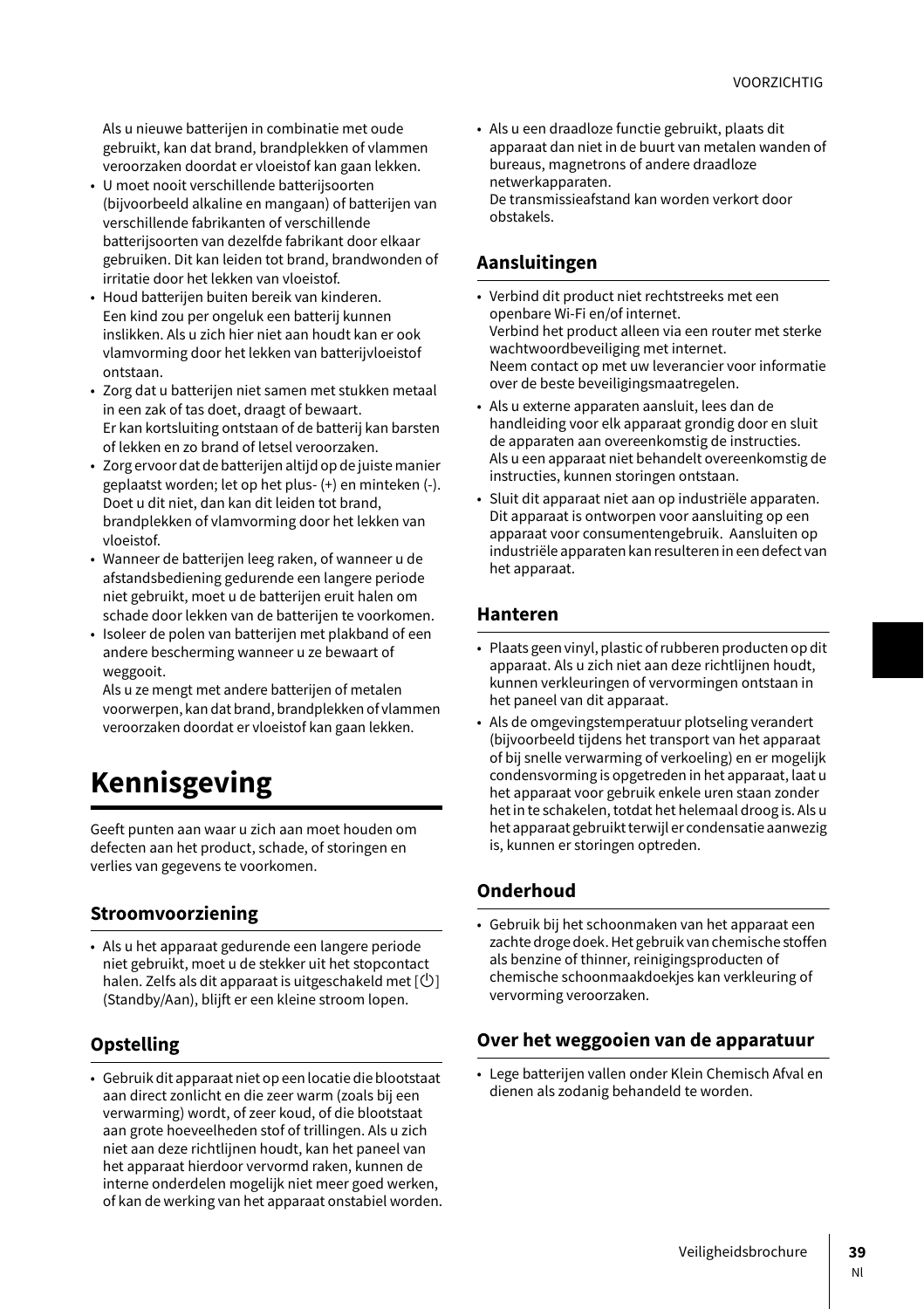Als u nieuwe batterijen in combinatie met oude gebruikt, kan dat brand, brandplekken of vlammen veroorzaken doordat er vloeistof kan gaan lekken.

- U moet nooit verschillende batterijsoorten (bijvoorbeeld alkaline en mangaan) of batterijen van verschillende fabrikanten of verschillende batterijsoorten van dezelfde fabrikant door elkaar gebruiken. Dit kan leiden tot brand, brandwonden of irritatie door het lekken van vloeistof.
- Houd batterijen buiten bereik van kinderen. Een kind zou per ongeluk een batterij kunnen inslikken. Als u zich hier niet aan houdt kan er ook vlamvorming door het lekken van batterijvloeistof ontstaan.
- Zorg dat u batterijen niet samen met stukken metaal in een zak of tas doet, draagt of bewaart. Er kan kortsluiting ontstaan of de batterij kan barsten of lekken en zo brand of letsel veroorzaken.
- Zorg ervoor dat de batterijen altijd op de juiste manier geplaatst worden; let op het plus- (+) en minteken (-). Doet u dit niet, dan kan dit leiden tot brand, brandplekken of vlamvorming door het lekken van vloeistof.
- Wanneer de batterijen leeg raken, of wanneer u de afstandsbediening gedurende een langere periode niet gebruikt, moet u de batterijen eruit halen om schade door lekken van de batterijen te voorkomen.
- Isoleer de polen van batterijen met plakband of een andere bescherming wanneer u ze bewaart of weggooit.
  Als u ze mengt met andere batterijen of metalen voorwerpen, kan dat brand, brandplekken of vlammen veroorzaken doordat er vloeistof kan gaan lekken.

# Kennisgeving

Geeft punten aan waar u zich aan moet houden om defecten aan het product, schade, of storingen en verlies van gegevens te voorkomen.

## Stroomvoorziening

- Als u het apparaat gedurende een langere periode niet gebruikt, moet u de stekker uit het stopcontact halen. Zelfs als dit apparaat is uitgeschakeld met [⏻] (Standby/Aan), blijft er een kleine stroom lopen.

## Opstelling

- Gebruik dit apparaat niet op een locatie die blootstaat aan direct zonlicht en die zeer warm (zoals bij een verwarming) wordt, of zeer koud, of die blootstaat aan grote hoeveelheden stof of trillingen. Als u zich niet aan deze richtlijnen houdt, kan het paneel van het apparaat hierdoor vervormd raken, kunnen de interne onderdelen mogelijk niet meer goed werken, of kan de werking van het apparaat onstabiel worden.
- Als u een draadloze functie gebruikt, plaats dit apparaat dan niet in de buurt van metalen wanden of bureaus, magnetrons of andere draadloze netwerkapparaten.
  De transmissieafstand kan worden verkort door obstakels.

## Aansluitingen

- Verbind dit product niet rechtstreeks met een openbare Wi-Fi en/of internet.
  Verbind het product alleen via een router met sterke wachtwoordbeveiliging met internet.
  Neem contact op met uw leverancier voor informatie over de beste beveiligingsmaatregelen.
- Als u externe apparaten aansluit, lees dan de handleiding voor elk apparaat grondig door en sluit de apparaten aan overeenkomstig de instructies.
  Als u een apparaat niet behandelt overeenkomstig de instructies, kunnen storingen ontstaan.
- Sluit dit apparaat niet aan op industriële apparaten. Dit apparaat is ontworpen voor aansluiting op een apparaat voor consumentengebruik. Aansluiten op industriële apparaten kan resulteren in een defect van het apparaat.

## Hanteren

- Plaats geen vinyl, plastic of rubberen producten op dit apparaat. Als u zich niet aan deze richtlijnen houdt, kunnen verkleuringen of vervormingen ontstaan in het paneel van dit apparaat.
- Als de omgevingstemperatuur plotseling verandert (bijvoorbeeld tijdens het transport van het apparaat of bij snelle verwarming of verkoeling) en er mogelijk condensvorming is opgetreden in het apparaat, laat u het apparaat voor gebruik enkele uren staan zonder het in te schakelen, totdat het helemaal droog is. Als u het apparaat gebruikt terwijl er condensatie aanwezig is, kunnen er storingen optreden.

## Onderhoud

- Gebruik bij het schoonmaken van het apparaat een zachte droge doek. Het gebruik van chemische stoffen als benzine of thinner, reinigingsproducten of chemische schoonmaakdoekjes kan verkleuring of vervorming veroorzaken.

## Over het weggooien van de apparatuur

- Lege batterijen vallen onder Klein Chemisch Afval en dienen als zodanig behandeld te worden.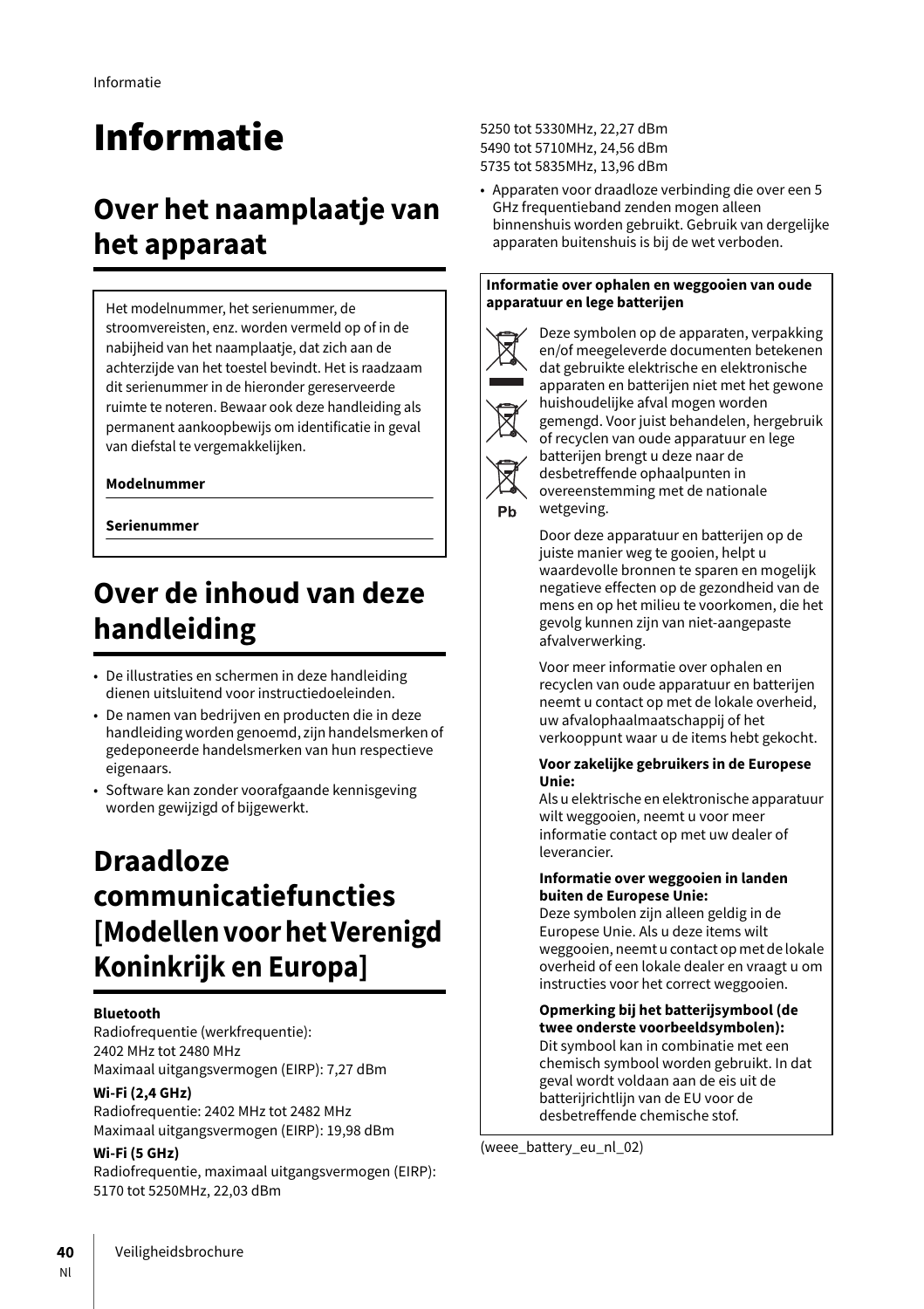# Informatie

## Over het naamplaatje van het apparaat

Het modelnummer, het serienummer, de stroomvereisten, enz. worden vermeld op of in de nabijheid van het naamplaatje, dat zich aan de achterzijde van het toestel bevindt. Het is raadzaam dit serienummer in de hieronder gereserveerde ruimte te noteren. Bewaar ook deze handleiding als permanent aankoopbewijs om identificatie in geval van diefstal te vergemakkelijken.

**Modelnummer**

**Serienummer**

## Over de inhoud van deze handleiding

- De illustraties en schermen in deze handleiding dienen uitsluitend voor instructiedoeleinden.
- De namen van bedrijven en producten die in deze handleiding worden genoemd, zijn handelsmerken of gedeponeerde handelsmerken van hun respectieve eigenaars.
- Software kan zonder voorafgaande kennisgeving worden gewijzigd of bijgewerkt.

## Draadloze communicatiefuncties [Modellen voor het Verenigd Koninkrijk en Europa]

**Bluetooth**

Radiofrequentie (werkfrequentie):
2402 MHz tot 2480 MHz
Maximaal uitgangsvermogen (EIRP): 7,27 dBm

**Wi-Fi (2,4 GHz)**

Radiofrequentie: 2402 MHz tot 2482 MHz
Maximaal uitgangsvermogen (EIRP): 19,98 dBm

**Wi-Fi (5 GHz)**

Radiofrequentie, maximaal uitgangsvermogen (EIRP):
5170 tot 5250MHz, 22,03 dBm
5250 tot 5330MHz, 22,27 dBm
5490 tot 5710MHz, 24,56 dBm
5735 tot 5835MHz, 13,96 dBm

- Apparaten voor draadloze verbinding die over een 5 GHz frequentieband zenden mogen alleen binnenshuis worden gebruikt. Gebruik van dergelijke apparaten buitenshuis is bij de wet verboden.

**Informatie over ophalen en weggooien van oude apparatuur en lege batterijen**

Pb

Deze symbolen op de apparaten, verpakking en/of meegeleverde documenten betekenen dat gebruikte elektrische en elektronische apparaten en batterijen niet met het gewone huishoudelijke afval mogen worden gemengd. Voor juist behandelen, hergebruik of recyclen van oude apparatuur en lege batterijen brengt u deze naar de desbetreffende ophaalpunten in overeenstemming met de nationale wetgeving.

Door deze apparatuur en batterijen op de juiste manier weg te gooien, helpt u waardevolle bronnen te sparen en mogelijk negatieve effecten op de gezondheid van de mens en op het milieu te voorkomen, die het gevolg kunnen zijn van niet-aangepaste afvalverwerking.

Voor meer informatie over ophalen en recyclen van oude apparatuur en batterijen neemt u contact op met de lokale overheid, uw afvalophaalmaatschappij of het verkooppunt waar u de items hebt gekocht.

**Voor zakelijke gebruikers in de Europese Unie:**
Als u elektrische en elektronische apparatuur wilt weggooien, neemt u voor meer informatie contact op met uw dealer of leverancier.

**Informatie over weggooien in landen buiten de Europese Unie:**
Deze symbolen zijn alleen geldig in de Europese Unie. Als u deze items wilt weggooien, neemt u contact op met de lokale overheid of een lokale dealer en vraagt u om instructies voor het correct weggooien.

**Opmerking bij het batterijsymbool (de twee onderste voorbeeldsymbolen):**
Dit symbool kan in combinatie met een chemisch symbool worden gebruikt. In dat geval wordt voldaan aan de eis uit de batterijrichtlijn van de EU voor de desbetreffende chemische stof.

(weee_battery_eu_nl_02)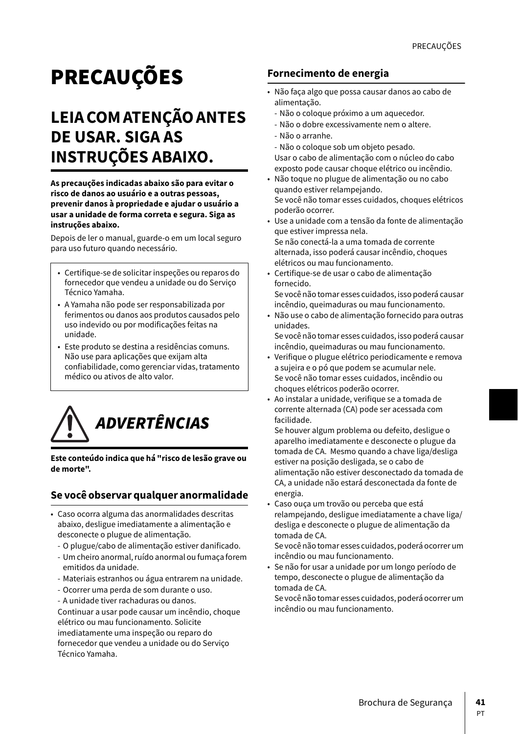# PRECAUÇÕES

## LEIA COM ATENÇÃO ANTES DE USAR. SIGA AS INSTRUÇÕES ABAIXO.

**As precauções indicadas abaixo são para evitar o risco de danos ao usuário e a outras pessoas, prevenir danos à propriedade e ajudar o usuário a usar a unidade de forma correta e segura. Siga as instruções abaixo.**

Depois de ler o manual, guarde-o em um local seguro para uso futuro quando necessário.

- Certifique-se de solicitar inspeções ou reparos do fornecedor que vendeu a unidade ou do Serviço Técnico Yamaha.
- A Yamaha não pode ser responsabilizada por ferimentos ou danos aos produtos causados pelo uso indevido ou por modificações feitas na unidade.
- Este produto se destina a residências comuns. Não use para aplicações que exijam alta confiabilidade, como gerenciar vidas, tratamento médico ou ativos de alto valor.

## *ADVERTÊNCIAS*

**Este conteúdo indica que há "risco de lesão grave ou de morte".**

### Se você observar qualquer anormalidade

- Caso ocorra alguma das anormalidades descritas abaixo, desligue imediatamente a alimentação e desconecte o plugue de alimentação.
  - O plugue/cabo de alimentação estiver danificado.
  - Um cheiro anormal, ruído anormal ou fumaça forem emitidos da unidade.
  - Materiais estranhos ou água entrarem na unidade.
  - Ocorrer uma perda de som durante o uso.
  - A unidade tiver rachaduras ou danos.

  Continuar a usar pode causar um incêndio, choque elétrico ou mau funcionamento. Solicite imediatamente uma inspeção ou reparo do fornecedor que vendeu a unidade ou do Serviço Técnico Yamaha.

### Fornecimento de energia

- Não faça algo que possa causar danos ao cabo de alimentação.
  - Não o coloque próximo a um aquecedor.
  - Não o dobre excessivamente nem o altere.
  - Não o arranhe.
  - Não o coloque sob um objeto pesado.

  Usar o cabo de alimentação com o núcleo do cabo exposto pode causar choque elétrico ou incêndio.
- Não toque no plugue de alimentação ou no cabo quando estiver relampejando.
  Se você não tomar esses cuidados, choques elétricos poderão ocorrer.
- Use a unidade com a tensão da fonte de alimentação que estiver impressa nela.
  Se não conectá-la a uma tomada de corrente alternada, isso poderá causar incêndio, choques elétricos ou mau funcionamento.
- Certifique-se de usar o cabo de alimentação fornecido.
  Se você não tomar esses cuidados, isso poderá causar incêndio, queimaduras ou mau funcionamento.
- Não use o cabo de alimentação fornecido para outras unidades.
  Se você não tomar esses cuidados, isso poderá causar incêndio, queimaduras ou mau funcionamento.
- Verifique o plugue elétrico periodicamente e remova a sujeira e o pó que podem se acumular nele.
  Se você não tomar esses cuidados, incêndio ou choques elétricos poderão ocorrer.
- Ao instalar a unidade, verifique se a tomada de corrente alternada (CA) pode ser acessada com facilidade.
  Se houver algum problema ou defeito, desligue o aparelho imediatamente e desconecte o plugue da tomada de CA. Mesmo quando a chave liga/desliga estiver na posição desligada, se o cabo de alimentação não estiver desconectado da tomada de CA, a unidade não estará desconectada da fonte de energia.
- Caso ouça um trovão ou perceba que está relampejando, desligue imediatamente a chave liga/desliga e desconecte o plugue de alimentação da tomada de CA.
  Se você não tomar esses cuidados, poderá ocorrer um incêndio ou mau funcionamento.
- Se não for usar a unidade por um longo período de tempo, desconecte o plugue de alimentação da tomada de CA.
  Se você não tomar esses cuidados, poderá ocorrer um incêndio ou mau funcionamento.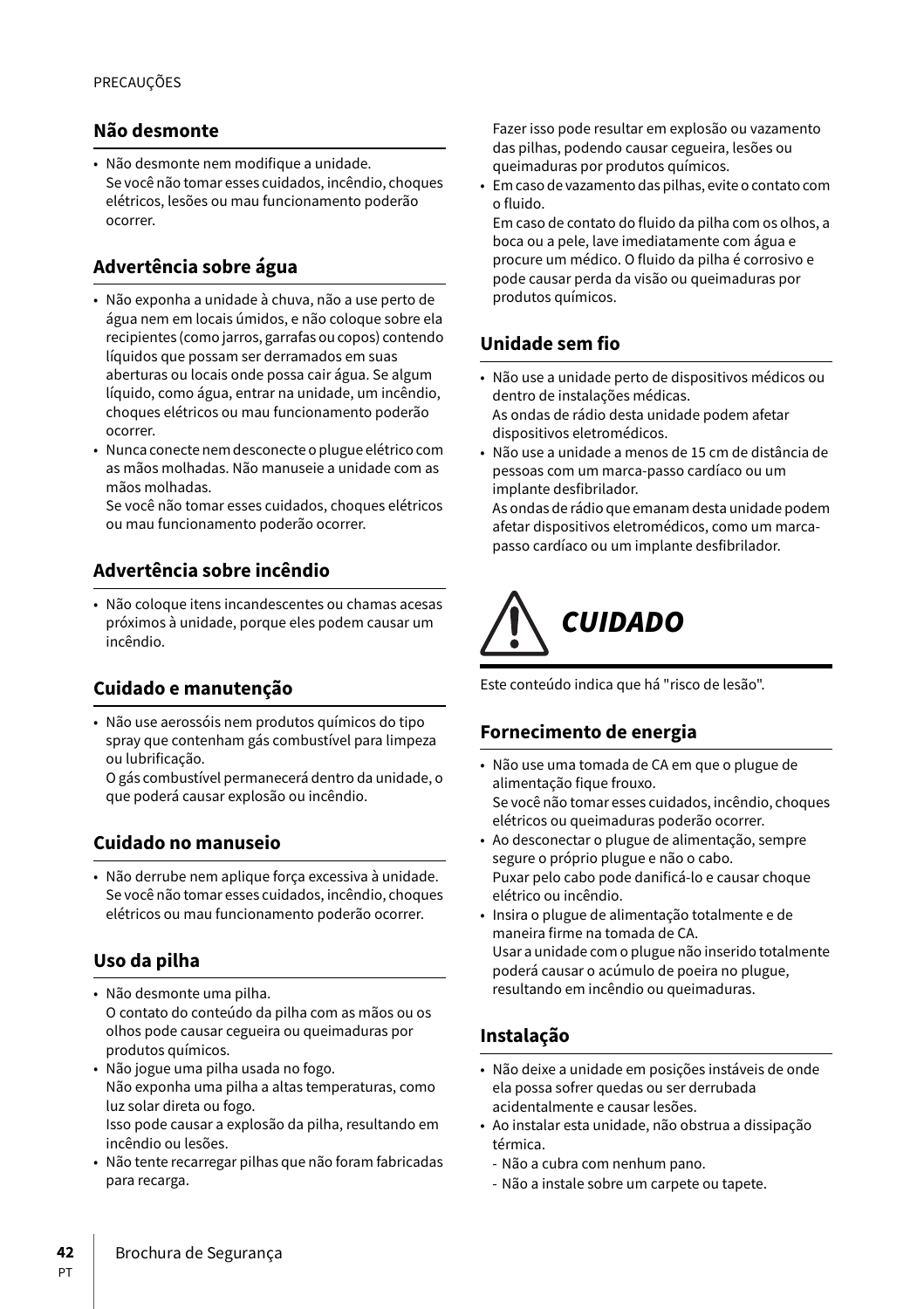## Não desmonte

- Não desmonte nem modifique a unidade.
  Se você não tomar esses cuidados, incêndio, choques elétricos, lesões ou mau funcionamento poderão ocorrer.

## Advertência sobre água

- Não exponha a unidade à chuva, não a use perto de água nem em locais úmidos, e não coloque sobre ela recipientes (como jarros, garrafas ou copos) contendo líquidos que possam ser derramados em suas aberturas ou locais onde possa cair água. Se algum líquido, como água, entrar na unidade, um incêndio, choques elétricos ou mau funcionamento poderão ocorrer.
- Nunca conecte nem desconecte o plugue elétrico com as mãos molhadas. Não manuseie a unidade com as mãos molhadas.
  Se você não tomar esses cuidados, choques elétricos ou mau funcionamento poderão ocorrer.

## Advertência sobre incêndio

- Não coloque itens incandescentes ou chamas acesas próximos à unidade, porque eles podem causar um incêndio.

## Cuidado e manutenção

- Não use aerossóis nem produtos químicos do tipo spray que contenham gás combustível para limpeza ou lubrificação.
  O gás combustível permanecerá dentro da unidade, o que poderá causar explosão ou incêndio.

## Cuidado no manuseio

- Não derrube nem aplique força excessiva à unidade.
  Se você não tomar esses cuidados, incêndio, choques elétricos ou mau funcionamento poderão ocorrer.

## Uso da pilha

- Não desmonte uma pilha.
  O contato do conteúdo da pilha com as mãos ou os olhos pode causar cegueira ou queimaduras por produtos químicos.
- Não jogue uma pilha usada no fogo.
  Não exponha uma pilha a altas temperaturas, como luz solar direta ou fogo.
  Isso pode causar a explosão da pilha, resultando em incêndio ou lesões.
- Não tente recarregar pilhas que não foram fabricadas para recarga.
  Fazer isso pode resultar em explosão ou vazamento das pilhas, podendo causar cegueira, lesões ou queimaduras por produtos químicos.
- Em caso de vazamento das pilhas, evite o contato com o fluido.
  Em caso de contato do fluido da pilha com os olhos, a boca ou a pele, lave imediatamente com água e procure um médico. O fluido da pilha é corrosivo e pode causar perda da visão ou queimaduras por produtos químicos.

## Unidade sem fio

- Não use a unidade perto de dispositivos médicos ou dentro de instalações médicas.
  As ondas de rádio desta unidade podem afetar dispositivos eletromédicos.
- Não use a unidade a menos de 15 cm de distância de pessoas com um marca-passo cardíaco ou um implante desfibrilador.
  As ondas de rádio que emanam desta unidade podem afetar dispositivos eletromédicos, como um marca-passo cardíaco ou um implante desfibrilador.

# *CUIDADO*

Este conteúdo indica que há "risco de lesão".

## Fornecimento de energia

- Não use uma tomada de CA em que o plugue de alimentação fique frouxo.
  Se você não tomar esses cuidados, incêndio, choques elétricos ou queimaduras poderão ocorrer.
- Ao desconectar o plugue de alimentação, sempre segure o próprio plugue e não o cabo.
  Puxar pelo cabo pode danificá-lo e causar choque elétrico ou incêndio.
- Insira o plugue de alimentação totalmente e de maneira firme na tomada de CA.
  Usar a unidade com o plugue não inserido totalmente poderá causar o acúmulo de poeira no plugue, resultando em incêndio ou queimaduras.

## Instalação

- Não deixe a unidade em posições instáveis de onde ela possa sofrer quedas ou ser derrubada acidentalmente e causar lesões.
- Ao instalar esta unidade, não obstrua a dissipação térmica.
  - Não a cubra com nenhum pano.
  - Não a instale sobre um carpete ou tapete.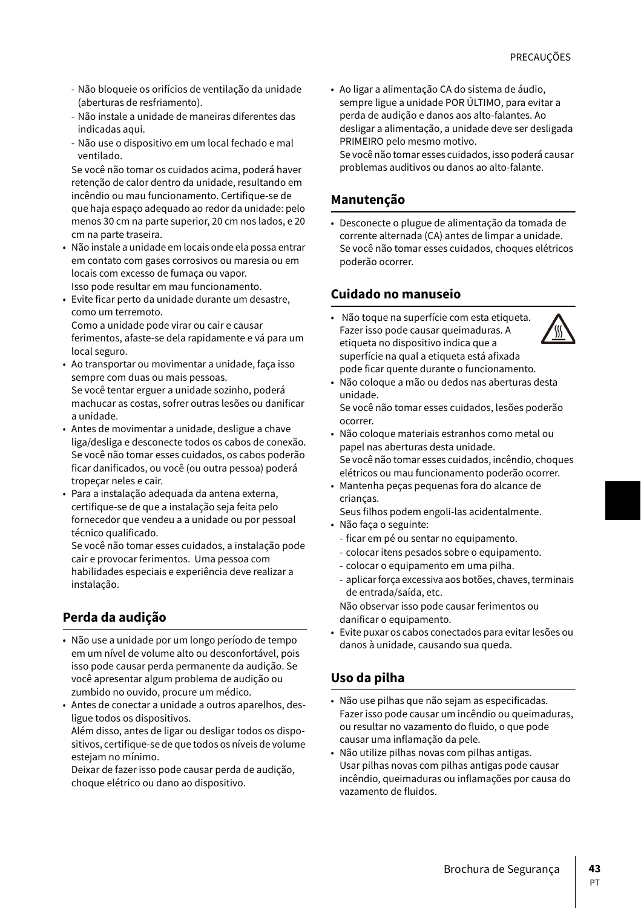- Não bloqueie os orifícios de ventilação da unidade (aberturas de resfriamento).
- Não instale a unidade de maneiras diferentes das indicadas aqui.
- Não use o dispositivo em um local fechado e mal ventilado.

Se você não tomar os cuidados acima, poderá haver retenção de calor dentro da unidade, resultando em incêndio ou mau funcionamento. Certifique-se de que haja espaço adequado ao redor da unidade: pelo menos 30 cm na parte superior, 20 cm nos lados, e 20 cm na parte traseira.

- Não instale a unidade em locais onde ela possa entrar em contato com gases corrosivos ou maresia ou em locais com excesso de fumaça ou vapor.
  Isso pode resultar em mau funcionamento.
- Evite ficar perto da unidade durante um desastre, como um terremoto.
  Como a unidade pode virar ou cair e causar ferimentos, afaste-se dela rapidamente e vá para um local seguro.
- Ao transportar ou movimentar a unidade, faça isso sempre com duas ou mais pessoas.
  Se você tentar erguer a unidade sozinho, poderá machucar as costas, sofrer outras lesões ou danificar a unidade.
- Antes de movimentar a unidade, desligue a chave liga/desliga e desconecte todos os cabos de conexão.
  Se você não tomar esses cuidados, os cabos poderão ficar danificados, ou você (ou outra pessoa) poderá tropeçar neles e cair.
- Para a instalação adequada da antena externa, certifique-se de que a instalação seja feita pelo fornecedor que vendeu a a unidade ou por pessoal técnico qualificado.
  Se você não tomar esses cuidados, a instalação pode cair e provocar ferimentos. Uma pessoa com habilidades especiais e experiência deve realizar a instalação.

## Perda da audição

- Não use a unidade por um longo período de tempo em um nível de volume alto ou desconfortável, pois isso pode causar perda permanente da audição. Se você apresentar algum problema de audição ou zumbido no ouvido, procure um médico.
- Antes de conectar a unidade a outros aparelhos, desligue todos os dispositivos.
  Além disso, antes de ligar ou desligar todos os dispositivos, certifique-se de que todos os níveis de volume estejam no mínimo.
  Deixar de fazer isso pode causar perda de audição, choque elétrico ou dano ao dispositivo.
- Ao ligar a alimentação CA do sistema de áudio, sempre ligue a unidade POR ÚLTIMO, para evitar a perda de audição e danos aos alto-falantes. Ao desligar a alimentação, a unidade deve ser desligada PRIMEIRO pelo mesmo motivo.
  Se você não tomar esses cuidados, isso poderá causar problemas auditivos ou danos ao alto-falante.

## Manutenção

- Desconecte o plugue de alimentação da tomada de corrente alternada (CA) antes de limpar a unidade.
  Se você não tomar esses cuidados, choques elétricos poderão ocorrer.

## Cuidado no manuseio

- Não toque na superfície com esta etiqueta. Fazer isso pode causar queimaduras. A etiqueta no dispositivo indica que a superfície na qual a etiqueta está afixada pode ficar quente durante o funcionamento.
- Não coloque a mão ou dedos nas aberturas desta unidade.
  Se você não tomar esses cuidados, lesões poderão ocorrer.
- Não coloque materiais estranhos como metal ou papel nas aberturas desta unidade.
  Se você não tomar esses cuidados, incêndio, choques elétricos ou mau funcionamento poderão ocorrer.
- Mantenha peças pequenas fora do alcance de crianças.
  Seus filhos podem engoli-las acidentalmente.
- Não faça o seguinte:
  - ficar em pé ou sentar no equipamento.
  - colocar itens pesados sobre o equipamento.
  - colocar o equipamento em uma pilha.
  - aplicar força excessiva aos botões, chaves, terminais de entrada/saída, etc.

  Não observar isso pode causar ferimentos ou danificar o equipamento.
- Evite puxar os cabos conectados para evitar lesões ou danos à unidade, causando sua queda.

## Uso da pilha

- Não use pilhas que não sejam as especificadas.
  Fazer isso pode causar um incêndio ou queimaduras, ou resultar no vazamento do fluido, o que pode causar uma inflamação da pele.
- Não utilize pilhas novas com pilhas antigas.
  Usar pilhas novas com pilhas antigas pode causar incêndio, queimaduras ou inflamações por causa do vazamento de fluidos.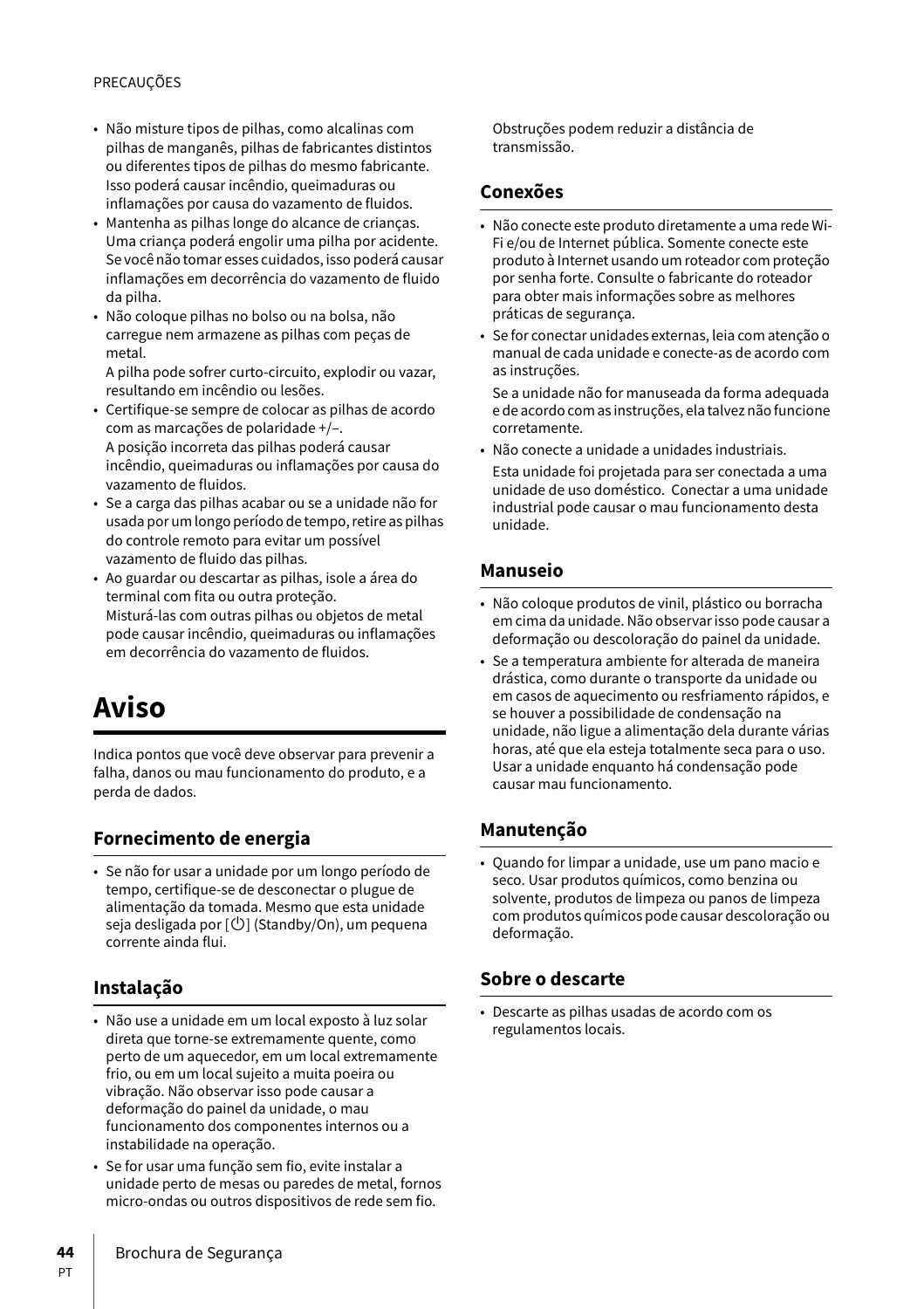- Não misture tipos de pilhas, como alcalinas com pilhas de manganês, pilhas de fabricantes distintos ou diferentes tipos de pilhas do mesmo fabricante. Isso poderá causar incêndio, queimaduras ou inflamações por causa do vazamento de fluidos.
- Mantenha as pilhas longe do alcance de crianças. Uma criança poderá engolir uma pilha por acidente. Se você não tomar esses cuidados, isso poderá causar inflamações em decorrência do vazamento de fluido da pilha.
- Não coloque pilhas no bolso ou na bolsa, não carregue nem armazene as pilhas com peças de metal.
  A pilha pode sofrer curto-circuito, explodir ou vazar, resultando em incêndio ou lesões.
- Certifique-se sempre de colocar as pilhas de acordo com as marcações de polaridade +/–.
  A posição incorreta das pilhas poderá causar incêndio, queimaduras ou inflamações por causa do vazamento de fluidos.
- Se a carga das pilhas acabar ou se a unidade não for usada por um longo período de tempo, retire as pilhas do controle remoto para evitar um possível vazamento de fluido das pilhas.
- Ao guardar ou descartar as pilhas, isole a área do terminal com fita ou outra proteção.
  Misturá-las com outras pilhas ou objetos de metal pode causar incêndio, queimaduras ou inflamações em decorrência do vazamento de fluidos.

# Aviso

Indica pontos que você deve observar para prevenir a falha, danos ou mau funcionamento do produto, e a perda de dados.

## Fornecimento de energia

- Se não for usar a unidade por um longo período de tempo, certifique-se de desconectar o plugue de alimentação da tomada. Mesmo que esta unidade seja desligada por [⏻] (Standby/On), um pequena corrente ainda flui.

## Instalação

- Não use a unidade em um local exposto à luz solar direta que torne-se extremamente quente, como perto de um aquecedor, em um local extremamente frio, ou em um local sujeito a muita poeira ou vibração. Não observar isso pode causar a deformação do painel da unidade, o mau funcionamento dos componentes internos ou a instabilidade na operação.
- Se for usar uma função sem fio, evite instalar a unidade perto de mesas ou paredes de metal, fornos micro-ondas ou outros dispositivos de rede sem fio.
  Obstruções podem reduzir a distância de transmissão.

## Conexões

- Não conecte este produto diretamente a uma rede Wi-Fi e/ou de Internet pública. Somente conecte este produto à Internet usando um roteador com proteção por senha forte. Consulte o fabricante do roteador para obter mais informações sobre as melhores práticas de segurança.
- Se for conectar unidades externas, leia com atenção o manual de cada unidade e conecte-as de acordo com as instruções.
  Se a unidade não for manuseada da forma adequada e de acordo com as instruções, ela talvez não funcione corretamente.
- Não conecte a unidade a unidades industriais.
  Esta unidade foi projetada para ser conectada a uma unidade de uso doméstico. Conectar a uma unidade industrial pode causar o mau funcionamento desta unidade.

## Manuseio

- Não coloque produtos de vinil, plástico ou borracha em cima da unidade. Não observar isso pode causar a deformação ou descoloração do painel da unidade.
- Se a temperatura ambiente for alterada de maneira drástica, como durante o transporte da unidade ou em casos de aquecimento ou resfriamento rápidos, e se houver a possibilidade de condensação na unidade, não ligue a alimentação dela durante várias horas, até que ela esteja totalmente seca para o uso. Usar a unidade enquanto há condensação pode causar mau funcionamento.

## Manutenção

- Quando for limpar a unidade, use um pano macio e seco. Usar produtos químicos, como benzina ou solvente, produtos de limpeza ou panos de limpeza com produtos químicos pode causar descoloração ou deformação.

## Sobre o descarte

- Descarte as pilhas usadas de acordo com os regulamentos locais.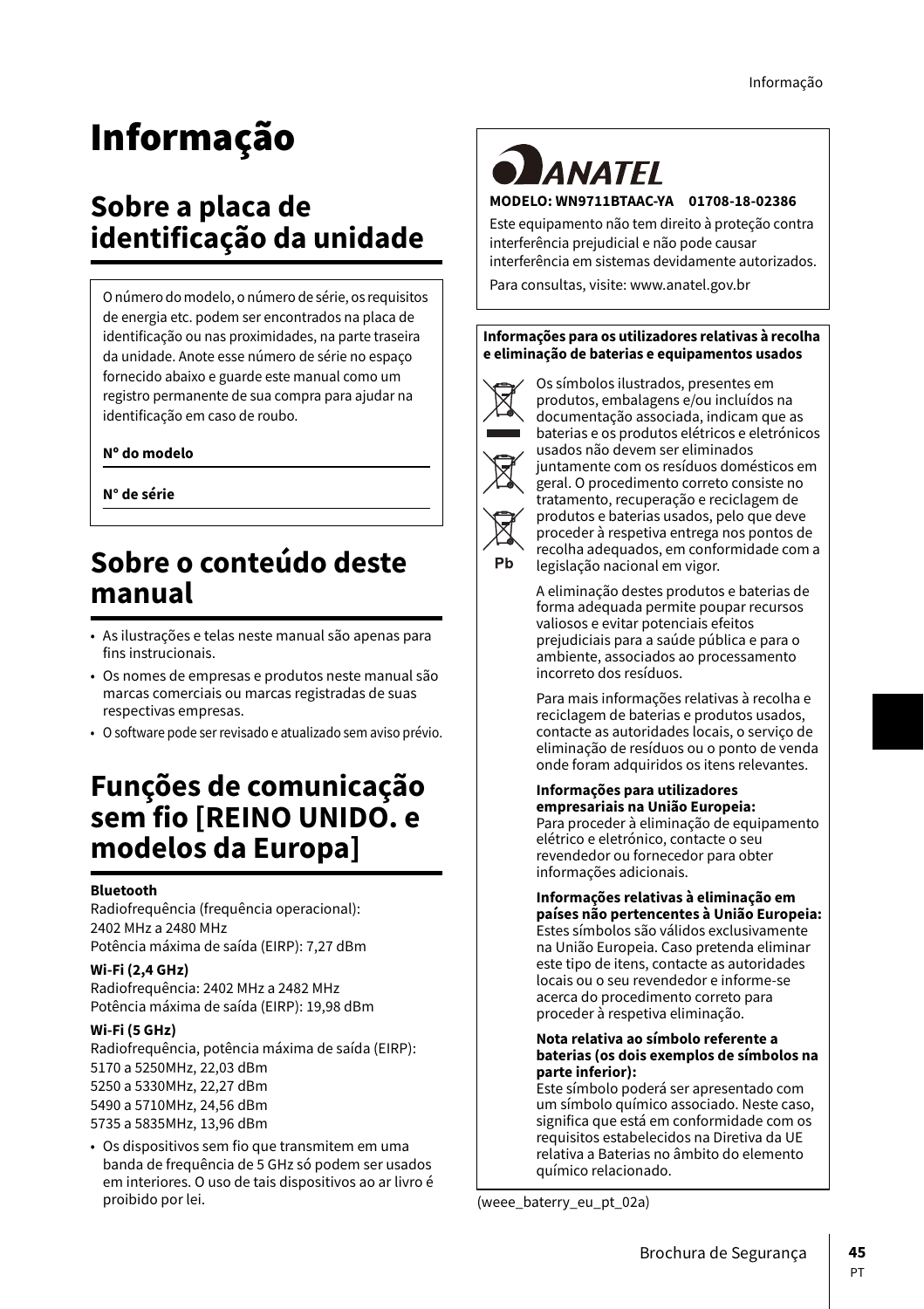# Informação

## Sobre a placa de identificação da unidade

O número do modelo, o número de série, os requisitos de energia etc. podem ser encontrados na placa de identificação ou nas proximidades, na parte traseira da unidade. Anote esse número de série no espaço fornecido abaixo e guarde este manual como um registro permanente de sua compra para ajudar na identificação em caso de roubo.

**Nº do modelo**

**N° de série**

## Sobre o conteúdo deste manual

- As ilustrações e telas neste manual são apenas para fins instrucionais.
- Os nomes de empresas e produtos neste manual são marcas comerciais ou marcas registradas de suas respectivas empresas.
- O software pode ser revisado e atualizado sem aviso prévio.

## Funções de comunicação sem fio [REINO UNIDO. e modelos da Europa]

**Bluetooth**

Radiofrequência (frequência operacional):
2402 MHz a 2480 MHz
Potência máxima de saída (EIRP): 7,27 dBm

**Wi-Fi (2,4 GHz)**

Radiofrequência: 2402 MHz a 2482 MHz
Potência máxima de saída (EIRP): 19,98 dBm

**Wi-Fi (5 GHz)**

Radiofrequência, potência máxima de saída (EIRP):
5170 a 5250MHz, 22,03 dBm
5250 a 5330MHz, 22,27 dBm
5490 a 5710MHz, 24,56 dBm
5735 a 5835MHz, 13,96 dBm

- Os dispositivos sem fio que transmitem em uma banda de frequência de 5 GHz só podem ser usados em interiores. O uso de tais dispositivos ao ar livro é proibido por lei.

ANATEL

**MODELO: WN9711BTAAC-YA 01708-18-02386**

Este equipamento não tem direito à proteção contra interferência prejudicial e não pode causar interferência em sistemas devidamente autorizados.

Para consultas, visite: www.anatel.gov.br

**Informações para os utilizadores relativas à recolha e eliminação de baterias e equipamentos usados**

Os símbolos ilustrados, presentes em produtos, embalagens e/ou incluídos na documentação associada, indicam que as baterias e os produtos elétricos e eletrónicos usados não devem ser eliminados juntamente com os resíduos domésticos em geral. O procedimento correto consiste no tratamento, recuperação e reciclagem de produtos e baterias usados, pelo que deve proceder à respetiva entrega nos pontos de recolha adequados, em conformidade com a legislação nacional em vigor.

Pb

A eliminação destes produtos e baterias de forma adequada permite poupar recursos valiosos e evitar potenciais efeitos prejudiciais para a saúde pública e para o ambiente, associados ao processamento incorreto dos resíduos.

Para mais informações relativas à recolha e reciclagem de baterias e produtos usados, contacte as autoridades locais, o serviço de eliminação de resíduos ou o ponto de venda onde foram adquiridos os itens relevantes.

**Informações para utilizadores empresariais na União Europeia:**
Para proceder à eliminação de equipamento elétrico e eletrónico, contacte o seu revendedor ou fornecedor para obter informações adicionais.

**Informações relativas à eliminação em países não pertencentes à União Europeia:**
Estes símbolos são válidos exclusivamente na União Europeia. Caso pretenda eliminar este tipo de itens, contacte as autoridades locais ou o seu revendedor e informe-se acerca do procedimento correto para proceder à respetiva eliminação.

**Nota relativa ao símbolo referente a baterias (os dois exemplos de símbolos na parte inferior):**
Este símbolo poderá ser apresentado com um símbolo químico associado. Neste caso, significa que está em conformidade com os requisitos estabelecidos na Diretiva da UE relativa a Baterias no âmbito do elemento químico relacionado.

(weee_baterry_eu_pt_02a)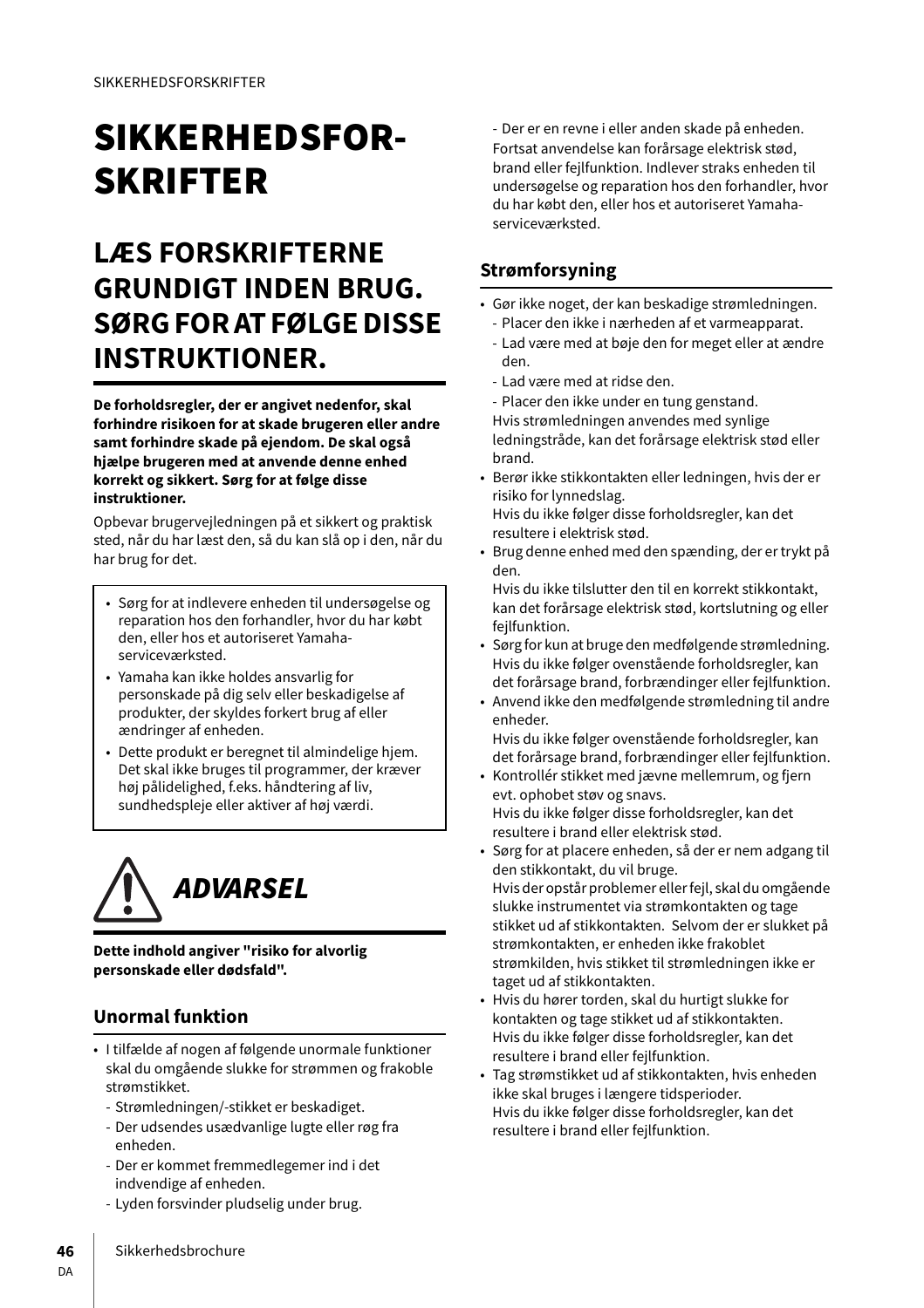# SIKKERHEDSFOR-SKRIFTER

## LÆS FORSKRIFTERNE GRUNDIGT INDEN BRUG. SØRG FOR AT FØLGE DISSE INSTRUKTIONER.

**De forholdsregler, der er angivet nedenfor, skal forhindre risikoen for at skade brugeren eller andre samt forhindre skade på ejendom. De skal også hjælpe brugeren med at anvende denne enhed korrekt og sikkert. Sørg for at følge disse instruktioner.**

Opbevar brugervejledningen på et sikkert og praktisk sted, når du har læst den, så du kan slå op i den, når du har brug for det.

- Sørg for at indlevere enheden til undersøgelse og reparation hos den forhandler, hvor du har købt den, eller hos et autoriseret Yamaha-serviceværksted.
- Yamaha kan ikke holdes ansvarlig for personskade på dig selv eller beskadigelse af produkter, der skyldes forkert brug af eller ændringer af enheden.
- Dette produkt er beregnet til almindelige hjem. Det skal ikke bruges til programmer, der kræver høj pålidelighed, f.eks. håndtering af liv, sundhedspleje eller aktiver af høj værdi.

## *ADVARSEL*

**Dette indhold angiver "risiko for alvorlig personskade eller dødsfald".**

### Unormal funktion

- I tilfælde af nogen af følgende unormale funktioner skal du omgående slukke for strømmen og frakoble strømstikket.
  - Strømledningen/-stikket er beskadiget.
  - Der udsendes usædvanlige lugte eller røg fra enheden.
  - Der er kommet fremmedlegemer ind i det indvendige af enheden.
  - Lyden forsvinder pludselig under brug.
  - Der er en revne i eller anden skade på enheden.

  Fortsat anvendelse kan forårsage elektrisk stød, brand eller fejlfunktion. Indlever straks enheden til undersøgelse og reparation hos den forhandler, hvor du har købt den, eller hos et autoriseret Yamaha-serviceværksted.

### Strømforsyning

- Gør ikke noget, der kan beskadige strømledningen.
  - Placer den ikke i nærheden af et varmeapparat.
  - Lad være med at bøje den for meget eller at ændre den.
  - Lad være med at ridse den.
  - Placer den ikke under en tung genstand.

  Hvis strømledningen anvendes med synlige ledningstråde, kan det forårsage elektrisk stød eller brand.
- Berør ikke stikkontakten eller ledningen, hvis der er risiko for lynnedslag.
  Hvis du ikke følger disse forholdsregler, kan det resultere i elektrisk stød.
- Brug denne enhed med den spænding, der er trykt på den.
  Hvis du ikke tilslutter den til en korrekt stikkontakt, kan det forårsage elektrisk stød, kortslutning og eller fejlfunktion.
- Sørg for kun at bruge den medfølgende strømledning.
  Hvis du ikke følger ovenstående forholdsregler, kan det forårsage brand, forbrændinger eller fejlfunktion.
- Anvend ikke den medfølgende strømledning til andre enheder.
  Hvis du ikke følger ovenstående forholdsregler, kan det forårsage brand, forbrændinger eller fejlfunktion.
- Kontrollér stikket med jævne mellemrum, og fjern evt. ophobet støv og snavs.
  Hvis du ikke følger disse forholdsregler, kan det resultere i brand eller elektrisk stød.
- Sørg for at placere enheden, så der er nem adgang til den stikkontakt, du vil bruge.
  Hvis der opstår problemer eller fejl, skal du omgående slukke instrumentet via strømkontakten og tage stikket ud af stikkontakten. Selvom der er slukket på strømkontakten, er enheden ikke frakoblet strømkilden, hvis stikket til strømledningen ikke er taget ud af stikkontakten.
- Hvis du hører torden, skal du hurtigt slukke for kontakten og tage stikket ud af stikkontakten.
  Hvis du ikke følger disse forholdsregler, kan det resultere i brand eller fejlfunktion.
- Tag strømstikket ud af stikkontakten, hvis enheden ikke skal bruges i længere tidsperioder.
  Hvis du ikke følger disse forholdsregler, kan det resultere i brand eller fejlfunktion.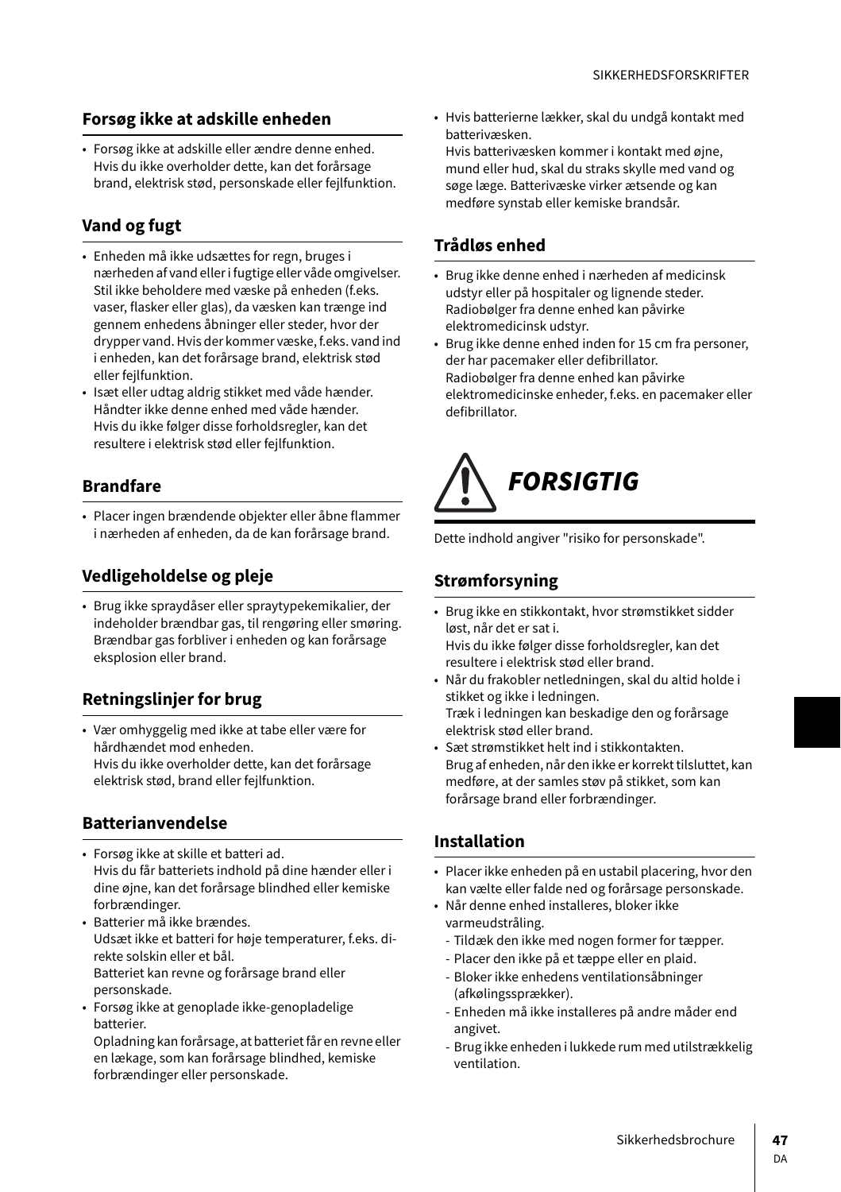## Forsøg ikke at adskille enheden

- Forsøg ikke at adskille eller ændre denne enhed. Hvis du ikke overholder dette, kan det forårsage brand, elektrisk stød, personskade eller fejlfunktion.

## Vand og fugt

- Enheden må ikke udsættes for regn, bruges i nærheden af vand eller i fugtige eller våde omgivelser. Stil ikke beholdere med væske på enheden (f.eks. vaser, flasker eller glas), da væsken kan trænge ind gennem enhedens åbninger eller steder, hvor der drypper vand. Hvis der kommer væske, f.eks. vand ind i enheden, kan det forårsage brand, elektrisk stød eller fejlfunktion.
- Isæt eller udtag aldrig stikket med våde hænder. Håndter ikke denne enhed med våde hænder. Hvis du ikke følger disse forholdsregler, kan det resultere i elektrisk stød eller fejlfunktion.

## Brandfare

- Placer ingen brændende objekter eller åbne flammer i nærheden af enheden, da de kan forårsage brand.

## Vedligeholdelse og pleje

- Brug ikke spraydåser eller spraytypekemikalier, der indeholder brændbar gas, til rengøring eller smøring. Brændbar gas forbliver i enheden og kan forårsage eksplosion eller brand.

## Retningslinjer for brug

- Vær omhyggelig med ikke at tabe eller være for hårdhændet mod enheden. Hvis du ikke overholder dette, kan det forårsage elektrisk stød, brand eller fejlfunktion.

## Batterianvendelse

- Forsøg ikke at skille et batteri ad. Hvis du får batteriets indhold på dine hænder eller i dine øjne, kan det forårsage blindhed eller kemiske forbrændinger.
- Batterier må ikke brændes. Udsæt ikke et batteri for høje temperaturer, f.eks. direkte solskin eller et bål. Batteriet kan revne og forårsage brand eller personskade.
- Forsøg ikke at genoplade ikke-genopladelige batterier. Opladning kan forårsage, at batteriet får en revne eller en lækage, som kan forårsage blindhed, kemiske forbrændinger eller personskade.
- Hvis batterierne lækker, skal du undgå kontakt med batterivæsken. Hvis batterivæsken kommer i kontakt med øjne, mund eller hud, skal du straks skylle med vand og søge læge. Batterivæske virker ætsende og kan medføre synstab eller kemiske brandsår.

## Trådløs enhed

- Brug ikke denne enhed i nærheden af medicinsk udstyr eller på hospitaler og lignende steder. Radiobølger fra denne enhed kan påvirke elektromedicinsk udstyr.
- Brug ikke denne enhed inden for 15 cm fra personer, der har pacemaker eller defibrillator. Radiobølger fra denne enhed kan påvirke elektromedicinske enheder, f.eks. en pacemaker eller defibrillator.

# FORSIGTIG

Dette indhold angiver "risiko for personskade".

## Strømforsyning

- Brug ikke en stikkontakt, hvor strømstikket sidder løst, når det er sat i. Hvis du ikke følger disse forholdsregler, kan det resultere i elektrisk stød eller brand.
- Når du frakobler netledningen, skal du altid holde i stikket og ikke i ledningen. Træk i ledningen kan beskadige den og forårsage elektrisk stød eller brand.
- Sæt strømstikket helt ind i stikkontakten. Brug af enheden, når den ikke er korrekt tilsluttet, kan medføre, at der samles støv på stikket, som kan forårsage brand eller forbrændinger.

## Installation

- Placer ikke enheden på en ustabil placering, hvor den kan vælte eller falde ned og forårsage personskade.
- Når denne enhed installeres, bloker ikke varmeudstråling.
  - Tildæk den ikke med nogen former for tæpper.
  - Placer den ikke på et tæppe eller en plaid.
  - Bloker ikke enhedens ventilationsåbninger (afkølingssprækker).
  - Enheden må ikke installeres på andre måder end angivet.
  - Brug ikke enheden i lukkede rum med utilstrækkelig ventilation.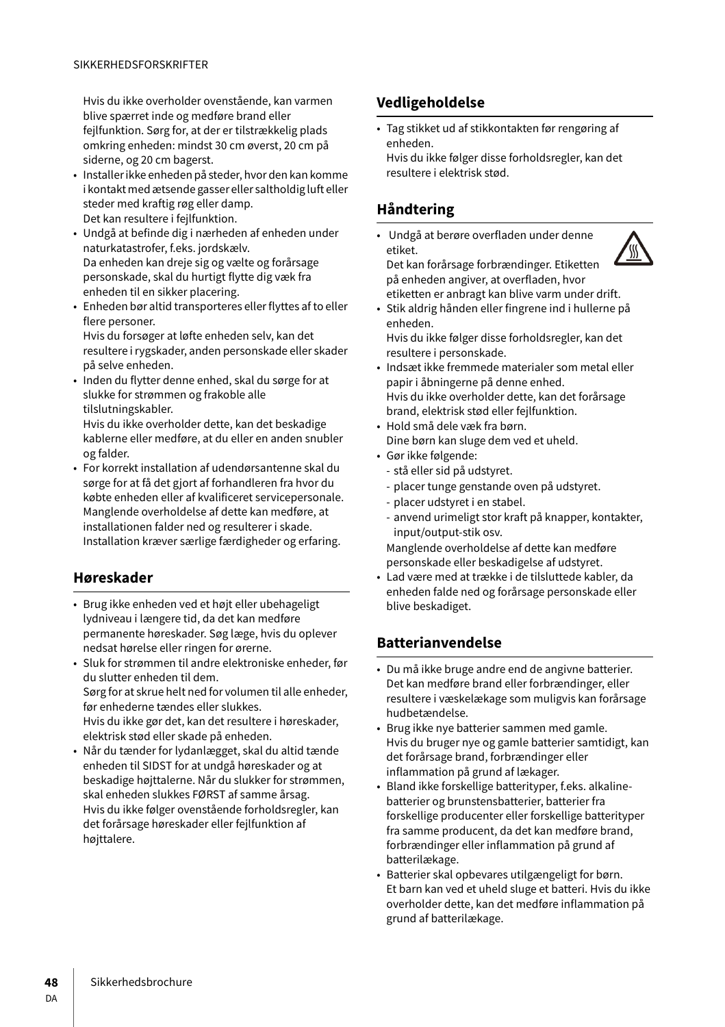Hvis du ikke overholder ovenstående, kan varmen blive spærret inde og medføre brand eller fejlfunktion. Sørg for, at der er tilstrækkelig plads omkring enheden: mindst 30 cm øverst, 20 cm på siderne, og 20 cm bagerst.

- Installer ikke enheden på steder, hvor den kan komme i kontakt med ætsende gasser eller saltholdig luft eller steder med kraftig røg eller damp.
  Det kan resultere i fejlfunktion.
- Undgå at befinde dig i nærheden af enheden under naturkatastrofer, f.eks. jordskælv.
  Da enheden kan dreje sig og vælte og forårsage personskade, skal du hurtigt flytte dig væk fra enheden til en sikker placering.
- Enheden bør altid transporteres eller flyttes af to eller flere personer.
  Hvis du forsøger at løfte enheden selv, kan det resultere i rygskader, anden personskade eller skader på selve enheden.
- Inden du flytter denne enhed, skal du sørge for at slukke for strømmen og frakoble alle tilslutningskabler.
  Hvis du ikke overholder dette, kan det beskadige kablerne eller medføre, at du eller en anden snubler og falder.
- For korrekt installation af udendørsantenne skal du sørge for at få det gjort af forhandleren fra hvor du købte enheden eller af kvalificeret servicepersonale. Manglende overholdelse af dette kan medføre, at installationen falder ned og resulterer i skade. Installation kræver særlige færdigheder og erfaring.

## Høreskader

- Brug ikke enheden ved et højt eller ubehageligt lydniveau i længere tid, da det kan medføre permanente høreskader. Søg læge, hvis du oplever nedsat hørelse eller ringen for ørerne.
- Sluk for strømmen til andre elektroniske enheder, før du slutter enheden til dem.
  Sørg for at skrue helt ned for volumen til alle enheder, før enhederne tændes eller slukkes.
  Hvis du ikke gør det, kan det resultere i høreskader, elektrisk stød eller skade på enheden.
- Når du tænder for lydanlægget, skal du altid tænde enheden til SIDST for at undgå høreskader og at beskadige højttalerne. Når du slukker for strømmen, skal enheden slukkes FØRST af samme årsag.
  Hvis du ikke følger ovenstående forholdsregler, kan det forårsage høreskader eller fejlfunktion af højttalere.

## Vedligeholdelse

- Tag stikket ud af stikkontakten før rengøring af enheden.
  Hvis du ikke følger disse forholdsregler, kan det resultere i elektrisk stød.

## Håndtering

- Undgå at berøre overfladen under denne etiket.
  Det kan forårsage forbrændinger. Etiketten på enheden angiver, at overfladen, hvor etiketten er anbragt kan blive varm under drift.
- Stik aldrig hånden eller fingrene ind i hullerne på enheden.
  Hvis du ikke følger disse forholdsregler, kan det resultere i personskade.
- Indsæt ikke fremmede materialer som metal eller papir i åbningerne på denne enhed.
  Hvis du ikke overholder dette, kan det forårsage brand, elektrisk stød eller fejlfunktion.
- Hold små dele væk fra børn.
  Dine børn kan sluge dem ved et uheld.
- Gør ikke følgende:
  - stå eller sid på udstyret.
  - placer tunge genstande oven på udstyret.
  - placer udstyret i en stabel.
  - anvend urimeligt stor kraft på knapper, kontakter, input/output-stik osv.

  Manglende overholdelse af dette kan medføre personskade eller beskadigelse af udstyret.
- Lad være med at trække i de tilsluttede kabler, da enheden falde ned og forårsage personskade eller blive beskadiget.

## Batterianvendelse

- Du må ikke bruge andre end de angivne batterier. Det kan medføre brand eller forbrændinger, eller resultere i væskelækage som muligvis kan forårsage hudbetændelse.
- Brug ikke nye batterier sammen med gamle.
  Hvis du bruger nye og gamle batterier samtidigt, kan det forårsage brand, forbrændinger eller inflammation på grund af lækager.
- Bland ikke forskellige batterityper, f.eks. alkaline-batterier og brunstensbatterier, batterier fra forskellige producenter eller forskellige batterityper fra samme producent, da det kan medføre brand, forbrændinger eller inflammation på grund af batterilækage.
- Batterier skal opbevares utilgængeligt for børn.
  Et barn kan ved et uheld sluge et batteri. Hvis du ikke overholder dette, kan det medføre inflammation på grund af batterilækage.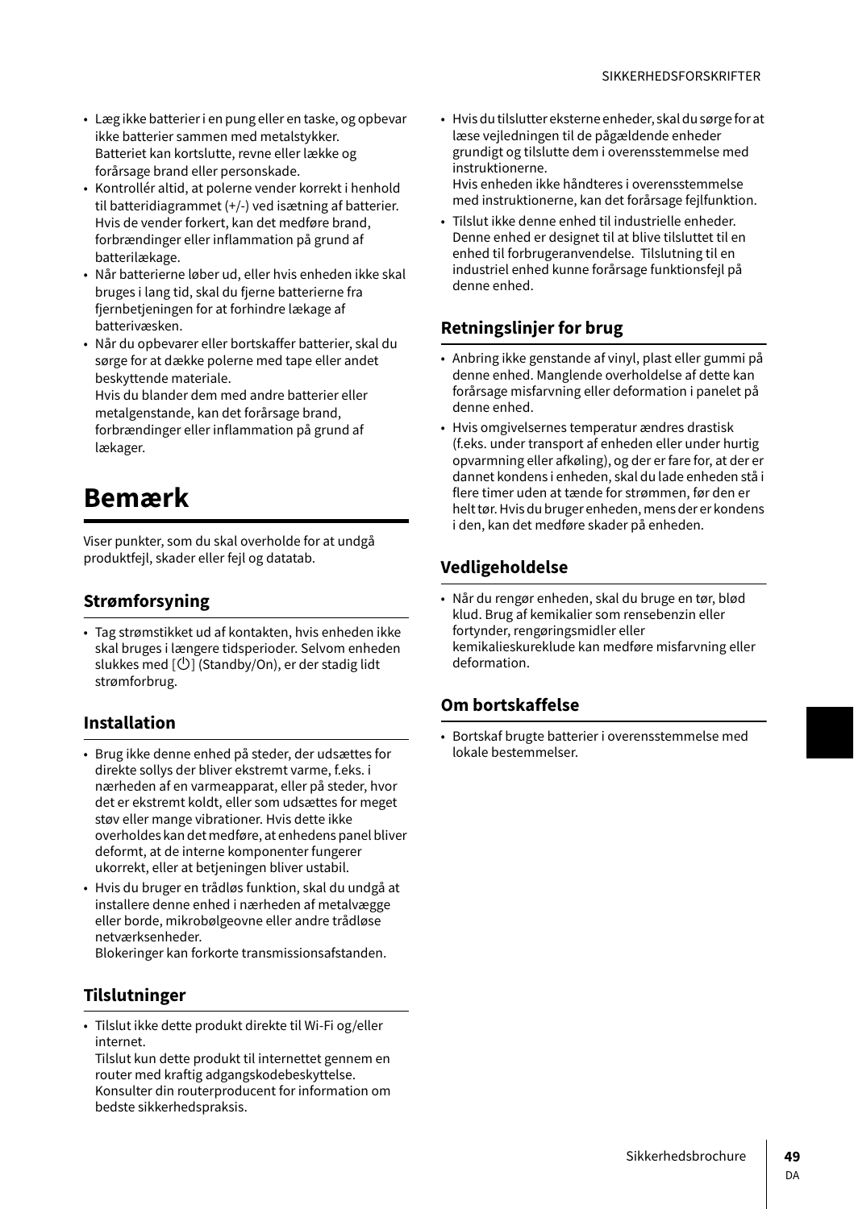- Læg ikke batterier i en pung eller en taske, og opbevar ikke batterier sammen med metalstykker. Batteriet kan kortslutte, revne eller lække og forårsage brand eller personskade.
- Kontrollér altid, at polerne vender korrekt i henhold til batteridiagrammet (+/-) ved isætning af batterier. Hvis de vender forkert, kan det medføre brand, forbrændinger eller inflammation på grund af batterilækage.
- Når batterierne løber ud, eller hvis enheden ikke skal bruges i lang tid, skal du fjerne batterierne fra fjernbetjeningen for at forhindre lækage af batterivæsken.
- Når du opbevarer eller bortskaffer batterier, skal du sørge for at dække polerne med tape eller andet beskyttende materiale.
  Hvis du blander dem med andre batterier eller metalgenstande, kan det forårsage brand, forbrændinger eller inflammation på grund af lækager.

# Bemærk

Viser punkter, som du skal overholde for at undgå produktfejl, skader eller fejl og datatab.

## Strømforsyning

- Tag strømstikket ud af kontakten, hvis enheden ikke skal bruges i længere tidsperioder. Selvom enheden slukkes med [⏻] (Standby/On), er der stadig lidt strømforbrug.

## Installation

- Brug ikke denne enhed på steder, der udsættes for direkte sollys der bliver ekstremt varme, f.eks. i nærheden af en varmeapparat, eller på steder, hvor det er ekstremt koldt, eller som udsættes for meget støv eller mange vibrationer. Hvis dette ikke overholdes kan det medføre, at enhedens panel bliver deformt, at de interne komponenter fungerer ukorrekt, eller at betjeningen bliver ustabil.
- Hvis du bruger en trådløs funktion, skal du undgå at installere denne enhed i nærheden af metalvægge eller borde, mikrobølgeovne eller andre trådløse netværksenheder.
  Blokeringer kan forkorte transmissionsafstanden.

## Tilslutninger

- Tilslut ikke dette produkt direkte til Wi-Fi og/eller internet.
  Tilslut kun dette produkt til internettet gennem en router med kraftig adgangskodebeskyttelse. Konsulter din routerproducent for information om bedste sikkerhedspraksis.
- Hvis du tilslutter eksterne enheder, skal du sørge for at læse vejledningen til de pågældende enheder grundigt og tilslutte dem i overensstemmelse med instruktionerne.
  Hvis enheden ikke håndteres i overensstemmelse med instruktionerne, kan det forårsage fejlfunktion.
- Tilslut ikke denne enhed til industrielle enheder. Denne enhed er designet til at blive tilsluttet til en enhed til forbrugeranvendelse. Tilslutning til en industriel enhed kunne forårsage funktionsfejl på denne enhed.

## Retningslinjer for brug

- Anbring ikke genstande af vinyl, plast eller gummi på denne enhed. Manglende overholdelse af dette kan forårsage misfarvning eller deformation i panelet på denne enhed.
- Hvis omgivelsernes temperatur ændres drastisk (f.eks. under transport af enheden eller under hurtig opvarmning eller afkøling), og der er fare for, at der er dannet kondens i enheden, skal du lade enheden stå i flere timer uden at tænde for strømmen, før den er helt tør. Hvis du bruger enheden, mens der er kondens i den, kan det medføre skader på enheden.

## Vedligeholdelse

- Når du rengør enheden, skal du bruge en tør, blød klud. Brug af kemikalier som rensebenzin eller fortynder, rengøringsmidler eller kemikalieskureklude kan medføre misfarvning eller deformation.

## Om bortskaffelse

- Bortskaf brugte batterier i overensstemmelse med lokale bestemmelser.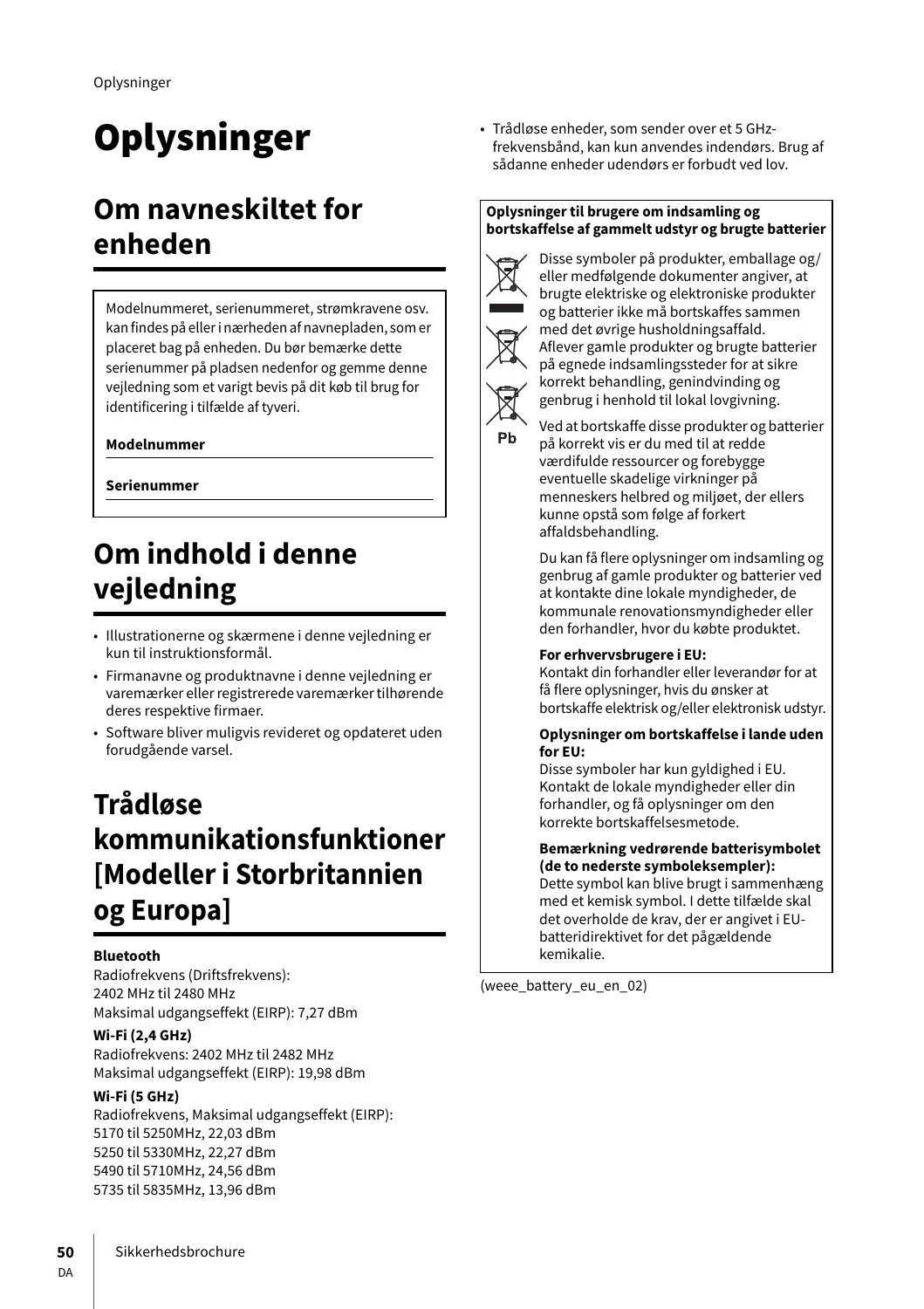# Oplysninger

## Om navneskiltet for enheden

Modelnummeret, serienummeret, strømkravene osv. kan findes på eller i nærheden af navnepladen, som er placeret bag på enheden. Du bør bemærke dette serienummer på pladsen nedenfor og gemme denne vejledning som et varigt bevis på dit køb til brug for identificering i tilfælde af tyveri.

**Modelnummer**

**Serienummer**

## Om indhold i denne vejledning

- Illustrationerne og skærmene i denne vejledning er kun til instruktionsformål.
- Firmanavne og produktnavne i denne vejledning er varemærker eller registrerede varemærker tilhørende deres respektive firmaer.
- Software bliver muligvis revideret og opdateret uden forudgående varsel.

## Trådløse kommunikationsfunktioner [Modeller i Storbritannien og Europa]

**Bluetooth**
Radiofrekvens (Driftsfrekvens):
2402 MHz til 2480 MHz
Maksimal udgangseffekt (EIRP): 7,27 dBm

**Wi-Fi (2,4 GHz)**
Radiofrekvens: 2402 MHz til 2482 MHz
Maksimal udgangseffekt (EIRP): 19,98 dBm

**Wi-Fi (5 GHz)**
Radiofrekvens, Maksimal udgangseffekt (EIRP):
5170 til 5250MHz, 22,03 dBm
5250 til 5330MHz, 22,27 dBm
5490 til 5710MHz, 24,56 dBm
5735 til 5835MHz, 13,96 dBm

- Trådløse enheder, som sender over et 5 GHz-frekvensbånd, kan kun anvendes indendørs. Brug af sådanne enheder udendørs er forbudt ved lov.

**Oplysninger til brugere om indsamling og bortskaffelse af gammelt udstyr og brugte batterier**

Disse symboler på produkter, emballage og/eller medfølgende dokumenter angiver, at brugte elektriske og elektroniske produkter og batterier ikke må bortskaffes sammen med det øvrige husholdningsaffald. Aflever gamle produkter og brugte batterier på egnede indsamlingssteder for at sikre korrekt behandling, genindvinding og genbrug i henhold til lokal lovgivning.

Ved at bortskaffe disse produkter og batterier på korrekt vis er du med til at redde værdifulde ressourcer og forebygge eventuelle skadelige virkninger på menneskers helbred og miljøet, der ellers kunne opstå som følge af forkert affaldsbehandling.

Du kan få flere oplysninger om indsamling og genbrug af gamle produkter og batterier ved at kontakte dine lokale myndigheder, de kommunale renovationsmyndigheder eller den forhandler, hvor du købte produktet.

**For erhvervsbrugere i EU:**
Kontakt din forhandler eller leverandør for at få flere oplysninger, hvis du ønsker at bortskaffe elektrisk og/eller elektronisk udstyr.

**Oplysninger om bortskaffelse i lande uden for EU:**
Disse symboler har kun gyldighed i EU. Kontakt de lokale myndigheder eller din forhandler, og få oplysninger om den korrekte bortskaffelsesmetode.

**Bemærkning vedrørende batterisymbolet (de to nederste symboleksempler):**
Dette symbol kan blive brugt i sammenhæng med et kemisk symbol. I dette tilfælde skal det overholde de krav, der er angivet i EU-batteridirektivet for det pågældende kemikalie.

(weee_battery_eu_en_02)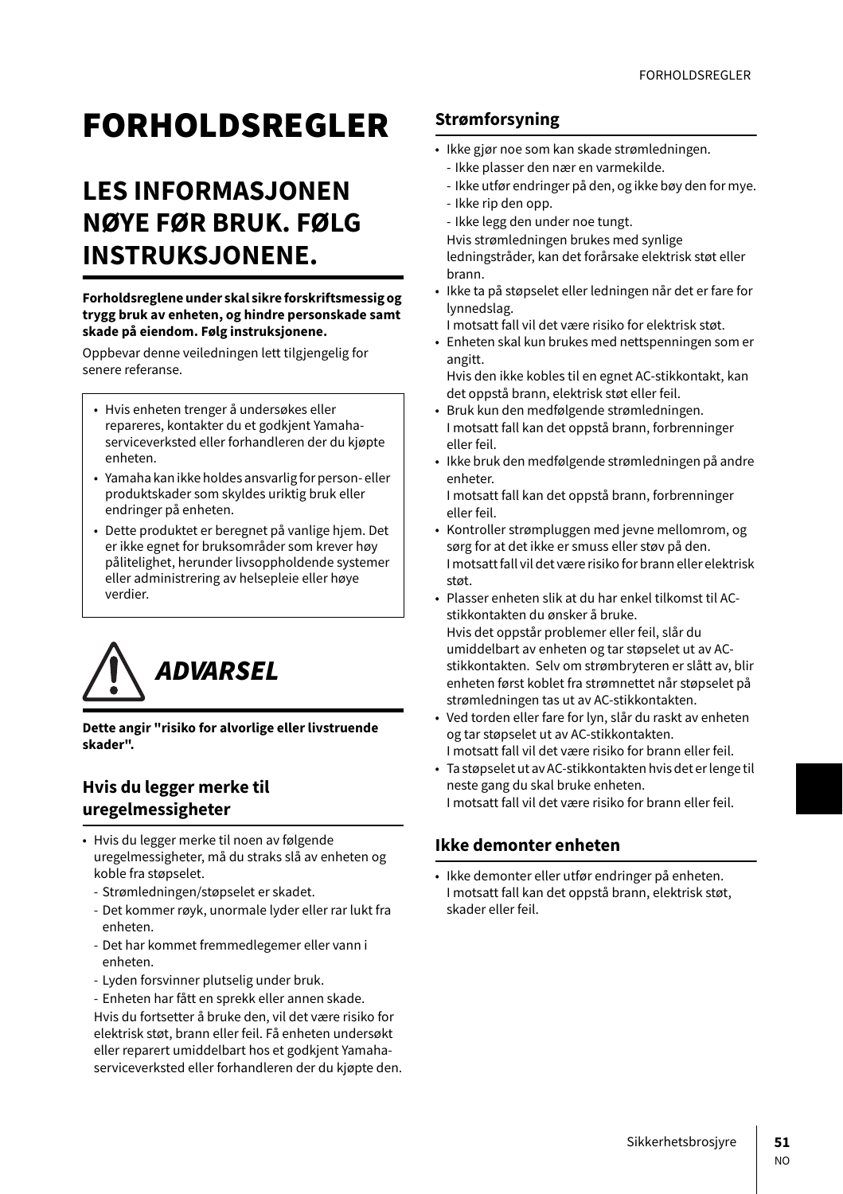# FORHOLDSREGLER

## LES INFORMASJONEN NØYE FØR BRUK. FØLG INSTRUKSJONENE.

**Forholdsreglene under skal sikre forskriftsmessig og trygg bruk av enheten, og hindre personskade samt skade på eiendom. Følg instruksjonene.**

Oppbevar denne veiledningen lett tilgjengelig for senere referanse.

- Hvis enheten trenger å undersøkes eller repareres, kontakter du et godkjent Yamaha-serviceverksted eller forhandleren der du kjøpte enheten.
- Yamaha kan ikke holdes ansvarlig for person- eller produktskader som skyldes uriktig bruk eller endringer på enheten.
- Dette produktet er beregnet på vanlige hjem. Det er ikke egnet for bruksområder som krever høy pålitelighet, herunder livsoppholdende systemer eller administrering av helsepleie eller høye verdier.

## *ADVARSEL*

**Dette angir "risiko for alvorlige eller livstruende skader".**

### Hvis du legger merke til uregelmessigheter

- Hvis du legger merke til noen av følgende uregelmessigheter, må du straks slå av enheten og koble fra støpselet.
  - Strømledningen/støpselet er skadet.
  - Det kommer røyk, unormale lyder eller rar lukt fra enheten.
  - Det har kommet fremmedlegemer eller vann i enheten.
  - Lyden forsvinner plutselig under bruk.
  - Enheten har fått en sprekk eller annen skade.

  Hvis du fortsetter å bruke den, vil det være risiko for elektrisk støt, brann eller feil. Få enheten undersøkt eller reparert umiddelbart hos et godkjent Yamaha-serviceverksted eller forhandleren der du kjøpte den.

### Strømforsyning

- Ikke gjør noe som kan skade strømledningen.
  - Ikke plasser den nær en varmekilde.
  - Ikke utfør endringer på den, og ikke bøy den for mye.
  - Ikke rip den opp.
  - Ikke legg den under noe tungt.

  Hvis strømledningen brukes med synlige ledningstråder, kan det forårsake elektrisk støt eller brann.
- Ikke ta på støpselet eller ledningen når det er fare for lynnedslag.
  I motsatt fall vil det være risiko for elektrisk støt.
- Enheten skal kun brukes med nettspenningen som er angitt.
  Hvis den ikke kobles til en egnet AC-stikkontakt, kan det oppstå brann, elektrisk støt eller feil.
- Bruk kun den medfølgende strømledningen.
  I motsatt fall kan det oppstå brann, forbrenninger eller feil.
- Ikke bruk den medfølgende strømledningen på andre enheter.
  I motsatt fall kan det oppstå brann, forbrenninger eller feil.
- Kontroller strømpluggen med jevne mellomrom, og sørg for at det ikke er smuss eller støv på den.
  I motsatt fall vil det være risiko for brann eller elektrisk støt.
- Plasser enheten slik at du har enkel tilkomst til AC-stikkontakten du ønsker å bruke.
  Hvis det oppstår problemer eller feil, slår du umiddelbart av enheten og tar støpselet ut av AC-stikkontakten. Selv om strømbryteren er slått av, blir enheten først koblet fra strømnettet når støpselet på strømledningen tas ut av AC-stikkontakten.
- Ved torden eller fare for lyn, slår du raskt av enheten og tar støpselet ut av AC-stikkontakten.
  I motsatt fall vil det være risiko for brann eller feil.
- Ta støpselet ut av AC-stikkontakten hvis det er lenge til neste gang du skal bruke enheten.
  I motsatt fall vil det være risiko for brann eller feil.

### Ikke demonter enheten

- Ikke demonter eller utfør endringer på enheten.
  I motsatt fall kan det oppstå brann, elektrisk støt, skader eller feil.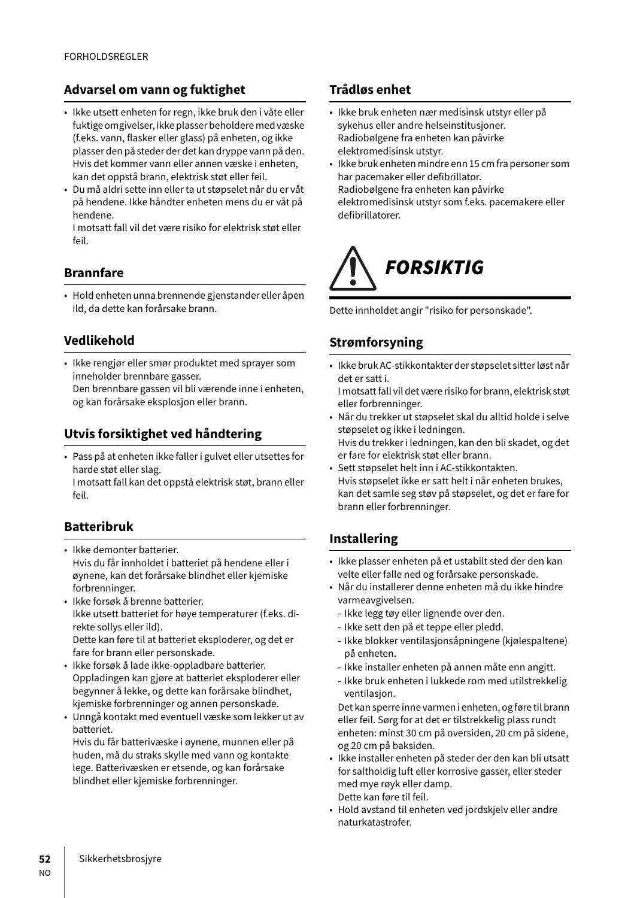## Advarsel om vann og fuktighet

- Ikke utsett enheten for regn, ikke bruk den i våte eller fuktige omgivelser, ikke plasser beholdere med væske (f.eks. vann, flasker eller glass) på enheten, og ikke plasser den på steder der det kan dryppe vann på den. Hvis det kommer vann eller annen væske i enheten, kan det oppstå brann, elektrisk støt eller feil.
- Du må aldri sette inn eller ta ut støpselet når du er våt på hendene. Ikke håndter enheten mens du er våt på hendene.
  I motsatt fall vil det være risiko for elektrisk støt eller feil.

## Brannfare

- Hold enheten unna brennende gjenstander eller åpen ild, da dette kan forårsake brann.

## Vedlikehold

- Ikke rengjør eller smør produktet med sprayer som inneholder brennbare gasser.
  Den brennbare gassen vil bli værende inne i enheten, og kan forårsake eksplosjon eller brann.

## Utvis forsiktighet ved håndtering

- Pass på at enheten ikke faller i gulvet eller utsettes for harde støt eller slag.
  I motsatt fall kan det oppstå elektrisk støt, brann eller feil.

## Batteribruk

- Ikke demonter batterier.
  Hvis du får innholdet i batteriet på hendene eller i øynene, kan det forårsake blindhet eller kjemiske forbrenninger.
- Ikke forsøk å brenne batterier.
  Ikke utsett batteriet for høye temperaturer (f.eks. direkte sollys eller ild).
  Dette kan føre til at batteriet eksploderer, og det er fare for brann eller personskade.
- Ikke forsøk å lade ikke-oppladbare batterier.
  Oppladingen kan gjøre at batteriet eksploderer eller begynner å lekke, og dette kan forårsake blindhet, kjemiske forbrenninger og annen personskade.
- Unngå kontakt med eventuell væske som lekker ut av batteriet.
  Hvis du får batterivæske i øynene, munnen eller på huden, må du straks skylle med vann og kontakte lege. Batterivæsken er etsende, og kan forårsake blindhet eller kjemiske forbrenninger.

## Trådløs enhet

- Ikke bruk enheten nær medisinsk utstyr eller på sykehus eller andre helseinstitusjoner.
  Radiobølgene fra enheten kan påvirke elektromedisinsk utstyr.
- Ikke bruk enheten mindre enn 15 cm fra personer som har pacemaker eller defibrillator.
  Radiobølgene fra enheten kan påvirke elektromedisinsk utstyr som f.eks. pacemakere eller defibrillatorer.

# *FORSIKTIG*

Dette innholdet angir "risiko for personskade".

## Strømforsyning

- Ikke bruk AC-stikkontakter der støpselet sitter løst når det er satt i.
  I motsatt fall vil det være risiko for brann, elektrisk støt eller forbrenninger.
- Når du trekker ut støpselet skal du alltid holde i selve støpselet og ikke i ledningen.
  Hvis du trekker i ledningen, kan den bli skadet, og det er fare for elektrisk støt eller brann.
- Sett støpselet helt inn i AC-stikkontakten.
  Hvis støpselet ikke er satt helt i når enheten brukes, kan det samle seg støv på støpselet, og det er fare for brann eller forbrenninger.

## Installering

- Ikke plasser enheten på et ustabilt sted der den kan velte eller falle ned og forårsake personskade.
- Når du installerer denne enheten må du ikke hindre varmeavgivelsen.
  - Ikke legg tøy eller lignende over den.
  - Ikke sett den på et teppe eller pledd.
  - Ikke blokker ventilasjonsåpningene (kjølespaltene) på enheten.
  - Ikke installer enheten på annen måte enn angitt.
  - Ikke bruk enheten i lukkede rom med utilstrekkelig ventilasjon.

  Det kan sperre inne varmen i enheten, og føre til brann eller feil. Sørg for at det er tilstrekkelig plass rundt enheten: minst 30 cm på oversiden, 20 cm på sidene, og 20 cm på baksiden.
- Ikke installer enheten på steder der den kan bli utsatt for saltholdig luft eller korrosive gasser, eller steder med mye røyk eller damp.
  Dette kan føre til feil.
- Hold avstand til enheten ved jordskjelv eller andre naturkatastrofer.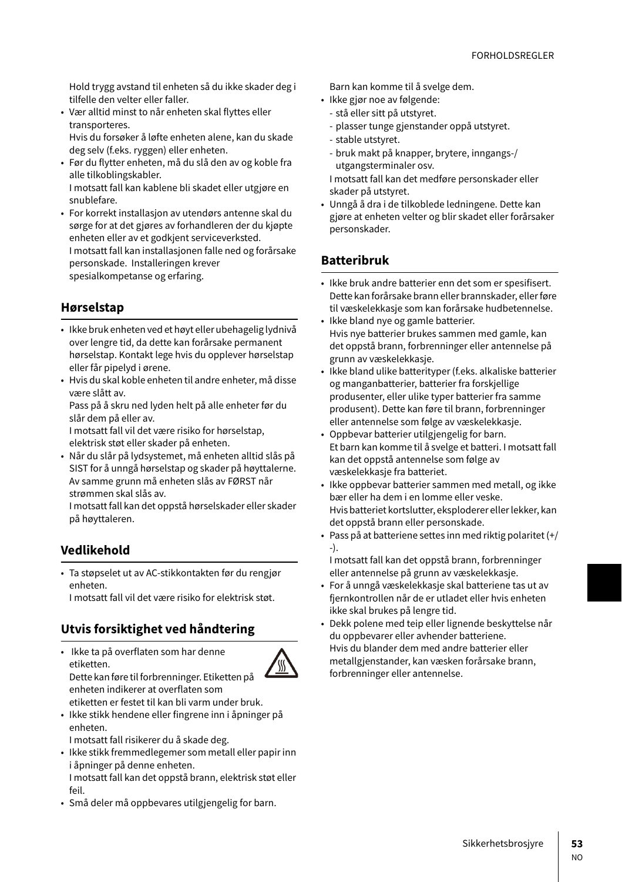Hold trygg avstand til enheten så du ikke skader deg i tilfelle den velter eller faller.

- Vær alltid minst to når enheten skal flyttes eller transporteres.
  Hvis du forsøker å løfte enheten alene, kan du skade deg selv (f.eks. ryggen) eller enheten.
- Før du flytter enheten, må du slå den av og koble fra alle tilkoblingskabler.
  I motsatt fall kan kablene bli skadet eller utgjøre en snublefare.
- For korrekt installasjon av utendørs antenne skal du sørge for at det gjøres av forhandleren der du kjøpte enheten eller av et godkjent serviceverksted.
  I motsatt fall kan installasjonen falle ned og forårsake personskade. Installeringen krever spesialkompetanse og erfaring.

## Hørselstap

- Ikke bruk enheten ved et høyt eller ubehagelig lydnivå over lengre tid, da dette kan forårsake permanent hørselstap. Kontakt lege hvis du opplever hørselstap eller får pipelyd i ørene.
- Hvis du skal koble enheten til andre enheter, må disse være slått av.
  Pass på å skru ned lyden helt på alle enheter før du slår dem på eller av.
  I motsatt fall vil det være risiko for hørselstap, elektrisk støt eller skader på enheten.
- Når du slår på lydsystemet, må enheten alltid slås på SIST for å unngå hørselstap og skader på høyttalerne. Av samme grunn må enheten slås av FØRST når strømmen skal slås av.
  I motsatt fall kan det oppstå hørselskader eller skader på høyttaleren.

## Vedlikehold

- Ta støpselet ut av AC-stikkontakten før du rengjør enheten.
  I motsatt fall vil det være risiko for elektrisk støt.

## Utvis forsiktighet ved håndtering

- Ikke ta på overflaten som har denne etiketten.
  Dette kan føre til forbrenninger. Etiketten på enheten indikerer at overflaten som etiketten er festet til kan bli varm under bruk.
- Ikke stikk hendene eller fingrene inn i åpninger på enheten.
  I motsatt fall risikerer du å skade deg.
- Ikke stikk fremmedlegemer som metall eller papir inn i åpninger på denne enheten.
  I motsatt fall kan det oppstå brann, elektrisk støt eller feil.
- Små deler må oppbevares utilgjengelig for barn.
  Barn kan komme til å svelge dem.
- Ikke gjør noe av følgende:
  - stå eller sitt på utstyret.
  - plasser tunge gjenstander oppå utstyret.
  - stable utstyret.
  - bruk makt på knapper, brytere, inngangs-/utgangsterminaler osv.

  I motsatt fall kan det medføre personskader eller skader på utstyret.
- Unngå å dra i de tilkoblede ledningene. Dette kan gjøre at enheten velter og blir skadet eller forårsaker personskader.

## Batteribruk

- Ikke bruk andre batterier enn det som er spesifisert. Dette kan forårsake brann eller brannskader, eller føre til væskelekkasje som kan forårsake hudbetennelse.
- Ikke bland nye og gamle batterier.
  Hvis nye batterier brukes sammen med gamle, kan det oppstå brann, forbrenninger eller antennelse på grunn av væskelekkasje.
- Ikke bland ulike batterityper (f.eks. alkaliske batterier og manganbatterier, batterier fra forskjellige produsenter, eller ulike typer batterier fra samme produsent). Dette kan føre til brann, forbrenninger eller antennelse som følge av væskelekkasje.
- Oppbevar batterier utilgjengelig for barn.
  Et barn kan komme til å svelge et batteri. I motsatt fall kan det oppstå antennelse som følge av væskelekkasje fra batteriet.
- Ikke oppbevar batterier sammen med metall, og ikke bær eller ha dem i en lomme eller veske.
  Hvis batteriet kortslutter, eksploderer eller lekker, kan det oppstå brann eller personskade.
- Pass på at batteriene settes inn med riktig polaritet (+/-).
  I motsatt fall kan det oppstå brann, forbrenninger eller antennelse på grunn av væskelekkasje.
- For å unngå væskelekkasje skal batteriene tas ut av fjernkontrollen når de er utladet eller hvis enheten ikke skal brukes på lengre tid.
- Dekk polene med teip eller lignende beskyttelse når du oppbevarer eller avhender batteriene.
  Hvis du blander dem med andre batterier eller metallgjenstander, kan væsken forårsake brann, forbrenninger eller antennelse.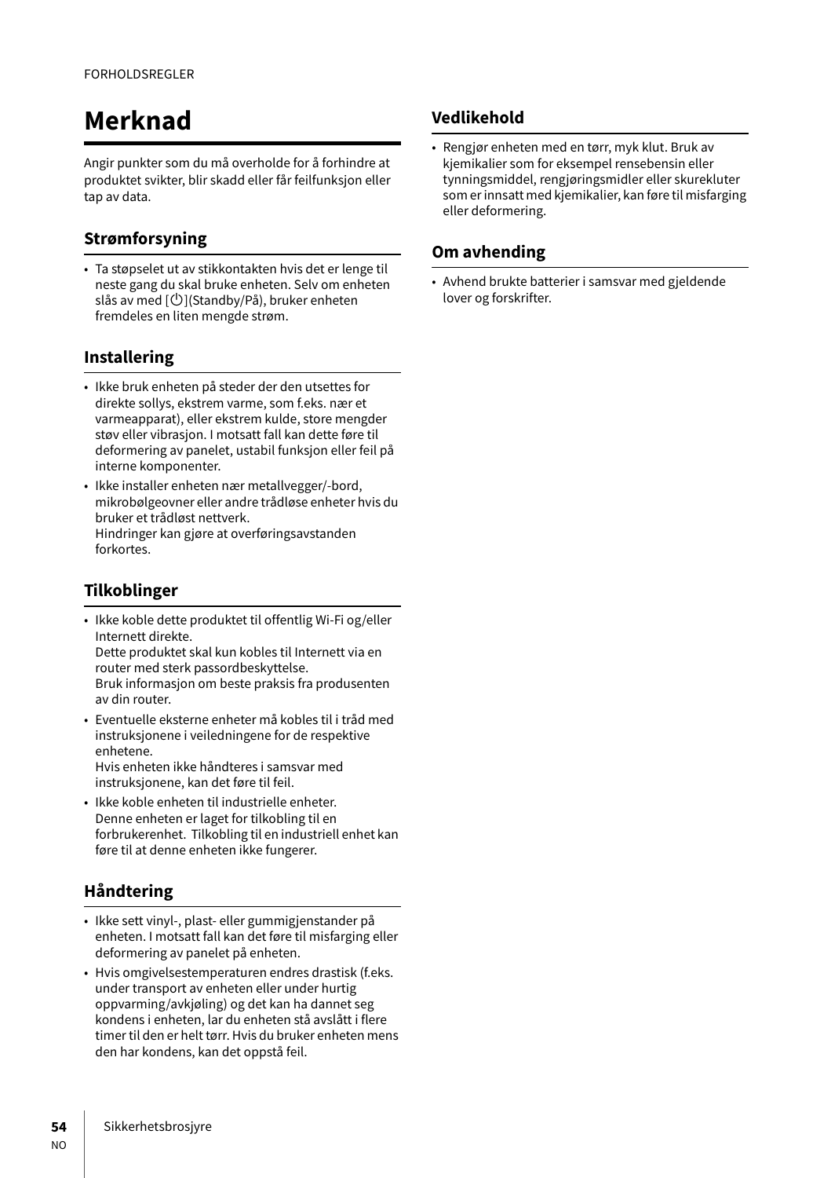# Merknad

Angir punkter som du må overholde for å forhindre at produktet svikter, blir skadd eller får feilfunksjon eller tap av data.

## Strømforsyning

- Ta støpselet ut av stikkontakten hvis det er lenge til neste gang du skal bruke enheten. Selv om enheten slås av med [⏻](Standby/På), bruker enheten fremdeles en liten mengde strøm.

## Installering

- Ikke bruk enheten på steder der den utsettes for direkte sollys, ekstrem varme, som f.eks. nær et varmeapparat), eller ekstrem kulde, store mengder støv eller vibrasjon. I motsatt fall kan dette føre til deformering av panelet, ustabil funksjon eller feil på interne komponenter.
- Ikke installer enheten nær metallvegger/-bord, mikrobølgeovner eller andre trådløse enheter hvis du bruker et trådløst nettverk.
  Hindringer kan gjøre at overføringsavstanden forkortes.

## Tilkoblinger

- Ikke koble dette produktet til offentlig Wi-Fi og/eller Internett direkte.
  Dette produktet skal kun kobles til Internett via en router med sterk passordbeskyttelse.
  Bruk informasjon om beste praksis fra produsenten av din router.
- Eventuelle eksterne enheter må kobles til i tråd med instruksjonene i veiledningene for de respektive enhetene.
  Hvis enheten ikke håndteres i samsvar med instruksjonene, kan det føre til feil.
- Ikke koble enheten til industrielle enheter.
  Denne enheten er laget for tilkobling til en forbrukerenhet. Tilkobling til en industriell enhet kan føre til at denne enheten ikke fungerer.

## Håndtering

- Ikke sett vinyl-, plast- eller gummigjenstander på enheten. I motsatt fall kan det føre til misfarging eller deformering av panelet på enheten.
- Hvis omgivelsestemperaturen endres drastisk (f.eks. under transport av enheten eller under hurtig oppvarming/avkjøling) og det kan ha dannet seg kondens i enheten, lar du enheten stå avslått i flere timer til den er helt tørr. Hvis du bruker enheten mens den har kondens, kan det oppstå feil.

## Vedlikehold

- Rengjør enheten med en tørr, myk klut. Bruk av kjemikalier som for eksempel rensebensin eller tynningsmiddel, rengjøringsmidler eller skurekluter som er innsatt med kjemikalier, kan føre til misfarging eller deformering.

## Om avhending

- Avhend brukte batterier i samsvar med gjeldende lover og forskrifter.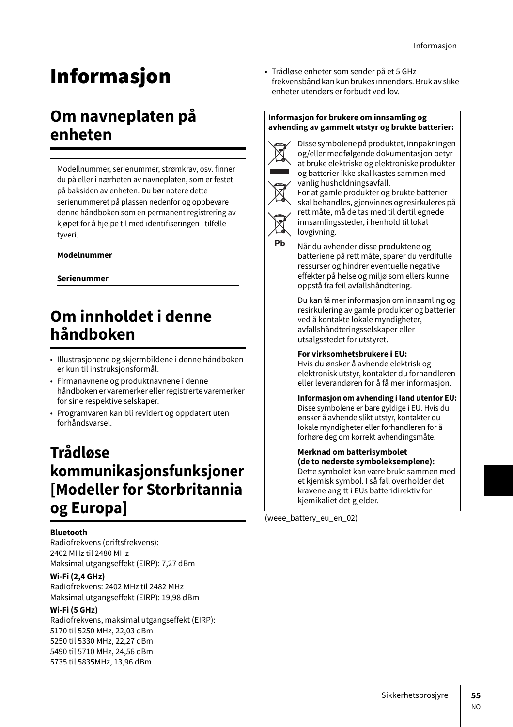# Informasjon

## Om navneplaten på enheten

Modellnummer, serienummer, strømkrav, osv. finner du på eller i nærheten av navneplaten, som er festet på baksiden av enheten. Du bør notere dette serienummeret på plassen nedenfor og oppbevare denne håndboken som en permanent registrering av kjøpet for å hjelpe til med identifiseringen i tilfelle tyveri.

**Modelnummer**

**Serienummer**

## Om innholdet i denne håndboken

- Illustrasjonene og skjermbildene i denne håndboken er kun til instruksjonsformål.
- Firmanavnene og produktnavnene i denne håndboken er varemerker eller registrerte varemerker for sine respektive selskaper.
- Programvaren kan bli revidert og oppdatert uten forhåndsvarsel.

## Trådløse kommunikasjonsfunksjoner [Modeller for Storbritannia og Europa]

**Bluetooth**
Radiofrekvens (driftsfrekvens):
2402 MHz til 2480 MHz
Maksimal utgangseffekt (EIRP): 7,27 dBm

**Wi-Fi (2,4 GHz)**
Radiofrekvens: 2402 MHz til 2482 MHz
Maksimal utgangseffekt (EIRP): 19,98 dBm

**Wi-Fi (5 GHz)**
Radiofrekvens, maksimal utgangseffekt (EIRP):
5170 til 5250 MHz, 22,03 dBm
5250 til 5330 MHz, 22,27 dBm
5490 til 5710 MHz, 24,56 dBm
5735 til 5835MHz, 13,96 dBm

- Trådløse enheter som sender på et 5 GHz frekvensbånd kan kun brukes innendørs. Bruk av slike enheter utendørs er forbudt ved lov.

**Informasjon for brukere om innsamling og avhending av gammelt utstyr og brukte batterier:**

Pb

Disse symbolene på produktet, innpakningen og/eller medfølgende dokumentasjon betyr at bruke elektriske og elektroniske produkter og batterier ikke skal kastes sammen med vanlig husholdningsavfall.
For at gamle produkter og brukte batterier skal behandles, gjenvinnes og resirkuleres på rett måte, må de tas med til dertil egnede innsamlingssteder, i henhold til lokal lovgivning.

Når du avhender disse produktene og batteriene på rett måte, sparer du verdifulle ressurser og hindrer eventuelle negative effekter på helse og miljø som ellers kunne oppstå fra feil avfallshåndtering.

Du kan få mer informasjon om innsamling og resirkulering av gamle produkter og batterier ved å kontakte lokale myndigheter, avfallshåndteringsselskaper eller utsalgsstedet for utstyret.

**For virksomhetsbrukere i EU:**
Hvis du ønsker å avhende elektrisk og elektronisk utstyr, kontakter du forhandleren eller leverandøren for å få mer informasjon.

**Informasjon om avhending i land utenfor EU:**
Disse symbolene er bare gyldige i EU. Hvis du ønsker å avhende slikt utstyr, kontakter du lokale myndigheter eller forhandleren for å forhøre deg om korrekt avhendingsmåte.

**Merknad om batterisymbolet (de to nederste symboleksemplene):**
Dette symbolet kan være brukt sammen med et kjemisk symbol. I så fall overholder det kravene angitt i EUs batteridirektiv for kjemikaliet det gjelder.

(weee_battery_eu_en_02)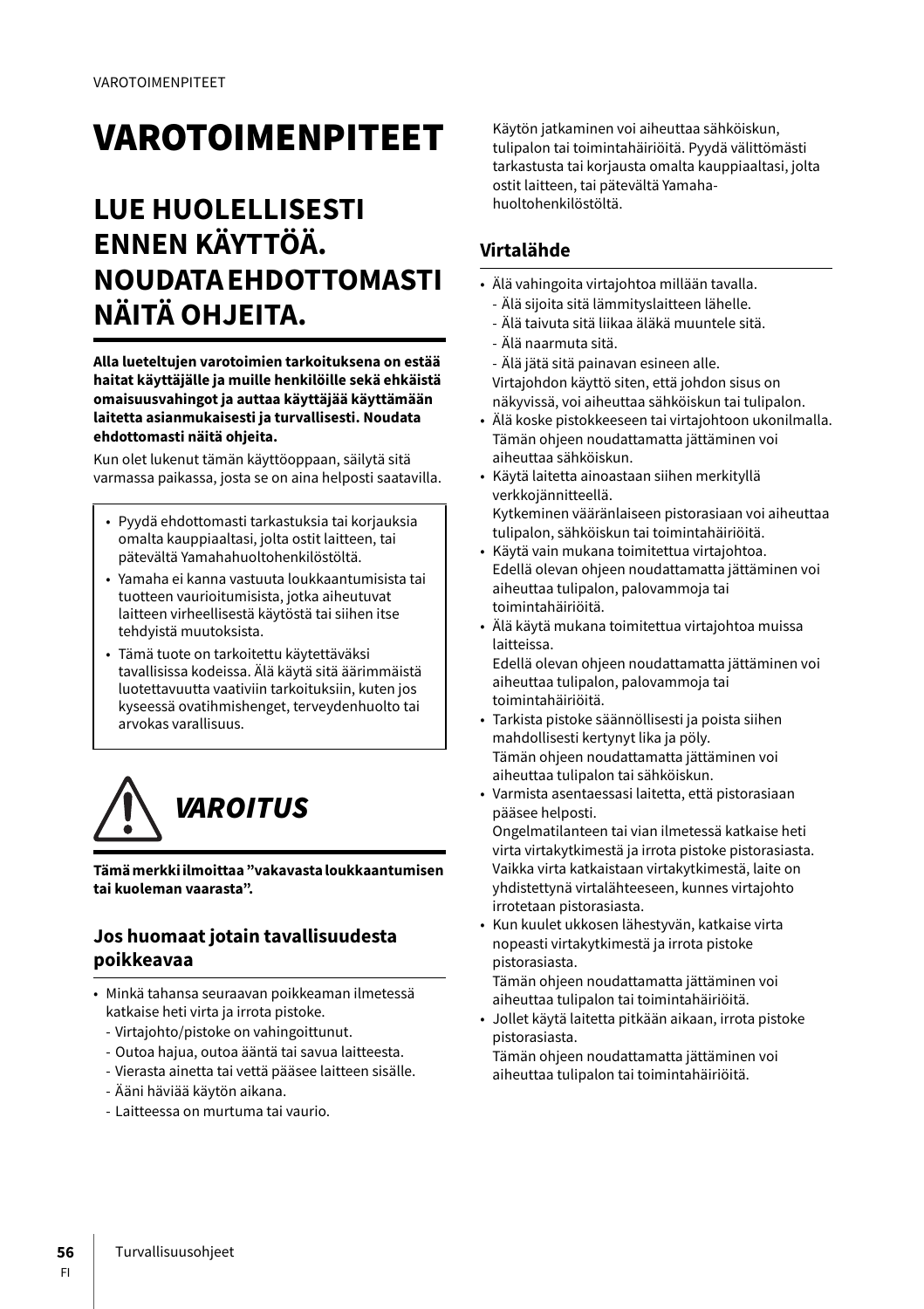# VAROTOIMENPITEET

## LUE HUOLELLISESTI ENNEN KÄYTTÖÄ. NOUDATA EHDOTTOMASTI NÄITÄ OHJEITA.

**Alla lueteltujen varotoimien tarkoituksena on estää haitat käyttäjälle ja muille henkilöille sekä ehkäistä omaisuusvahingot ja auttaa käyttäjää käyttämään laitetta asianmukaisesti ja turvallisesti. Noudata ehdottomasti näitä ohjeita.**

Kun olet lukenut tämän käyttöoppaan, säilytä sitä varmassa paikassa, josta se on aina helposti saatavilla.

- Pyydä ehdottomasti tarkastuksia tai korjauksia omalta kauppiaaltasi, jolta ostit laitteen, tai pätevältä Yamahahuoltohenkilöstöltä.
- Yamaha ei kanna vastuuta loukkaantumisista tai tuotteen vaurioitumisista, jotka aiheutuvat laitteen virheellisestä käytöstä tai siihen itse tehdyistä muutoksista.
- Tämä tuote on tarkoitettu käytettäväksi tavallisissa kodeissa. Älä käytä sitä äärimmäistä luotettavuutta vaativiin tarkoituksiin, kuten jos kyseessä ovatihmishenget, terveydenhuolto tai arvokas varallisuus.

## *VAROITUS*

**Tämä merkki ilmoittaa "vakavasta loukkaantumisen tai kuoleman vaarasta".**

### Jos huomaat jotain tavallisuudesta poikkeavaa

- Minkä tahansa seuraavan poikkeaman ilmetessä katkaise heti virta ja irrota pistoke.
  - Virtajohto/pistoke on vahingoittunut.
  - Outoa hajua, outoa ääntä tai savua laitteesta.
  - Vierasta ainetta tai vettä pääsee laitteen sisälle.
  - Ääni häviää käytön aikana.
  - Laitteessa on murtuma tai vaurio.

  Käytön jatkaminen voi aiheuttaa sähköiskun, tulipalon tai toimintahäiriöitä. Pyydä välittömästi tarkastusta tai korjausta omalta kauppiaaltasi, jolta ostit laitteen, tai pätevältä Yamaha-huoltohenkilöstöltä.

### Virtalähde

- Älä vahingoita virtajohtoa millään tavalla.
  - Älä sijoita sitä lämmityslaitteen lähelle.
  - Älä taivuta sitä liikaa äläkä muuntele sitä.
  - Älä naarmuta sitä.
  - Älä jätä sitä painavan esineen alle.

  Virtajohdon käyttö siten, että johdon sisus on näkyvissä, voi aiheuttaa sähköiskun tai tulipalon.
- Älä koske pistokkeeseen tai virtajohtoon ukonilmalla.
  Tämän ohjeen noudattamatta jättäminen voi aiheuttaa sähköiskun.
- Käytä laitetta ainoastaan siihen merkityllä verkkojännitteellä.
  Kytkeminen vääränlaiseen pistorasiaan voi aiheuttaa tulipalon, sähköiskun tai toimintahäiriöitä.
- Käytä vain mukana toimitettua virtajohtoa.
  Edellä olevan ohjeen noudattamatta jättäminen voi aiheuttaa tulipalon, palovammoja tai toimintahäiriöitä.
- Älä käytä mukana toimitettua virtajohtoa muissa laitteissa.
  Edellä olevan ohjeen noudattamatta jättäminen voi aiheuttaa tulipalon, palovammoja tai toimintahäiriöitä.
- Tarkista pistoke säännöllisesti ja poista siihen mahdollisesti kertynyt lika ja pöly.
  Tämän ohjeen noudattamatta jättäminen voi aiheuttaa tulipalon tai sähköiskun.
- Varmista asentaessasi laitetta, että pistorasiaan pääsee helposti.
  Ongelmatilanteen tai vian ilmetessä katkaise heti virta virtakytkimestä ja irrota pistoke pistorasiasta. Vaikka virta katkaistaan virtakytkimestä, laite on yhdistettynä virtalähteeseen, kunnes virtajohto irrotetaan pistorasiasta.
- Kun kuulet ukkosen lähestyvän, katkaise virta nopeasti virtakytkimestä ja irrota pistoke pistorasiasta.
  Tämän ohjeen noudattamatta jättäminen voi aiheuttaa tulipalon tai toimintahäiriöitä.
- Jollet käytä laitetta pitkään aikaan, irrota pistoke pistorasiasta.
  Tämän ohjeen noudattamatta jättäminen voi aiheuttaa tulipalon tai toimintahäiriöitä.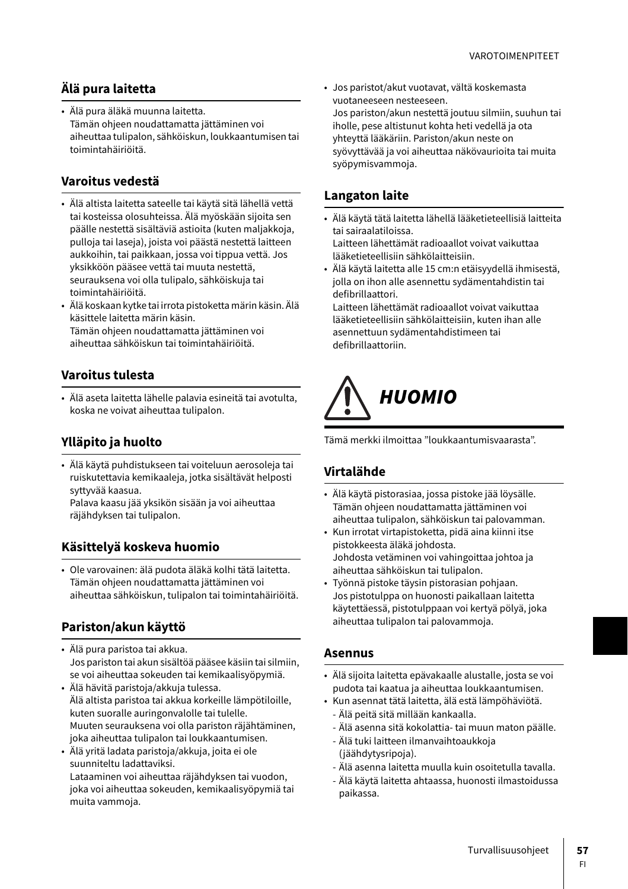## Älä pura laitetta

- Älä pura äläkä muunna laitetta.
  Tämän ohjeen noudattamatta jättäminen voi aiheuttaa tulipalon, sähköiskun, loukkaantumisen tai toimintahäiriöitä.

## Varoitus vedestä

- Älä altista laitetta sateelle tai käytä sitä lähellä vettä tai kosteissa olosuhteissa. Älä myöskään sijoita sen päälle nestettä sisältäviä astioita (kuten maljakkoja, pulloja tai laseja), joista voi päästä nestettä laitteen aukkoihin, tai paikkaan, jossa voi tippua vettä. Jos yksikköön pääsee vettä tai muuta nestettä, seurauksena voi olla tulipalo, sähköiskuja tai toimintahäiriöitä.
- Älä koskaan kytke tai irrota pistoketta märin käsin. Älä käsittele laitetta märin käsin.
  Tämän ohjeen noudattamatta jättäminen voi aiheuttaa sähköiskun tai toimintahäiriöitä.

## Varoitus tulesta

- Älä aseta laitetta lähelle palavia esineitä tai avotulta, koska ne voivat aiheuttaa tulipalon.

## Ylläpito ja huolto

- Älä käytä puhdistukseen tai voiteluun aerosoleja tai ruiskutettavia kemikaaleja, jotka sisältävät helposti syttyvää kaasua.
  Palava kaasu jää yksikön sisään ja voi aiheuttaa räjähdyksen tai tulipalon.

## Käsittelyä koskeva huomio

- Ole varovainen: älä pudota äläkä kolhi tätä laitetta.
  Tämän ohjeen noudattamatta jättäminen voi aiheuttaa sähköiskun, tulipalon tai toimintahäiriöitä.

## Pariston/akun käyttö

- Älä pura paristoa tai akkua.
  Jos pariston tai akun sisältöä pääsee käsiin tai silmiin, se voi aiheuttaa sokeuden tai kemikaalisyöpymiä.
- Älä hävitä paristoja/akkuja tulessa.
  Älä altista paristoa tai akkua korkeille lämpötiloille, kuten suoralle auringonvalolle tai tulelle.
  Muuten seurauksena voi olla pariston räjähtäminen, joka aiheuttaa tulipalon tai loukkaantumisen.
- Älä yritä ladata paristoja/akkuja, joita ei ole suunniteltu ladattaviksi.
  Lataaminen voi aiheuttaa räjähdyksen tai vuodon, joka voi aiheuttaa sokeuden, kemikaalisyöpymiä tai muita vammoja.
- Jos paristot/akut vuotavat, vältä koskemasta vuotaneeseen nesteeseen.
  Jos pariston/akun nestettä joutuu silmiin, suuhun tai iholle, pese altistunut kohta heti vedellä ja ota yhteyttä lääkäriin. Pariston/akun neste on syövyttävää ja voi aiheuttaa näkövaurioita tai muita syöpymisvammoja.

## Langaton laite

- Älä käytä tätä laitetta lähellä lääketieteellisiä laitteita tai sairaalatiloissa.
  Laitteen lähettämät radioaallot voivat vaikuttaa lääketieteellisiin sähkölaitteisiin.
- Älä käytä laitetta alle 15 cm:n etäisyydellä ihmisestä, jolla on ihon alle asennettu sydämentahdistin tai defibrillaattori.
  Laitteen lähettämät radioaallot voivat vaikuttaa lääketieteellisiin sähkölaitteisiin, kuten ihan alle asennettuun sydämentahdistimeen tai defibrillaattoriin.

# ⚠ *HUOMIO*

Tämä merkki ilmoittaa ”loukkaantumisvaarasta”.

## Virtalähde

- Älä käytä pistorasiaa, jossa pistoke jää löysälle.
  Tämän ohjeen noudattamatta jättäminen voi aiheuttaa tulipalon, sähköiskun tai palovamman.
- Kun irrotat virtapistoketta, pidä aina kiinni itse pistokkeesta äläkä johdosta.
  Johdosta vetäminen voi vahingoittaa johtoa ja aiheuttaa sähköiskun tai tulipalon.
- Työnnä pistoke täysin pistorasian pohjaan.
  Jos pistotulppa on huonosti paikallaan laitetta käytettäessä, pistotulppaan voi kertyä pölyä, joka aiheuttaa tulipalon tai palovammoja.

## Asennus

- Älä sijoita laitetta epävakaalle alustalle, josta se voi pudota tai kaatua ja aiheuttaa loukkaantumisen.
- Kun asennat tätä laitetta, älä estä lämpöhäviötä.
  - Älä peitä sitä millään kankaalla.
  - Älä asenna sitä kokolattia- tai muun maton päälle.
  - Älä tuki laitteen ilmanvaihtoaukkoja (jäähdytysripoja).
  - Älä asenna laitetta muulla kuin osoitetulla tavalla.
  - Älä käytä laitetta ahtaassa, huonosti ilmastoidussa paikassa.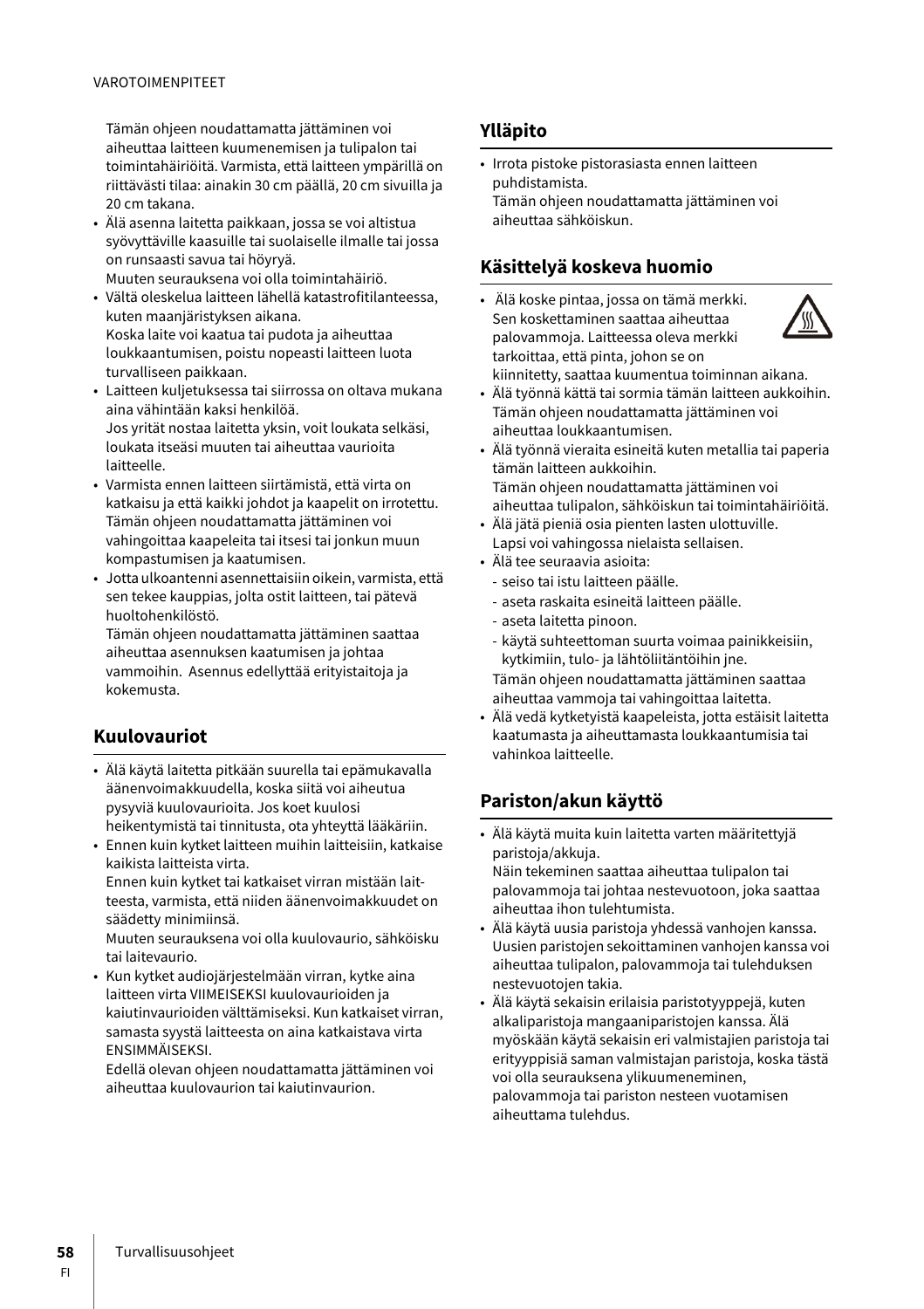Tämän ohjeen noudattamatta jättäminen voi aiheuttaa laitteen kuumenemisen ja tulipalon tai toimintahäiriöitä. Varmista, että laitteen ympärillä on riittävästi tilaa: ainakin 30 cm päällä, 20 cm sivuilla ja 20 cm takana.

- Älä asenna laitetta paikkaan, jossa se voi altistua syövyttäville kaasuille tai suolaiselle ilmalle tai jossa on runsaasti savua tai höyryä.
  Muuten seurauksena voi olla toimintahäiriö.
- Vältä oleskelua laitteen lähellä katastrofitilanteessa, kuten maanjäristyksen aikana.
  Koska laite voi kaatua tai pudota ja aiheuttaa loukkaantumisen, poistu nopeasti laitteen luota turvalliseen paikkaan.
- Laitteen kuljetuksessa tai siirrossa on oltava mukana aina vähintään kaksi henkilöä.
  Jos yrität nostaa laitetta yksin, voit loukata selkäsi, loukata itseäsi muuten tai aiheuttaa vaurioita laitteelle.
- Varmista ennen laitteen siirtämistä, että virta on katkaisu ja että kaikki johdot ja kaapelit on irrotettu.
  Tämän ohjeen noudattamatta jättäminen voi vahingoittaa kaapeleita tai itsesi tai jonkun muun kompastumisen ja kaatumisen.
- Jotta ulkoantenni asennettaisiin oikein, varmista, että sen tekee kauppias, jolta ostit laitteen, tai pätevä huoltohenkilöstö.
  Tämän ohjeen noudattamatta jättäminen saattaa aiheuttaa asennuksen kaatumisen ja johtaa vammoihin. Asennus edellyttää erityistaitoja ja kokemusta.

## Kuulovauriot

- Älä käytä laitetta pitkään suurella tai epämukavalla äänenvoimakkuudella, koska siitä voi aiheutua pysyviä kuulovaurioita. Jos koet kuulosi heikentymistä tai tinnitusta, ota yhteyttä lääkäriin.
- Ennen kuin kytket laitteen muihin laitteisiin, katkaise kaikista laitteista virta.
  Ennen kuin kytket tai katkaiset virran mistään laitteesta, varmista, että niiden äänenvoimakkuudet on säädetty minimiinsä.
  Muuten seurauksena voi olla kuulovaurio, sähköisku tai laitevaurio.
- Kun kytket audiojärjestelmään virran, kytke aina laitteen virta VIIMEISEKSI kuulovaurioiden ja kaiutinvaurioiden välttämiseksi. Kun katkaiset virran, samasta syystä laitteesta on aina katkaistava virta ENSIMMÄISEKSI.
  Edellä olevan ohjeen noudattamatta jättäminen voi aiheuttaa kuulovaurion tai kaiutinvaurion.

## Ylläpito

- Irrota pistoke pistorasiasta ennen laitteen puhdistamista.
  Tämän ohjeen noudattamatta jättäminen voi aiheuttaa sähköiskun.

## Käsittelyä koskeva huomio

- Älä koske pintaa, jossa on tämä merkki. Sen koskettaminen saattaa aiheuttaa palovammoja. Laitteessa oleva merkki tarkoittaa, että pinta, johon se on kiinnitetty, saattaa kuumentua toiminnan aikana.
- Älä työnnä kättä tai sormia tämän laitteen aukkoihin.
  Tämän ohjeen noudattamatta jättäminen voi aiheuttaa loukkaantumisen.
- Älä työnnä vieraita esineitä kuten metallia tai paperia tämän laitteen aukkoihin.
  Tämän ohjeen noudattamatta jättäminen voi aiheuttaa tulipalon, sähköiskun tai toimintahäiriöitä.
- Älä jätä pieniä osia pienten lasten ulottuville.
  Lapsi voi vahingossa nielaista sellaisen.
- Älä tee seuraavia asioita:
  - seiso tai istu laitteen päälle.
  - aseta raskaita esineitä laitteen päälle.
  - aseta laitetta pinoon.
  - käytä suhteettoman suurta voimaa painikkeisiin, kytkimiin, tulo- ja lähtöliitäntöihin jne.

  Tämän ohjeen noudattamatta jättäminen saattaa aiheuttaa vammoja tai vahingoittaa laitetta.
- Älä vedä kytketyistä kaapeleista, jotta estäisit laitetta kaatumasta ja aiheuttamasta loukkaantumisia tai vahinkoa laitteelle.

## Pariston/akun käyttö

- Älä käytä muita kuin laitetta varten määritettyjä paristoja/akkuja.
  Näin tekeminen saattaa aiheuttaa tulipalon tai palovammoja tai johtaa nestevuotoon, joka saattaa aiheuttaa ihon tulehtumista.
- Älä käytä uusia paristoja yhdessä vanhojen kanssa.
  Uusien paristojen sekoittaminen vanhojen kanssa voi aiheuttaa tulipalon, palovammoja tai tulehduksen nestevuotojen takia.
- Älä käytä sekaisin erilaisia paristotyyppejä, kuten alkaliparistoja mangaaniparistojen kanssa. Älä myöskään käytä sekaisin eri valmistajien paristoja tai erityyppisiä saman valmistajan paristoja, koska tästä voi olla seurauksena ylikuumeneminen, palovammoja tai pariston nesteen vuotamisen aiheuttama tulehdus.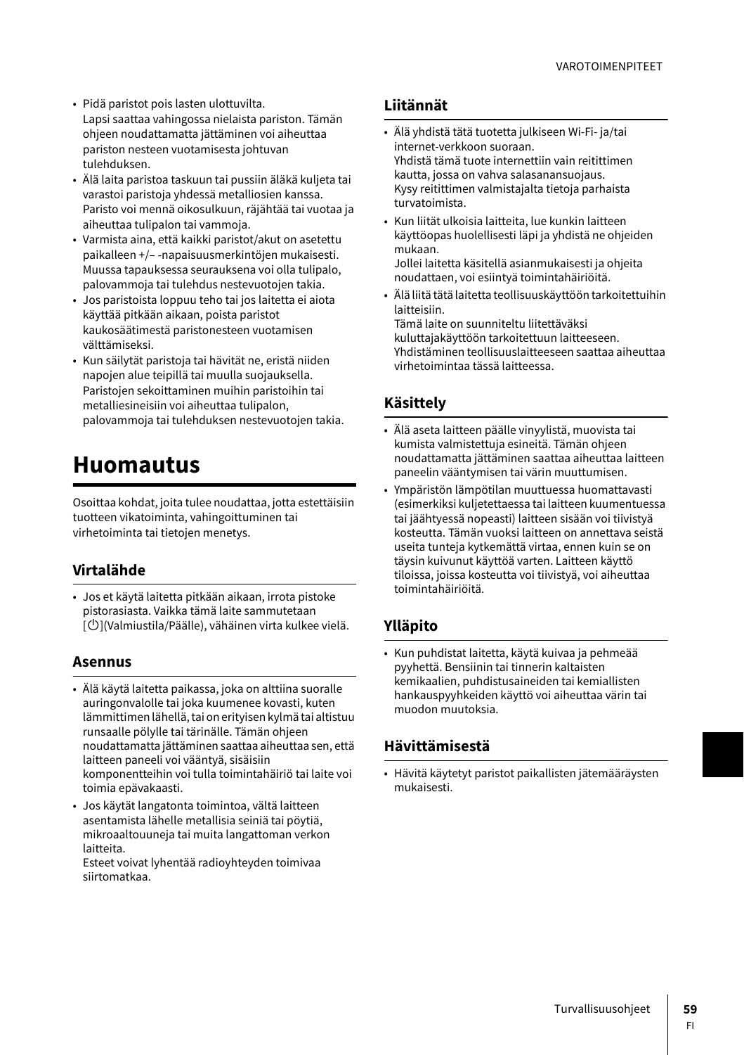- Pidä paristot pois lasten ulottuvilta.
  Lapsi saattaa vahingossa nielaista pariston. Tämän ohjeen noudattamatta jättäminen voi aiheuttaa pariston nesteen vuotamisesta johtuvan tulehduksen.
- Älä laita paristoa taskuun tai pussiin äläkä kuljeta tai varastoi paristoja yhdessä metalliosien kanssa.
  Paristo voi mennä oikosulkuun, räjähtää tai vuotaa ja aiheuttaa tulipalon tai vammoja.
- Varmista aina, että kaikki paristot/akut on asetettu paikalleen +/– -napaisuusmerkintöjen mukaisesti.
  Muussa tapauksessa seurauksena voi olla tulipalo, palovammoja tai tulehdus nestevuotojen takia.
- Jos paristoista loppuu teho tai jos laitetta ei aiota käyttää pitkään aikaan, poista paristot kaukosäätimestä paristonesteen vuotamisen välttämiseksi.
- Kun säilytät paristoja tai hävität ne, eristä niiden napojen alue teipillä tai muulla suojauksella.
  Paristojen sekoittaminen muihin paristoihin tai metalliesineisiin voi aiheuttaa tulipalon, palovammoja tai tulehduksen nestevuotojen takia.

# Huomautus

Osoittaa kohdat, joita tulee noudattaa, jotta estettäisiin tuotteen vikatoiminta, vahingoittuminen tai virhetoiminta tai tietojen menetys.

## Virtalähde

- Jos et käytä laitetta pitkään aikaan, irrota pistoke pistorasiasta. Vaikka tämä laite sammutetaan [⏻](Valmiustila/Päälle), vähäinen virta kulkee vielä.

## Asennus

- Älä käytä laitetta paikassa, joka on alttiina suoralle auringonvalolle tai joka kuumenee kovasti, kuten lämmittimen lähellä, tai on erityisen kylmä tai altistuu runsaalle pölylle tai tärinälle. Tämän ohjeen noudattamatta jättäminen saattaa aiheuttaa sen, että laitteen paneeli voi vääntyä, sisäisiin komponentteihin voi tulla toimintahäiriö tai laite voi toimia epävakaasti.
- Jos käytät langatonta toimintoa, vältä laitteen asentamista lähelle metallisia seiniä tai pöytiä, mikroaaltouuneja tai muita langattoman verkon laitteita.
  Esteet voivat lyhentää radioyhteyden toimivaa siirtomatkaa.

## Liitännät

- Älä yhdistä tätä tuotetta julkiseen Wi-Fi- ja/tai internet-verkkoon suoraan.
  Yhdistä tämä tuote internettiin vain reitittimen kautta, jossa on vahva salasanansuojaus.
  Kysy reitittimen valmistajalta tietoja parhaista turvatoimista.
- Kun liität ulkoisia laitteita, lue kunkin laitteen käyttöopas huolellisesti läpi ja yhdistä ne ohjeiden mukaan.
  Jollei laitetta käsitellä asianmukaisesti ja ohjeita noudattaen, voi esiintyä toimintahäiriöitä.
- Älä liitä tätä laitetta teollisuuskäyttöön tarkoitettuihin laitteisiin.
  Tämä laite on suunniteltu liitettäväksi kuluttajakäyttöön tarkoitettuun laitteeseen. Yhdistäminen teollisuuslaitteeseen saattaa aiheuttaa virhetoimintaa tässä laitteessa.

## Käsittely

- Älä aseta laitteen päälle vinyylistä, muovista tai kumista valmistettuja esineitä. Tämän ohjeen noudattamatta jättäminen saattaa aiheuttaa laitteen paneelin vääntymisen tai värin muuttumisen.
- Ympäristön lämpötilan muuttuessa huomattavasti (esimerkiksi kuljetettaessa tai laitteen kuumentuessa tai jäähtyessä nopeasti) laitteen sisään voi tiivistyä kosteutta. Tämän vuoksi laitteen on annettava seistä useita tunteja kytkemättä virtaa, ennen kuin se on täysin kuivunut käyttöä varten. Laitteen käyttö tiloissa, joissa kosteutta voi tiivistyä, voi aiheuttaa toimintahäiriöitä.

## Ylläpito

- Kun puhdistat laitetta, käytä kuivaa ja pehmeää pyyhettä. Bensiinin tai tinnerin kaltaisten kemikaalien, puhdistusaineiden tai kemiallisten hankauspyyhkeiden käyttö voi aiheuttaa värin tai muodon muutoksia.

## Hävittämisestä

- Hävitä käytetyt paristot paikallisten jätemääräysten mukaisesti.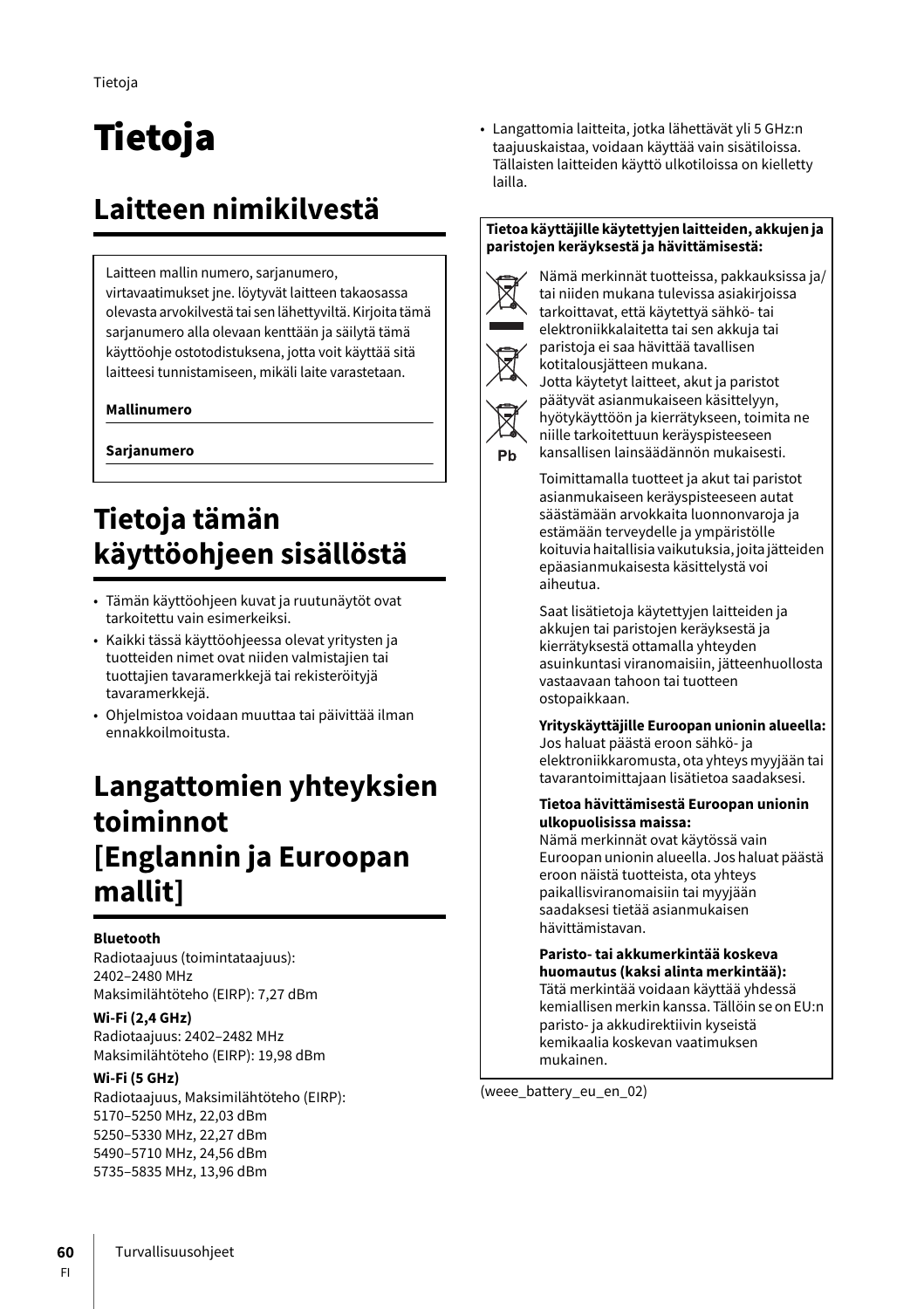# Tietoja

## Laitteen nimikilvestä

Laitteen mallin numero, sarjanumero, virtavaatimukset jne. löytyvät laitteen takaosassa olevasta arvokilvestä tai sen lähettyviltä. Kirjoita tämä sarjanumero alla olevaan kenttään ja säilytä tämä käyttöohje ostotodistuksena, jotta voit käyttää sitä laitteesi tunnistamiseen, mikäli laite varastetaan.

**Mallinumero**

**Sarjanumero**

## Tietoja tämän käyttöohjeen sisällöstä

- Tämän käyttöohjeen kuvat ja ruutunäytöt ovat tarkoitettu vain esimerkeiksi.
- Kaikki tässä käyttöohjeessa olevat yritysten ja tuotteiden nimet ovat niiden valmistajien tai tuottajien tavaramerkkejä tai rekisteröityjä tavaramerkkejä.
- Ohjelmistoa voidaan muuttaa tai päivittää ilman ennakkoilmoitusta.

## Langattomien yhteyksien toiminnot [Englannin ja Euroopan mallit]

**Bluetooth**
Radiotaajuus (toimintataajuus): 2402–2480 MHz
Maksimilähtöteho (EIRP): 7,27 dBm

**Wi-Fi (2,4 GHz)**
Radiotaajuus: 2402–2482 MHz
Maksimilähtöteho (EIRP): 19,98 dBm

**Wi-Fi (5 GHz)**
Radiotaajuus, Maksimilähtöteho (EIRP):
5170–5250 MHz, 22,03 dBm
5250–5330 MHz, 22,27 dBm
5490–5710 MHz, 24,56 dBm
5735–5835 MHz, 13,96 dBm

- Langattomia laitteita, jotka lähettävät yli 5 GHz:n taajuuskaistaa, voidaan käyttää vain sisätiloissa. Tällaisten laitteiden käyttö ulkotiloissa on kielletty lailla.

**Tietoa käyttäjille käytettyjen laitteiden, akkujen ja paristojen keräyksestä ja hävittämisestä:**

Pb

Nämä merkinnät tuotteissa, pakkauksissa ja/tai niiden mukana tulevissa asiakirjoissa tarkoittavat, että käytettyä sähkö- tai elektroniikkalaitetta tai sen akkuja tai paristoja ei saa hävittää tavallisen kotitalousjätteen mukana.
Jotta käytetyt laitteet, akut ja paristot päätyvät asianmukaiseen käsittelyyn, hyötykäyttöön ja kierrätykseen, toimita ne niille tarkoitettuun keräyspisteeseen kansallisen lainsäädännön mukaisesti.

Toimittamalla tuotteet ja akut tai paristot asianmukaiseen keräyspisteeseen autat säästämään arvokkaita luonnonvaroja ja estämään terveydelle ja ympäristölle koituvia haitallisia vaikutuksia, joita jätteiden epäasianmukaisesta käsittelystä voi aiheutua.

Saat lisätietoja käytettyjen laitteiden ja akkujen tai paristojen keräyksestä ja kierrätyksestä ottamalla yhteyden asuinkuntasi viranomaisiin, jätteenhuollosta vastaavaan tahoon tai tuotteen ostopaikkaan.

**Yrityskäyttäjille Euroopan unionin alueella:**
Jos haluat päästä eroon sähkö- ja elektroniikkaromusta, ota yhteys myyjään tai tavarantoimittajaan lisätietoa saadaksesi.

**Tietoa hävittämisestä Euroopan unionin ulkopuolisissa maissa:**
Nämä merkinnät ovat käytössä vain Euroopan unionin alueella. Jos haluat päästä eroon näistä tuotteista, ota yhteys paikallisviranomaisiin tai myyjään saadaksesi tietää asianmukaisen hävittämistavan.

**Paristo- tai akkumerkintää koskeva huomautus (kaksi alinta merkintää):**
Tätä merkintää voidaan käyttää yhdessä kemiallisen merkin kanssa. Tällöin se on EU:n paristo- ja akkudirektiivin kyseistä kemikaalia koskevan vaatimuksen mukainen.

(weee_battery_eu_en_02)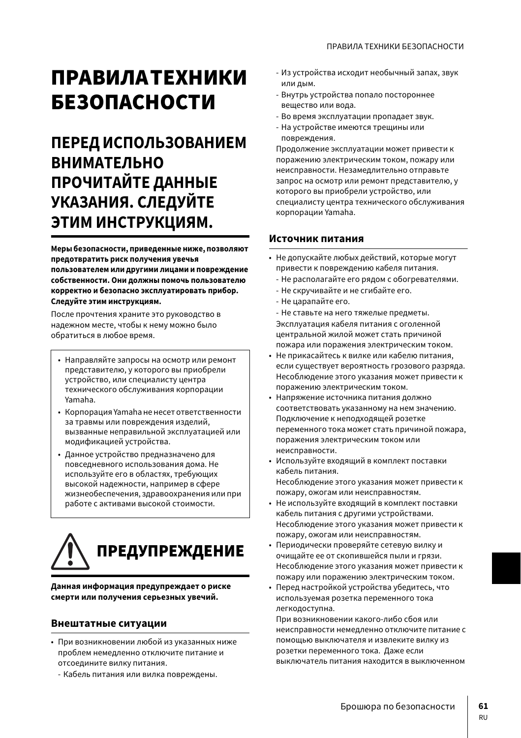# ПРАВИЛА ТЕХНИКИ БЕЗОПАСНОСТИ

## ПЕРЕД ИСПОЛЬЗОВАНИЕМ ВНИМАТЕЛЬНО ПРОЧИТАЙТЕ ДАННЫЕ УКАЗАНИЯ. СЛЕДУЙТЕ ЭТИМ ИНСТРУКЦИЯМ.

**Меры безопасности, приведенные ниже, позволяют предотвратить риск получения увечья пользователем или другими лицами и повреждение собственности. Они должны помочь пользователю корректно и безопасно эксплуатировать прибор. Следуйте этим инструкциям.**

После прочтения храните это руководство в надежном месте, чтобы к нему можно было обратиться в любое время.

- Направляйте запросы на осмотр или ремонт представителю, у которого вы приобрели устройство, или специалисту центра технического обслуживания корпорации Yamaha.
- Корпорация Yamaha не несет ответственности за травмы или повреждения изделий, вызванные неправильной эксплуатацией или модификацией устройства.
- Данное устройство предназначено для повседневного использования дома. Не используйте его в областях, требующих высокой надежности, например в сфере жизнеобеспечения, здравоохранения или при работе с активами высокой стоимости.

## ПРЕДУПРЕЖДЕНИЕ

**Данная информация предупреждает о риске смерти или получения серьезных увечий.**

### Внештатные ситуации

- При возникновении любой из указанных ниже проблем немедленно отключите питание и отсоедините вилку питания.
  - Кабель питания или вилка повреждены.
  - Из устройства исходит необычный запах, звук или дым.
  - Внутрь устройства попало постороннее вещество или вода.
  - Во время эксплуатации пропадает звук.
  - На устройстве имеются трещины или повреждения.

  Продолжение эксплуатации может привести к поражению электрическим током, пожару или неисправности. Незамедлительно отправьте запрос на осмотр или ремонт представителю, у которого вы приобрели устройство, или специалисту центра технического обслуживания корпорации Yamaha.

### Источник питания

- Не допускайте любых действий, которые могут привести к повреждению кабеля питания.
  - Не располагайте его рядом с обогревателями.
  - Не скручивайте и не сгибайте его.
  - Не царапайте его.
  - Не ставьте на него тяжелые предметы.

  Эксплуатация кабеля питания с оголенной центральной жилой может стать причиной пожара или поражения электрическим током.
- Не прикасайтесь к вилке или кабелю питания, если существует вероятность грозового разряда. Несоблюдение этого указания может привести к поражению электрическим током.
- Напряжение источника питания должно соответствовать указанному на нем значению. Подключение к неподходящей розетке переменного тока может стать причиной пожара, поражения электрическим током или неисправности.
- Используйте входящий в комплект поставки кабель питания.
  Несоблюдение этого указания может привести к пожару, ожогам или неисправностям.
- Не используйте входящий в комплект поставки кабель питания с другими устройствами. Несоблюдение этого указания может привести к пожару, ожогам или неисправностям.
- Периодически проверяйте сетевую вилку и очищайте ее от скопившейся пыли и грязи. Несоблюдение этого указания может привести к пожару или поражению электрическим током.
- Перед настройкой устройства убедитесь, что используемая розетка переменного тока легкодоступна.
  При возникновении какого-либо сбоя или неисправности немедленно отключите питание с помощью выключателя и извлеките вилку из розетки переменного тока. Даже если выключатель питания находится в выключенном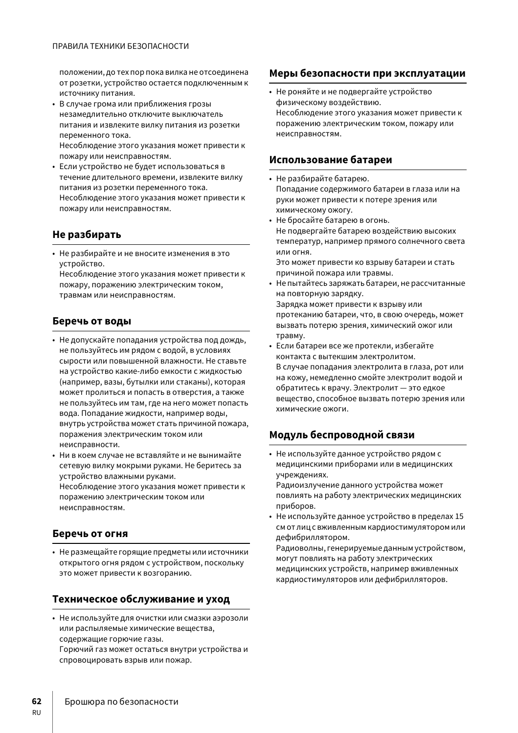положении, до тех пор пока вилка не отсоединена от розетки, устройство остается подключенным к источнику питания.

- В случае грома или приближения грозы незамедлительно отключите выключатель питания и извлеките вилку питания из розетки переменного тока.
  Несоблюдение этого указания может привести к пожару или неисправностям.
- Если устройство не будет использоваться в течение длительного времени, извлеките вилку питания из розетки переменного тока.
  Несоблюдение этого указания может привести к пожару или неисправностям.

## Не разбирать

- Не разбирайте и не вносите изменения в это устройство.
  Несоблюдение этого указания может привести к пожару, поражению электрическим током, травмам или неисправностям.

## Беречь от воды

- Не допускайте попадания устройства под дождь, не пользуйтесь им рядом с водой, в условиях сырости или повышенной влажности. Не ставьте на устройство какие-либо емкости с жидкостью (например, вазы, бутылки или стаканы), которая может пролиться и попасть в отверстия, а также не пользуйтесь им там, где на него может попасть вода. Попадание жидкости, например воды, внутрь устройства может стать причиной пожара, поражения электрическим током или неисправности.
- Ни в коем случае не вставляйте и не вынимайте сетевую вилку мокрыми руками. Не беритесь за устройство влажными руками.
  Несоблюдение этого указания может привести к поражению электрическим током или неисправностям.

## Беречь от огня

- Не размещайте горящие предметы или источники открытого огня рядом с устройством, поскольку это может привести к возгоранию.

## Техническое обслуживание и уход

- Не используйте для очистки или смазки аэрозоли или распыляемые химические вещества, содержащие горючие газы.
  Горючий газ может остаться внутри устройства и спровоцировать взрыв или пожар.

## Меры безопасности при эксплуатации

- Не роняйте и не подвергайте устройство физическому воздействию.
  Несоблюдение этого указания может привести к поражению электрическим током, пожару или неисправностям.

## Использование батареи

- Не разбирайте батарею.
  Попадание содержимого батареи в глаза или на руки может привести к потере зрения или химическому ожогу.
- Не бросайте батарею в огонь.
  Не подвергайте батарею воздействию высоких температур, например прямого солнечного света или огня.
  Это может привести ко взрыву батареи и стать причиной пожара или травмы.
- Не пытайтесь заряжать батареи, не рассчитанные на повторную зарядку.
  Зарядка может привести к взрыву или протеканию батареи, что, в свою очередь, может вызвать потерю зрения, химический ожог или травму.
- Если батареи все же протекли, избегайте контакта с вытекшим электролитом.
  В случае попадания электролита в глаза, рот или на кожу, немедленно смойте электролит водой и обратитесь к врачу. Электролит — это едкое вещество, способное вызвать потерю зрения или химические ожоги.

## Модуль беспроводной связи

- Не используйте данное устройство рядом с медицинскими приборами или в медицинских учреждениях.
  Радиоизлучение данного устройства может повлиять на работу электрических медицинских приборов.
- Не используйте данное устройство в пределах 15 см от лиц с вживленным кардиостимулятором или дефибриллятором.
  Радиоволны, генерируемые данным устройством, могут повлиять на работу электрических медицинских устройств, например вживленных кардиостимуляторов или дефибрилляторов.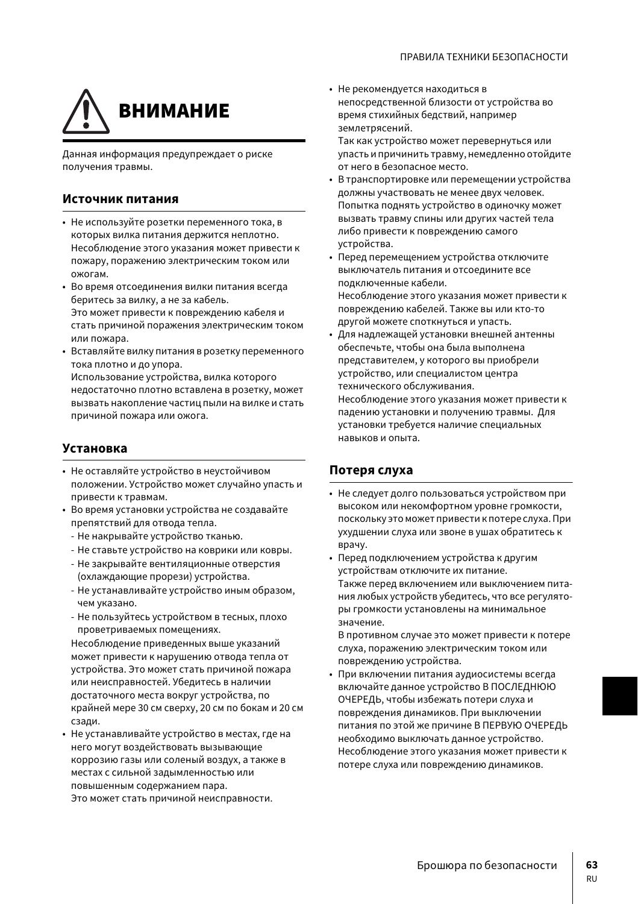# ⚠ ВНИМАНИЕ

Данная информация предупреждает о риске получения травмы.

## Источник питания

- Не используйте розетки переменного тока, в которых вилка питания держится неплотно. Несоблюдение этого указания может привести к пожару, поражению электрическим током или ожогам.
- Во время отсоединения вилки питания всегда беритесь за вилку, а не за кабель. Это может привести к повреждению кабеля и стать причиной поражения электрическим током или пожара.
- Вставляйте вилку питания в розетку переменного тока плотно и до упора. Использование устройства, вилка которого недостаточно плотно вставлена в розетку, может вызвать накопление частиц пыли на вилке и стать причиной пожара или ожога.

## Установка

- Не оставляйте устройство в неустойчивом положении. Устройство может случайно упасть и привести к травмам.
- Во время установки устройства не создавайте препятствий для отвода тепла.
  - Не накрывайте устройство тканью.
  - Не ставьте устройство на коврики или ковры.
  - Не закрывайте вентиляционные отверстия (охлаждающие прорези) устройства.
  - Не устанавливайте устройство иным образом, чем указано.
  - Не пользуйтесь устройством в тесных, плохо проветриваемых помещениях.

  Несоблюдение приведенных выше указаний может привести к нарушению отвода тепла от устройства. Это может стать причиной пожара или неисправностей. Убедитесь в наличии достаточного места вокруг устройства, по крайней мере 30 см сверху, 20 см по бокам и 20 см сзади.
- Не устанавливайте устройство в местах, где на него могут воздействовать вызывающие коррозию газы или соленый воздух, а также в местах с сильной задымленностью или повышенным содержанием пара. Это может стать причиной неисправности.
- Не рекомендуется находиться в непосредственной близости от устройства во время стихийных бедствий, например землетрясений. Так как устройство может перевернуться или упасть и причинить травму, немедленно отойдите от него в безопасное место.
- В транспортировке или перемещении устройства должны участвовать не менее двух человек. Попытка поднять устройство в одиночку может вызвать травму спины или других частей тела либо привести к повреждению самого устройства.
- Перед перемещением устройства отключите выключатель питания и отсоедините все подключенные кабели. Несоблюдение этого указания может привести к повреждению кабелей. Также вы или кто-то другой можете споткнуться и упасть.
- Для надлежащей установки внешней антенны обеспечьте, чтобы она была выполнена представителем, у которого вы приобрели устройство, или специалистом центра технического обслуживания. Несоблюдение этого указания может привести к падению установки и получению травмы. Для установки требуется наличие специальных навыков и опыта.

## Потеря слуха

- Не следует долго пользоваться устройством при высоком или некомфортном уровне громкости, поскольку это может привести к потере слуха. При ухудшении слуха или звоне в ушах обратитесь к врачу.
- Перед подключением устройства к другим устройствам отключите их питание. Также перед включением или выключением питания любых устройств убедитесь, что все регуляторы громкости установлены на минимальное значение. В противном случае это может привести к потере слуха, поражению электрическим током или повреждению устройства.
- При включении питания аудиосистемы всегда включайте данное устройство В ПОСЛЕДНЮЮ ОЧЕРЕДЬ, чтобы избежать потери слуха и повреждения динамиков. При выключении питания по этой же причине В ПЕРВУЮ ОЧЕРЕДЬ необходимо выключать данное устройство. Несоблюдение этого указания может привести к потере слуха или повреждению динамиков.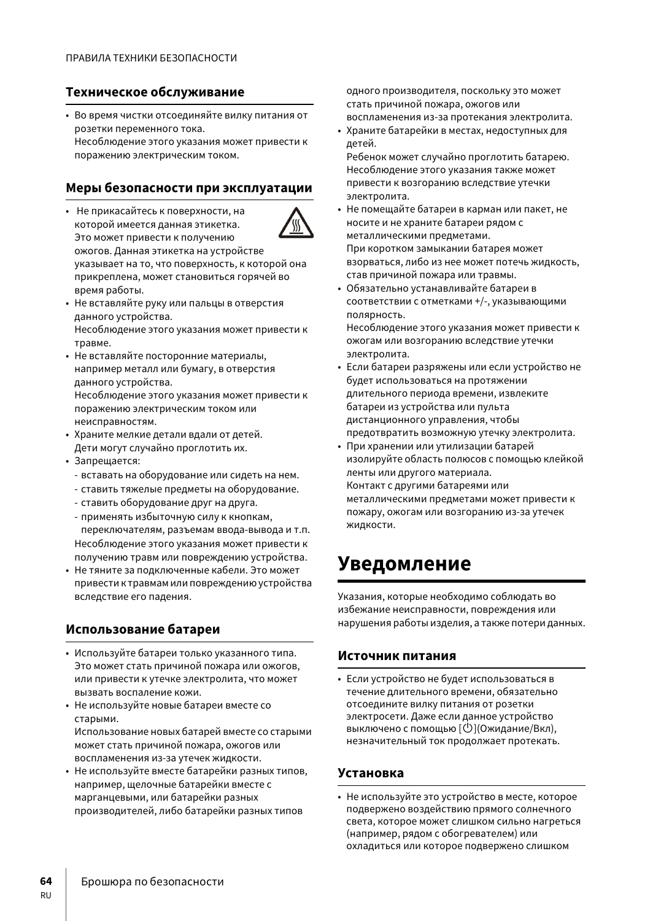### Техническое обслуживание

- Во время чистки отсоединяйте вилку питания от розетки переменного тока.
  Несоблюдение этого указания может привести к поражению электрическим током.

### Меры безопасности при эксплуатации

- Не прикасайтесь к поверхности, на которой имеется данная этикетка.
  Это может привести к получению ожогов. Данная этикетка на устройстве указывает на то, что поверхность, к которой она прикреплена, может становиться горячей во время работы.
- Не вставляйте руку или пальцы в отверстия данного устройства.
  Несоблюдение этого указания может привести к травме.
- Не вставляйте посторонние материалы, например металл или бумагу, в отверстия данного устройства.
  Несоблюдение этого указания может привести к поражению электрическим током или неисправностям.
- Храните мелкие детали вдали от детей.
  Дети могут случайно проглотить их.
- Запрещается:
  - вставать на оборудование или сидеть на нем.
  - ставить тяжелые предметы на оборудование.
  - ставить оборудование друг на друга.
  - применять избыточную силу к кнопкам, переключателям, разъемам ввода-вывода и т.п.

  Несоблюдение этого указания может привести к получению травм или повреждению устройства.
- Не тяните за подключенные кабели. Это может привести к травмам или повреждению устройства вследствие его падения.

### Использование батареи

- Используйте батареи только указанного типа.
  Это может стать причиной пожара или ожогов, или привести к утечке электролита, что может вызвать воспаление кожи.
- Не используйте новые батареи вместе со старыми.
  Использование новых батарей вместе со старыми может стать причиной пожара, ожогов или воспламенения из-за утечек жидкости.
- Не используйте вместе батарейки разных типов, например, щелочные батарейки вместе с марганцевыми, или батарейки разных производителей, либо батарейки разных типов одного производителя, поскольку это может стать причиной пожара, ожогов или воспламенения из-за протекания электролита.
- Храните батарейки в местах, недоступных для детей.
  Ребенок может случайно проглотить батарею. Несоблюдение этого указания также может привести к возгоранию вследствие утечки электролита.
- Не помещайте батареи в карман или пакет, не носите и не храните батареи рядом с металлическими предметами.
  При коротком замыкании батарея может взорваться, либо из нее может потечь жидкость, став причиной пожара или травмы.
- Обязательно устанавливайте батареи в соответствии с отметками +/-, указывающими полярность.
  Несоблюдение этого указания может привести к ожогам или возгоранию вследствие утечки электролита.
- Если батареи разряжены или если устройство не будет использоваться на протяжении длительного периода времени, извлеките батареи из устройства или пульта дистанционного управления, чтобы предотвратить возможную утечку электролита.
- При хранении или утилизации батарей изолируйте область полюсов с помощью клейкой ленты или другого материала.
  Контакт с другими батареями или металлическими предметами может привести к пожару, ожогам или возгоранию из-за утечек жидкости.

## Уведомление

Указания, которые необходимо соблюдать во избежание неисправности, повреждения или нарушения работы изделия, а также потери данных.

### Источник питания

- Если устройство не будет использоваться в течение длительного времени, обязательно отсоедините вилку питания от розетки электросети. Даже если данное устройство выключено с помощью [⏻](Ожидание/Вкл), незначительный ток продолжает протекать.

### Установка

- Не используйте это устройство в месте, которое подвержено воздействию прямого солнечного света, которое может слишком сильно нагреться (например, рядом с обогревателем) или охладиться или которое подвержено слишком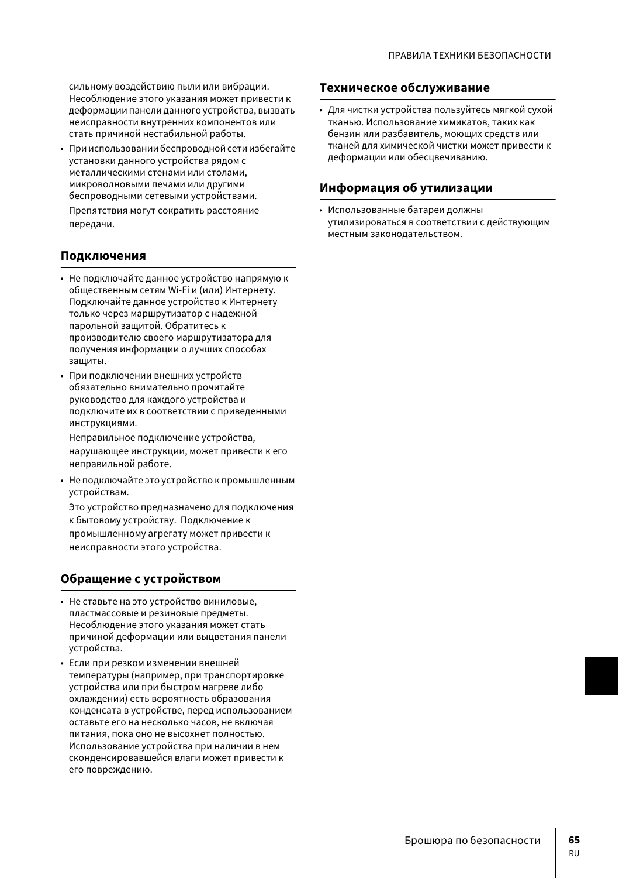сильному воздействию пыли или вибрации. Несоблюдение этого указания может привести к деформации панели данного устройства, вызвать неисправности внутренних компонентов или стать причиной нестабильной работы.

- При использовании беспроводной сети избегайте установки данного устройства рядом с металлическими стенами или столами, микроволновыми печами или другими беспроводными сетевыми устройствами.

  Препятствия могут сократить расстояние передачи.

## Подключения

- Не подключайте данное устройство напрямую к общественным сетям Wi-Fi и (или) Интернету. Подключайте данное устройство к Интернету только через маршрутизатор с надежной парольной защитой. Обратитесь к производителю своего маршрутизатора для получения информации о лучших способах защиты.
- При подключении внешних устройств обязательно внимательно прочитайте руководство для каждого устройства и подключите их в соответствии с приведенными инструкциями.

  Неправильное подключение устройства, нарушающее инструкции, может привести к его неправильной работе.

- Не подключайте это устройство к промышленным устройствам.

  Это устройство предназначено для подключения к бытовому устройству. Подключение к промышленному агрегату может привести к неисправности этого устройства.

## Обращение с устройством

- Не ставьте на это устройство виниловые, пластмассовые и резиновые предметы. Несоблюдение этого указания может стать причиной деформации или выцветания панели устройства.
- Если при резком изменении внешней температуры (например, при транспортировке устройства или при быстром нагреве либо охлаждении) есть вероятность образования конденсата в устройстве, перед использованием оставьте его на несколько часов, не включая питания, пока оно не высохнет полностью. Использование устройства при наличии в нем сконденсировавшейся влаги может привести к его повреждению.

## Техническое обслуживание

- Для чистки устройства пользуйтесь мягкой сухой тканью. Использование химикатов, таких как бензин или разбавитель, моющих средств или тканей для химической чистки может привести к деформации или обесцвечиванию.

## Информация об утилизации

- Использованные батареи должны утилизироваться в соответствии с действующим местным законодательством.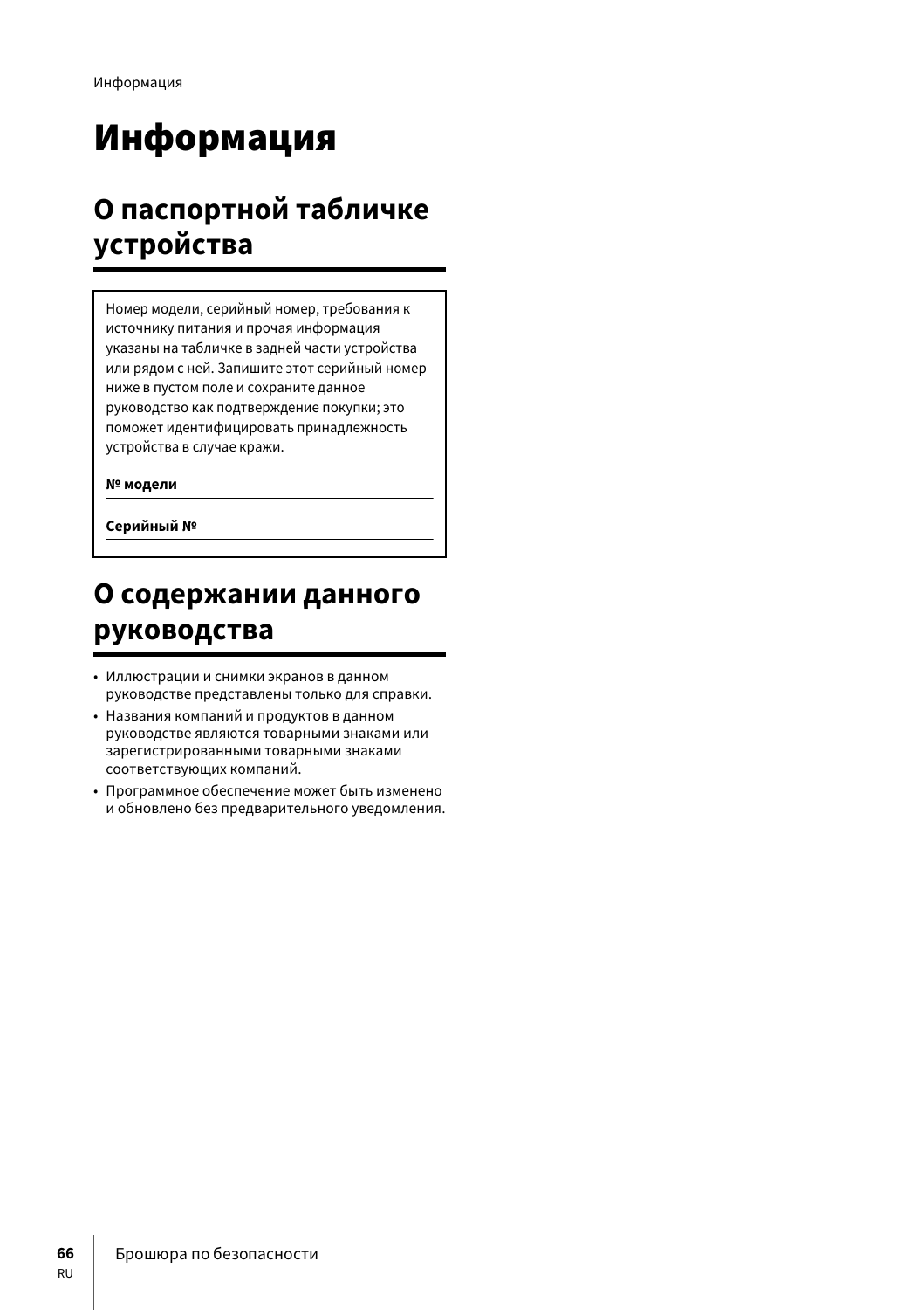# Информация

## О паспортной табличке устройства

Номер модели, серийный номер, требования к источнику питания и прочая информация указаны на табличке в задней части устройства или рядом с ней. Запишите этот серийный номер ниже в пустом поле и сохраните данное руководство как подтверждение покупки; это поможет идентифицировать принадлежность устройства в случае кражи.

**№ модели**

**Серийный №**

## О содержании данного руководства

- Иллюстрации и снимки экранов в данном руководстве представлены только для справки.
- Названия компаний и продуктов в данном руководстве являются товарными знаками или зарегистрированными товарными знаками соответствующих компаний.
- Программное обеспечение может быть изменено и обновлено без предварительного уведомления.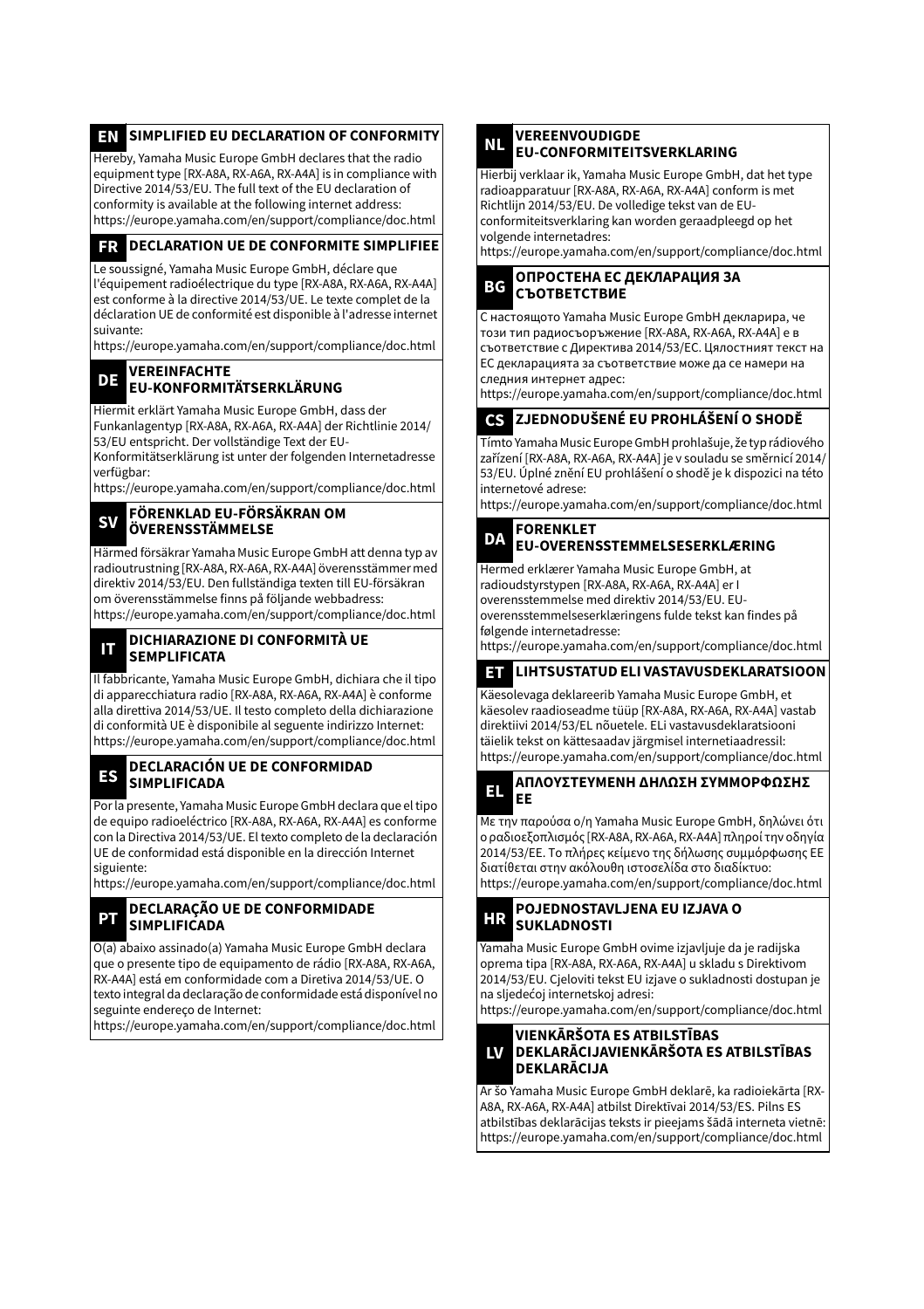## EN SIMPLIFIED EU DECLARATION OF CONFORMITY

Hereby, Yamaha Music Europe GmbH declares that the radio equipment type [RX-A8A, RX-A6A, RX-A4A] is in compliance with Directive 2014/53/EU. The full text of the EU declaration of conformity is available at the following internet address:
https://europe.yamaha.com/en/support/compliance/doc.html

## FR DECLARATION UE DE CONFORMITE SIMPLIFIEE

Le soussigné, Yamaha Music Europe GmbH, déclare que l'équipement radioélectrique du type [RX-A8A, RX-A6A, RX-A4A] est conforme à la directive 2014/53/UE. Le texte complet de la déclaration UE de conformité est disponible à l'adresse internet suivante:
https://europe.yamaha.com/en/support/compliance/doc.html

## DE VEREINFACHTE EU-KONFORMITÄTSERKLÄRUNG

Hiermit erklärt Yamaha Music Europe GmbH, dass der Funkanlagentyp [RX-A8A, RX-A6A, RX-A4A] der Richtlinie 2014/53/EU entspricht. Der vollständige Text der EU-Konformitätserklärung ist unter der folgenden Internetadresse verfügbar:
https://europe.yamaha.com/en/support/compliance/doc.html

## SV FÖRENKLAD EU-FÖRSÄKRAN OM ÖVERENSSTÄMMELSE

Härmed försäkrar Yamaha Music Europe GmbH att denna typ av radioutrustning [RX-A8A, RX-A6A, RX-A4A] överensstämmer med direktiv 2014/53/EU. Den fullständiga texten till EU-försäkran om överensstämmelse finns på följande webbadress:
https://europe.yamaha.com/en/support/compliance/doc.html

## IT DICHIARAZIONE DI CONFORMITÀ UE SEMPLIFICATA

Il fabbricante, Yamaha Music Europe GmbH, dichiara che il tipo di apparecchiatura radio [RX-A8A, RX-A6A, RX-A4A] è conforme alla direttiva 2014/53/UE. Il testo completo della dichiarazione di conformità UE è disponibile al seguente indirizzo Internet:
https://europe.yamaha.com/en/support/compliance/doc.html

## ES DECLARACIÓN UE DE CONFORMIDAD SIMPLIFICADA

Por la presente, Yamaha Music Europe GmbH declara que el tipo de equipo radioeléctrico [RX-A8A, RX-A6A, RX-A4A] es conforme con la Directiva 2014/53/UE. El texto completo de la declaración UE de conformidad está disponible en la dirección Internet siguiente:
https://europe.yamaha.com/en/support/compliance/doc.html

## PT DECLARAÇÃO UE DE CONFORMIDADE SIMPLIFICADA

O(a) abaixo assinado(a) Yamaha Music Europe GmbH declara que o presente tipo de equipamento de rádio [RX-A8A, RX-A6A, RX-A4A] está em conformidade com a Diretiva 2014/53/UE. O texto integral da declaração de conformidade está disponível no seguinte endereço de Internet:
https://europe.yamaha.com/en/support/compliance/doc.html

## NL VEREENVOUDIGDE EU-CONFORMITEITSVERKLARING

Hierbij verklaar ik, Yamaha Music Europe GmbH, dat het type radioapparatuur [RX-A8A, RX-A6A, RX-A4A] conform is met Richtlijn 2014/53/EU. De volledige tekst van de EU-conformiteitsverklaring kan worden geraadpleegd op het volgende internetadres:
https://europe.yamaha.com/en/support/compliance/doc.html

## BG ОПРОСТЕНА ЕС ДЕКЛАРАЦИЯ ЗА СЪОТВЕТСТВИЕ

С настоящото Yamaha Music Europe GmbH декларира, че този тип радиосъоръжение [RX-A8A, RX-A6A, RX-A4A] е в съответствие с Директива 2014/53/ЕС. Цялостният текст на ЕС декларацията за съответствие може да се намери на следния интернет адрес:
https://europe.yamaha.com/en/support/compliance/doc.html

## CS ZJEDNODUŠENÉ EU PROHLÁŠENÍ O SHODĚ

Tímto Yamaha Music Europe GmbH prohlašuje, že typ rádiového zařízení [RX-A8A, RX-A6A, RX-A4A] je v souladu se směrnicí 2014/53/EU. Úplné znění EU prohlášení o shodě je k dispozici na této internetové adrese:
https://europe.yamaha.com/en/support/compliance/doc.html

## DA FORENKLET EU-OVERENSSTEMMELSESERKLÆRING

Hermed erklærer Yamaha Music Europe GmbH, at radioudstyrstypen [RX-A8A, RX-A6A, RX-A4A] er I overensstemmelse med direktiv 2014/53/EU. EU-overensstemmelseserklæringens fulde tekst kan findes på følgende internetadresse:
https://europe.yamaha.com/en/support/compliance/doc.html

## ET LIHTSUSTATUD ELI VASTAVUSDEKLARATSIOON

Käesolevaga deklareerib Yamaha Music Europe GmbH, et käesolev raadioseadme tüüp [RX-A8A, RX-A6A, RX-A4A] vastab direktiivi 2014/53/EL nõuetele. ELi vastavusdeklaratsiooni täielik tekst on kättesaadav järgmisel internetiaadressil:
https://europe.yamaha.com/en/support/compliance/doc.html

## EL ΑΠΛΟΥΣΤΕΥΜΕΝΗ ΔΗΛΩΣΗ ΣΥΜΜΟΡΦΩΣΗΣ ΕΕ

Με την παρούσα ο/η Yamaha Music Europe GmbH, δηλώνει ότι ο ραδιοεξοπλισμός [RX-A8A, RX-A6A, RX-A4A] πληροί την οδηγία 2014/53/ΕΕ. Το πλήρες κείμενο της δήλωσης συμμόρφωσης ΕΕ διατίθεται στην ακόλουθη ιστοσελίδα στο διαδίκτυο:
https://europe.yamaha.com/en/support/compliance/doc.html

## HR POJEDNOSTAVLJENA EU IZJAVA O SUKLADNOSTI

Yamaha Music Europe GmbH ovime izjavljuje da je radijska oprema tipa [RX-A8A, RX-A6A, RX-A4A] u skladu s Direktivom 2014/53/EU. Cjeloviti tekst EU izjave o sukladnosti dostupan je na sljedećoj internetskoj adresi:
https://europe.yamaha.com/en/support/compliance/doc.html

## LV VIENKĀRŠOTA ES ATBILSTĪBAS DEKLARĀCIJAVIENKĀRŠOTA ES ATBILSTĪBAS DEKLARĀCIJA

Ar šo Yamaha Music Europe GmbH deklarē, ka radioiekārta [RX-A8A, RX-A6A, RX-A4A] atbilst Direktīvai 2014/53/ES. Pilns ES atbilstības deklarācijas teksts ir pieejams šādā interneta vietnē:
https://europe.yamaha.com/en/support/compliance/doc.html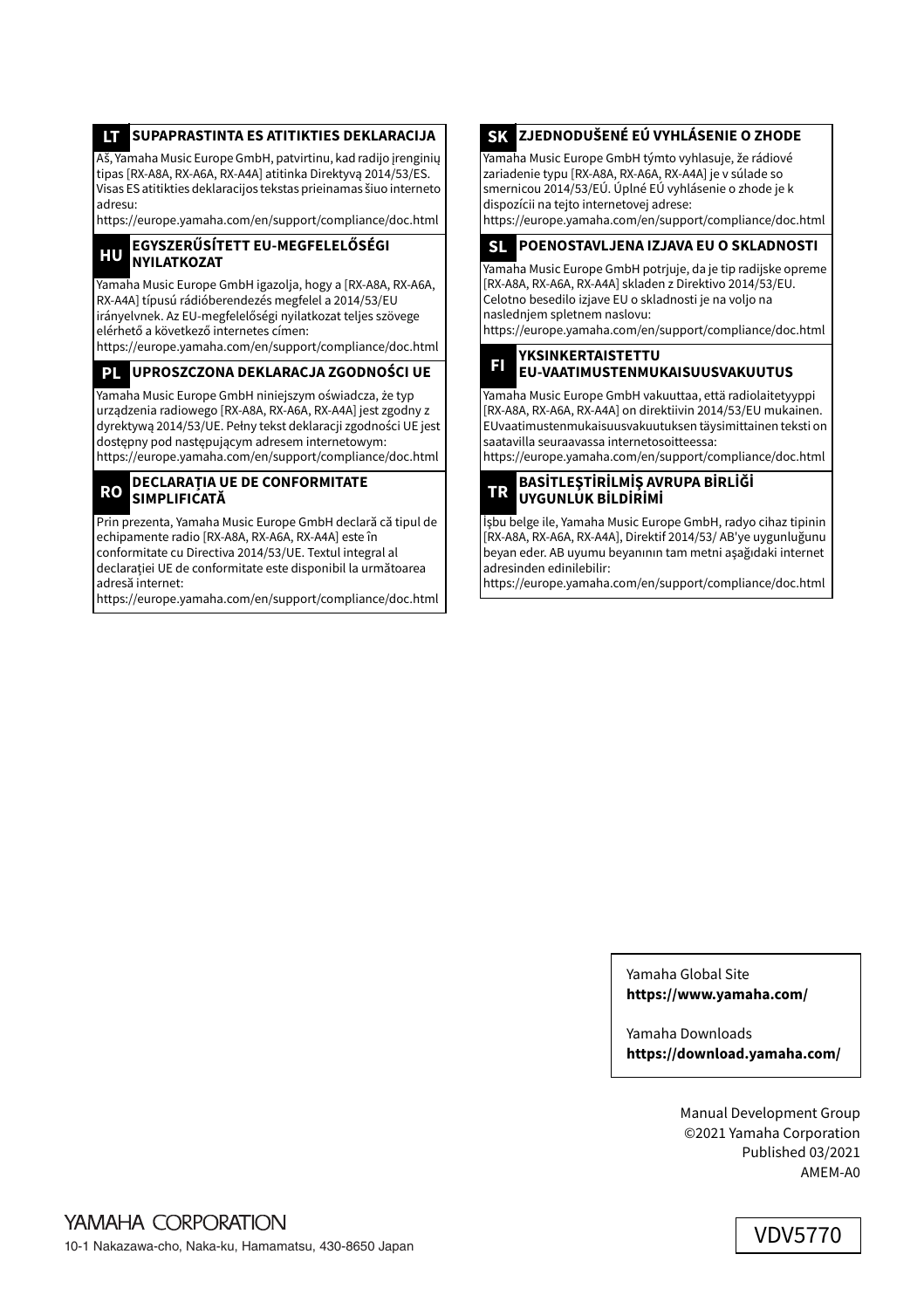## LT SUPAPRASTINTA ES ATITIKTIES DEKLARACIJA

Aš, Yamaha Music Europe GmbH, patvirtinu, kad radijo įrenginių tipas [RX-A8A, RX-A6A, RX-A4A] atitinka Direktyvą 2014/53/ES. Visas ES atitikties deklaracijos tekstas prieinamas šiuo interneto adresu:
https://europe.yamaha.com/en/support/compliance/doc.html

## HU EGYSZERŰSÍTETT EU-MEGFELELŐSÉGI NYILATKOZAT

Yamaha Music Europe GmbH igazolja, hogy a [RX-A8A, RX-A6A, RX-A4A] típusú rádióberendezés megfelel a 2014/53/EU irányelvnek. Az EU-megfelelőségi nyilatkozat teljes szövege elérhető a következő internetes címen:
https://europe.yamaha.com/en/support/compliance/doc.html

## PL UPROSZCZONA DEKLARACJA ZGODNOŚCI UE

Yamaha Music Europe GmbH niniejszym oświadcza, że typ urządzenia radiowego [RX-A8A, RX-A6A, RX-A4A] jest zgodny z dyrektywą 2014/53/UE. Pełny tekst deklaracji zgodności UE jest dostępny pod następującym adresem internetowym:
https://europe.yamaha.com/en/support/compliance/doc.html

## RO DECLARAȚIA UE DE CONFORMITATE SIMPLIFICATĂ

Prin prezenta, Yamaha Music Europe GmbH declară că tipul de echipamente radio [RX-A8A, RX-A6A, RX-A4A] este în conformitate cu Directiva 2014/53/UE. Textul integral al declarației UE de conformitate este disponibil la următoarea adresă internet:
https://europe.yamaha.com/en/support/compliance/doc.html

## SK ZJEDNODUŠENÉ EÚ VYHLÁSENIE O ZHODE

Yamaha Music Europe GmbH týmto vyhlasuje, že rádiové zariadenie typu [RX-A8A, RX-A6A, RX-A4A] je v súlade so smernicou 2014/53/EÚ. Úplné EÚ vyhlásenie o zhode je k dispozícii na tejto internetovej adrese:
https://europe.yamaha.com/en/support/compliance/doc.html

## SL POENOSTAVLJENA IZJAVA EU O SKLADNOSTI

Yamaha Music Europe GmbH potrjuje, da je tip radijske opreme [RX-A8A, RX-A6A, RX-A4A] skladen z Direktivo 2014/53/EU. Celotno besedilo izjave EU o skladnosti je na voljo na naslednjem spletnem naslovu:
https://europe.yamaha.com/en/support/compliance/doc.html

## FI YKSINKERTAISTETTU EU-VAATIMUSTENMUKAISUUSVAKUUTUS

Yamaha Music Europe GmbH vakuuttaa, että radiolaitetyyppi [RX-A8A, RX-A6A, RX-A4A] on direktiivin 2014/53/EU mukainen. EUvaatimustenmukaisuusvakuutuksen täysimittainen teksti on saatavilla seuraavassa internetosoitteessa:
https://europe.yamaha.com/en/support/compliance/doc.html

## TR BASİTLEŞTİRİLMİŞ AVRUPA BİRLİĞİ UYGUNLUK BİLDİRİMİ

İşbu belge ile, Yamaha Music Europe GmbH, radyo cihaz tipinin [RX-A8A, RX-A6A, RX-A4A], Direktif 2014/53/ AB'ye uygunluğunu beyan eder. AB uyumu beyanının tam metni aşağıdaki internet adresinden edinilebilir:
https://europe.yamaha.com/en/support/compliance/doc.html

Yamaha Global Site
**https://www.yamaha.com/**

Yamaha Downloads
**https://download.yamaha.com/**

Manual Development Group
©2021 Yamaha Corporation
Published 03/2021
AMEM-A0

YAMAHA CORPORATION
10-1 Nakazawa-cho, Naka-ku, Hamamatsu, 430-8650 Japan

VDV5770